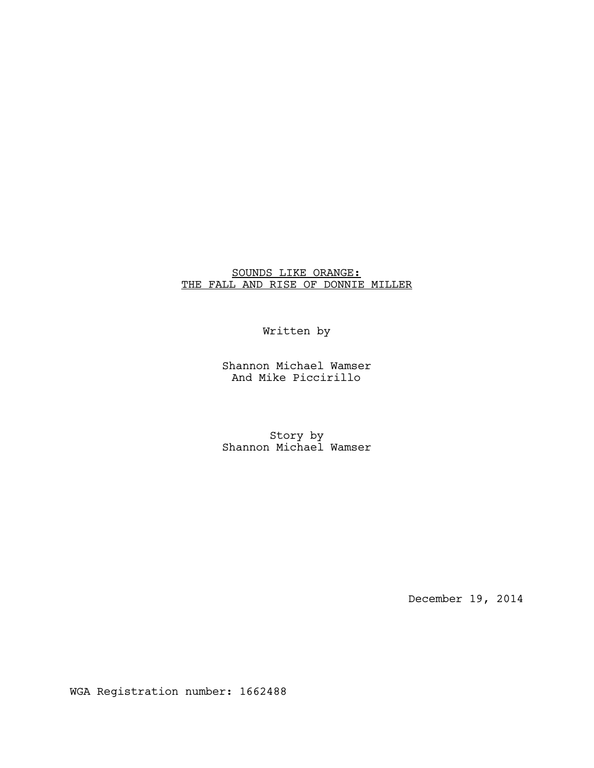# SOUNDS LIKE ORANGE: THE FALL AND RISE OF DONNIE MILLER

Written by

Shannon Michael Wamser
And Mike Piccirillo

Story by
Shannon Michael Wamser

December 19, 2014

WGA Registration number: 1662488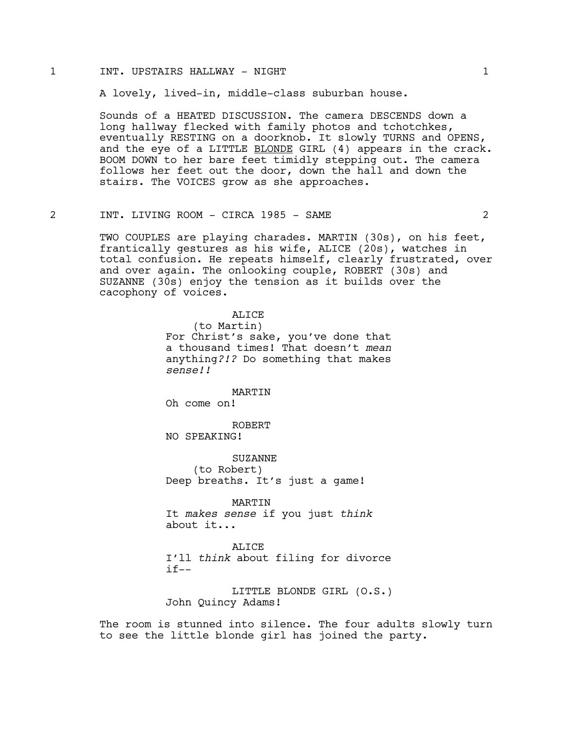1 INT. UPSTAIRS HALLWAY - NIGHT 1

A lovely, lived-in, middle-class suburban house.

Sounds of a HEATED DISCUSSION. The camera DESCENDS down a long hallway flecked with family photos and tchotchkes, eventually RESTING on a doorknob. It slowly TURNS and OPENS, and the eye of a LITTLE <u>BLONDE</u> GIRL (4) appears in the crack. BOOM DOWN to her bare feet timidly stepping out. The camera follows her feet out the door, down the hall and down the stairs. The VOICES grow as she approaches.

2 INT. LIVING ROOM - CIRCA 1985 - SAME 2

TWO COUPLES are playing charades. MARTIN (30s), on his feet, frantically gestures as his wife, ALICE (20s), watches in total confusion. He repeats himself, clearly frustrated, over and over again. The onlooking couple, ROBERT (30s) and SUZANNE (30s) enjoy the tension as it builds over the cacophony of voices.

ALICE
(to Martin)
For Christ's sake, you've done that a thousand times! That doesn't *mean* anything*?!?* Do something that makes *sense!!*

MARTIN
Oh come on!

ROBERT
NO SPEAKING!

SUZANNE
(to Robert)
Deep breaths. It's just a game!

MARTIN
It *makes sense* if you just *think* about it...

ALICE
I'll *think* about filing for divorce if--

LITTLE BLONDE GIRL (O.S.)
John Quincy Adams!

The room is stunned into silence. The four adults slowly turn to see the little blonde girl has joined the party.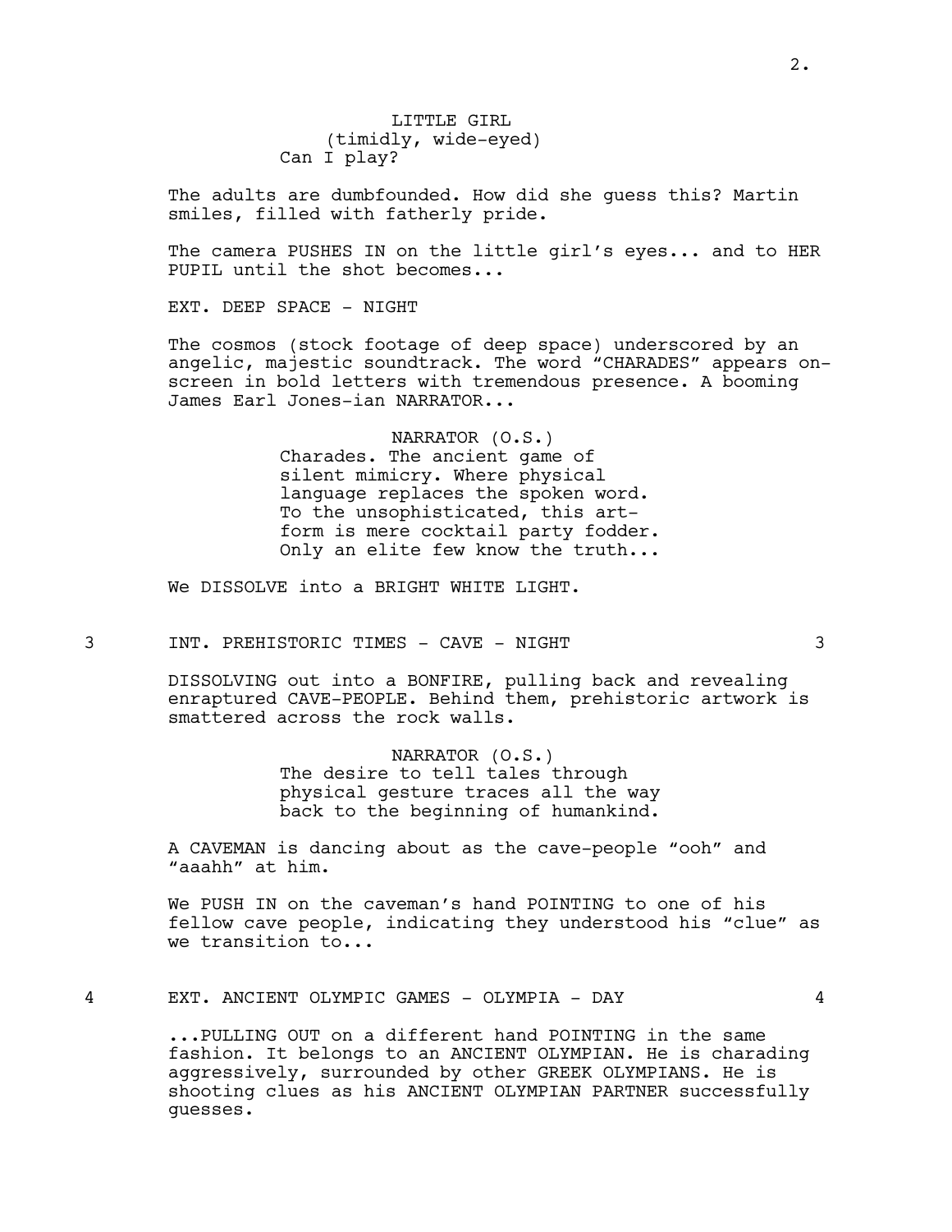LITTLE GIRL
(timidly, wide-eyed)
Can I play?

The adults are dumbfounded. How did she guess this? Martin smiles, filled with fatherly pride.

The camera PUSHES IN on the little girl's eyes... and to HER PUPIL until the shot becomes...

EXT. DEEP SPACE - NIGHT

The cosmos (stock footage of deep space) underscored by an angelic, majestic soundtrack. The word "CHARADES" appears on-screen in bold letters with tremendous presence. A booming James Earl Jones-ian NARRATOR...

NARRATOR (O.S.)
Charades. The ancient game of silent mimicry. Where physical language replaces the spoken word. To the unsophisticated, this art-form is mere cocktail party fodder. Only an elite few know the truth...

We DISSOLVE into a BRIGHT WHITE LIGHT.

3 INT. PREHISTORIC TIMES - CAVE - NIGHT 3

DISSOLVING out into a BONFIRE, pulling back and revealing enraptured CAVE-PEOPLE. Behind them, prehistoric artwork is smattered across the rock walls.

NARRATOR (O.S.)
The desire to tell tales through physical gesture traces all the way back to the beginning of humankind.

A CAVEMAN is dancing about as the cave-people "ooh" and "aaahh" at him.

We PUSH IN on the caveman's hand POINTING to one of his fellow cave people, indicating they understood his "clue" as we transition to...

4 EXT. ANCIENT OLYMPIC GAMES - OLYMPIA - DAY 4

...PULLING OUT on a different hand POINTING in the same fashion. It belongs to an ANCIENT OLYMPIAN. He is charading aggressively, surrounded by other GREEK OLYMPIANS. He is shooting clues as his ANCIENT OLYMPIAN PARTNER successfully guesses.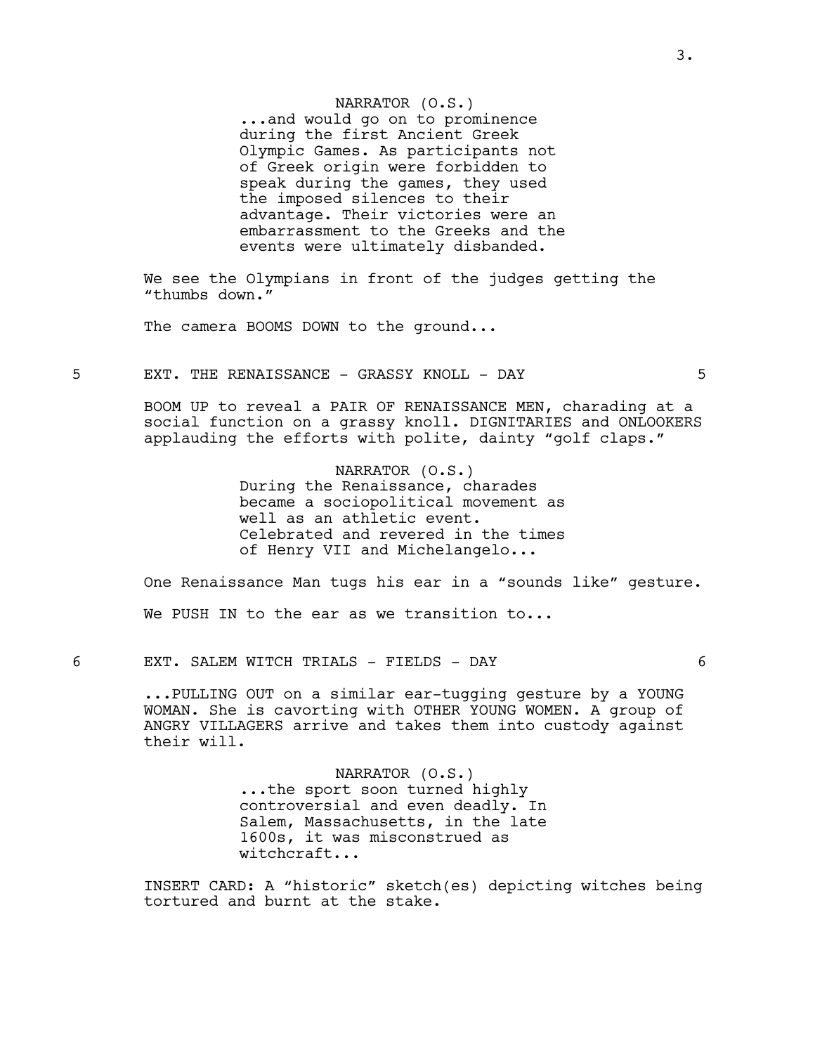NARRATOR (O.S.)
...and would go on to prominence during the first Ancient Greek Olympic Games. As participants not of Greek origin were forbidden to speak during the games, they used the imposed silences to their advantage. Their victories were an embarrassment to the Greeks and the events were ultimately disbanded.

We see the Olympians in front of the judges getting the "thumbs down."

The camera BOOMS DOWN to the ground...

5 EXT. THE RENAISSANCE - GRASSY KNOLL - DAY 5

BOOM UP to reveal a PAIR OF RENAISSANCE MEN, charading at a social function on a grassy knoll. DIGNITARIES and ONLOOKERS applauding the efforts with polite, dainty "golf claps."

NARRATOR (O.S.)
During the Renaissance, charades became a sociopolitical movement as well as an athletic event. Celebrated and revered in the times of Henry VII and Michelangelo...

One Renaissance Man tugs his ear in a "sounds like" gesture.

We PUSH IN to the ear as we transition to...

6 EXT. SALEM WITCH TRIALS - FIELDS - DAY 6

...PULLING OUT on a similar ear-tugging gesture by a YOUNG WOMAN. She is cavorting with OTHER YOUNG WOMEN. A group of ANGRY VILLAGERS arrive and takes them into custody against their will.

NARRATOR (O.S.)
...the sport soon turned highly controversial and even deadly. In Salem, Massachusetts, in the late 1600s, it was misconstrued as witchcraft...

INSERT CARD: A "historic" sketch(es) depicting witches being tortured and burnt at the stake.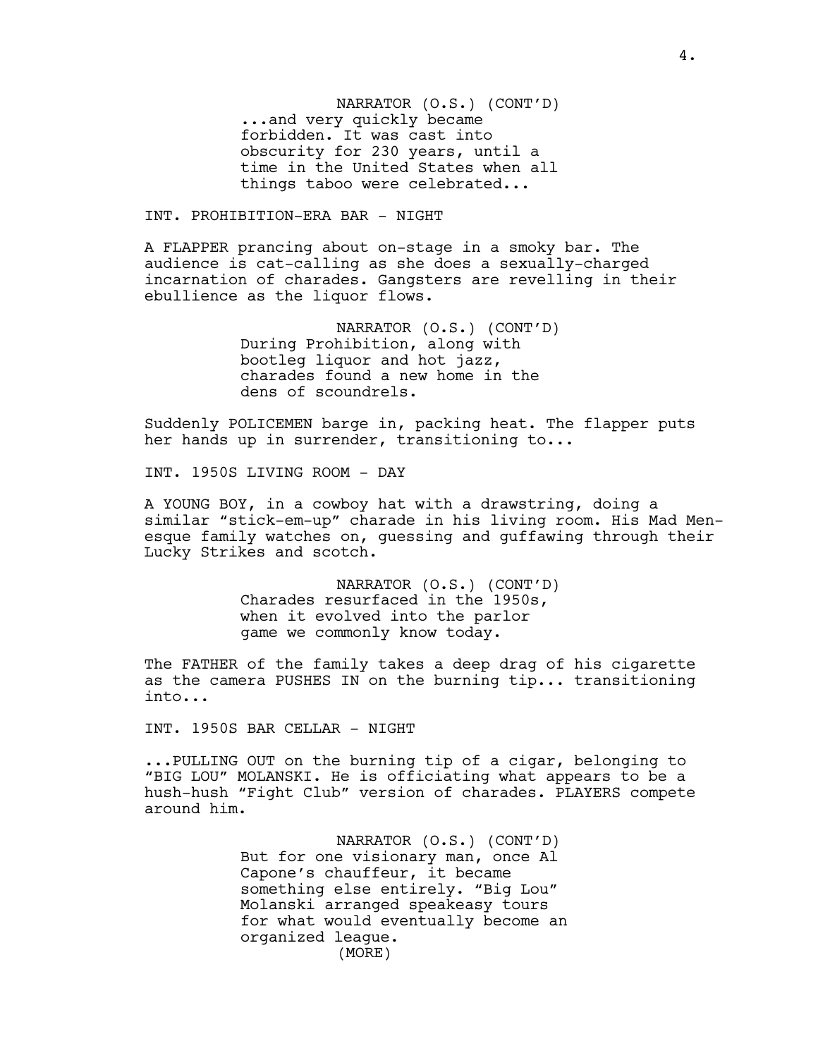NARRATOR (O.S.) (CONT'D)
...and very quickly became forbidden. It was cast into obscurity for 230 years, until a time in the United States when all things taboo were celebrated...

INT. PROHIBITION-ERA BAR - NIGHT

A FLAPPER prancing about on-stage in a smoky bar. The audience is cat-calling as she does a sexually-charged incarnation of charades. Gangsters are revelling in their ebullience as the liquor flows.

NARRATOR (O.S.) (CONT'D)
During Prohibition, along with bootleg liquor and hot jazz, charades found a new home in the dens of scoundrels.

Suddenly POLICEMEN barge in, packing heat. The flapper puts her hands up in surrender, transitioning to...

INT. 1950S LIVING ROOM - DAY

A YOUNG BOY, in a cowboy hat with a drawstring, doing a similar "stick-em-up" charade in his living room. His Mad Men-esque family watches on, guessing and guffawing through their Lucky Strikes and scotch.

NARRATOR (O.S.) (CONT'D)
Charades resurfaced in the 1950s, when it evolved into the parlor game we commonly know today.

The FATHER of the family takes a deep drag of his cigarette as the camera PUSHES IN on the burning tip... transitioning into...

INT. 1950S BAR CELLAR - NIGHT

...PULLING OUT on the burning tip of a cigar, belonging to "BIG LOU" MOLANSKI. He is officiating what appears to be a hush-hush "Fight Club" version of charades. PLAYERS compete around him.

NARRATOR (O.S.) (CONT'D)
But for one visionary man, once Al Capone's chauffeur, it became something else entirely. "Big Lou" Molanski arranged speakeasy tours for what would eventually become an organized league.
(MORE)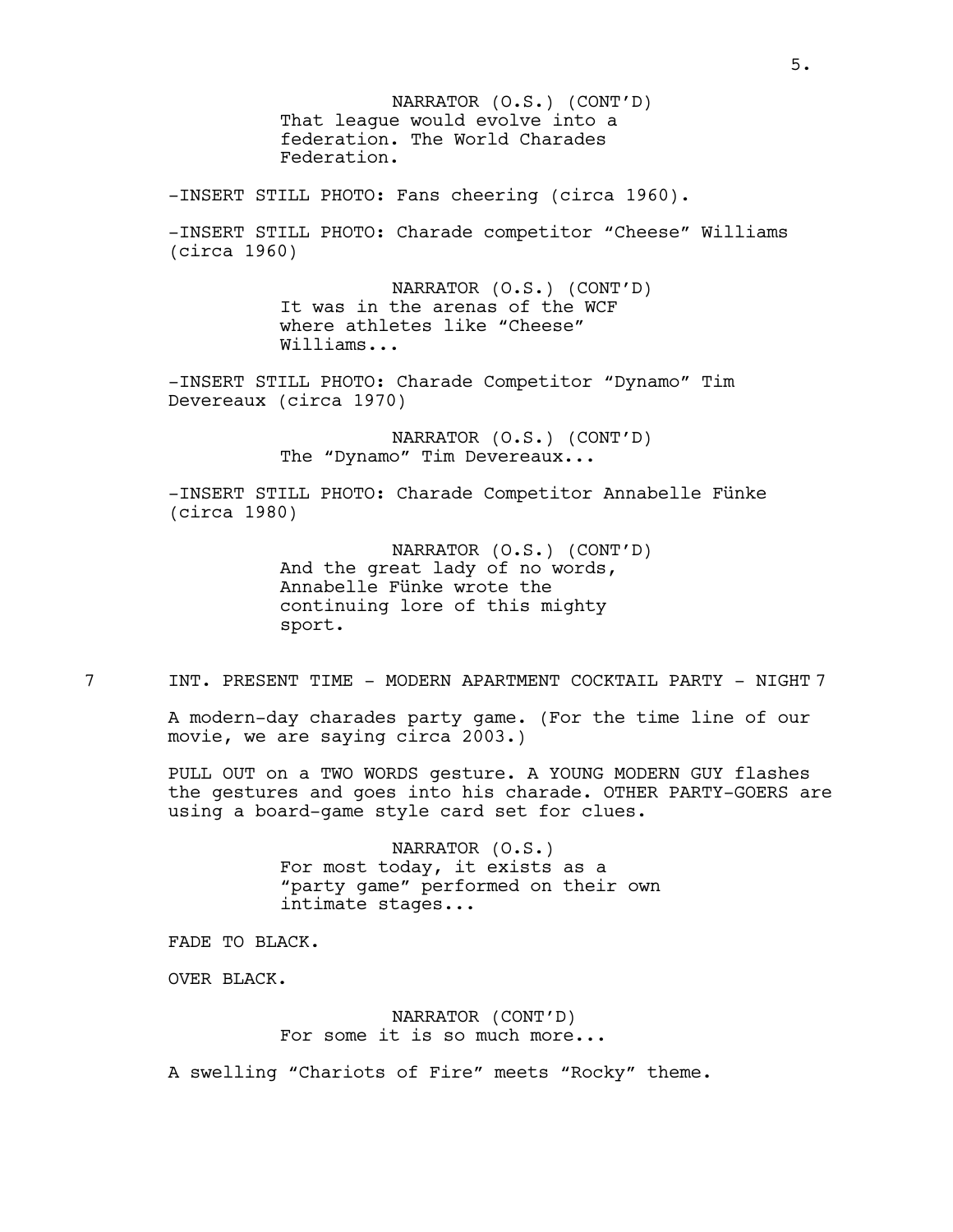NARRATOR (O.S.) (CONT'D)
That league would evolve into a federation. The World Charades Federation.

-INSERT STILL PHOTO: Fans cheering (circa 1960).

-INSERT STILL PHOTO: Charade competitor "Cheese" Williams (circa 1960)

NARRATOR (O.S.) (CONT'D)
It was in the arenas of the WCF where athletes like "Cheese" Williams...

-INSERT STILL PHOTO: Charade Competitor "Dynamo" Tim Devereaux (circa 1970)

NARRATOR (O.S.) (CONT'D)
The "Dynamo" Tim Devereaux...

-INSERT STILL PHOTO: Charade Competitor Annabelle Fünke (circa 1980)

NARRATOR (O.S.) (CONT'D)
And the great lady of no words, Annabelle Fünke wrote the continuing lore of this mighty sport.

7 INT. PRESENT TIME - MODERN APARTMENT COCKTAIL PARTY - NIGHT 7

A modern-day charades party game. (For the time line of our movie, we are saying circa 2003.)

PULL OUT on a TWO WORDS gesture. A YOUNG MODERN GUY flashes the gestures and goes into his charade. OTHER PARTY-GOERS are using a board-game style card set for clues.

NARRATOR (O.S.)
For most today, it exists as a "party game" performed on their own intimate stages...

FADE TO BLACK.

OVER BLACK.

NARRATOR (CONT'D)
For some it is so much more...

A swelling "Chariots of Fire" meets "Rocky" theme.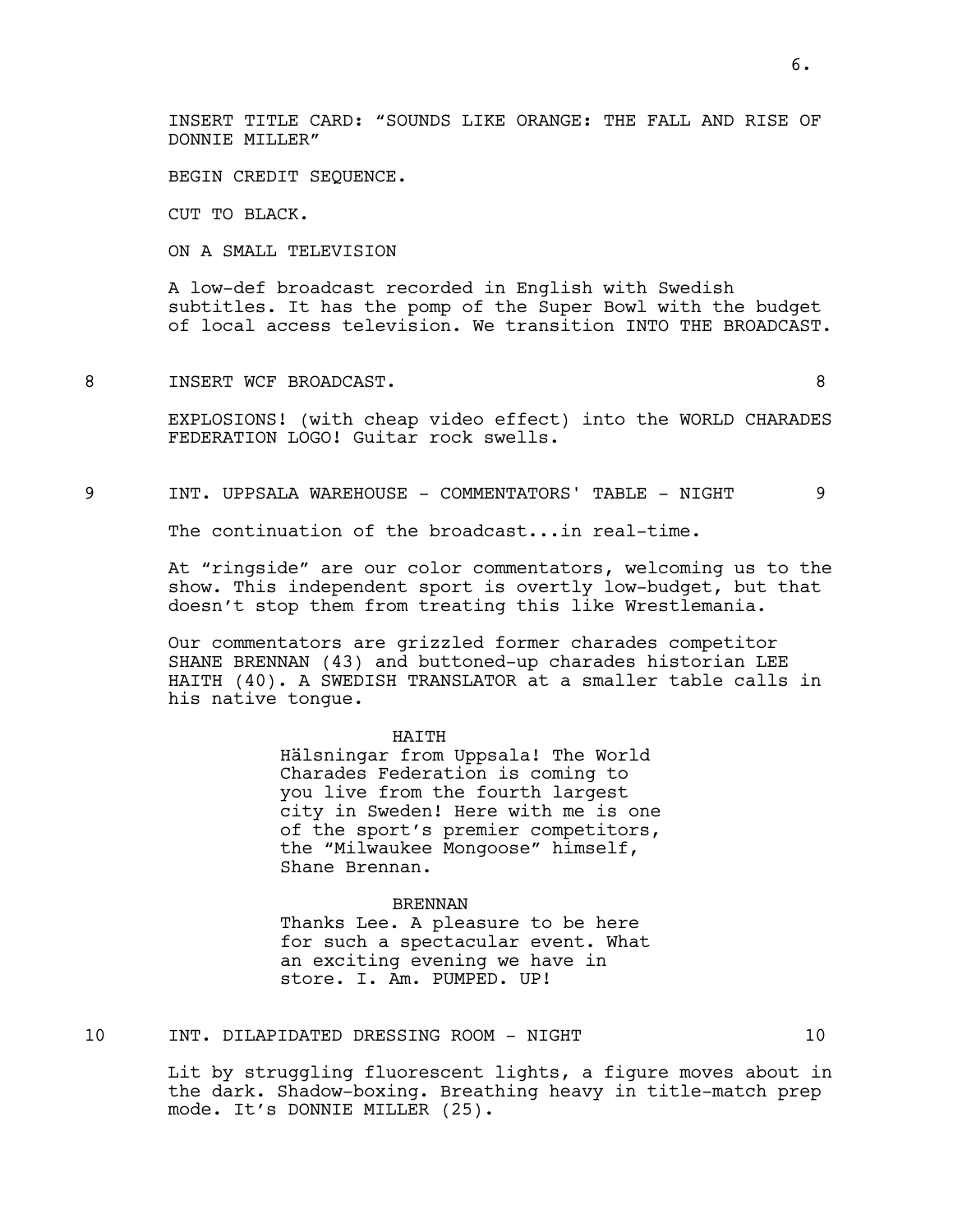INSERT TITLE CARD: "SOUNDS LIKE ORANGE: THE FALL AND RISE OF DONNIE MILLER"

BEGIN CREDIT SEQUENCE.

CUT TO BLACK.

ON A SMALL TELEVISION

A low-def broadcast recorded in English with Swedish subtitles. It has the pomp of the Super Bowl with the budget of local access television. We transition INTO THE BROADCAST.

8 INSERT WCF BROADCAST. 8

EXPLOSIONS! (with cheap video effect) into the WORLD CHARADES FEDERATION LOGO! Guitar rock swells.

9 INT. UPPSALA WAREHOUSE - COMMENTATORS' TABLE - NIGHT 9

The continuation of the broadcast...in real-time.

At "ringside" are our color commentators, welcoming us to the show. This independent sport is overtly low-budget, but that doesn't stop them from treating this like Wrestlemania.

Our commentators are grizzled former charades competitor SHANE BRENNAN (43) and buttoned-up charades historian LEE HAITH (40). A SWEDISH TRANSLATOR at a smaller table calls in his native tongue.

HAITH

Hälsningar from Uppsala! The World Charades Federation is coming to you live from the fourth largest city in Sweden! Here with me is one of the sport's premier competitors, the "Milwaukee Mongoose" himself, Shane Brennan.

BRENNAN

Thanks Lee. A pleasure to be here for such a spectacular event. What an exciting evening we have in store. I. Am. PUMPED. UP!

10 INT. DILAPIDATED DRESSING ROOM - NIGHT 10

Lit by struggling fluorescent lights, a figure moves about in the dark. Shadow-boxing. Breathing heavy in title-match prep mode. It's DONNIE MILLER (25).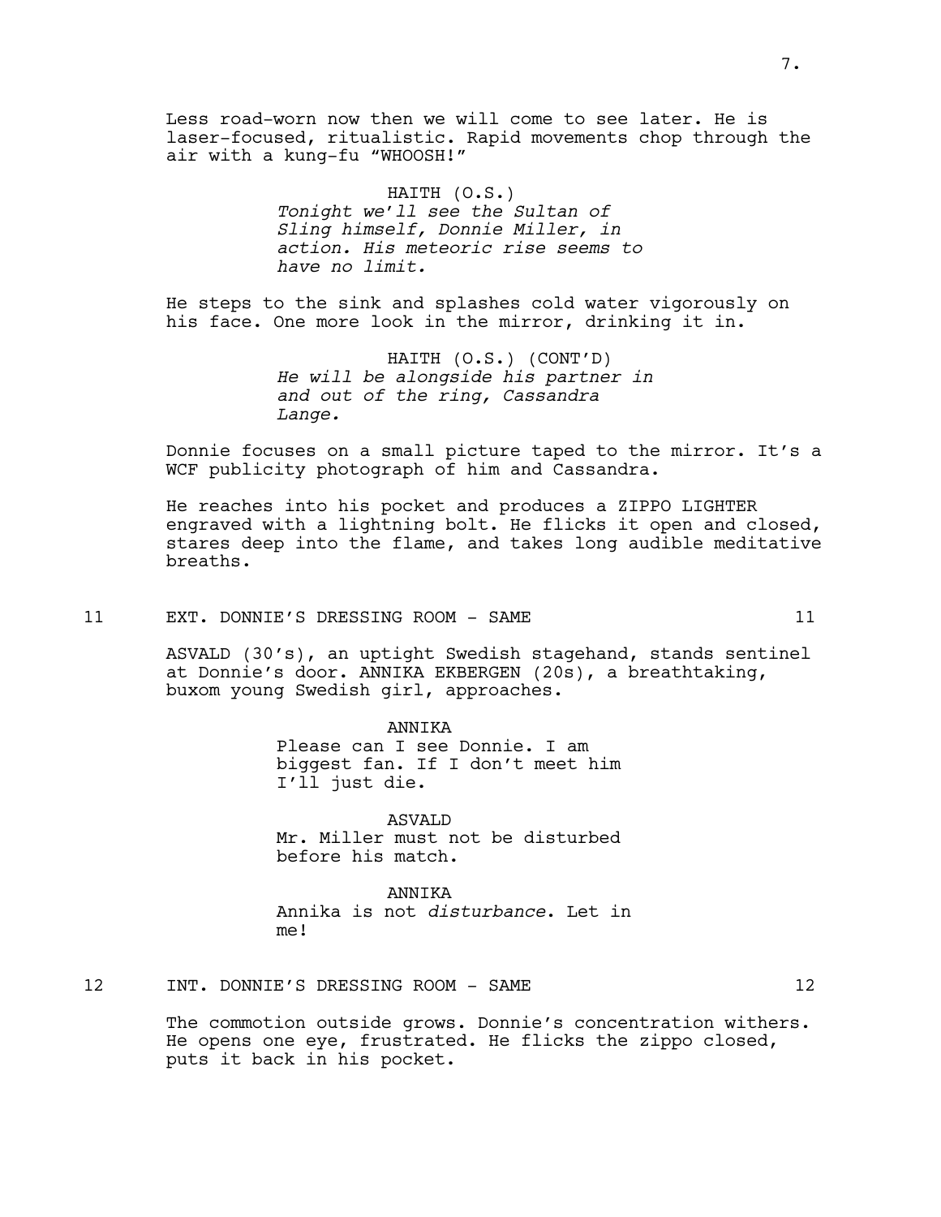Less road-worn now then we will come to see later. He is laser-focused, ritualistic. Rapid movements chop through the air with a kung-fu "WHOOSH!"

HAITH (O.S.)
*Tonight we'll see the Sultan of Sling himself, Donnie Miller, in action. His meteoric rise seems to have no limit.*

He steps to the sink and splashes cold water vigorously on his face. One more look in the mirror, drinking it in.

HAITH (O.S.) (CONT'D)
*He will be alongside his partner in and out of the ring, Cassandra Lange.*

Donnie focuses on a small picture taped to the mirror. It's a WCF publicity photograph of him and Cassandra.

He reaches into his pocket and produces a ZIPPO LIGHTER engraved with a lightning bolt. He flicks it open and closed, stares deep into the flame, and takes long audible meditative breaths.

11 EXT. DONNIE'S DRESSING ROOM - SAME 11

ASVALD (30's), an uptight Swedish stagehand, stands sentinel at Donnie's door. ANNIKA EKBERGEN (20s), a breathtaking, buxom young Swedish girl, approaches.

ANNIKA
Please can I see Donnie. I am biggest fan. If I don't meet him I'll just die.

ASVALD
Mr. Miller must not be disturbed before his match.

ANNIKA
Annika is not *disturbance*. Let in me!

12 INT. DONNIE'S DRESSING ROOM - SAME 12

The commotion outside grows. Donnie's concentration withers. He opens one eye, frustrated. He flicks the zippo closed, puts it back in his pocket.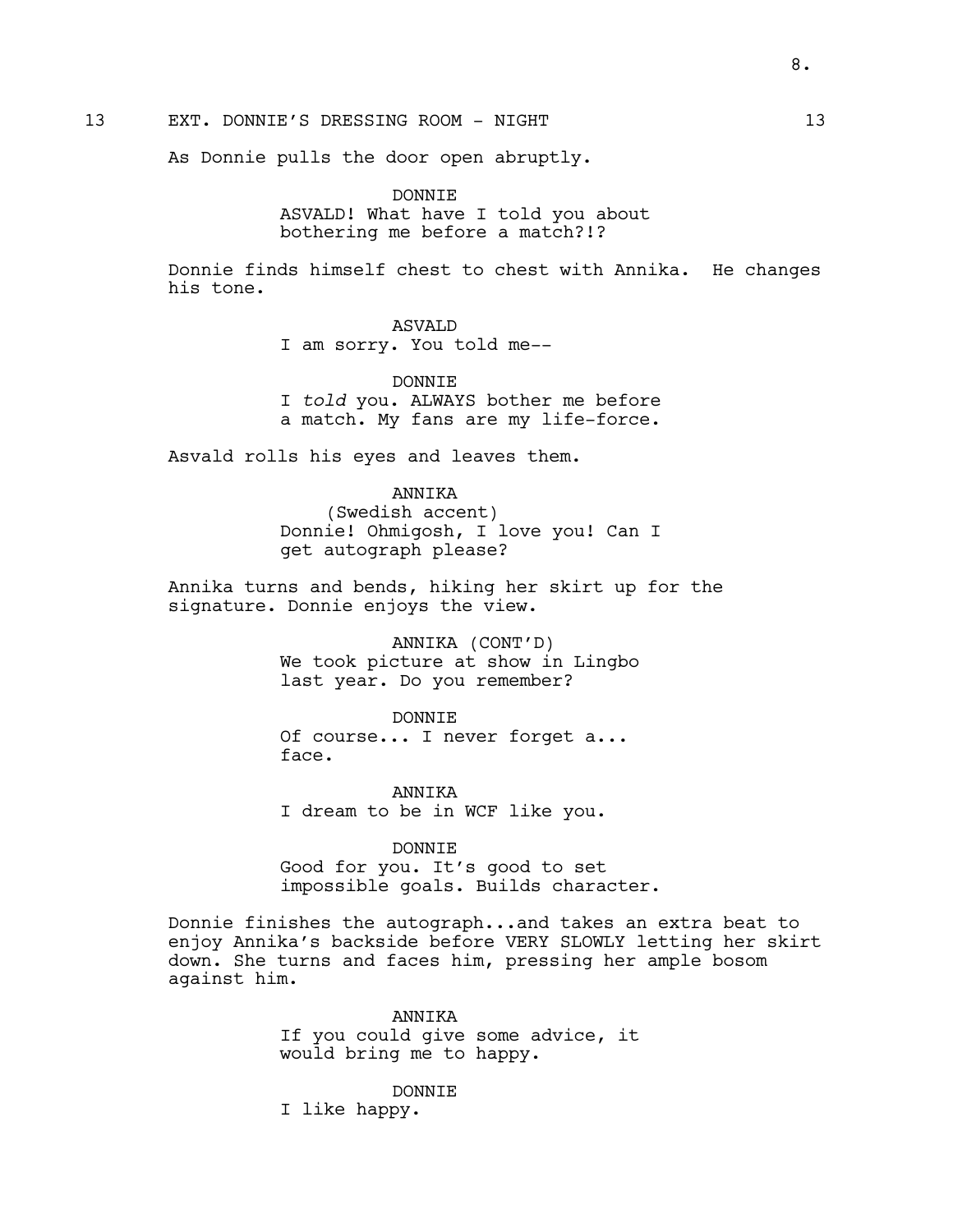13 EXT. DONNIE'S DRESSING ROOM - NIGHT 13

As Donnie pulls the door open abruptly.

DONNIE
ASVALD! What have I told you about bothering me before a match?!?

Donnie finds himself chest to chest with Annika. He changes his tone.

ASVALD
I am sorry. You told me--

DONNIE
I *told* you. ALWAYS bother me before a match. My fans are my life-force.

Asvald rolls his eyes and leaves them.

ANNIKA
(Swedish accent)
Donnie! Ohmigosh, I love you! Can I get autograph please?

Annika turns and bends, hiking her skirt up for the signature. Donnie enjoys the view.

ANNIKA (CONT'D)
We took picture at show in Lingbo last year. Do you remember?

DONNIE
Of course... I never forget a... face.

ANNIKA
I dream to be in WCF like you.

DONNIE
Good for you. It's good to set impossible goals. Builds character.

Donnie finishes the autograph...and takes an extra beat to enjoy Annika's backside before VERY SLOWLY letting her skirt down. She turns and faces him, pressing her ample bosom against him.

ANNIKA
If you could give some advice, it would bring me to happy.

DONNIE
I like happy.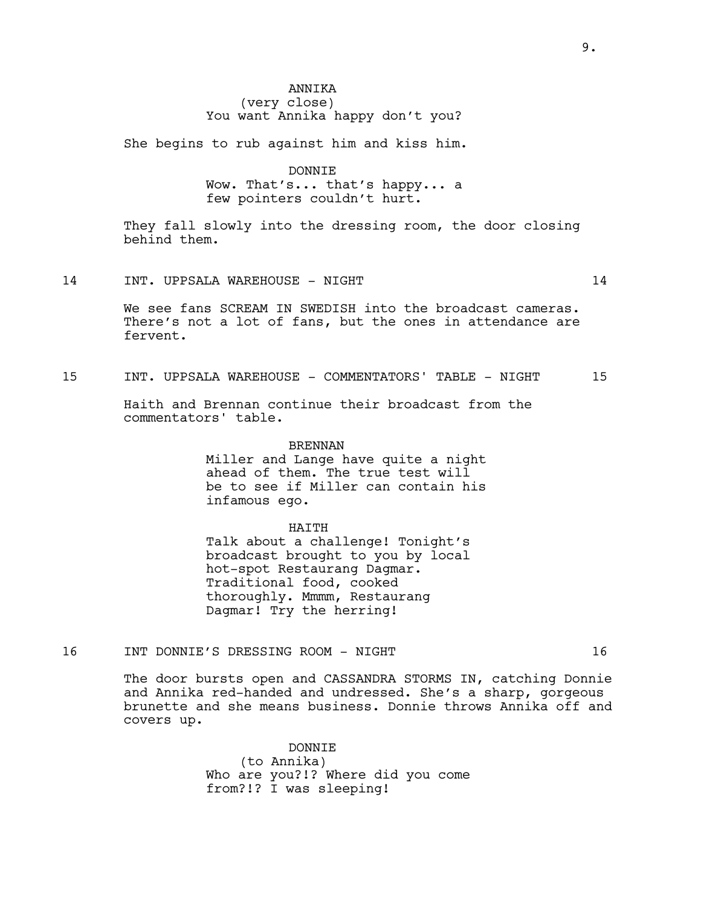ANNIKA
(very close)
You want Annika happy don't you?

She begins to rub against him and kiss him.

DONNIE
Wow. That's... that's happy... a few pointers couldn't hurt.

They fall slowly into the dressing room, the door closing behind them.

14 INT. UPPSALA WAREHOUSE - NIGHT 14

We see fans SCREAM IN SWEDISH into the broadcast cameras. There's not a lot of fans, but the ones in attendance are fervent.

15 INT. UPPSALA WAREHOUSE - COMMENTATORS' TABLE - NIGHT 15

Haith and Brennan continue their broadcast from the commentators' table.

BRENNAN
Miller and Lange have quite a night ahead of them. The true test will be to see if Miller can contain his infamous ego.

HAITH
Talk about a challenge! Tonight's broadcast brought to you by local hot-spot Restaurang Dagmar. Traditional food, cooked thoroughly. Mmmm, Restaurang Dagmar! Try the herring!

16 INT DONNIE'S DRESSING ROOM - NIGHT 16

The door bursts open and CASSANDRA STORMS IN, catching Donnie and Annika red-handed and undressed. She's a sharp, gorgeous brunette and she means business. Donnie throws Annika off and covers up.

DONNIE
(to Annika)
Who are you?!? Where did you come from?!? I was sleeping!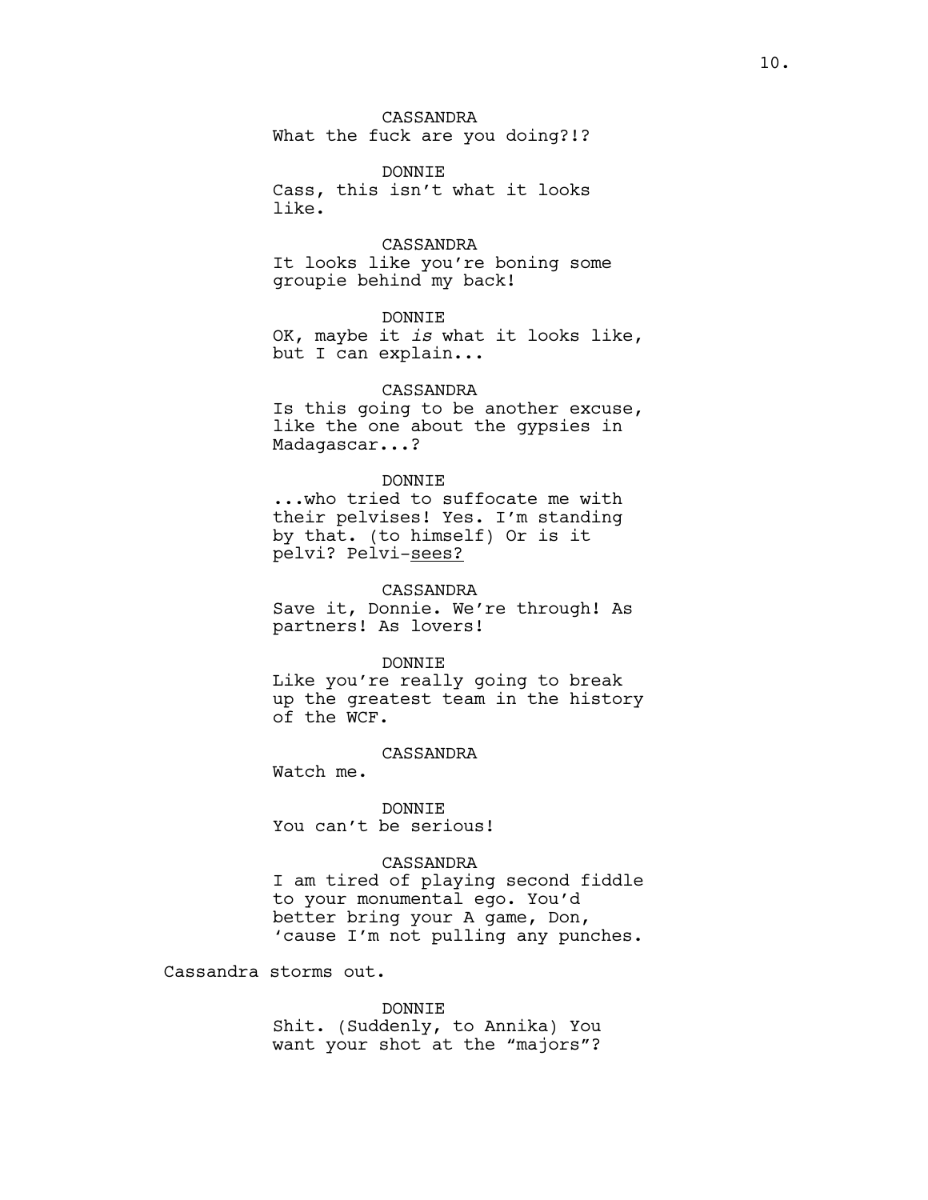CASSANDRA
What the fuck are you doing?!?

DONNIE
Cass, this isn't what it looks like.

CASSANDRA
It looks like you're boning some groupie behind my back!

DONNIE
OK, maybe it *is* what it looks like, but I can explain...

CASSANDRA
Is this going to be another excuse, like the one about the gypsies in Madagascar...?

DONNIE
...who tried to suffocate me with their pelvises! Yes. I'm standing by that. (to himself) Or is it pelvi? Pelvi-<u>sees?</u>

CASSANDRA
Save it, Donnie. We're through! As partners! As lovers!

DONNIE
Like you're really going to break up the greatest team in the history of the WCF.

CASSANDRA
Watch me.

DONNIE
You can't be serious!

CASSANDRA
I am tired of playing second fiddle to your monumental ego. You'd better bring your A game, Don, 'cause I'm not pulling any punches.

Cassandra storms out.

DONNIE
Shit. (Suddenly, to Annika) You want your shot at the "majors"?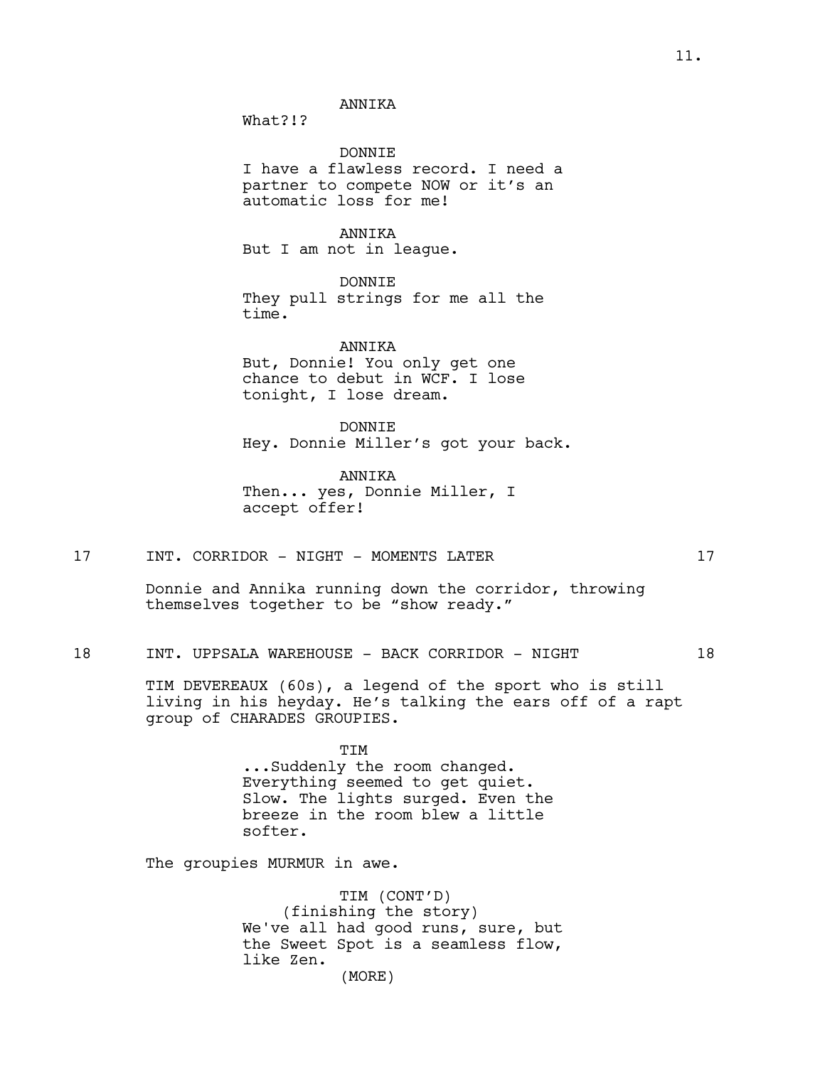ANNIKA
What?!?

DONNIE
I have a flawless record. I need a partner to compete NOW or it's an automatic loss for me!

ANNIKA
But I am not in league.

DONNIE
They pull strings for me all the time.

ANNIKA
But, Donnie! You only get one chance to debut in WCF. I lose tonight, I lose dream.

DONNIE
Hey. Donnie Miller's got your back.

ANNIKA
Then... yes, Donnie Miller, I accept offer!

17 INT. CORRIDOR - NIGHT - MOMENTS LATER 17

Donnie and Annika running down the corridor, throwing themselves together to be "show ready."

18 INT. UPPSALA WAREHOUSE - BACK CORRIDOR - NIGHT 18

TIM DEVEREAUX (60s), a legend of the sport who is still living in his heyday. He's talking the ears off of a rapt group of CHARADES GROUPIES.

TIM
...Suddenly the room changed. Everything seemed to get quiet. Slow. The lights surged. Even the breeze in the room blew a little softer.

The groupies MURMUR in awe.

TIM (CONT'D)
(finishing the story)
We've all had good runs, sure, but the Sweet Spot is a seamless flow, like Zen.
(MORE)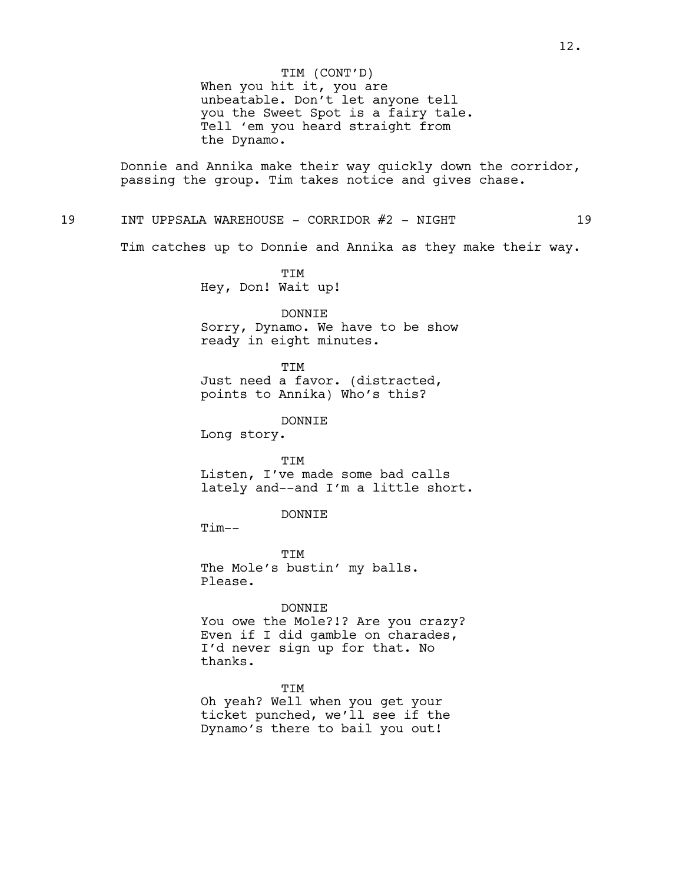TIM (CONT'D)
When you hit it, you are unbeatable. Don't let anyone tell you the Sweet Spot is a fairy tale. Tell 'em you heard straight from the Dynamo.

Donnie and Annika make their way quickly down the corridor, passing the group. Tim takes notice and gives chase.

19 INT UPPSALA WAREHOUSE - CORRIDOR #2 - NIGHT 19

Tim catches up to Donnie and Annika as they make their way.

TIM
Hey, Don! Wait up!

DONNIE
Sorry, Dynamo. We have to be show ready in eight minutes.

TIM
Just need a favor. (distracted, points to Annika) Who's this?

DONNIE
Long story.

TIM
Listen, I've made some bad calls lately and--and I'm a little short.

DONNIE
Tim--

TIM
The Mole's bustin' my balls. Please.

DONNIE
You owe the Mole?!? Are you crazy? Even if I did gamble on charades, I'd never sign up for that. No thanks.

TIM
Oh yeah? Well when you get your ticket punched, we'll see if the Dynamo's there to bail you out!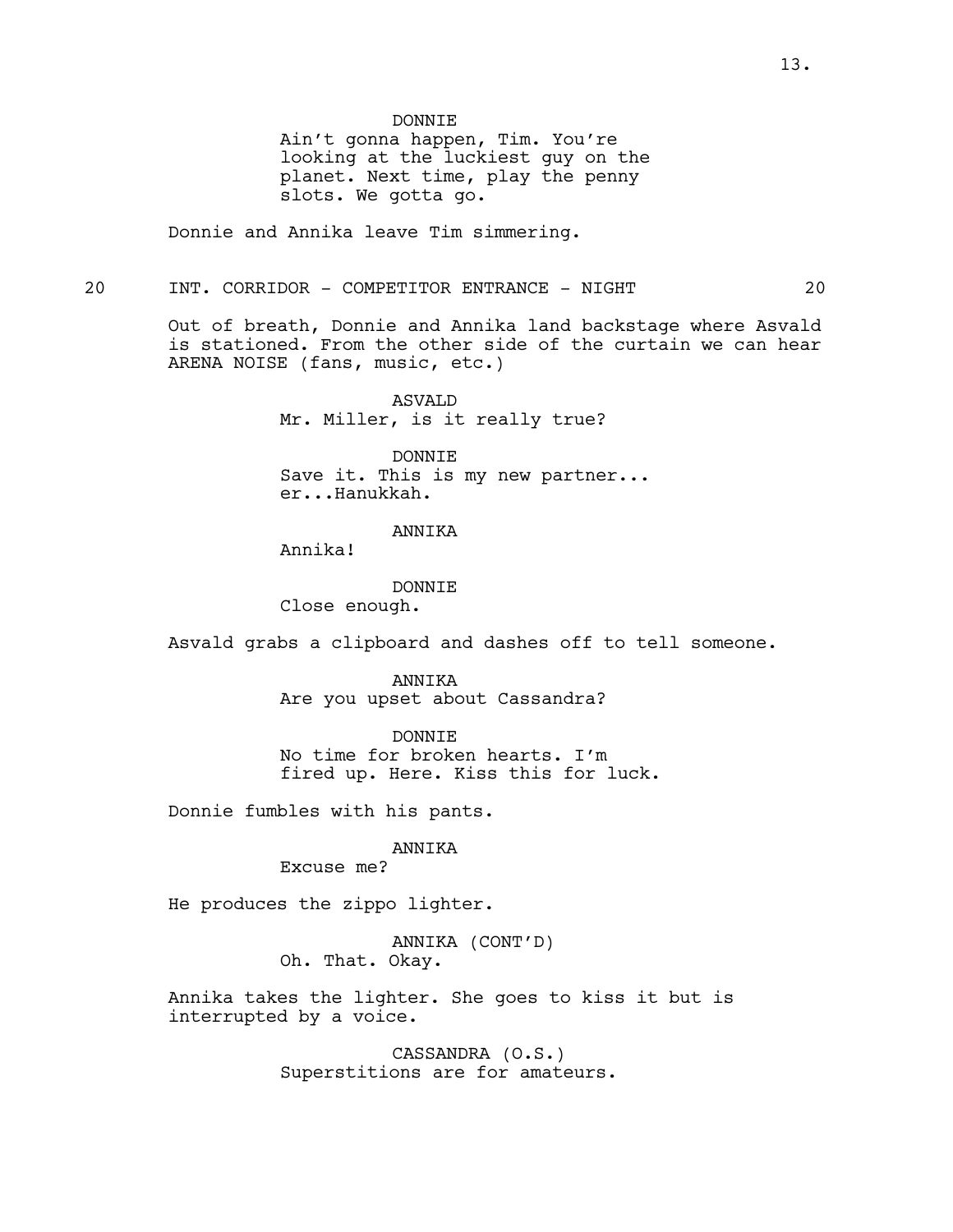DONNIE
Ain't gonna happen, Tim. You're looking at the luckiest guy on the planet. Next time, play the penny slots. We gotta go.

Donnie and Annika leave Tim simmering.

20 INT. CORRIDOR - COMPETITOR ENTRANCE - NIGHT 20

Out of breath, Donnie and Annika land backstage where Asvald is stationed. From the other side of the curtain we can hear ARENA NOISE (fans, music, etc.)

ASVALD
Mr. Miller, is it really true?

DONNIE
Save it. This is my new partner... er...Hanukkah.

ANNIKA
Annika!

DONNIE
Close enough.

Asvald grabs a clipboard and dashes off to tell someone.

ANNIKA
Are you upset about Cassandra?

DONNIE
No time for broken hearts. I'm fired up. Here. Kiss this for luck.

Donnie fumbles with his pants.

ANNIKA
Excuse me?

He produces the zippo lighter.

ANNIKA (CONT'D)
Oh. That. Okay.

Annika takes the lighter. She goes to kiss it but is interrupted by a voice.

CASSANDRA (O.S.)
Superstitions are for amateurs.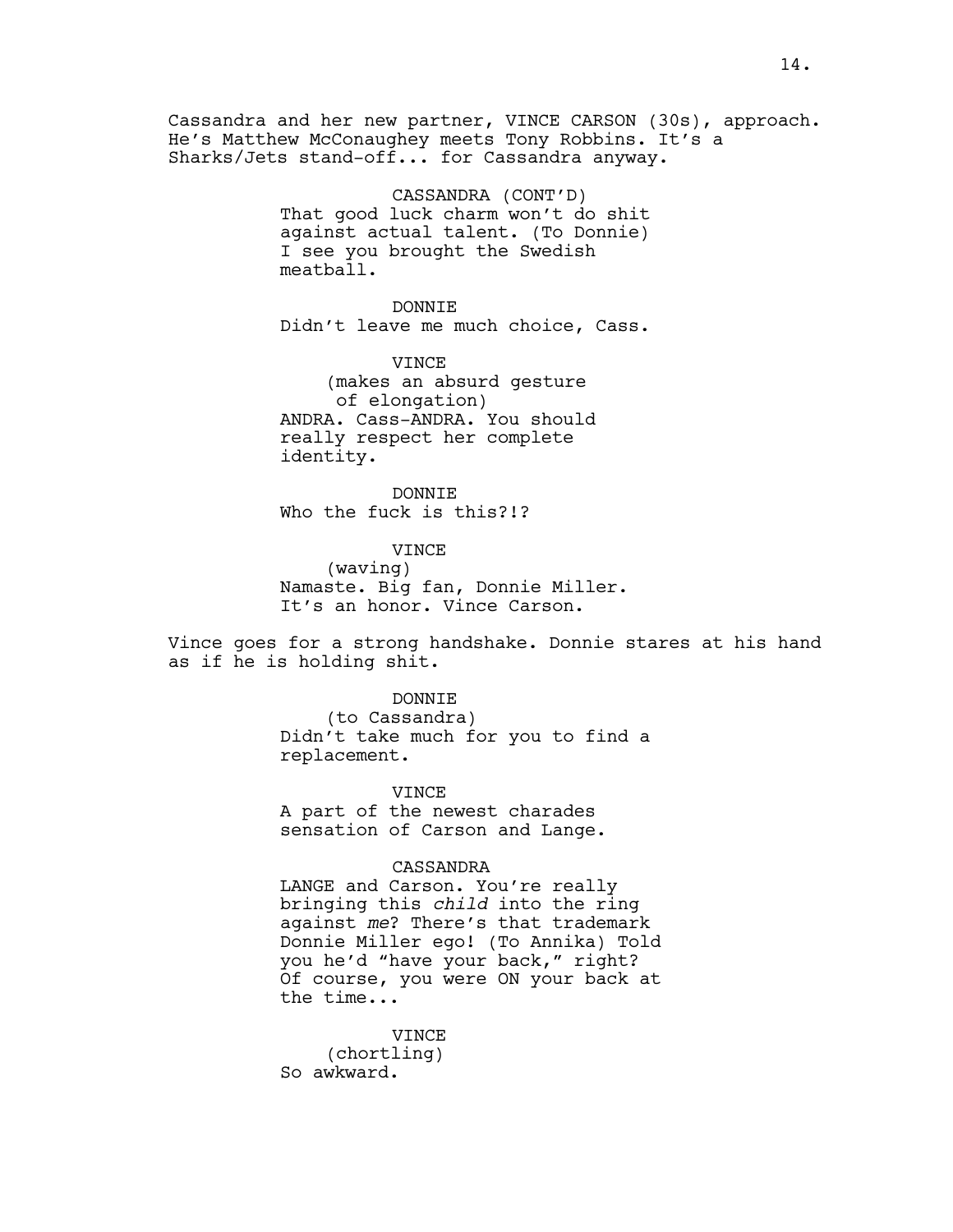Cassandra and her new partner, VINCE CARSON (30s), approach. He's Matthew McConaughey meets Tony Robbins. It's a Sharks/Jets stand-off... for Cassandra anyway.

CASSANDRA (CONT'D)
That good luck charm won't do shit against actual talent. (To Donnie) I see you brought the Swedish meatball.

DONNIE
Didn't leave me much choice, Cass.

VINCE
(makes an absurd gesture of elongation)
ANDRA. Cass-ANDRA. You should really respect her complete identity.

DONNIE
Who the fuck is this?!?

VINCE
(waving)
Namaste. Big fan, Donnie Miller. It's an honor. Vince Carson.

Vince goes for a strong handshake. Donnie stares at his hand as if he is holding shit.

DONNIE
(to Cassandra)
Didn't take much for you to find a replacement.

VINCE
A part of the newest charades sensation of Carson and Lange.

CASSANDRA
LANGE and Carson. You're really bringing this *child* into the ring against *me*? There's that trademark Donnie Miller ego! (To Annika) Told you he'd "have your back," right? Of course, you were ON your back at the time...

VINCE
(chortling)
So awkward.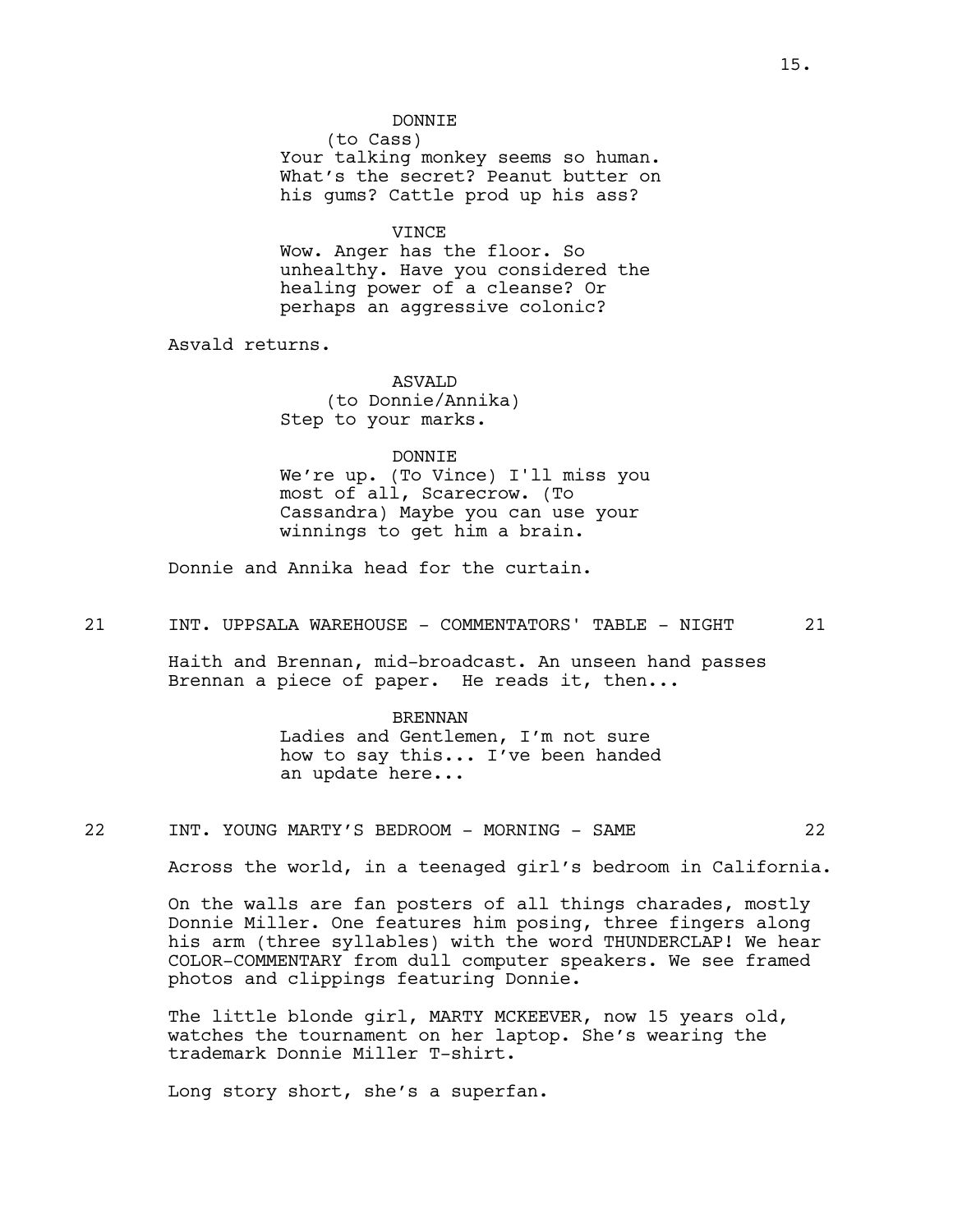DONNIE
(to Cass)
Your talking monkey seems so human. What's the secret? Peanut butter on his gums? Cattle prod up his ass?

VINCE
Wow. Anger has the floor. So unhealthy. Have you considered the healing power of a cleanse? Or perhaps an aggressive colonic?

Asvald returns.

ASVALD
(to Donnie/Annika)
Step to your marks.

DONNIE
We're up. (To Vince) I'll miss you most of all, Scarecrow. (To Cassandra) Maybe you can use your winnings to get him a brain.

Donnie and Annika head for the curtain.

21 INT. UPPSALA WAREHOUSE - COMMENTATORS' TABLE - NIGHT 21

Haith and Brennan, mid-broadcast. An unseen hand passes Brennan a piece of paper. He reads it, then...

BRENNAN
Ladies and Gentlemen, I'm not sure how to say this... I've been handed an update here...

22 INT. YOUNG MARTY'S BEDROOM - MORNING - SAME 22

Across the world, in a teenaged girl's bedroom in California.

On the walls are fan posters of all things charades, mostly Donnie Miller. One features him posing, three fingers along his arm (three syllables) with the word THUNDERCLAP! We hear COLOR-COMMENTARY from dull computer speakers. We see framed photos and clippings featuring Donnie.

The little blonde girl, MARTY MCKEEVER, now 15 years old, watches the tournament on her laptop. She's wearing the trademark Donnie Miller T-shirt.

Long story short, she's a superfan.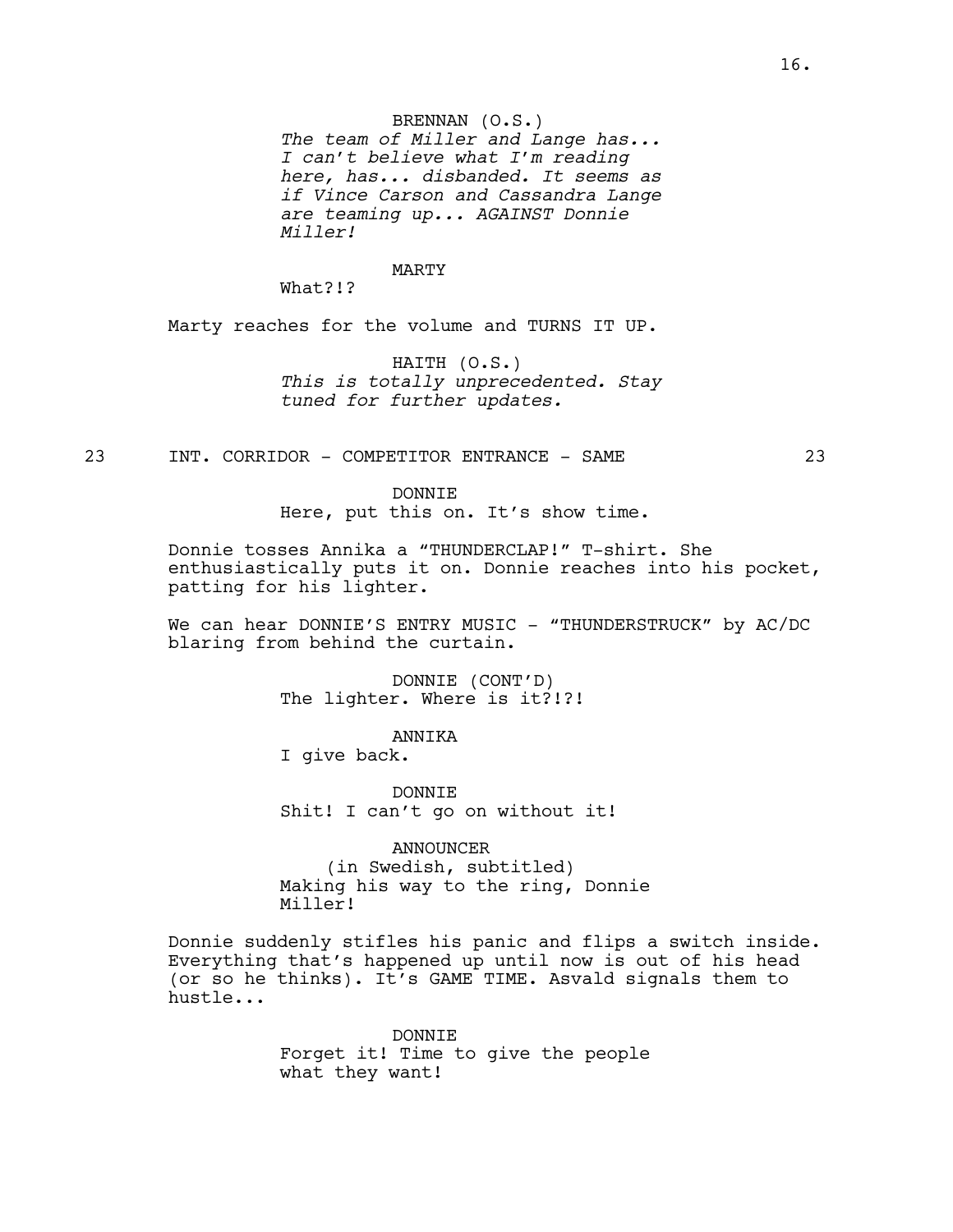BRENNAN (O.S.)
*The team of Miller and Lange has... I can't believe what I'm reading here, has... disbanded. It seems as if Vince Carson and Cassandra Lange are teaming up... AGAINST Donnie Miller!*

MARTY
What?!?

Marty reaches for the volume and TURNS IT UP.

HAITH (O.S.)
*This is totally unprecedented. Stay tuned for further updates.*

23 INT. CORRIDOR - COMPETITOR ENTRANCE - SAME 23

DONNIE
Here, put this on. It's show time.

Donnie tosses Annika a "THUNDERCLAP!" T-shirt. She enthusiastically puts it on. Donnie reaches into his pocket, patting for his lighter.

We can hear DONNIE'S ENTRY MUSIC - "THUNDERSTRUCK" by AC/DC blaring from behind the curtain.

DONNIE (CONT'D)
The lighter. Where is it?!?!

ANNIKA
I give back.

DONNIE
Shit! I can't go on without it!

ANNOUNCER
(in Swedish, subtitled)
Making his way to the ring, Donnie Miller!

Donnie suddenly stifles his panic and flips a switch inside. Everything that's happened up until now is out of his head (or so he thinks). It's GAME TIME. Asvald signals them to hustle...

DONNIE
Forget it! Time to give the people what they want!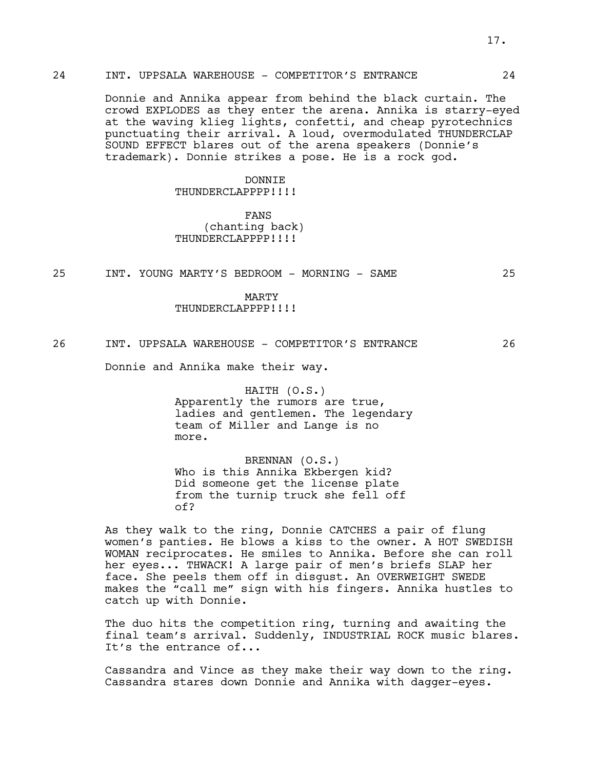24 INT. UPPSALA WAREHOUSE - COMPETITOR'S ENTRANCE 24

Donnie and Annika appear from behind the black curtain. The crowd EXPLODES as they enter the arena. Annika is starry-eyed at the waving klieg lights, confetti, and cheap pyrotechnics punctuating their arrival. A loud, overmodulated THUNDERCLAP SOUND EFFECT blares out of the arena speakers (Donnie's trademark). Donnie strikes a pose. He is a rock god.

DONNIE
THUNDERCLAPPPP!!!!

FANS
(chanting back)
THUNDERCLAPPPP!!!!

25 INT. YOUNG MARTY'S BEDROOM - MORNING - SAME 25

MARTY
THUNDERCLAPPPP!!!!

26 INT. UPPSALA WAREHOUSE - COMPETITOR'S ENTRANCE 26

Donnie and Annika make their way.

HAITH (O.S.)
Apparently the rumors are true, ladies and gentlemen. The legendary team of Miller and Lange is no more.

BRENNAN (O.S.)
Who is this Annika Ekbergen kid? Did someone get the license plate from the turnip truck she fell off of?

As they walk to the ring, Donnie CATCHES a pair of flung women's panties. He blows a kiss to the owner. A HOT SWEDISH WOMAN reciprocates. He smiles to Annika. Before she can roll her eyes... THWACK! A large pair of men's briefs SLAP her face. She peels them off in disgust. An OVERWEIGHT SWEDE makes the "call me" sign with his fingers. Annika hustles to catch up with Donnie.

The duo hits the competition ring, turning and awaiting the final team's arrival. Suddenly, INDUSTRIAL ROCK music blares. It's the entrance of...

Cassandra and Vince as they make their way down to the ring. Cassandra stares down Donnie and Annika with dagger-eyes.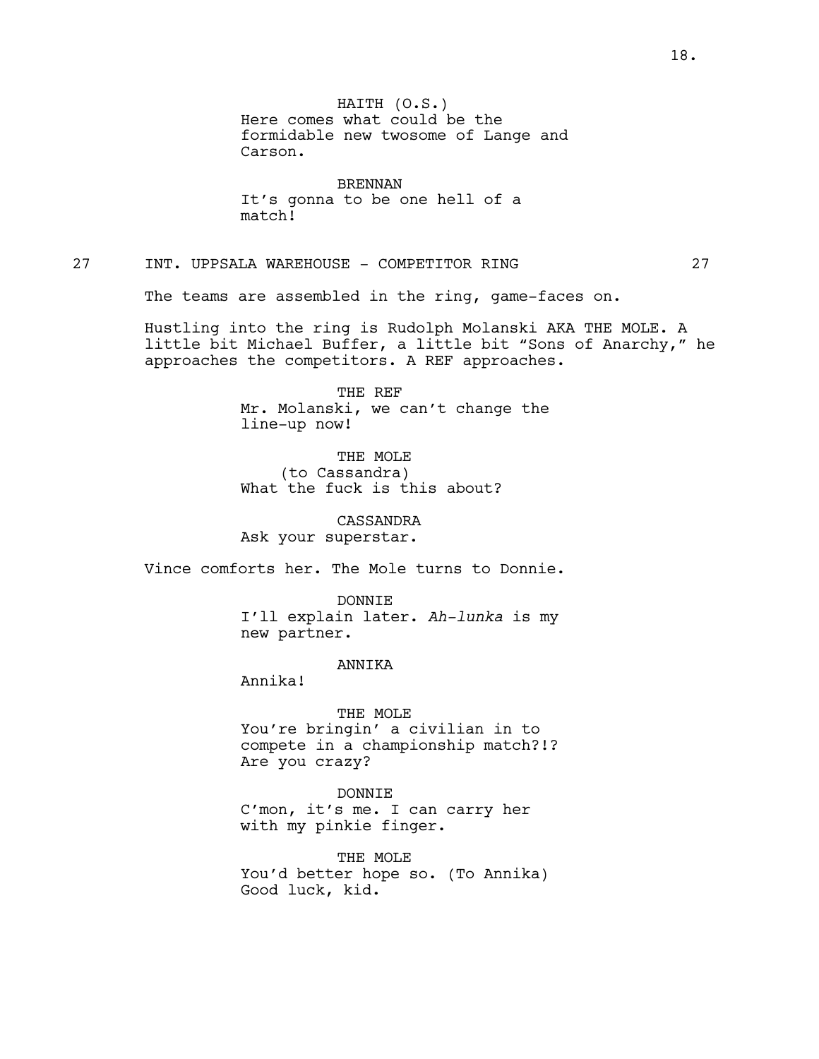HAITH (O.S.)
Here comes what could be the formidable new twosome of Lange and Carson.

BRENNAN
It's gonna to be one hell of a match!

27 INT. UPPSALA WAREHOUSE - COMPETITOR RING 27

The teams are assembled in the ring, game-faces on.

Hustling into the ring is Rudolph Molanski AKA THE MOLE. A little bit Michael Buffer, a little bit "Sons of Anarchy," he approaches the competitors. A REF approaches.

THE REF
Mr. Molanski, we can't change the line-up now!

THE MOLE
(to Cassandra)
What the fuck is this about?

CASSANDRA
Ask your superstar.

Vince comforts her. The Mole turns to Donnie.

DONNIE
I'll explain later. *Ah-lunka* is my new partner.

ANNIKA
Annika!

THE MOLE
You're bringin' a civilian in to compete in a championship match?!? Are you crazy?

DONNIE
C'mon, it's me. I can carry her with my pinkie finger.

THE MOLE
You'd better hope so. (To Annika) Good luck, kid.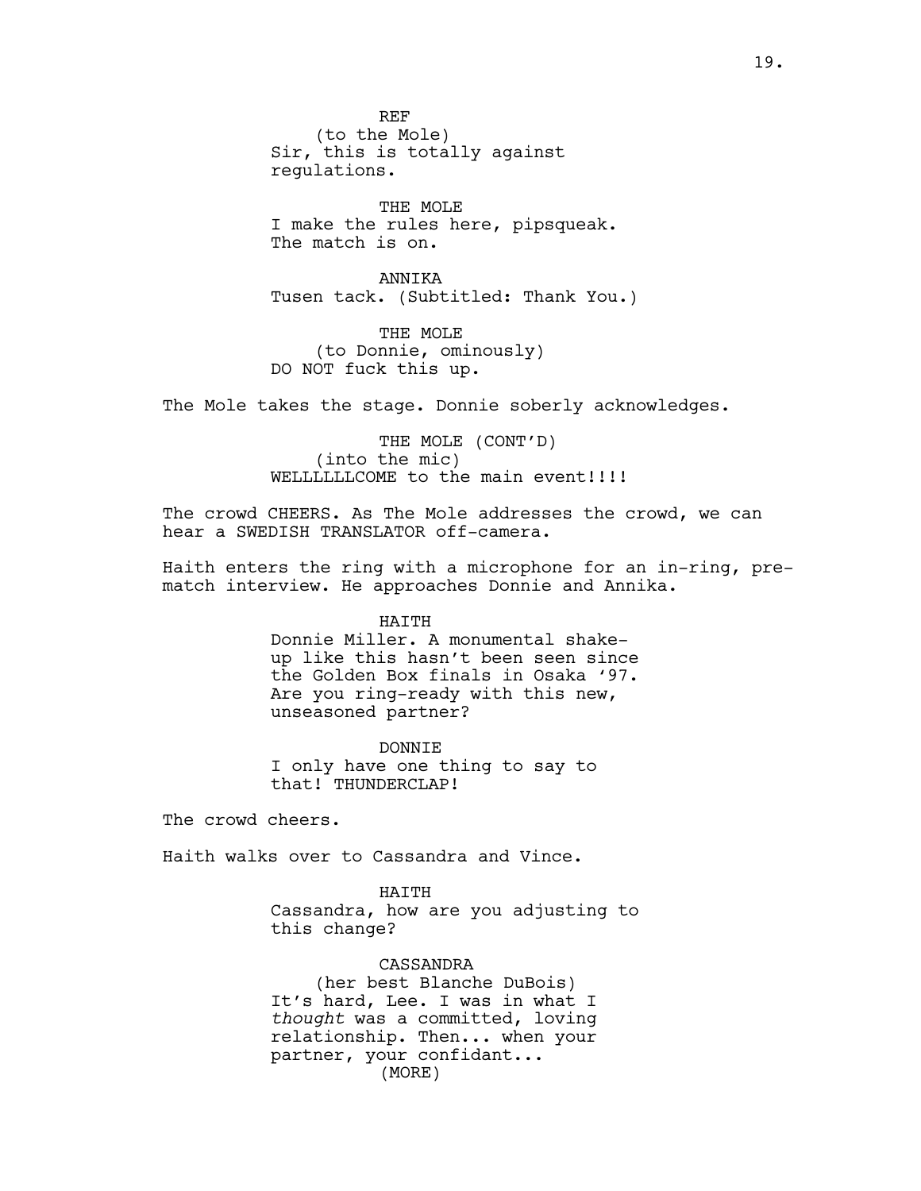REF
(to the Mole)
Sir, this is totally against regulations.

THE MOLE
I make the rules here, pipsqueak. The match is on.

ANNIKA
Tusen tack. (Subtitled: Thank You.)

THE MOLE
(to Donnie, ominously)
DO NOT fuck this up.

The Mole takes the stage. Donnie soberly acknowledges.

THE MOLE (CONT'D)
(into the mic)
WELLLLLLCOME to the main event!!!!

The crowd CHEERS. As The Mole addresses the crowd, we can hear a SWEDISH TRANSLATOR off-camera.

Haith enters the ring with a microphone for an in-ring, pre-match interview. He approaches Donnie and Annika.

HAITH
Donnie Miller. A monumental shake-up like this hasn't been seen since the Golden Box finals in Osaka '97. Are you ring-ready with this new, unseasoned partner?

DONNIE
I only have one thing to say to that! THUNDERCLAP!

The crowd cheers.

Haith walks over to Cassandra and Vince.

HAITH
Cassandra, how are you adjusting to this change?

CASSANDRA
(her best Blanche DuBois)
It's hard, Lee. I was in what I *thought* was a committed, loving relationship. Then... when your partner, your confidant...
(MORE)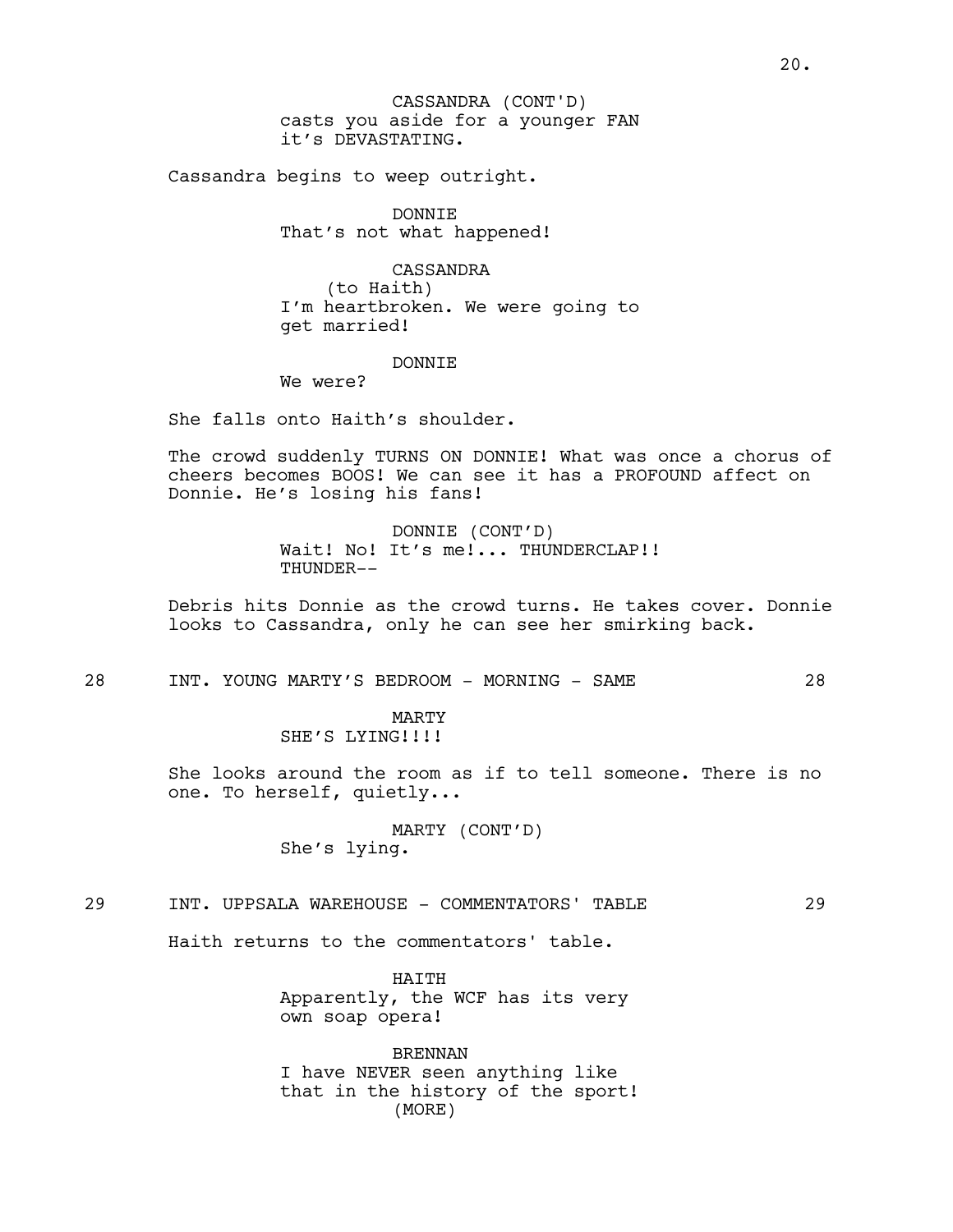CASSANDRA (CONT'D)
casts you aside for a younger FAN it's DEVASTATING.

Cassandra begins to weep outright.

DONNIE
That's not what happened!

CASSANDRA
(to Haith)
I'm heartbroken. We were going to get married!

DONNIE
We were?

She falls onto Haith's shoulder.

The crowd suddenly TURNS ON DONNIE! What was once a chorus of cheers becomes BOOS! We can see it has a PROFOUND affect on Donnie. He's losing his fans!

DONNIE (CONT'D)
Wait! No! It's me!... THUNDERCLAP!! THUNDER--

Debris hits Donnie as the crowd turns. He takes cover. Donnie looks to Cassandra, only he can see her smirking back.

28 INT. YOUNG MARTY'S BEDROOM - MORNING - SAME 28

MARTY
SHE'S LYING!!!!

She looks around the room as if to tell someone. There is no one. To herself, quietly...

MARTY (CONT'D)
She's lying.

29 INT. UPPSALA WAREHOUSE - COMMENTATORS' TABLE 29

Haith returns to the commentators' table.

HAITH
Apparently, the WCF has its very own soap opera!

BRENNAN
I have NEVER seen anything like that in the history of the sport!
(MORE)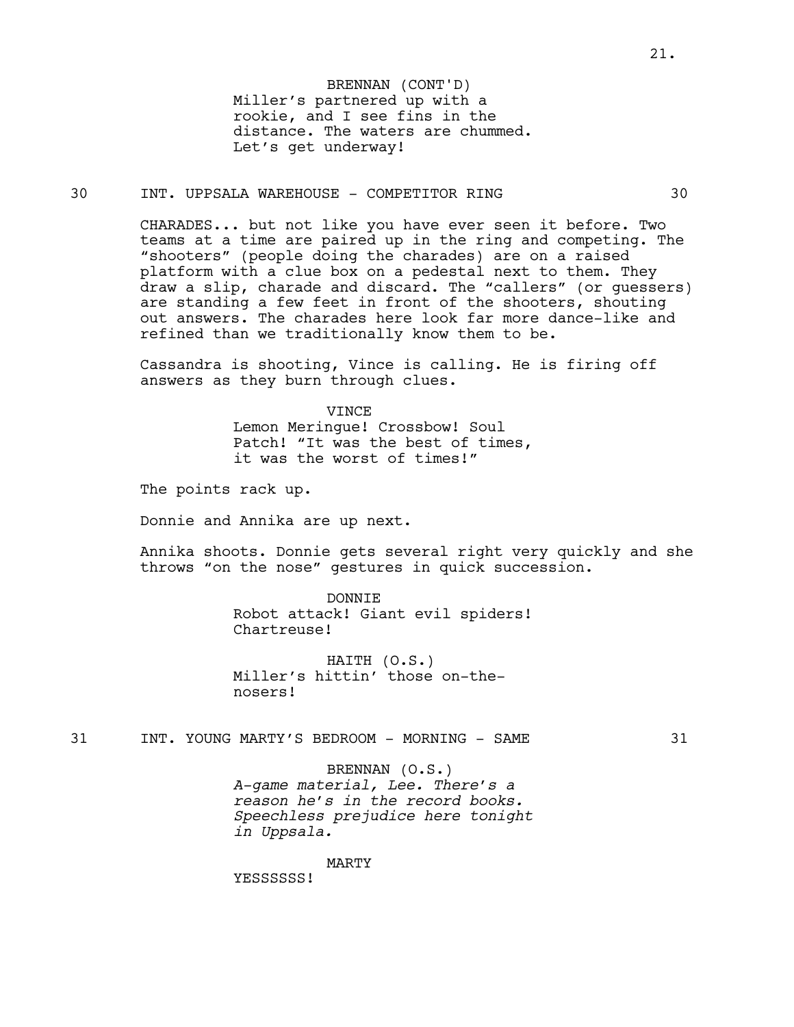BRENNAN (CONT'D)
Miller's partnered up with a rookie, and I see fins in the distance. The waters are chummed. Let's get underway!

30 INT. UPPSALA WAREHOUSE - COMPETITOR RING 30

CHARADES... but not like you have ever seen it before. Two teams at a time are paired up in the ring and competing. The "shooters" (people doing the charades) are on a raised platform with a clue box on a pedestal next to them. They draw a slip, charade and discard. The "callers" (or guessers) are standing a few feet in front of the shooters, shouting out answers. The charades here look far more dance-like and refined than we traditionally know them to be.

Cassandra is shooting, Vince is calling. He is firing off answers as they burn through clues.

VINCE
Lemon Meringue! Crossbow! Soul Patch! "It was the best of times, it was the worst of times!"

The points rack up.

Donnie and Annika are up next.

Annika shoots. Donnie gets several right very quickly and she throws "on the nose" gestures in quick succession.

DONNIE
Robot attack! Giant evil spiders! Chartreuse!

HAITH (O.S.)
Miller's hittin' those on-the-nosers!

31 INT. YOUNG MARTY'S BEDROOM - MORNING - SAME 31

BRENNAN (O.S.)
*A-game material, Lee. There's a reason he's in the record books. Speechless prejudice here tonight in Uppsala.*

MARTY
YESSSSSS!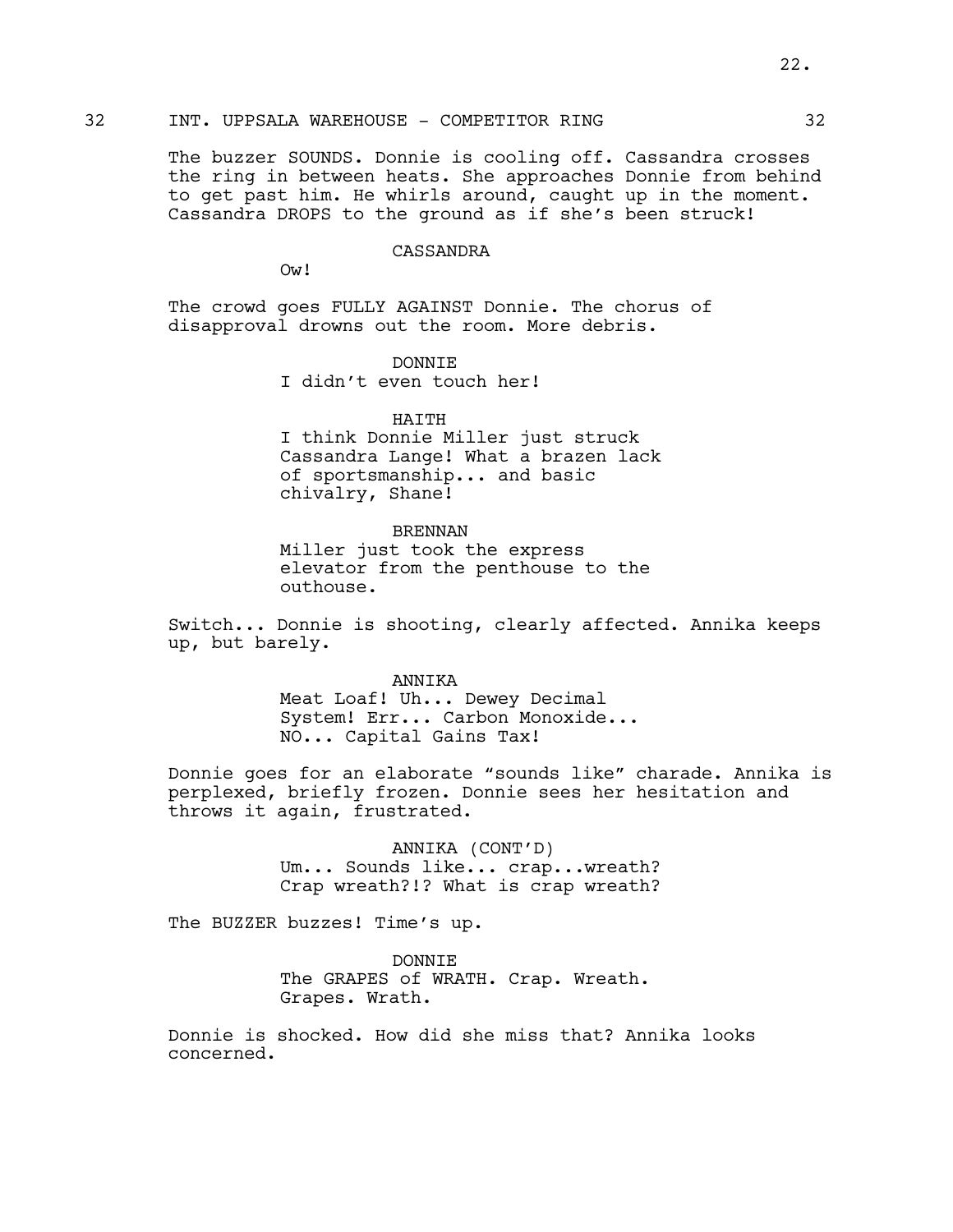32 INT. UPPSALA WAREHOUSE - COMPETITOR RING 32

The buzzer SOUNDS. Donnie is cooling off. Cassandra crosses the ring in between heats. She approaches Donnie from behind to get past him. He whirls around, caught up in the moment. Cassandra DROPS to the ground as if she's been struck!

CASSANDRA
Ow!

The crowd goes FULLY AGAINST Donnie. The chorus of disapproval drowns out the room. More debris.

DONNIE
I didn't even touch her!

HAITH
I think Donnie Miller just struck Cassandra Lange! What a brazen lack of sportsmanship... and basic chivalry, Shane!

BRENNAN
Miller just took the express elevator from the penthouse to the outhouse.

Switch... Donnie is shooting, clearly affected. Annika keeps up, but barely.

ANNIKA
Meat Loaf! Uh... Dewey Decimal System! Err... Carbon Monoxide... NO... Capital Gains Tax!

Donnie goes for an elaborate "sounds like" charade. Annika is perplexed, briefly frozen. Donnie sees her hesitation and throws it again, frustrated.

ANNIKA (CONT'D)
Um... Sounds like... crap...wreath? Crap wreath?!? What is crap wreath?

The BUZZER buzzes! Time's up.

DONNIE
The GRAPES of WRATH. Crap. Wreath. Grapes. Wrath.

Donnie is shocked. How did she miss that? Annika looks concerned.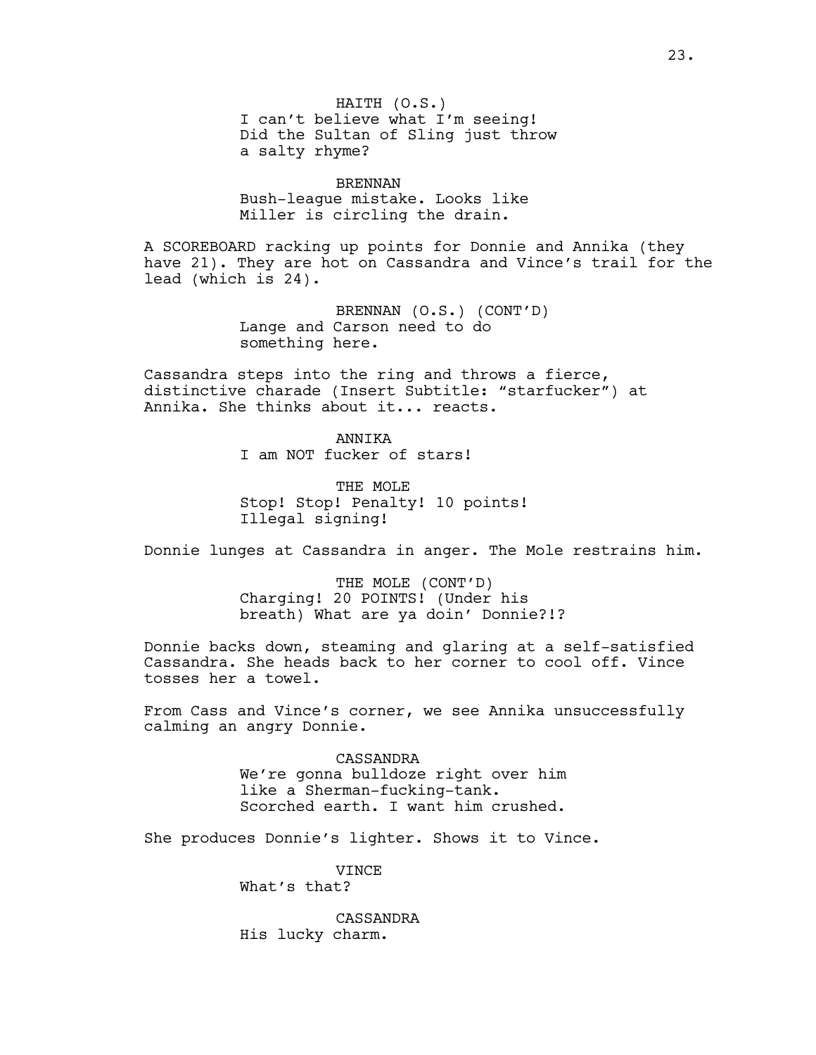HAITH (O.S.)
I can't believe what I'm seeing! Did the Sultan of Sling just throw a salty rhyme?

BRENNAN
Bush-league mistake. Looks like Miller is circling the drain.

A SCOREBOARD racking up points for Donnie and Annika (they have 21). They are hot on Cassandra and Vince's trail for the lead (which is 24).

BRENNAN (O.S.) (CONT'D)
Lange and Carson need to do something here.

Cassandra steps into the ring and throws a fierce, distinctive charade (Insert Subtitle: "starfucker") at Annika. She thinks about it... reacts.

ANNIKA
I am NOT fucker of stars!

THE MOLE
Stop! Stop! Penalty! 10 points! Illegal signing!

Donnie lunges at Cassandra in anger. The Mole restrains him.

THE MOLE (CONT'D)
Charging! 20 POINTS! (Under his breath) What are ya doin' Donnie?!?

Donnie backs down, steaming and glaring at a self-satisfied Cassandra. She heads back to her corner to cool off. Vince tosses her a towel.

From Cass and Vince's corner, we see Annika unsuccessfully calming an angry Donnie.

CASSANDRA
We're gonna bulldoze right over him like a Sherman-fucking-tank. Scorched earth. I want him crushed.

She produces Donnie's lighter. Shows it to Vince.

VINCE
What's that?

CASSANDRA
His lucky charm.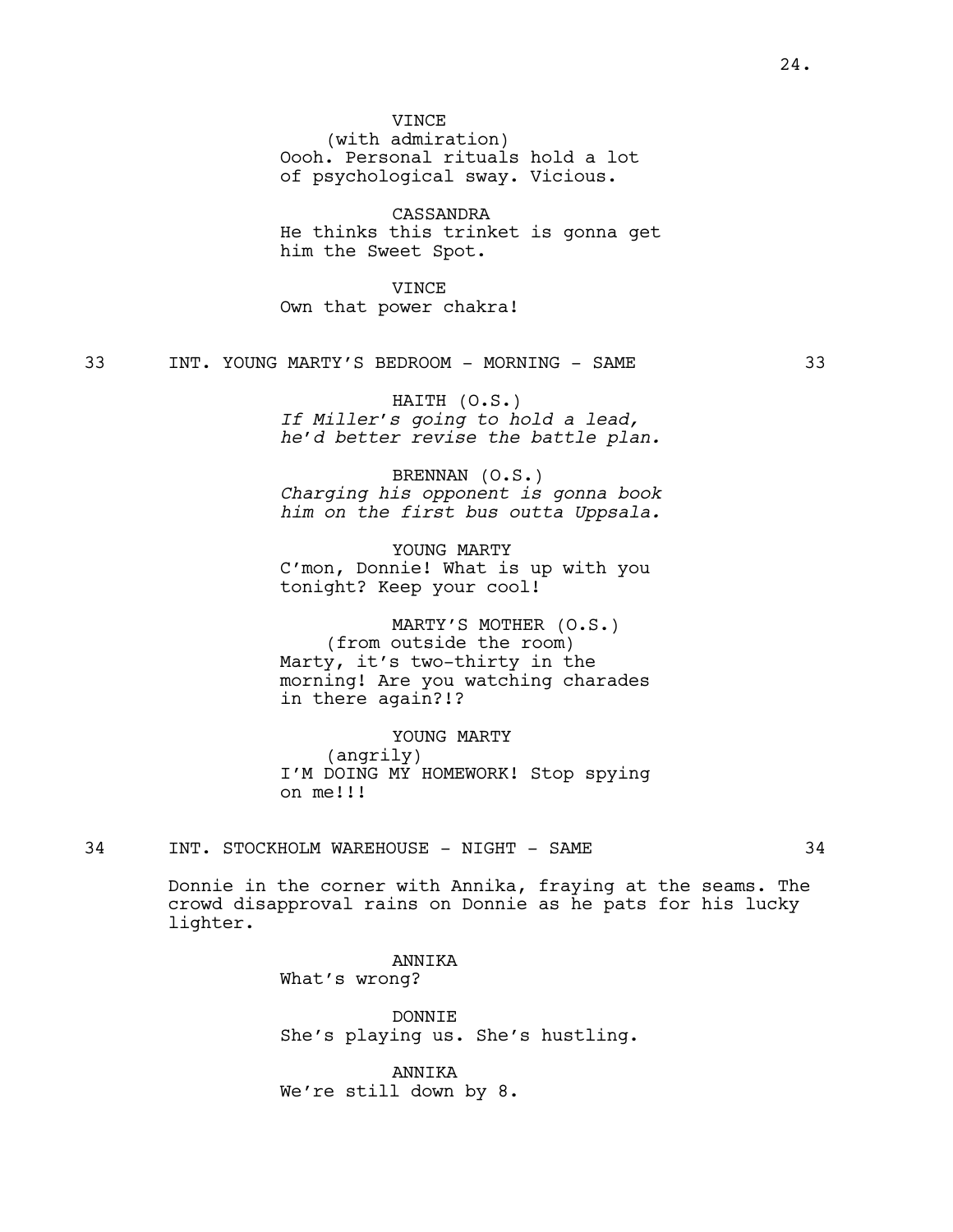VINCE
(with admiration)
Oooh. Personal rituals hold a lot of psychological sway. Vicious.

CASSANDRA
He thinks this trinket is gonna get him the Sweet Spot.

VINCE
Own that power chakra!

33 INT. YOUNG MARTY'S BEDROOM - MORNING - SAME 33

HAITH (O.S.)
*If Miller's going to hold a lead, he'd better revise the battle plan.*

BRENNAN (O.S.)
*Charging his opponent is gonna book him on the first bus outta Uppsala.*

YOUNG MARTY
C'mon, Donnie! What is up with you tonight? Keep your cool!

MARTY'S MOTHER (O.S.)
(from outside the room)
Marty, it's two-thirty in the morning! Are you watching charades in there again?!?

YOUNG MARTY
(angrily)
I'M DOING MY HOMEWORK! Stop spying on me!!!

34 INT. STOCKHOLM WAREHOUSE - NIGHT - SAME 34

Donnie in the corner with Annika, fraying at the seams. The crowd disapproval rains on Donnie as he pats for his lucky lighter.

ANNIKA
What's wrong?

DONNIE
She's playing us. She's hustling.

ANNIKA
We're still down by 8.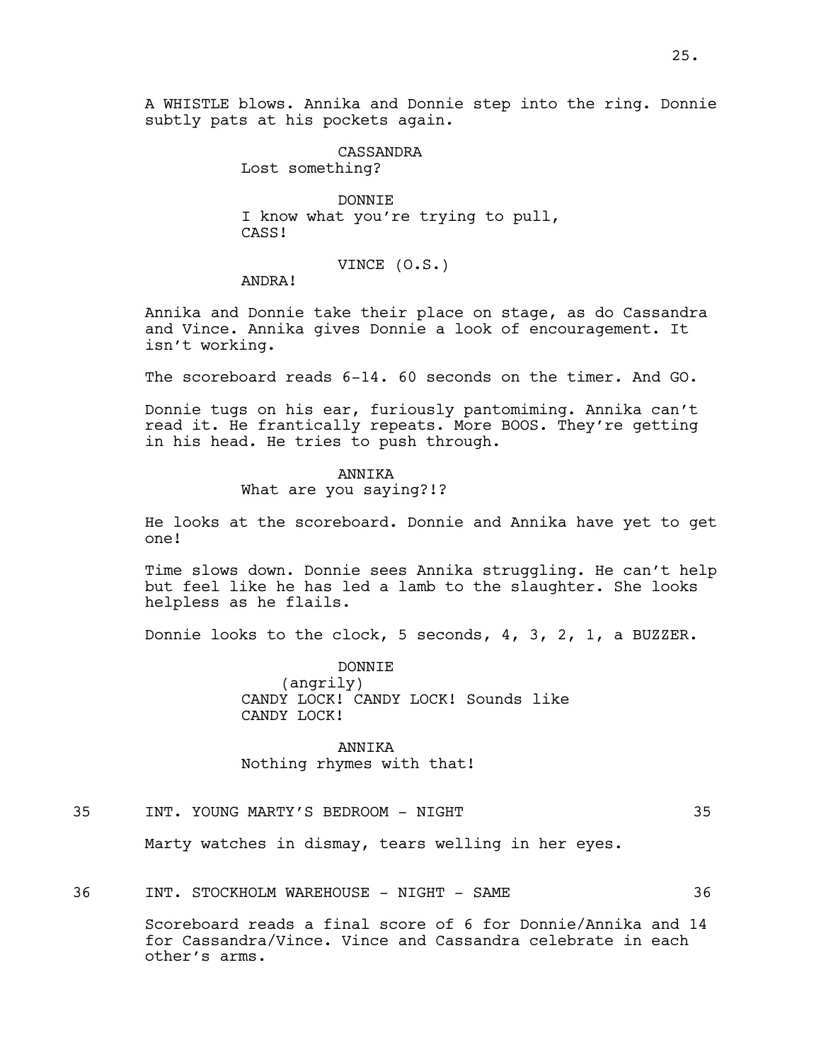A WHISTLE blows. Annika and Donnie step into the ring. Donnie subtly pats at his pockets again.

CASSANDRA
Lost something?

DONNIE
I know what you're trying to pull, CASS!

VINCE (O.S.)
ANDRA!

Annika and Donnie take their place on stage, as do Cassandra and Vince. Annika gives Donnie a look of encouragement. It isn't working.

The scoreboard reads 6-14. 60 seconds on the timer. And GO.

Donnie tugs on his ear, furiously pantomiming. Annika can't read it. He frantically repeats. More BOOS. They're getting in his head. He tries to push through.

ANNIKA
What are you saying?!?

He looks at the scoreboard. Donnie and Annika have yet to get one!

Time slows down. Donnie sees Annika struggling. He can't help but feel like he has led a lamb to the slaughter. She looks helpless as he flails.

Donnie looks to the clock, 5 seconds, 4, 3, 2, 1, a BUZZER.

DONNIE
(angrily)
CANDY LOCK! CANDY LOCK! Sounds like CANDY LOCK!

ANNIKA
Nothing rhymes with that!

35 INT. YOUNG MARTY'S BEDROOM - NIGHT 35

Marty watches in dismay, tears welling in her eyes.

36 INT. STOCKHOLM WAREHOUSE - NIGHT - SAME 36

Scoreboard reads a final score of 6 for Donnie/Annika and 14 for Cassandra/Vince. Vince and Cassandra celebrate in each other's arms.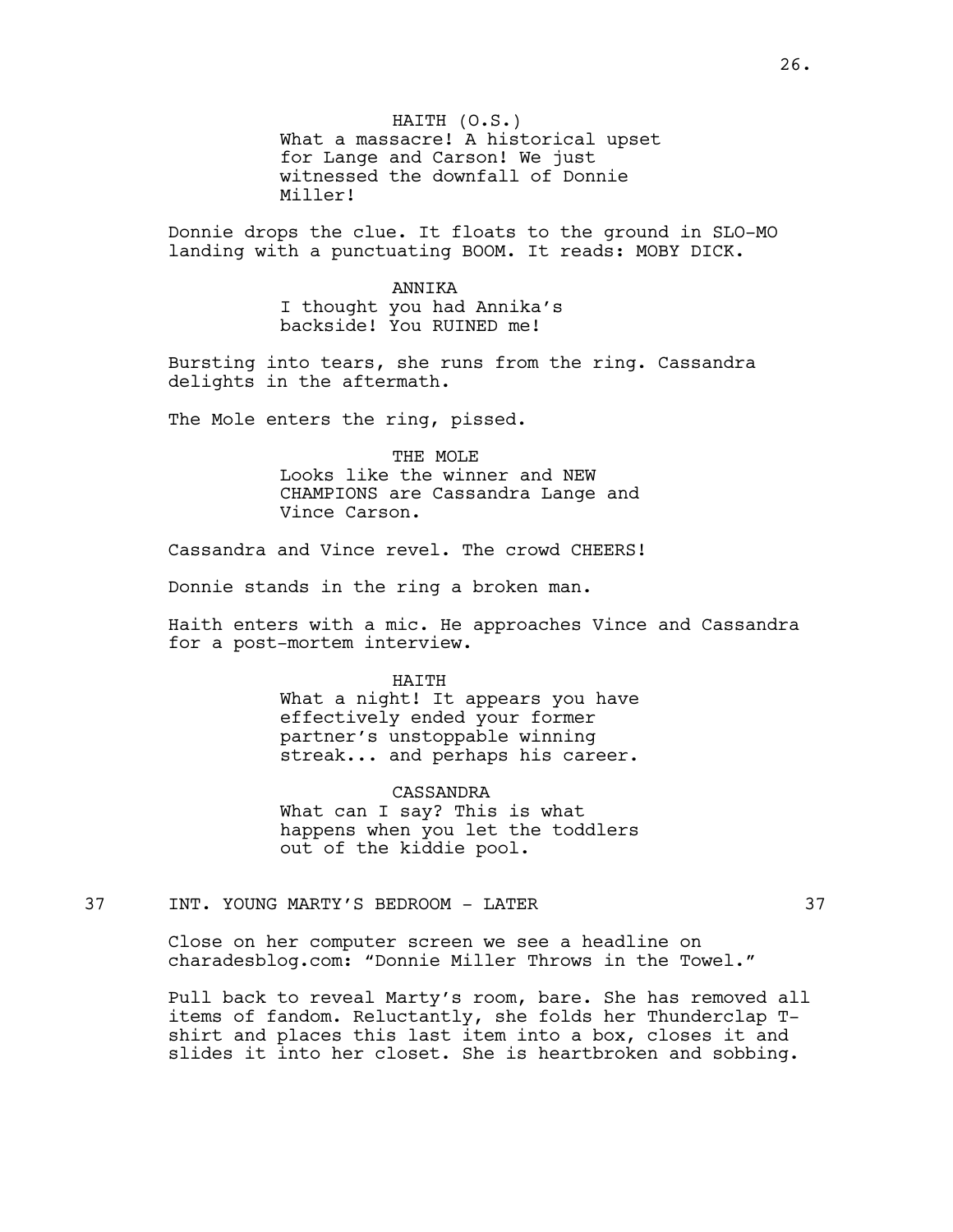HAITH (O.S.)
What a massacre! A historical upset for Lange and Carson! We just witnessed the downfall of Donnie Miller!

Donnie drops the clue. It floats to the ground in SLO-MO landing with a punctuating BOOM. It reads: MOBY DICK.

ANNIKA
I thought you had Annika's backside! You RUINED me!

Bursting into tears, she runs from the ring. Cassandra delights in the aftermath.

The Mole enters the ring, pissed.

THE MOLE
Looks like the winner and NEW CHAMPIONS are Cassandra Lange and Vince Carson.

Cassandra and Vince revel. The crowd CHEERS!

Donnie stands in the ring a broken man.

Haith enters with a mic. He approaches Vince and Cassandra for a post-mortem interview.

HAITH
What a night! It appears you have effectively ended your former partner's unstoppable winning streak... and perhaps his career.

CASSANDRA
What can I say? This is what happens when you let the toddlers out of the kiddie pool.

37 INT. YOUNG MARTY'S BEDROOM - LATER 37

Close on her computer screen we see a headline on charadesblog.com: "Donnie Miller Throws in the Towel."

Pull back to reveal Marty's room, bare. She has removed all items of fandom. Reluctantly, she folds her Thunderclap T-shirt and places this last item into a box, closes it and slides it into her closet. She is heartbroken and sobbing.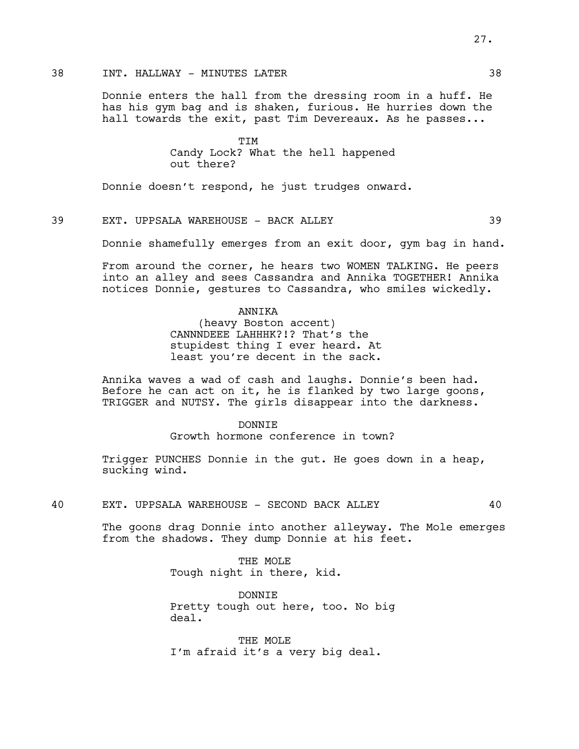38 INT. HALLWAY - MINUTES LATER 38

Donnie enters the hall from the dressing room in a huff. He has his gym bag and is shaken, furious. He hurries down the hall towards the exit, past Tim Devereaux. As he passes...

TIM

Candy Lock? What the hell happened out there?

Donnie doesn't respond, he just trudges onward.

39 EXT. UPPSALA WAREHOUSE - BACK ALLEY 39

Donnie shamefully emerges from an exit door, gym bag in hand.

From around the corner, he hears two WOMEN TALKING. He peers into an alley and sees Cassandra and Annika TOGETHER! Annika notices Donnie, gestures to Cassandra, who smiles wickedly.

ANNIKA

(heavy Boston accent)

CANNNDEEE LAHHHK?!? That's the stupidest thing I ever heard. At least you're decent in the sack.

Annika waves a wad of cash and laughs. Donnie's been had. Before he can act on it, he is flanked by two large goons, TRIGGER and NUTSY. The girls disappear into the darkness.

DONNIE

Growth hormone conference in town?

Trigger PUNCHES Donnie in the gut. He goes down in a heap, sucking wind.

40 EXT. UPPSALA WAREHOUSE - SECOND BACK ALLEY 40

The goons drag Donnie into another alleyway. The Mole emerges from the shadows. They dump Donnie at his feet.

THE MOLE

Tough night in there, kid.

DONNIE

Pretty tough out here, too. No big deal.

THE MOLE

I'm afraid it's a very big deal.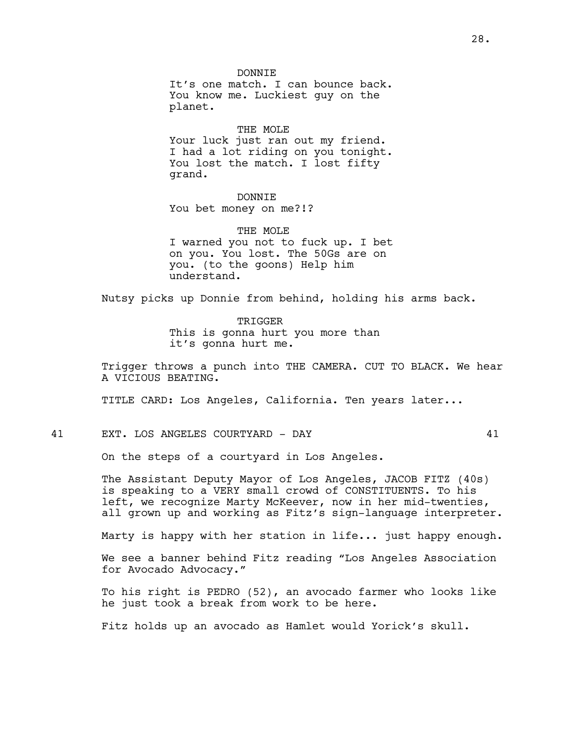DONNIE
It's one match. I can bounce back. You know me. Luckiest guy on the planet.

THE MOLE
Your luck just ran out my friend. I had a lot riding on you tonight. You lost the match. I lost fifty grand.

DONNIE
You bet money on me?!?

THE MOLE
I warned you not to fuck up. I bet on you. You lost. The 50Gs are on you. (to the goons) Help him understand.

Nutsy picks up Donnie from behind, holding his arms back.

TRIGGER
This is gonna hurt you more than it's gonna hurt me.

Trigger throws a punch into THE CAMERA. CUT TO BLACK. We hear A VICIOUS BEATING.

TITLE CARD: Los Angeles, California. Ten years later...

## 41 EXT. LOS ANGELES COURTYARD - DAY 41

On the steps of a courtyard in Los Angeles.

The Assistant Deputy Mayor of Los Angeles, JACOB FITZ (40s) is speaking to a VERY small crowd of CONSTITUENTS. To his left, we recognize Marty McKeever, now in her mid-twenties, all grown up and working as Fitz's sign-language interpreter.

Marty is happy with her station in life... just happy enough.

We see a banner behind Fitz reading "Los Angeles Association for Avocado Advocacy."

To his right is PEDRO (52), an avocado farmer who looks like he just took a break from work to be here.

Fitz holds up an avocado as Hamlet would Yorick's skull.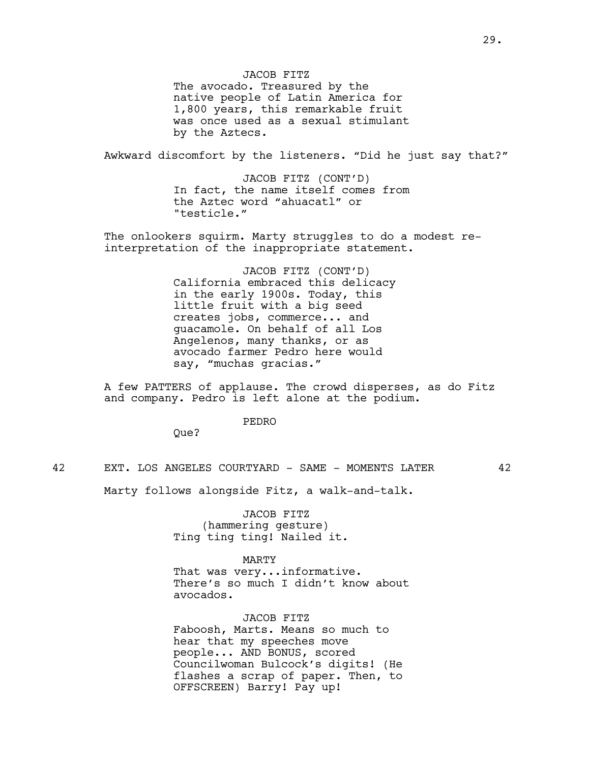JACOB FITZ

The avocado. Treasured by the native people of Latin America for 1,800 years, this remarkable fruit was once used as a sexual stimulant by the Aztecs.

Awkward discomfort by the listeners. “Did he just say that?”

JACOB FITZ (CONT’D)

In fact, the name itself comes from the Aztec word “ahuacatl” or "testicle.”

The onlookers squirm. Marty struggles to do a modest re-interpretation of the inappropriate statement.

JACOB FITZ (CONT’D)

California embraced this delicacy in the early 1900s. Today, this little fruit with a big seed creates jobs, commerce... and guacamole. On behalf of all Los Angelenos, many thanks, or as avocado farmer Pedro here would say, “muchas gracias.”

A few PATTERS of applause. The crowd disperses, as do Fitz and company. Pedro is left alone at the podium.

PEDRO

Que?

42 EXT. LOS ANGELES COURTYARD - SAME - MOMENTS LATER 42

Marty follows alongside Fitz, a walk-and-talk.

JACOB FITZ

(hammering gesture)

Ting ting ting! Nailed it.

MARTY

That was very...informative. There’s so much I didn’t know about avocados.

JACOB FITZ

Faboosh, Marts. Means so much to hear that my speeches move people... AND BONUS, scored Councilwoman Bulcock’s digits! (He flashes a scrap of paper. Then, to OFFSCREEN) Barry! Pay up!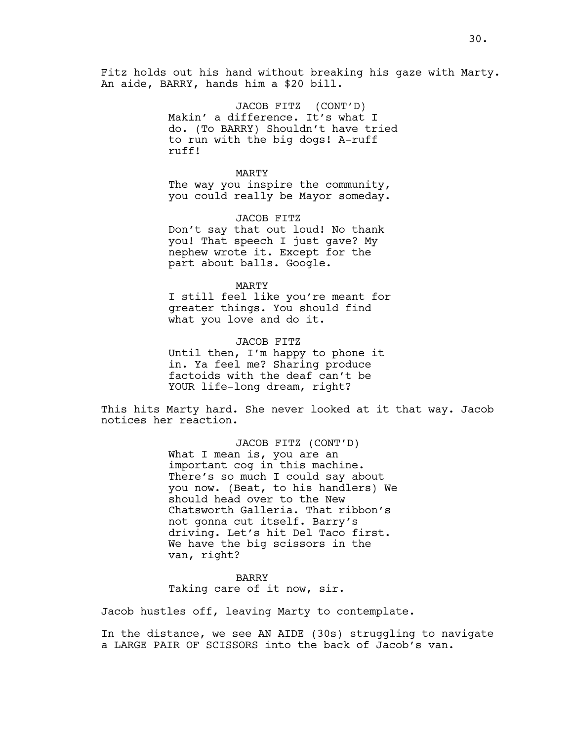Fitz holds out his hand without breaking his gaze with Marty. An aide, BARRY, hands him a $20 bill.

JACOB FITZ (CONT'D)
Makin' a difference. It's what I do. (To BARRY) Shouldn't have tried to run with the big dogs! A-ruff ruff!

MARTY
The way you inspire the community, you could really be Mayor someday.

JACOB FITZ
Don't say that out loud! No thank you! That speech I just gave? My nephew wrote it. Except for the part about balls. Google.

MARTY
I still feel like you're meant for greater things. You should find what you love and do it.

JACOB FITZ
Until then, I'm happy to phone it in. Ya feel me? Sharing produce factoids with the deaf can't be YOUR life-long dream, right?

This hits Marty hard. She never looked at it that way. Jacob notices her reaction.

JACOB FITZ (CONT'D)
What I mean is, you are an important cog in this machine. There's so much I could say about you now. (Beat, to his handlers) We should head over to the New Chatsworth Galleria. That ribbon's not gonna cut itself. Barry's driving. Let's hit Del Taco first. We have the big scissors in the van, right?

BARRY
Taking care of it now, sir.

Jacob hustles off, leaving Marty to contemplate.

In the distance, we see AN AIDE (30s) struggling to navigate a LARGE PAIR OF SCISSORS into the back of Jacob's van.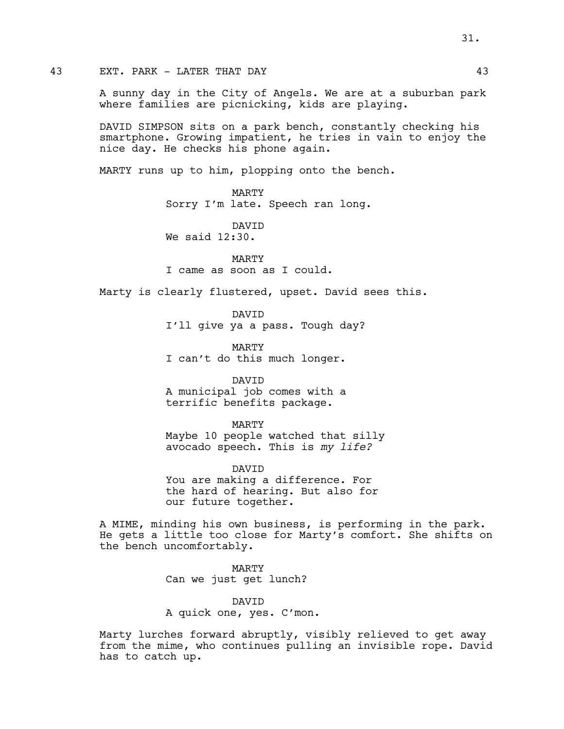43 EXT. PARK - LATER THAT DAY 43

A sunny day in the City of Angels. We are at a suburban park where families are picnicking, kids are playing.

DAVID SIMPSON sits on a park bench, constantly checking his smartphone. Growing impatient, he tries in vain to enjoy the nice day. He checks his phone again.

MARTY runs up to him, plopping onto the bench.

MARTY
Sorry I'm late. Speech ran long.

DAVID
We said 12:30.

MARTY
I came as soon as I could.

Marty is clearly flustered, upset. David sees this.

DAVID
I'll give ya a pass. Tough day?

MARTY
I can't do this much longer.

DAVID
A municipal job comes with a terrific benefits package.

MARTY
Maybe 10 people watched that silly avocado speech. This is *my life?*

DAVID
You are making a difference. For the hard of hearing. But also for our future together.

A MIME, minding his own business, is performing in the park. He gets a little too close for Marty's comfort. She shifts on the bench uncomfortably.

MARTY
Can we just get lunch?

DAVID
A quick one, yes. C'mon.

Marty lurches forward abruptly, visibly relieved to get away from the mime, who continues pulling an invisible rope. David has to catch up.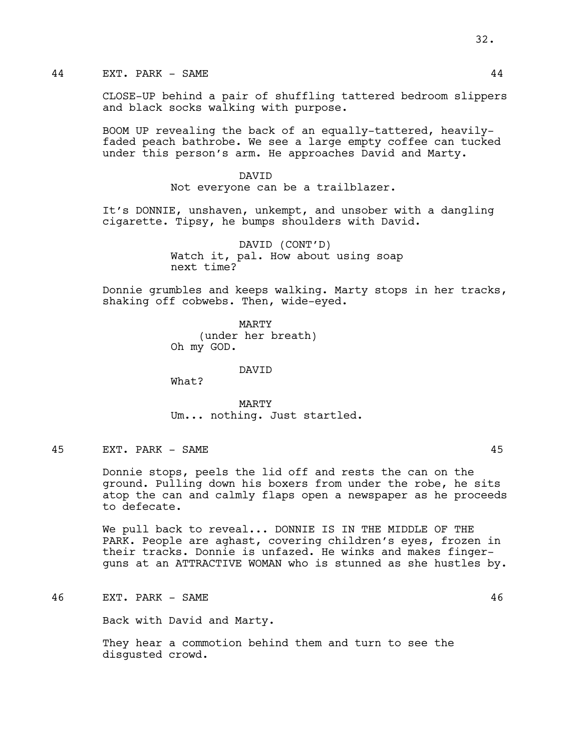44 EXT. PARK - SAME 44

CLOSE-UP behind a pair of shuffling tattered bedroom slippers and black socks walking with purpose.

BOOM UP revealing the back of an equally-tattered, heavily-faded peach bathrobe. We see a large empty coffee can tucked under this person's arm. He approaches David and Marty.

DAVID
Not everyone can be a trailblazer.

It's DONNIE, unshaven, unkempt, and unsober with a dangling cigarette. Tipsy, he bumps shoulders with David.

DAVID (CONT'D)
Watch it, pal. How about using soap next time?

Donnie grumbles and keeps walking. Marty stops in her tracks, shaking off cobwebs. Then, wide-eyed.

MARTY
(under her breath)
Oh my GOD.

DAVID
What?

MARTY
Um... nothing. Just startled.

45 EXT. PARK - SAME 45

Donnie stops, peels the lid off and rests the can on the ground. Pulling down his boxers from under the robe, he sits atop the can and calmly flaps open a newspaper as he proceeds to defecate.

We pull back to reveal... DONNIE IS IN THE MIDDLE OF THE PARK. People are aghast, covering children's eyes, frozen in their tracks. Donnie is unfazed. He winks and makes finger-guns at an ATTRACTIVE WOMAN who is stunned as she hustles by.

46 EXT. PARK - SAME 46

Back with David and Marty.

They hear a commotion behind them and turn to see the disgusted crowd.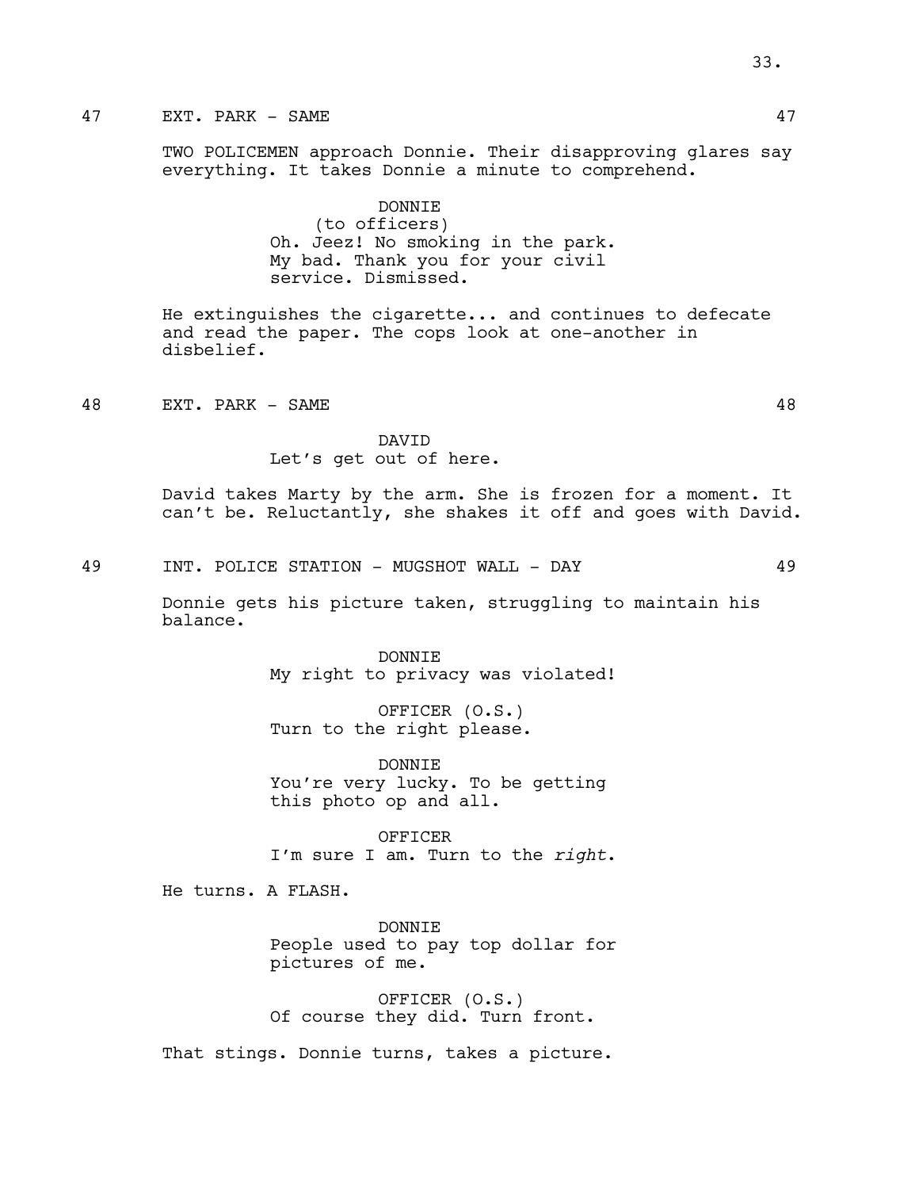47 EXT. PARK - SAME 47

TWO POLICEMEN approach Donnie. Their disapproving glares say everything. It takes Donnie a minute to comprehend.

DONNIE
(to officers)
Oh. Jeez! No smoking in the park. My bad. Thank you for your civil service. Dismissed.

He extinguishes the cigarette... and continues to defecate and read the paper. The cops look at one-another in disbelief.

48 EXT. PARK - SAME 48

DAVID
Let's get out of here.

David takes Marty by the arm. She is frozen for a moment. It can't be. Reluctantly, she shakes it off and goes with David.

49 INT. POLICE STATION - MUGSHOT WALL - DAY 49

Donnie gets his picture taken, struggling to maintain his balance.

DONNIE
My right to privacy was violated!

OFFICER (O.S.)
Turn to the right please.

DONNIE
You're very lucky. To be getting this photo op and all.

OFFICER
I'm sure I am. Turn to the *right*.

He turns. A FLASH.

DONNIE
People used to pay top dollar for pictures of me.

OFFICER (O.S.)
Of course they did. Turn front.

That stings. Donnie turns, takes a picture.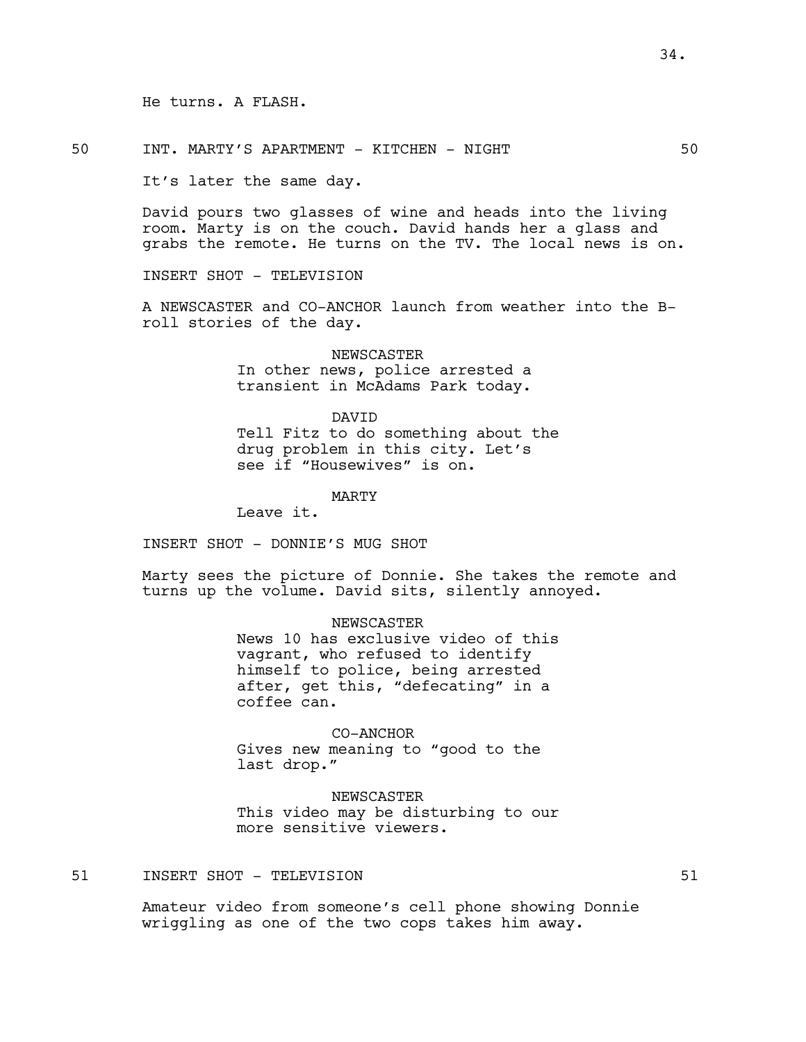He turns. A FLASH.

50 INT. MARTY'S APARTMENT - KITCHEN - NIGHT 50

It's later the same day.

David pours two glasses of wine and heads into the living room. Marty is on the couch. David hands her a glass and grabs the remote. He turns on the TV. The local news is on.

INSERT SHOT - TELEVISION

A NEWSCASTER and CO-ANCHOR launch from weather into the B-roll stories of the day.

NEWSCASTER
In other news, police arrested a transient in McAdams Park today.

DAVID
Tell Fitz to do something about the drug problem in this city. Let's see if "Housewives" is on.

MARTY
Leave it.

INSERT SHOT - DONNIE'S MUG SHOT

Marty sees the picture of Donnie. She takes the remote and turns up the volume. David sits, silently annoyed.

NEWSCASTER
News 10 has exclusive video of this vagrant, who refused to identify himself to police, being arrested after, get this, "defecating" in a coffee can.

CO-ANCHOR
Gives new meaning to "good to the last drop."

NEWSCASTER
This video may be disturbing to our more sensitive viewers.

51 INSERT SHOT - TELEVISION 51

Amateur video from someone's cell phone showing Donnie wriggling as one of the two cops takes him away.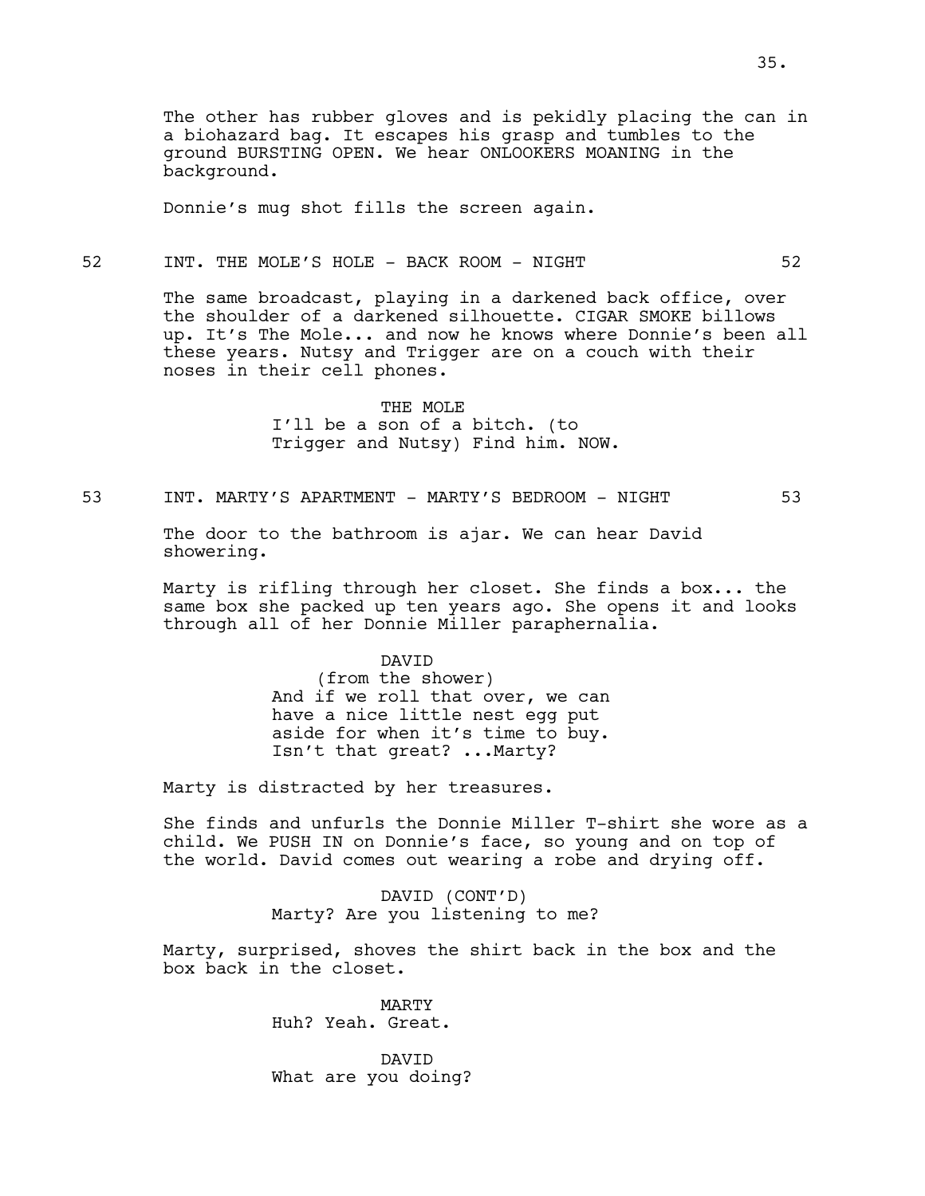The other has rubber gloves and is pekidly placing the can in a biohazard bag. It escapes his grasp and tumbles to the ground BURSTING OPEN. We hear ONLOOKERS MOANING in the background.

Donnie's mug shot fills the screen again.

52 INT. THE MOLE'S HOLE - BACK ROOM - NIGHT 52

The same broadcast, playing in a darkened back office, over the shoulder of a darkened silhouette. CIGAR SMOKE billows up. It's The Mole... and now he knows where Donnie's been all these years. Nutsy and Trigger are on a couch with their noses in their cell phones.

THE MOLE
I'll be a son of a bitch. (to Trigger and Nutsy) Find him. NOW.

53 INT. MARTY'S APARTMENT - MARTY'S BEDROOM - NIGHT 53

The door to the bathroom is ajar. We can hear David showering.

Marty is rifling through her closet. She finds a box... the same box she packed up ten years ago. She opens it and looks through all of her Donnie Miller paraphernalia.

DAVID
(from the shower)
And if we roll that over, we can have a nice little nest egg put aside for when it's time to buy. Isn't that great? ...Marty?

Marty is distracted by her treasures.

She finds and unfurls the Donnie Miller T-shirt she wore as a child. We PUSH IN on Donnie's face, so young and on top of the world. David comes out wearing a robe and drying off.

DAVID (CONT'D)
Marty? Are you listening to me?

Marty, surprised, shoves the shirt back in the box and the box back in the closet.

MARTY
Huh? Yeah. Great.

DAVID
What are you doing?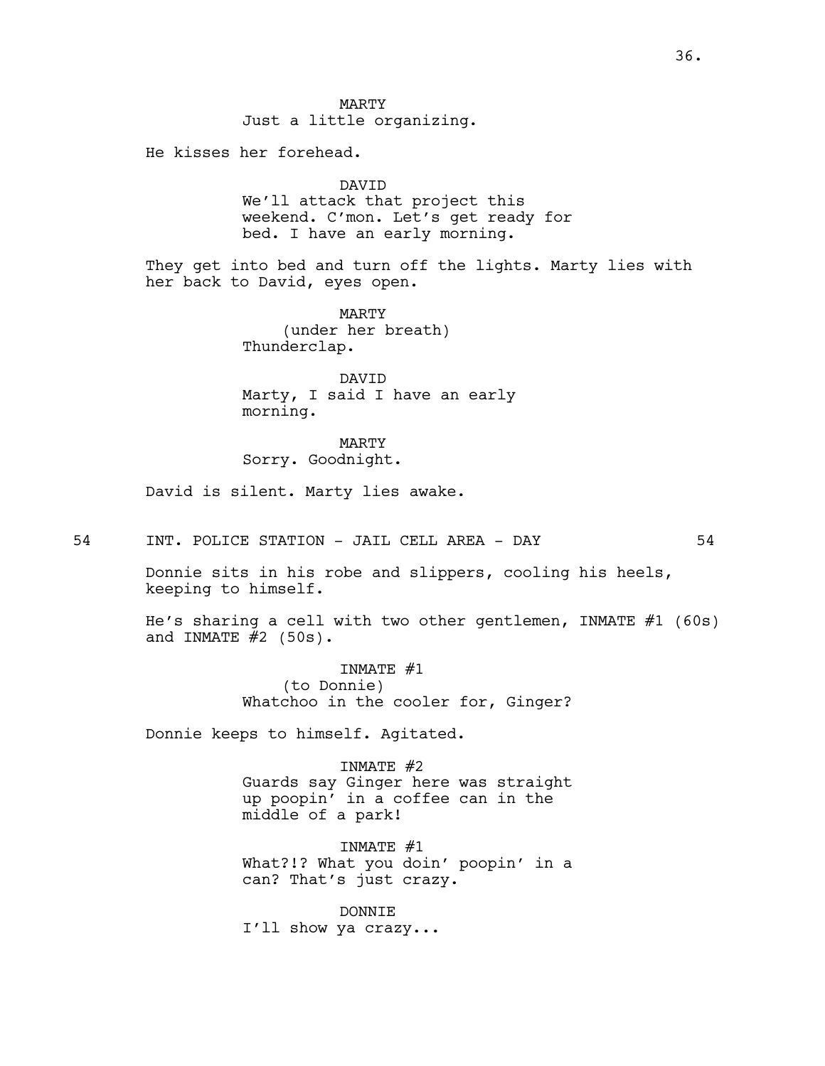MARTY
Just a little organizing.

He kisses her forehead.

DAVID
We'll attack that project this weekend. C'mon. Let's get ready for bed. I have an early morning.

They get into bed and turn off the lights. Marty lies with her back to David, eyes open.

MARTY
(under her breath)
Thunderclap.

DAVID
Marty, I said I have an early morning.

MARTY
Sorry. Goodnight.

David is silent. Marty lies awake.

54 INT. POLICE STATION - JAIL CELL AREA - DAY 54

Donnie sits in his robe and slippers, cooling his heels, keeping to himself.

He's sharing a cell with two other gentlemen, INMATE #1 (60s) and INMATE #2 (50s).

INMATE #1
(to Donnie)
Whatchoo in the cooler for, Ginger?

Donnie keeps to himself. Agitated.

INMATE #2
Guards say Ginger here was straight up poopin' in a coffee can in the middle of a park!

INMATE #1
What?!? What you doin' poopin' in a can? That's just crazy.

DONNIE
I'll show ya crazy...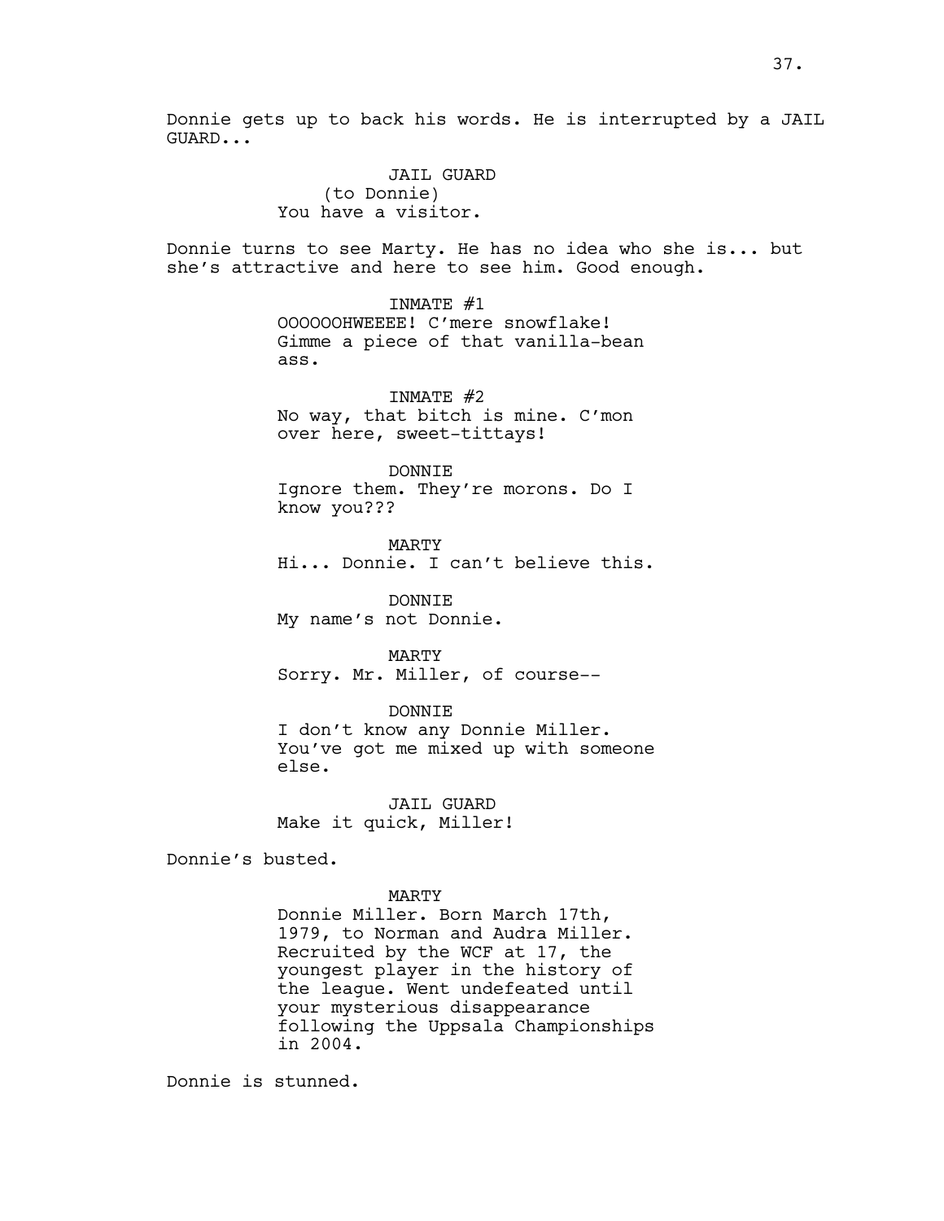Donnie gets up to back his words. He is interrupted by a JAIL GUARD...

JAIL GUARD
(to Donnie)
You have a visitor.

Donnie turns to see Marty. He has no idea who she is... but she's attractive and here to see him. Good enough.

INMATE #1
OOOOOOHWEEEE! C'mere snowflake! Gimme a piece of that vanilla-bean ass.

INMATE #2
No way, that bitch is mine. C'mon over here, sweet-tittays!

DONNIE
Ignore them. They're morons. Do I know you???

MARTY
Hi... Donnie. I can't believe this.

DONNIE
My name's not Donnie.

MARTY
Sorry. Mr. Miller, of course--

DONNIE
I don't know any Donnie Miller. You've got me mixed up with someone else.

JAIL GUARD
Make it quick, Miller!

Donnie's busted.

MARTY
Donnie Miller. Born March 17th, 1979, to Norman and Audra Miller. Recruited by the WCF at 17, the youngest player in the history of the league. Went undefeated until your mysterious disappearance following the Uppsala Championships in 2004.

Donnie is stunned.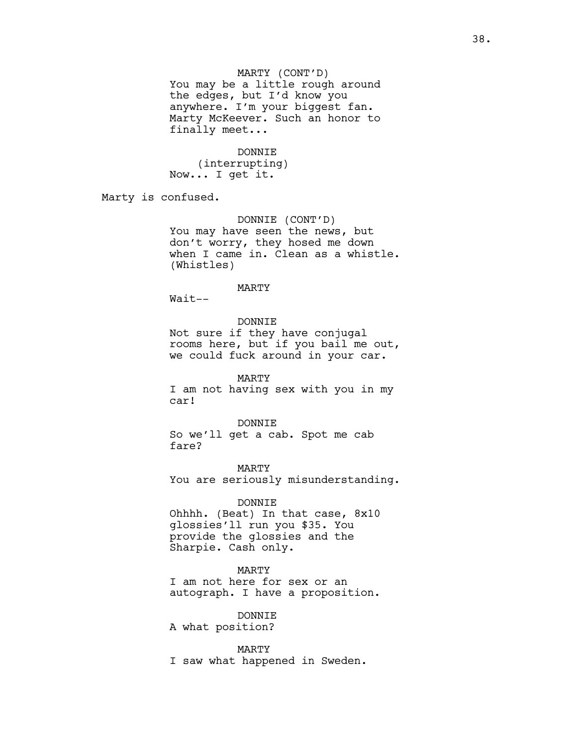MARTY (CONT'D)
You may be a little rough around the edges, but I'd know you anywhere. I'm your biggest fan. Marty McKeever. Such an honor to finally meet...

DONNIE
(interrupting)
Now... I get it.

Marty is confused.

DONNIE (CONT'D)
You may have seen the news, but don't worry, they hosed me down when I came in. Clean as a whistle. (Whistles)

MARTY
Wait--

DONNIE
Not sure if they have conjugal rooms here, but if you bail me out, we could fuck around in your car.

MARTY
I am not having sex with you in my car!

DONNIE
So we'll get a cab. Spot me cab fare?

MARTY
You are seriously misunderstanding.

DONNIE
Ohhhh. (Beat) In that case, 8x10 glossies'll run you $35. You provide the glossies and the Sharpie. Cash only.

MARTY
I am not here for sex or an autograph. I have a proposition.

DONNIE
A what position?

MARTY
I saw what happened in Sweden.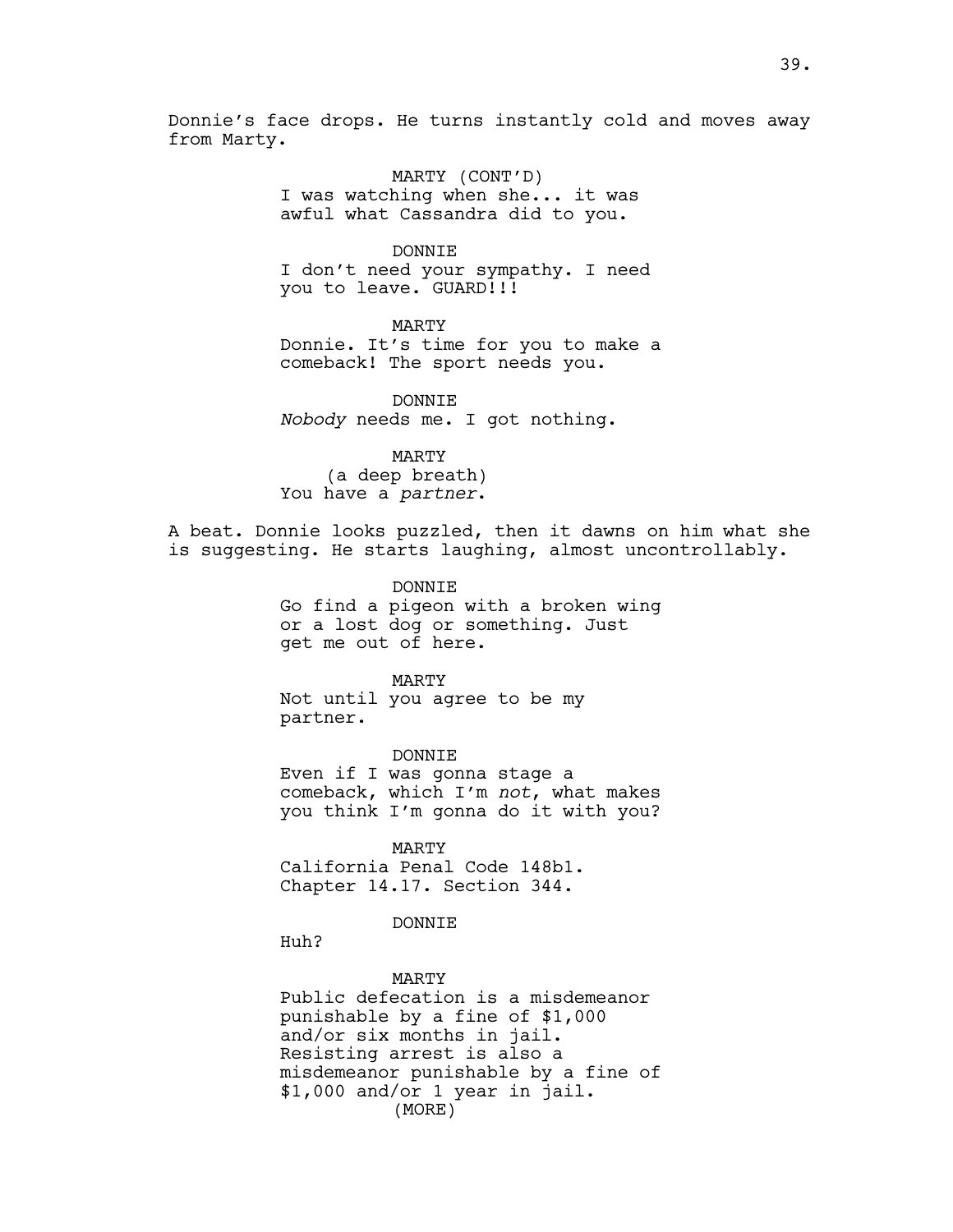Donnie's face drops. He turns instantly cold and moves away from Marty.

MARTY (CONT'D)
I was watching when she... it was awful what Cassandra did to you.

DONNIE
I don't need your sympathy. I need you to leave. GUARD!!!

MARTY
Donnie. It's time for you to make a comeback! The sport needs you.

DONNIE
*Nobody* needs me. I got nothing.

MARTY
(a deep breath)
You have a *partner*.

A beat. Donnie looks puzzled, then it dawns on him what she is suggesting. He starts laughing, almost uncontrollably.

DONNIE
Go find a pigeon with a broken wing or a lost dog or something. Just get me out of here.

MARTY
Not until you agree to be my partner.

DONNIE
Even if I was gonna stage a comeback, which I'm *not*, what makes you think I'm gonna do it with you?

MARTY
California Penal Code 148b1. Chapter 14.17. Section 344.

DONNIE
Huh?

MARTY
Public defecation is a misdemeanor punishable by a fine of $1,000 and/or six months in jail. Resisting arrest is also a misdemeanor punishable by a fine of $1,000 and/or 1 year in jail.
(MORE)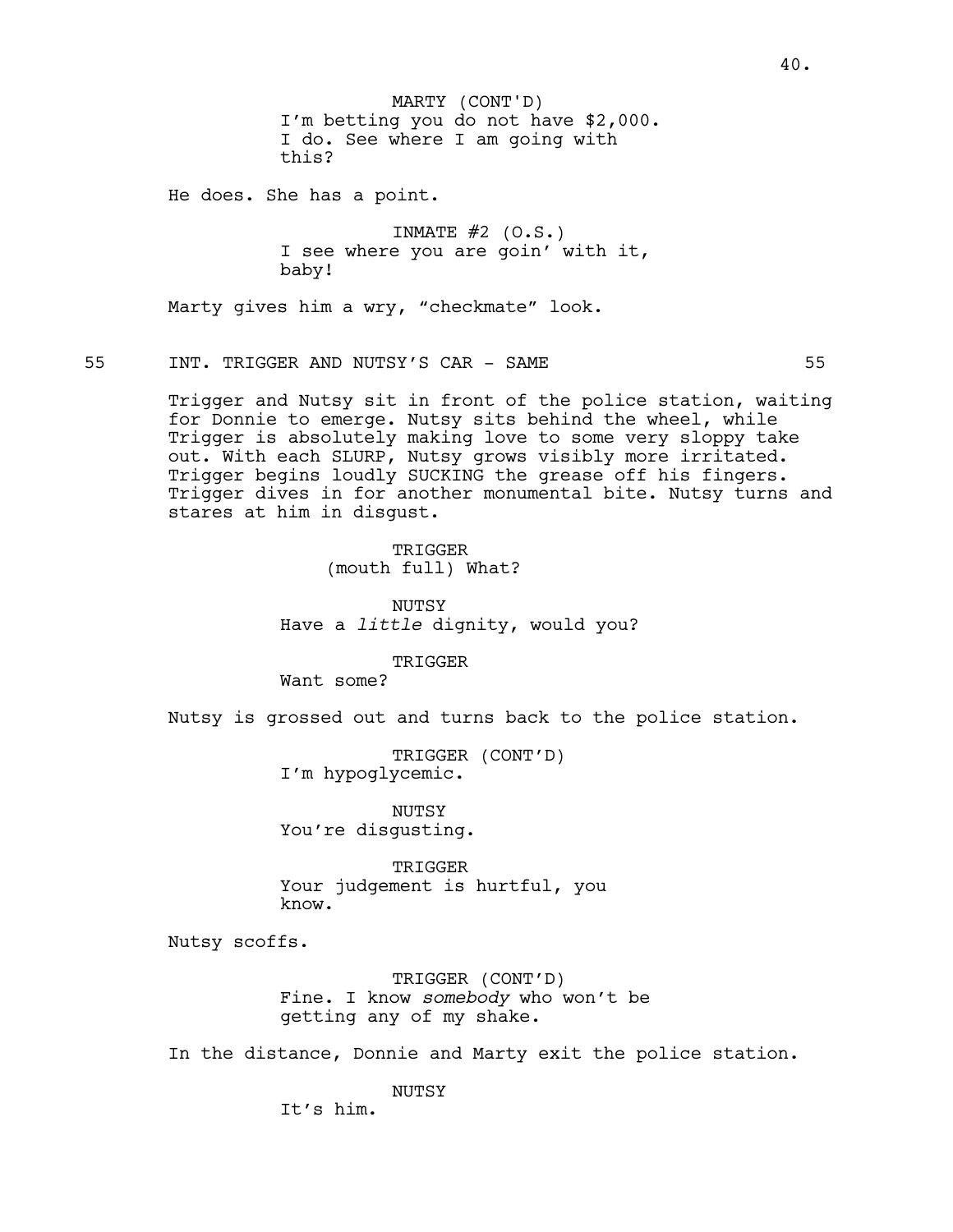MARTY (CONT'D)
I'm betting you do not have $2,000. I do. See where I am going with this?

He does. She has a point.

INMATE #2 (O.S.)
I see where you are goin' with it, baby!

Marty gives him a wry, "checkmate" look.

55 INT. TRIGGER AND NUTSY'S CAR - SAME 55

Trigger and Nutsy sit in front of the police station, waiting for Donnie to emerge. Nutsy sits behind the wheel, while Trigger is absolutely making love to some very sloppy take out. With each SLURP, Nutsy grows visibly more irritated. Trigger begins loudly SUCKING the grease off his fingers. Trigger dives in for another monumental bite. Nutsy turns and stares at him in disgust.

TRIGGER
(mouth full) What?

NUTSY
Have a *little* dignity, would you?

TRIGGER
Want some?

Nutsy is grossed out and turns back to the police station.

TRIGGER (CONT'D)
I'm hypoglycemic.

NUTSY
You're disgusting.

TRIGGER
Your judgement is hurtful, you know.

Nutsy scoffs.

TRIGGER (CONT'D)
Fine. I know *somebody* who won't be getting any of my shake.

In the distance, Donnie and Marty exit the police station.

NUTSY
It's him.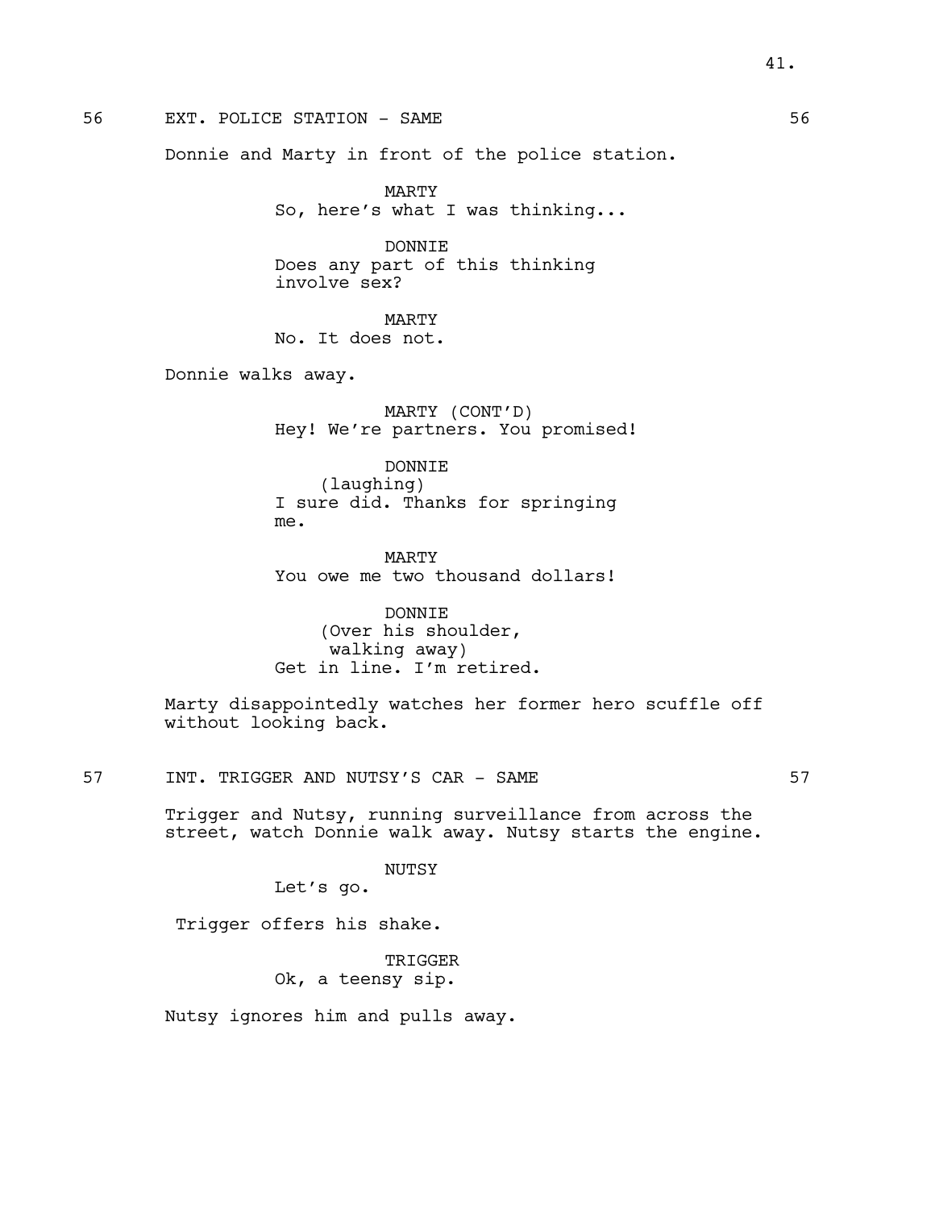56 EXT. POLICE STATION - SAME 56

Donnie and Marty in front of the police station.

MARTY
So, here's what I was thinking...

DONNIE
Does any part of this thinking involve sex?

MARTY
No. It does not.

Donnie walks away.

MARTY (CONT'D)
Hey! We're partners. You promised!

DONNIE
(laughing)
I sure did. Thanks for springing me.

MARTY
You owe me two thousand dollars!

DONNIE
(Over his shoulder, walking away)
Get in line. I'm retired.

Marty disappointedly watches her former hero scuffle off without looking back.

57 INT. TRIGGER AND NUTSY'S CAR - SAME 57

Trigger and Nutsy, running surveillance from across the street, watch Donnie walk away. Nutsy starts the engine.

NUTSY
Let's go.

Trigger offers his shake.

TRIGGER
Ok, a teensy sip.

Nutsy ignores him and pulls away.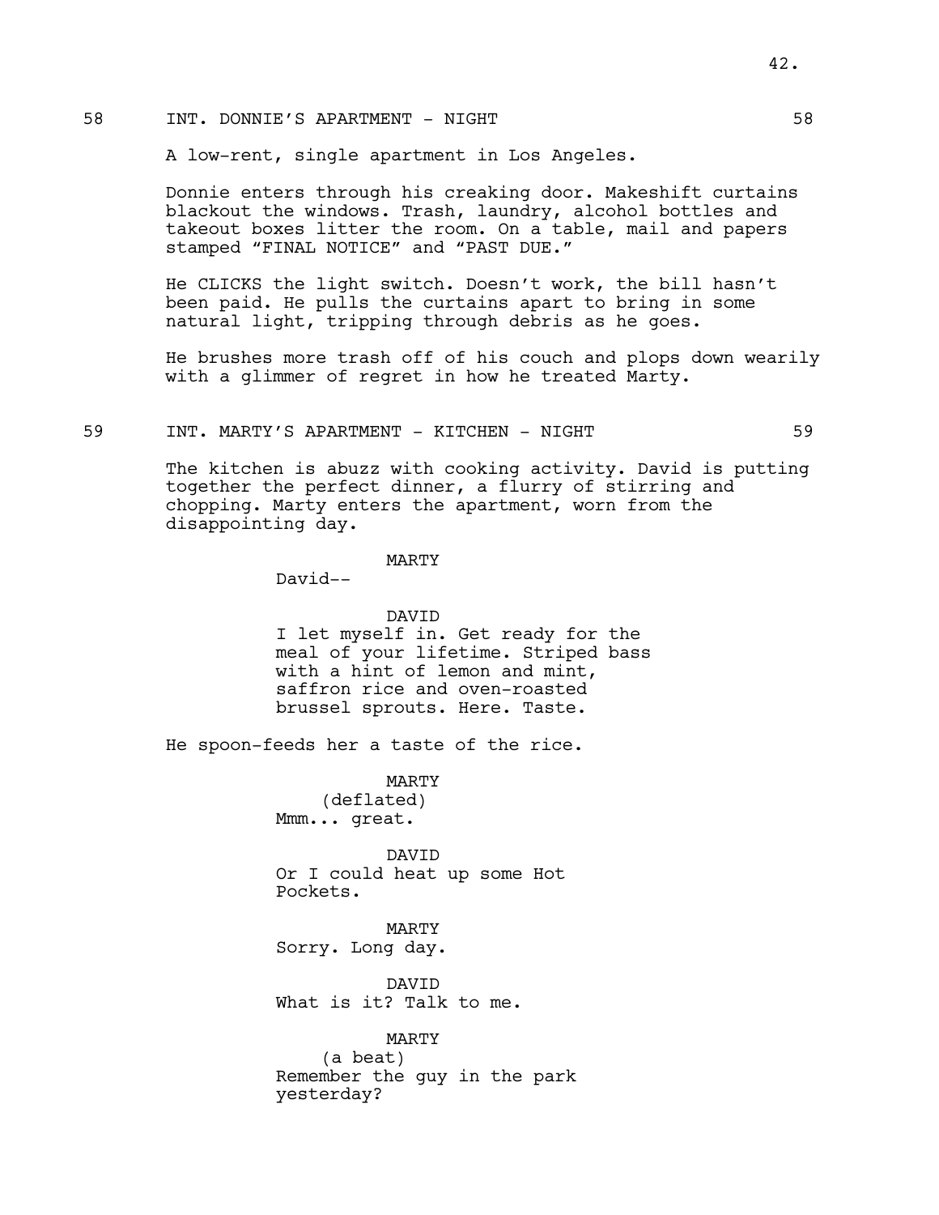58 INT. DONNIE'S APARTMENT - NIGHT 58

A low-rent, single apartment in Los Angeles.

Donnie enters through his creaking door. Makeshift curtains blackout the windows. Trash, laundry, alcohol bottles and takeout boxes litter the room. On a table, mail and papers stamped "FINAL NOTICE" and "PAST DUE."

He CLICKS the light switch. Doesn't work, the bill hasn't been paid. He pulls the curtains apart to bring in some natural light, tripping through debris as he goes.

He brushes more trash off of his couch and plops down wearily with a glimmer of regret in how he treated Marty.

59 INT. MARTY'S APARTMENT - KITCHEN - NIGHT 59

The kitchen is abuzz with cooking activity. David is putting together the perfect dinner, a flurry of stirring and chopping. Marty enters the apartment, worn from the disappointing day.

MARTY
David--

DAVID
I let myself in. Get ready for the meal of your lifetime. Striped bass with a hint of lemon and mint, saffron rice and oven-roasted brussel sprouts. Here. Taste.

He spoon-feeds her a taste of the rice.

MARTY
(deflated)
Mmm... great.

DAVID
Or I could heat up some Hot Pockets.

MARTY
Sorry. Long day.

DAVID
What is it? Talk to me.

MARTY
(a beat)
Remember the guy in the park yesterday?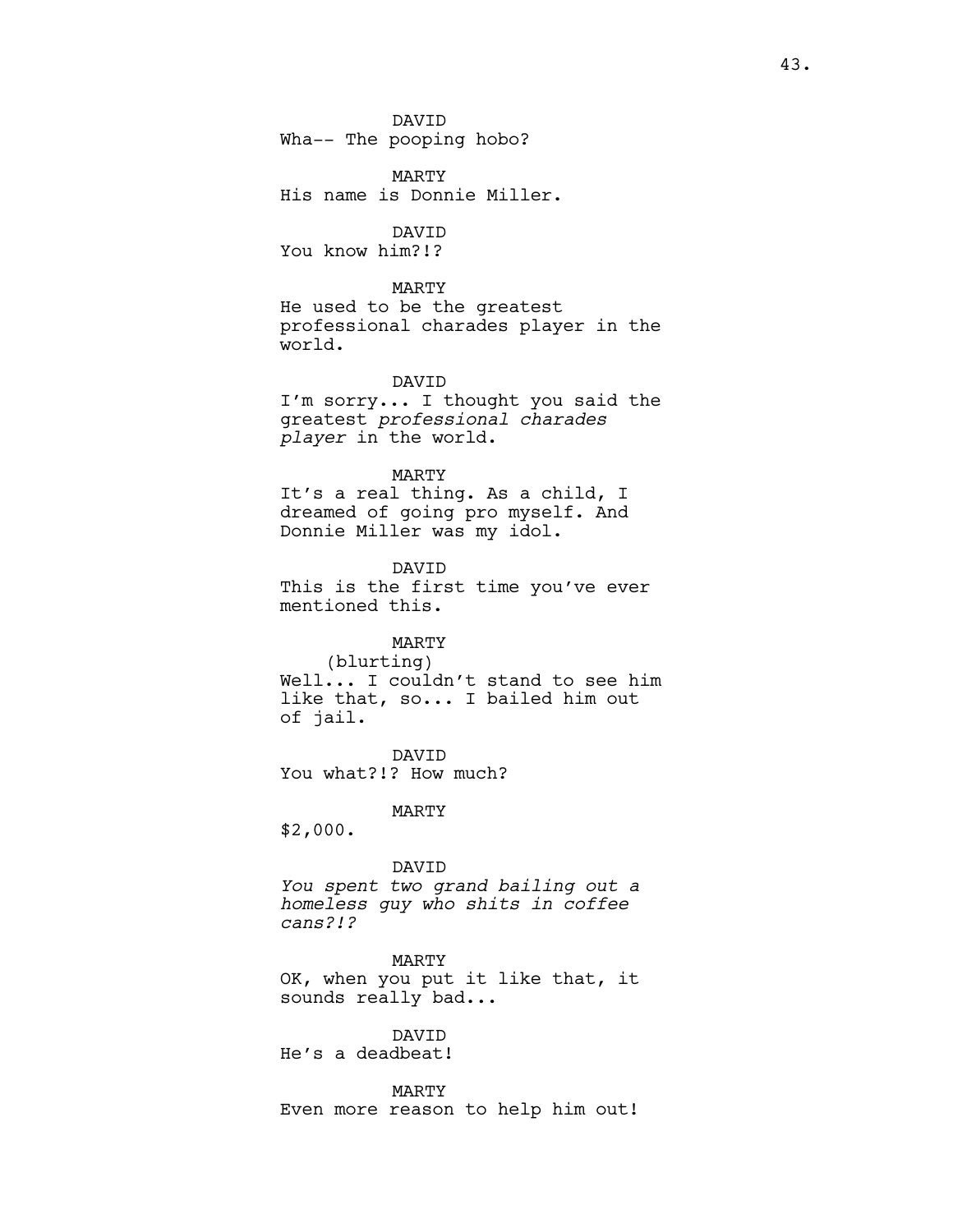DAVID
Wha-- The pooping hobo?

MARTY
His name is Donnie Miller.

DAVID
You know him?!?

MARTY
He used to be the greatest professional charades player in the world.

DAVID
I'm sorry... I thought you said the greatest *professional charades player* in the world.

MARTY
It's a real thing. As a child, I dreamed of going pro myself. And Donnie Miller was my idol.

DAVID
This is the first time you've ever mentioned this.

MARTY
(blurting)
Well... I couldn't stand to see him like that, so... I bailed him out of jail.

DAVID
You what?!? How much?

MARTY
$2,000.

DAVID
*You spent two grand bailing out a homeless guy who shits in coffee cans?!?*

MARTY
OK, when you put it like that, it sounds really bad...

DAVID
He's a deadbeat!

MARTY
Even more reason to help him out!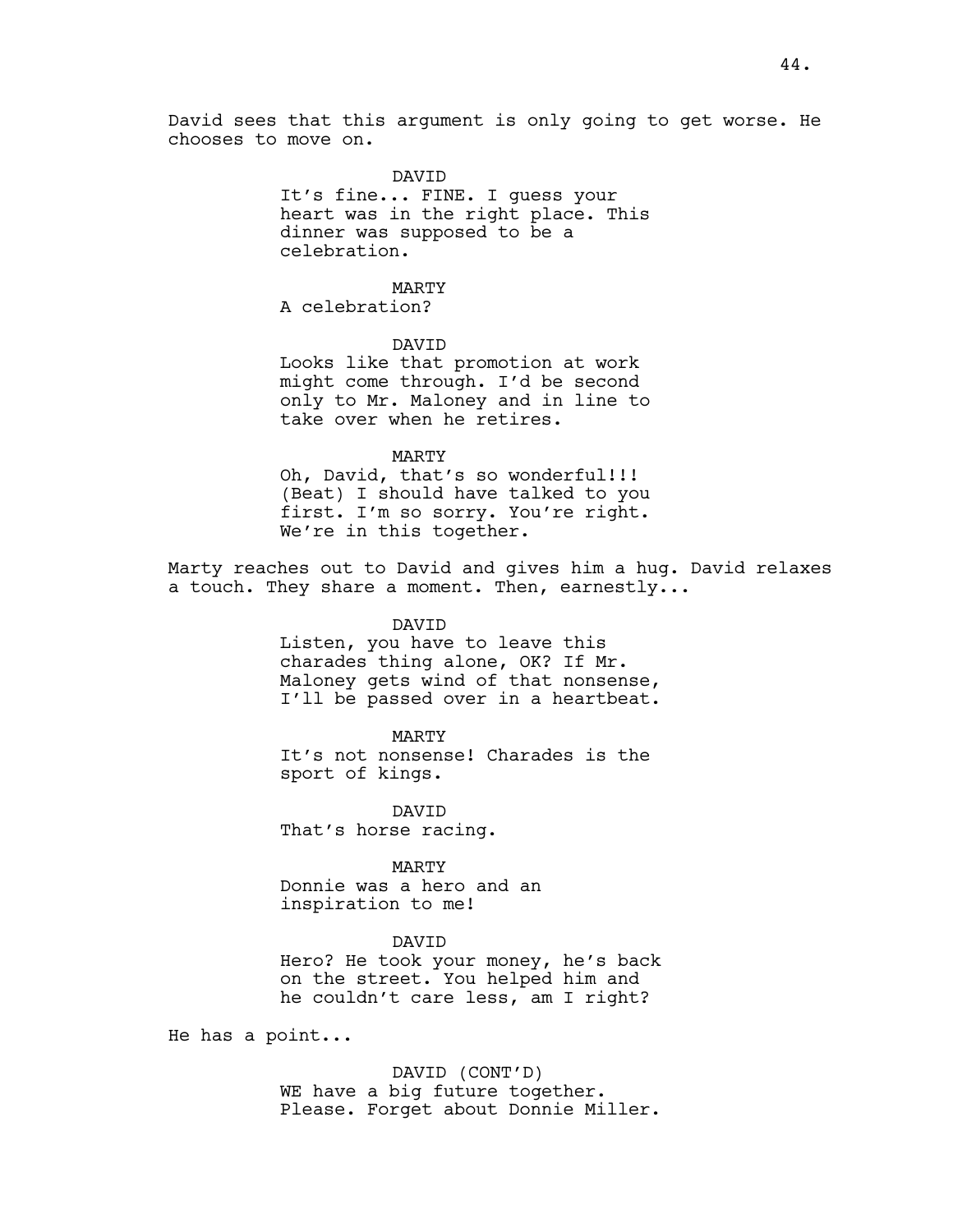David sees that this argument is only going to get worse. He chooses to move on.

DAVID
It's fine... FINE. I guess your heart was in the right place. This dinner was supposed to be a celebration.

MARTY
A celebration?

DAVID
Looks like that promotion at work might come through. I'd be second only to Mr. Maloney and in line to take over when he retires.

MARTY
Oh, David, that's so wonderful!!! (Beat) I should have talked to you first. I'm so sorry. You're right. We're in this together.

Marty reaches out to David and gives him a hug. David relaxes a touch. They share a moment. Then, earnestly...

DAVID
Listen, you have to leave this charades thing alone, OK? If Mr. Maloney gets wind of that nonsense, I'll be passed over in a heartbeat.

MARTY
It's not nonsense! Charades is the sport of kings.

DAVID
That's horse racing.

MARTY
Donnie was a hero and an inspiration to me!

DAVID
Hero? He took your money, he's back on the street. You helped him and he couldn't care less, am I right?

He has a point...

DAVID (CONT'D)
WE have a big future together. Please. Forget about Donnie Miller.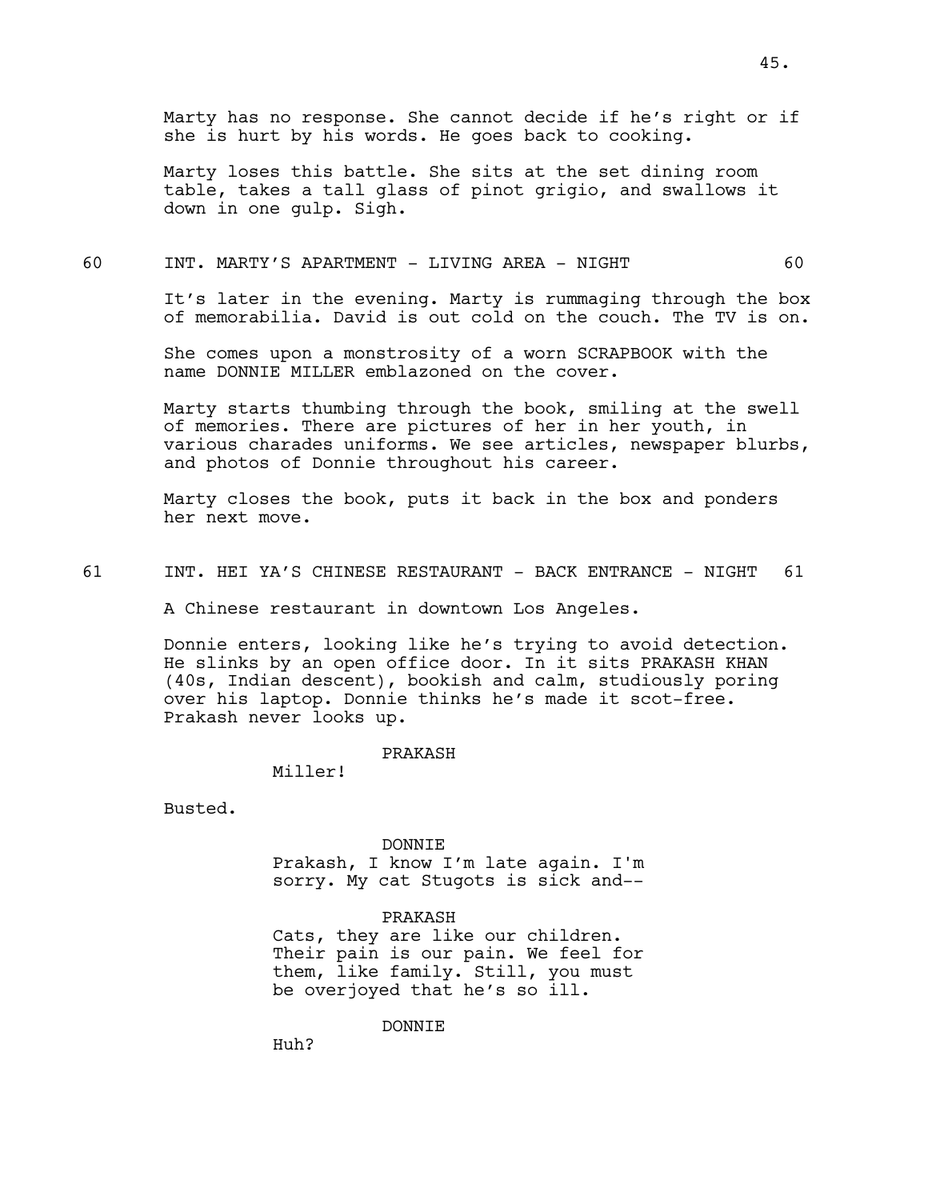Marty has no response. She cannot decide if he's right or if she is hurt by his words. He goes back to cooking.

Marty loses this battle. She sits at the set dining room table, takes a tall glass of pinot grigio, and swallows it down in one gulp. Sigh.

60 INT. MARTY'S APARTMENT - LIVING AREA - NIGHT 60

It's later in the evening. Marty is rummaging through the box of memorabilia. David is out cold on the couch. The TV is on.

She comes upon a monstrosity of a worn SCRAPBOOK with the name DONNIE MILLER emblazoned on the cover.

Marty starts thumbing through the book, smiling at the swell of memories. There are pictures of her in her youth, in various charades uniforms. We see articles, newspaper blurbs, and photos of Donnie throughout his career.

Marty closes the book, puts it back in the box and ponders her next move.

61 INT. HEI YA'S CHINESE RESTAURANT - BACK ENTRANCE - NIGHT 61

A Chinese restaurant in downtown Los Angeles.

Donnie enters, looking like he's trying to avoid detection. He slinks by an open office door. In it sits PRAKASH KHAN (40s, Indian descent), bookish and calm, studiously poring over his laptop. Donnie thinks he's made it scot-free. Prakash never looks up.

PRAKASH
Miller!

Busted.

DONNIE
Prakash, I know I'm late again. I'm sorry. My cat Stugots is sick and--

PRAKASH
Cats, they are like our children. Their pain is our pain. We feel for them, like family. Still, you must be overjoyed that he's so ill.

DONNIE
Huh?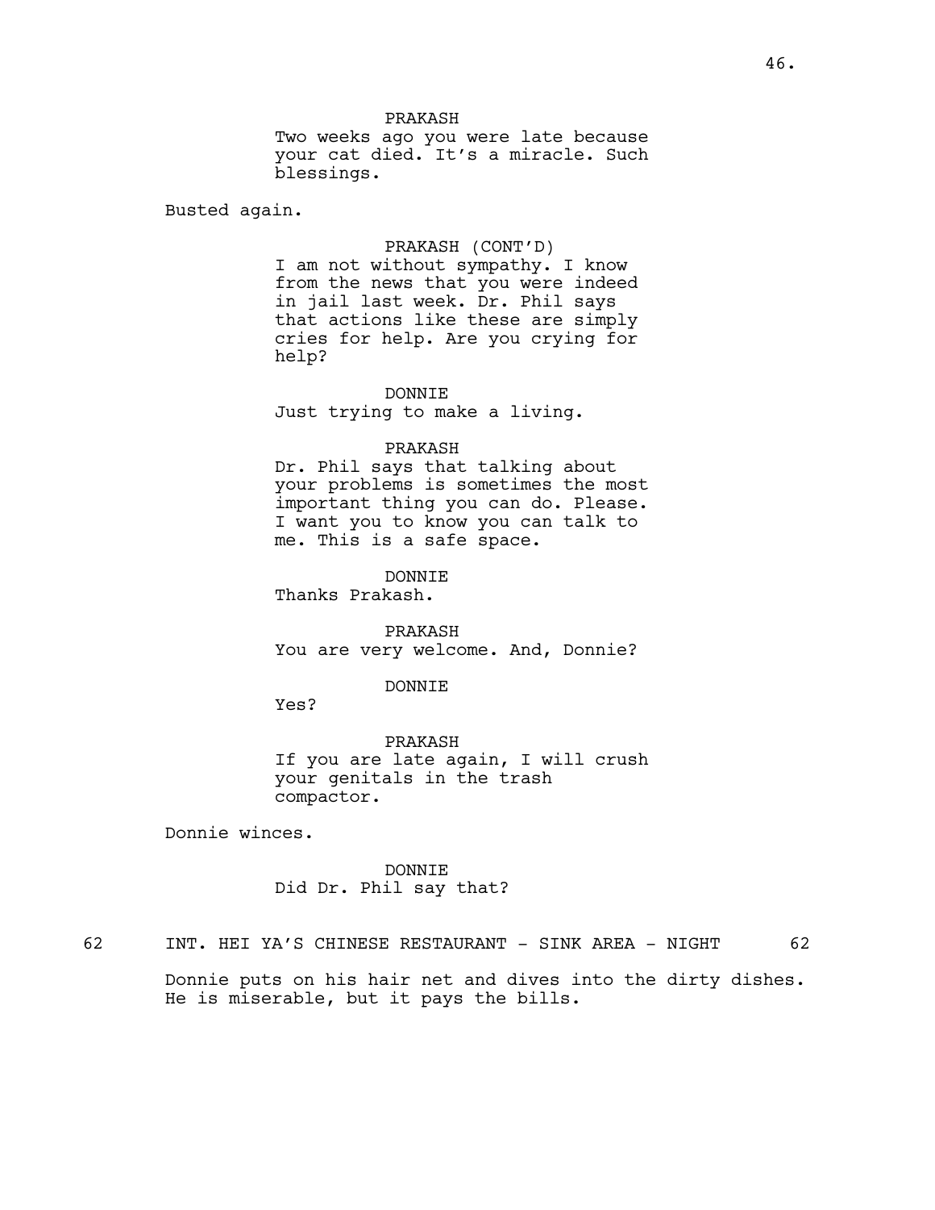PRAKASH

Two weeks ago you were late because your cat died. It's a miracle. Such blessings.

Busted again.

PRAKASH (CONT'D)

I am not without sympathy. I know from the news that you were indeed in jail last week. Dr. Phil says that actions like these are simply cries for help. Are you crying for help?

DONNIE

Just trying to make a living.

PRAKASH

Dr. Phil says that talking about your problems is sometimes the most important thing you can do. Please. I want you to know you can talk to me. This is a safe space.

DONNIE

Thanks Prakash.

PRAKASH

You are very welcome. And, Donnie?

DONNIE

Yes?

PRAKASH

If you are late again, I will crush your genitals in the trash compactor.

Donnie winces.

DONNIE

Did Dr. Phil say that?

62 INT. HEI YA'S CHINESE RESTAURANT - SINK AREA - NIGHT 62

Donnie puts on his hair net and dives into the dirty dishes. He is miserable, but it pays the bills.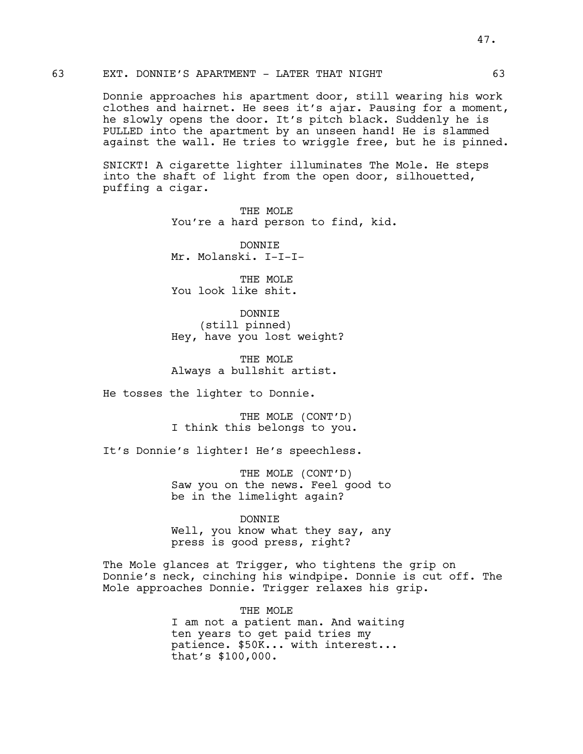## 63 EXT. DONNIE'S APARTMENT - LATER THAT NIGHT 63

Donnie approaches his apartment door, still wearing his work clothes and hairnet. He sees it's ajar. Pausing for a moment, he slowly opens the door. It's pitch black. Suddenly he is PULLED into the apartment by an unseen hand! He is slammed against the wall. He tries to wriggle free, but he is pinned.

SNICKT! A cigarette lighter illuminates The Mole. He steps into the shaft of light from the open door, silhouetted, puffing a cigar.

THE MOLE
You're a hard person to find, kid.

DONNIE
Mr. Molanski. I-I-I-

THE MOLE
You look like shit.

DONNIE
(still pinned)
Hey, have you lost weight?

THE MOLE
Always a bullshit artist.

He tosses the lighter to Donnie.

THE MOLE (CONT'D)
I think this belongs to you.

It's Donnie's lighter! He's speechless.

THE MOLE (CONT'D)
Saw you on the news. Feel good to be in the limelight again?

DONNIE
Well, you know what they say, any press is good press, right?

The Mole glances at Trigger, who tightens the grip on Donnie's neck, cinching his windpipe. Donnie is cut off. The Mole approaches Donnie. Trigger relaxes his grip.

THE MOLE
I am not a patient man. And waiting ten years to get paid tries my patience. $50K... with interest... that's $100,000.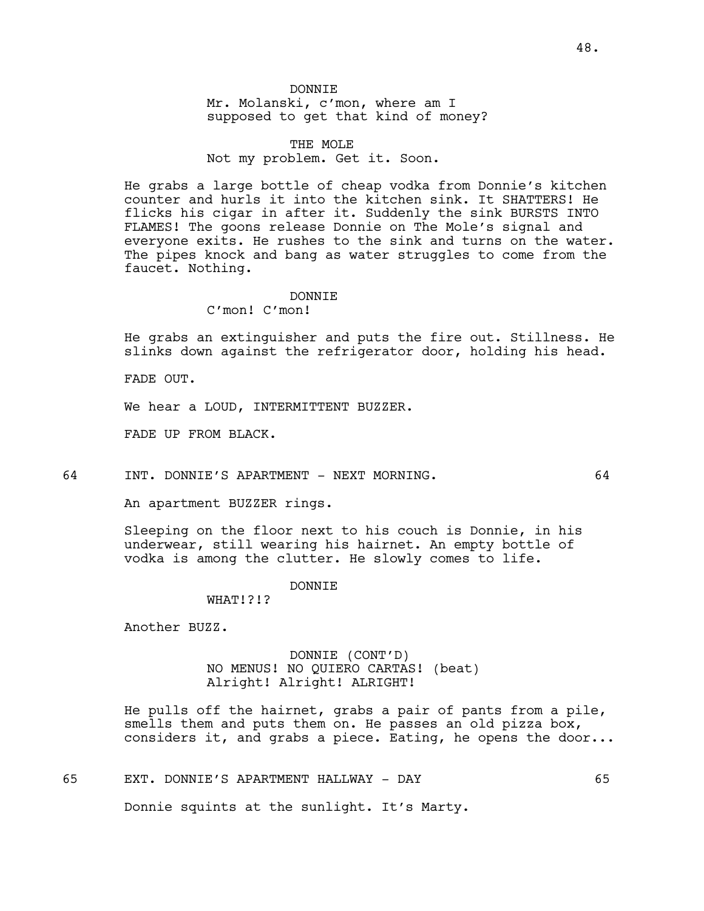DONNIE
Mr. Molanski, c'mon, where am I supposed to get that kind of money?

THE MOLE
Not my problem. Get it. Soon.

He grabs a large bottle of cheap vodka from Donnie's kitchen counter and hurls it into the kitchen sink. It SHATTERS! He flicks his cigar in after it. Suddenly the sink BURSTS INTO FLAMES! The goons release Donnie on The Mole's signal and everyone exits. He rushes to the sink and turns on the water. The pipes knock and bang as water struggles to come from the faucet. Nothing.

DONNIE
C'mon! C'mon!

He grabs an extinguisher and puts the fire out. Stillness. He slinks down against the refrigerator door, holding his head.

FADE OUT.

We hear a LOUD, INTERMITTENT BUZZER.

FADE UP FROM BLACK.

64 INT. DONNIE'S APARTMENT - NEXT MORNING. 64

An apartment BUZZER rings.

Sleeping on the floor next to his couch is Donnie, in his underwear, still wearing his hairnet. An empty bottle of vodka is among the clutter. He slowly comes to life.

DONNIE
WHAT!?!?

Another BUZZ.

DONNIE (CONT'D)
NO MENUS! NO QUIERO CARTAS! (beat)
Alright! Alright! ALRIGHT!

He pulls off the hairnet, grabs a pair of pants from a pile, smells them and puts them on. He passes an old pizza box, considers it, and grabs a piece. Eating, he opens the door...

65 EXT. DONNIE'S APARTMENT HALLWAY - DAY 65

Donnie squints at the sunlight. It's Marty.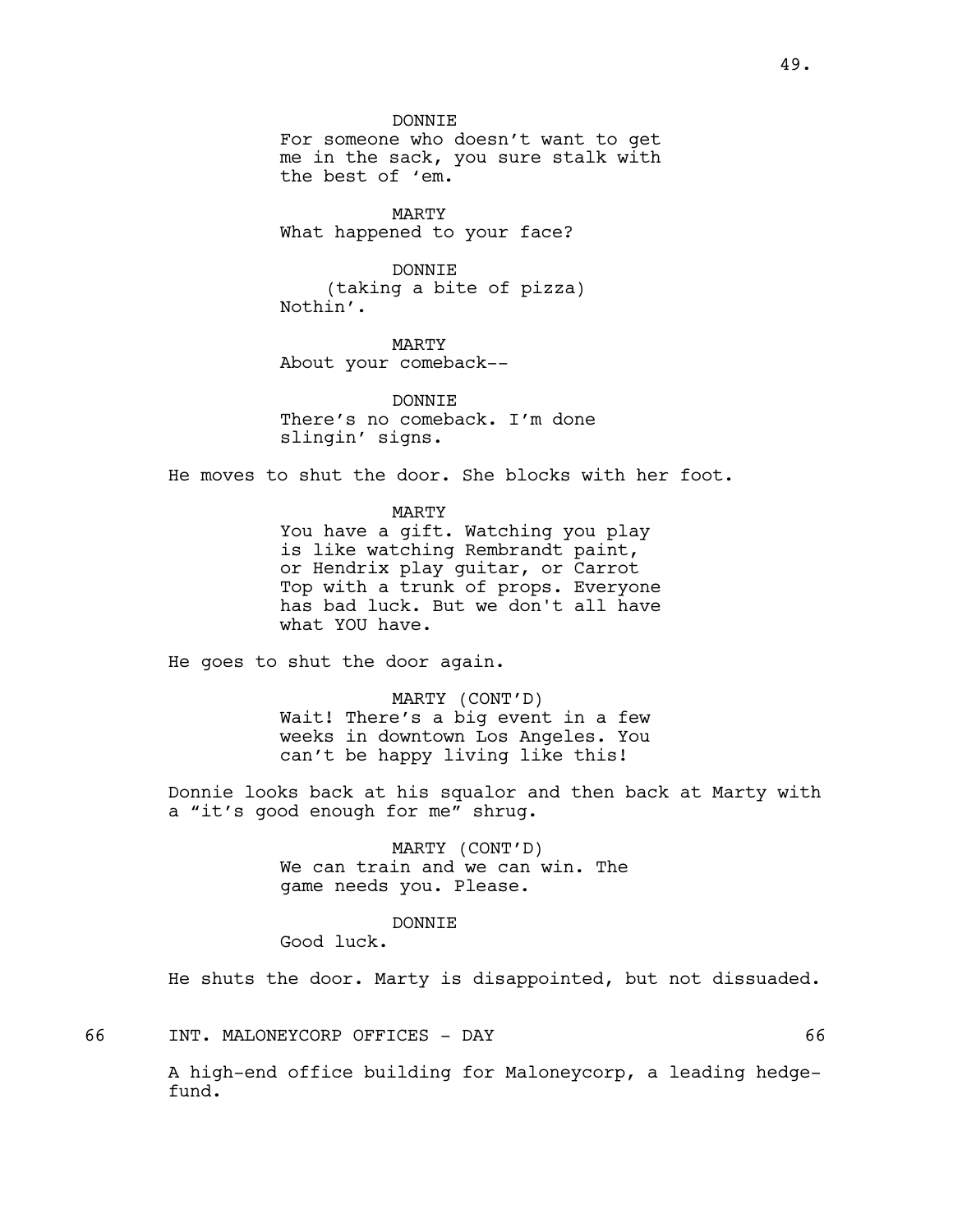DONNIE
For someone who doesn't want to get me in the sack, you sure stalk with the best of 'em.

MARTY
What happened to your face?

DONNIE
(taking a bite of pizza)
Nothin'.

MARTY
About your comeback--

DONNIE
There's no comeback. I'm done slingin' signs.

He moves to shut the door. She blocks with her foot.

MARTY
You have a gift. Watching you play is like watching Rembrandt paint, or Hendrix play guitar, or Carrot Top with a trunk of props. Everyone has bad luck. But we don't all have what YOU have.

He goes to shut the door again.

MARTY (CONT'D)
Wait! There's a big event in a few weeks in downtown Los Angeles. You can't be happy living like this!

Donnie looks back at his squalor and then back at Marty with a "it's good enough for me" shrug.

MARTY (CONT'D)
We can train and we can win. The game needs you. Please.

DONNIE
Good luck.

He shuts the door. Marty is disappointed, but not dissuaded.

66 INT. MALONEYCORP OFFICES - DAY 66

A high-end office building for Maloneycorp, a leading hedge-fund.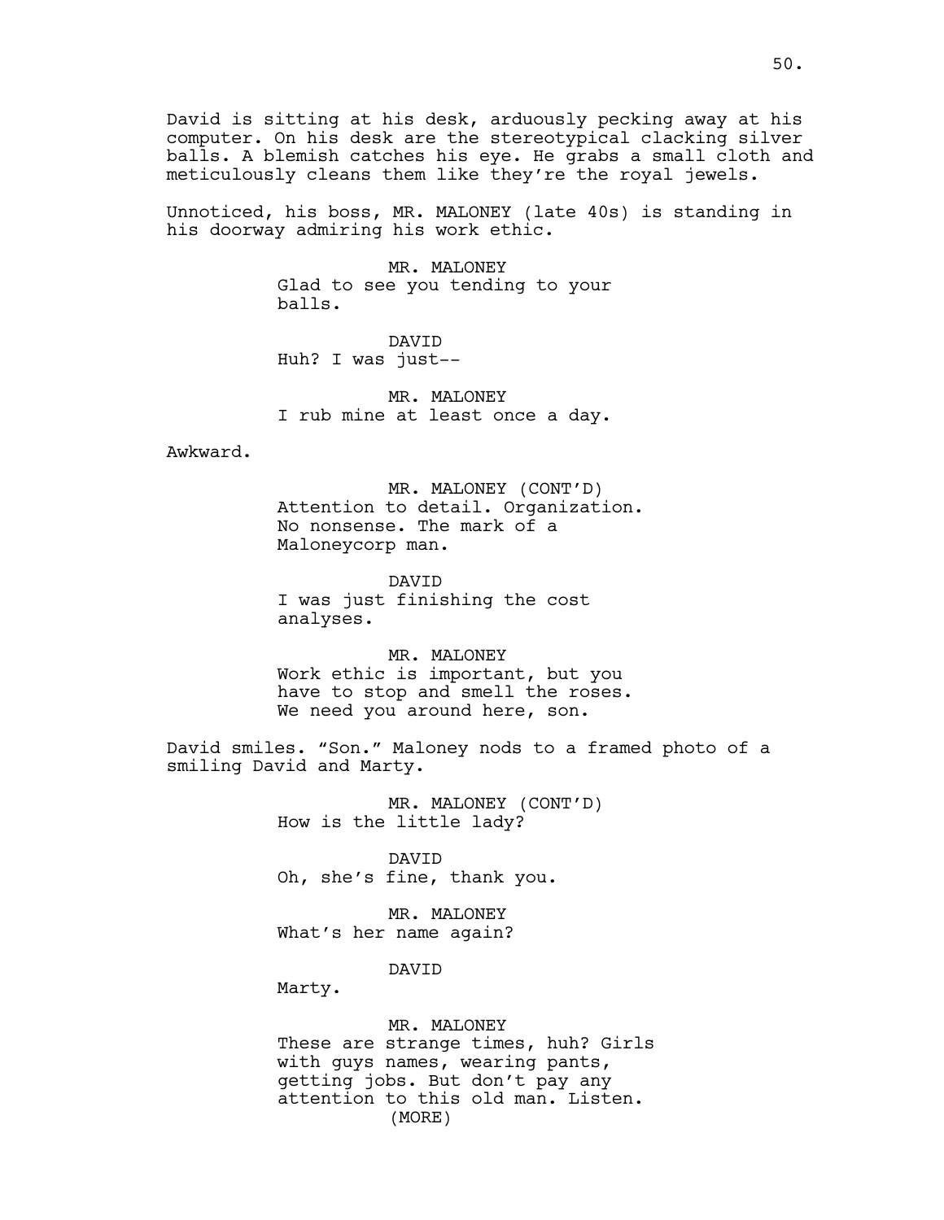David is sitting at his desk, arduously pecking away at his computer. On his desk are the stereotypical clacking silver balls. A blemish catches his eye. He grabs a small cloth and meticulously cleans them like they're the royal jewels.

Unnoticed, his boss, MR. MALONEY (late 40s) is standing in his doorway admiring his work ethic.

MR. MALONEY
Glad to see you tending to your balls.

DAVID
Huh? I was just--

MR. MALONEY
I rub mine at least once a day.

Awkward.

MR. MALONEY (CONT'D)
Attention to detail. Organization. No nonsense. The mark of a Maloneycorp man.

DAVID
I was just finishing the cost analyses.

MR. MALONEY
Work ethic is important, but you have to stop and smell the roses. We need you around here, son.

David smiles. "Son." Maloney nods to a framed photo of a smiling David and Marty.

MR. MALONEY (CONT'D)
How is the little lady?

DAVID
Oh, she's fine, thank you.

MR. MALONEY
What's her name again?

DAVID
Marty.

MR. MALONEY
These are strange times, huh? Girls with guys names, wearing pants, getting jobs. But don't pay any attention to this old man. Listen.
(MORE)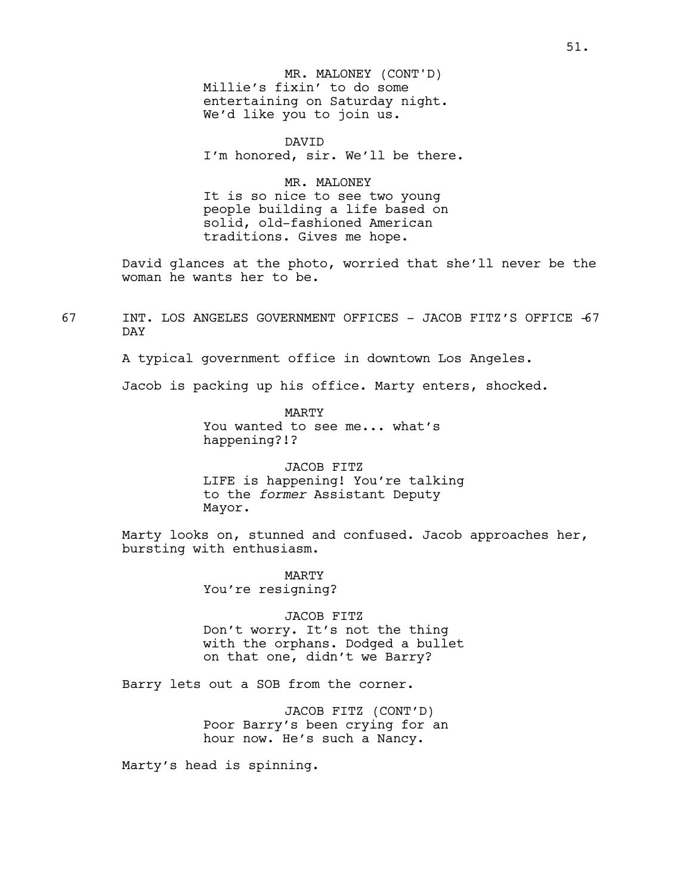MR. MALONEY (CONT'D)
Millie's fixin' to do some entertaining on Saturday night. We'd like you to join us.

DAVID
I'm honored, sir. We'll be there.

MR. MALONEY
It is so nice to see two young people building a life based on solid, old-fashioned American traditions. Gives me hope.

David glances at the photo, worried that she'll never be the woman he wants her to be.

67 INT. LOS ANGELES GOVERNMENT OFFICES - JACOB FITZ'S OFFICE - DAY 67

A typical government office in downtown Los Angeles.

Jacob is packing up his office. Marty enters, shocked.

MARTY
You wanted to see me... what's happening?!?

JACOB FITZ
LIFE is happening! You're talking to the *former* Assistant Deputy Mayor.

Marty looks on, stunned and confused. Jacob approaches her, bursting with enthusiasm.

MARTY
You're resigning?

JACOB FITZ
Don't worry. It's not the thing with the orphans. Dodged a bullet on that one, didn't we Barry?

Barry lets out a SOB from the corner.

JACOB FITZ (CONT'D)
Poor Barry's been crying for an hour now. He's such a Nancy.

Marty's head is spinning.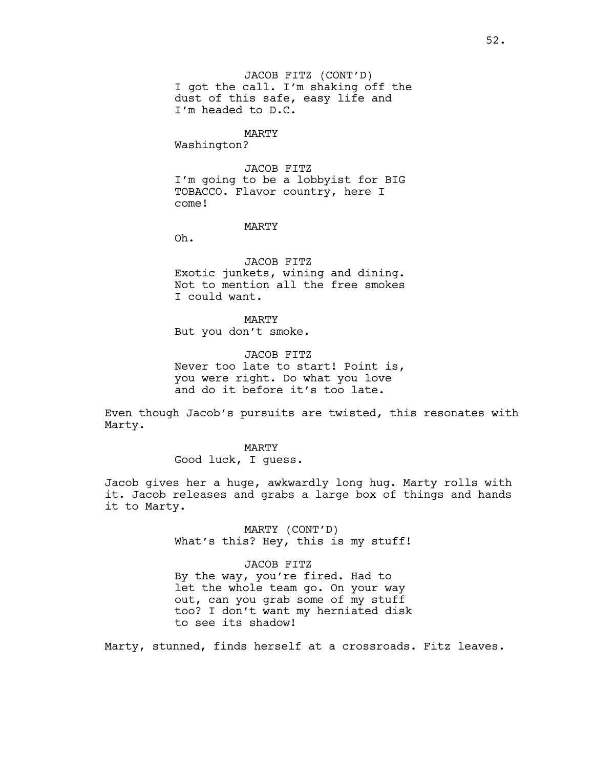JACOB FITZ (CONT'D)
I got the call. I'm shaking off the dust of this safe, easy life and I'm headed to D.C.

MARTY
Washington?

JACOB FITZ
I'm going to be a lobbyist for BIG TOBACCO. Flavor country, here I come!

MARTY
Oh.

JACOB FITZ
Exotic junkets, wining and dining. Not to mention all the free smokes I could want.

MARTY
But you don't smoke.

JACOB FITZ
Never too late to start! Point is, you were right. Do what you love and do it before it's too late.

Even though Jacob's pursuits are twisted, this resonates with Marty.

MARTY
Good luck, I guess.

Jacob gives her a huge, awkwardly long hug. Marty rolls with it. Jacob releases and grabs a large box of things and hands it to Marty.

MARTY (CONT'D)
What's this? Hey, this is my stuff!

JACOB FITZ
By the way, you're fired. Had to let the whole team go. On your way out, can you grab some of my stuff too? I don't want my herniated disk to see its shadow!

Marty, stunned, finds herself at a crossroads. Fitz leaves.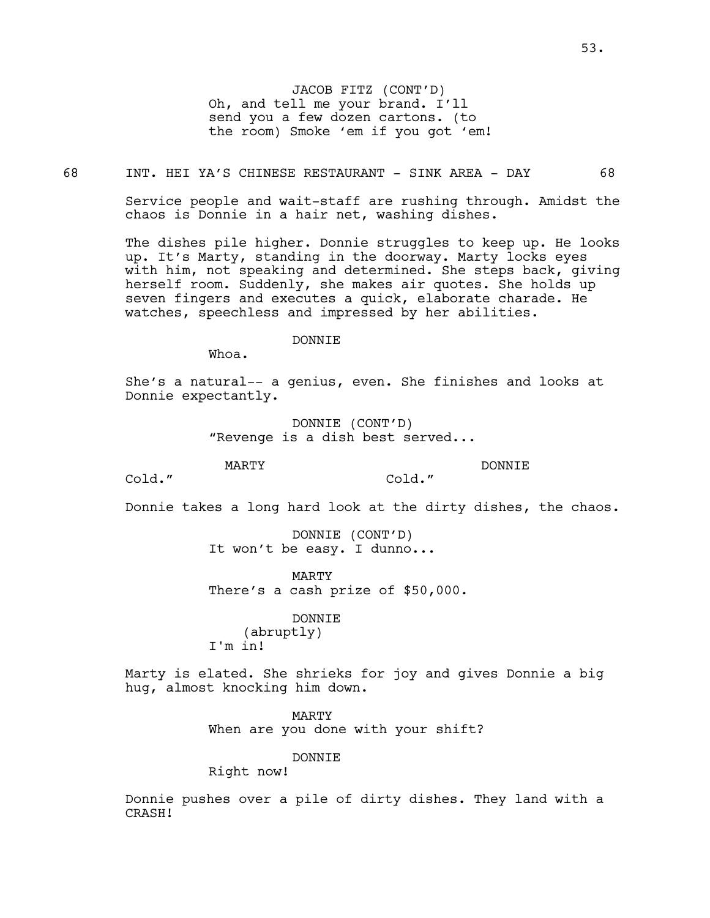JACOB FITZ (CONT'D)
Oh, and tell me your brand. I'll send you a few dozen cartons. (to the room) Smoke 'em if you got 'em!

68 INT. HEI YA'S CHINESE RESTAURANT - SINK AREA - DAY 68

Service people and wait-staff are rushing through. Amidst the chaos is Donnie in a hair net, washing dishes.

The dishes pile higher. Donnie struggles to keep up. He looks up. It's Marty, standing in the doorway. Marty locks eyes with him, not speaking and determined. She steps back, giving herself room. Suddenly, she makes air quotes. She holds up seven fingers and executes a quick, elaborate charade. He watches, speechless and impressed by her abilities.

DONNIE
Whoa.

She's a natural-- a genius, even. She finishes and looks at Donnie expectantly.

DONNIE (CONT'D)
"Revenge is a dish best served...

MARTY
Cold."

DONNIE
Cold."

Donnie takes a long hard look at the dirty dishes, the chaos.

DONNIE (CONT'D)
It won't be easy. I dunno...

MARTY
There's a cash prize of $50,000.

DONNIE
(abruptly)
I'm in!

Marty is elated. She shrieks for joy and gives Donnie a big hug, almost knocking him down.

MARTY
When are you done with your shift?

DONNIE
Right now!

Donnie pushes over a pile of dirty dishes. They land with a CRASH!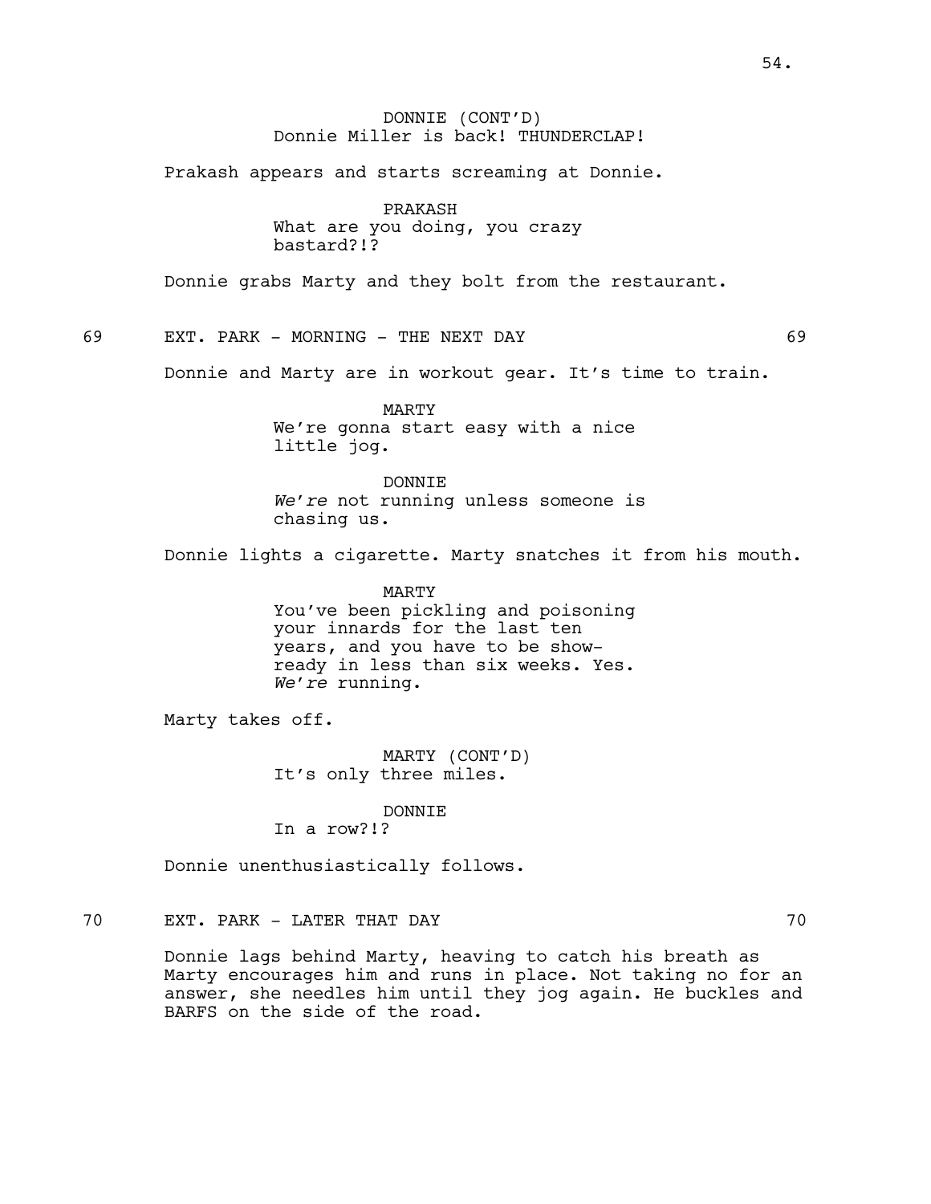DONNIE (CONT'D)
Donnie Miller is back! THUNDERCLAP!

Prakash appears and starts screaming at Donnie.

PRAKASH
What are you doing, you crazy bastard?!?

Donnie grabs Marty and they bolt from the restaurant.

69 EXT. PARK - MORNING - THE NEXT DAY 69

Donnie and Marty are in workout gear. It's time to train.

MARTY
We're gonna start easy with a nice little jog.

DONNIE
*We're* not running unless someone is chasing us.

Donnie lights a cigarette. Marty snatches it from his mouth.

MARTY
You've been pickling and poisoning your innards for the last ten years, and you have to be show-ready in less than six weeks. Yes. *We're* running.

Marty takes off.

MARTY (CONT'D)
It's only three miles.

DONNIE
In a row?!?

Donnie unenthusiastically follows.

70 EXT. PARK - LATER THAT DAY 70

Donnie lags behind Marty, heaving to catch his breath as Marty encourages him and runs in place. Not taking no for an answer, she needles him until they jog again. He buckles and BARFS on the side of the road.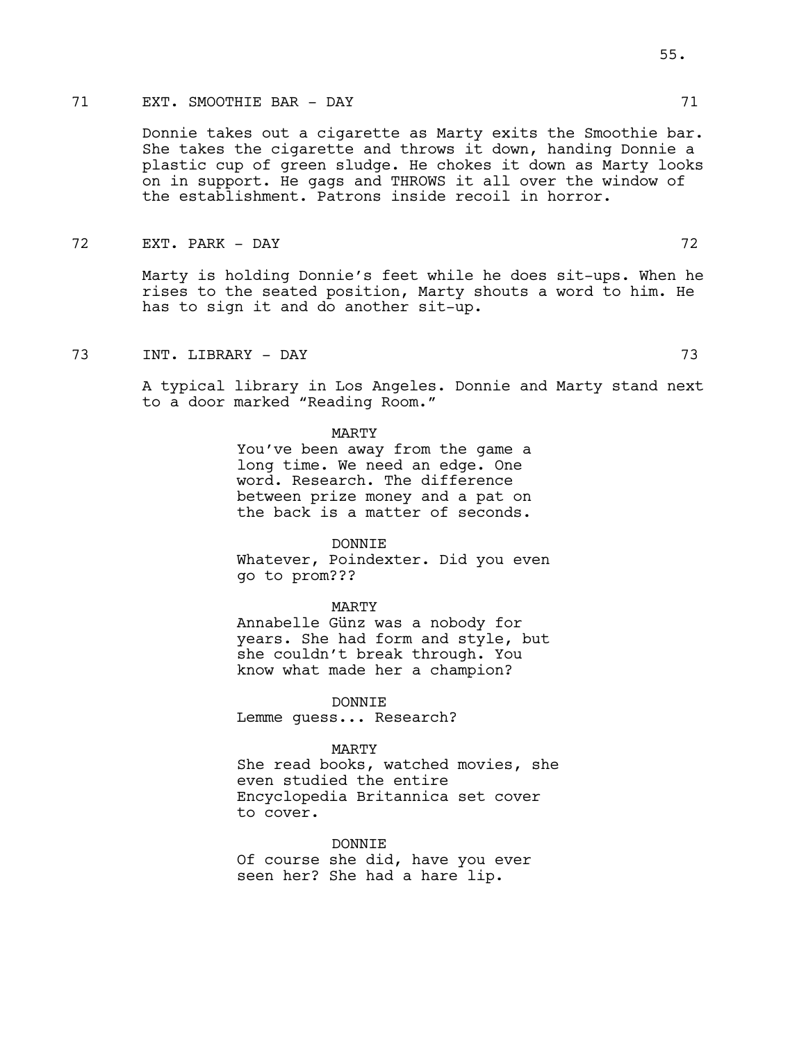71 EXT. SMOOTHIE BAR - DAY 71

Donnie takes out a cigarette as Marty exits the Smoothie bar. She takes the cigarette and throws it down, handing Donnie a plastic cup of green sludge. He chokes it down as Marty looks on in support. He gags and THROWS it all over the window of the establishment. Patrons inside recoil in horror.

72 EXT. PARK - DAY 72

Marty is holding Donnie's feet while he does sit-ups. When he rises to the seated position, Marty shouts a word to him. He has to sign it and do another sit-up.

73 INT. LIBRARY - DAY 73

A typical library in Los Angeles. Donnie and Marty stand next to a door marked "Reading Room."

MARTY
You've been away from the game a long time. We need an edge. One word. Research. The difference between prize money and a pat on the back is a matter of seconds.

DONNIE
Whatever, Poindexter. Did you even go to prom???

MARTY
Annabelle Günz was a nobody for years. She had form and style, but she couldn't break through. You know what made her a champion?

DONNIE
Lemme guess... Research?

MARTY
She read books, watched movies, she even studied the entire Encyclopedia Britannica set cover to cover.

DONNIE
Of course she did, have you ever seen her? She had a hare lip.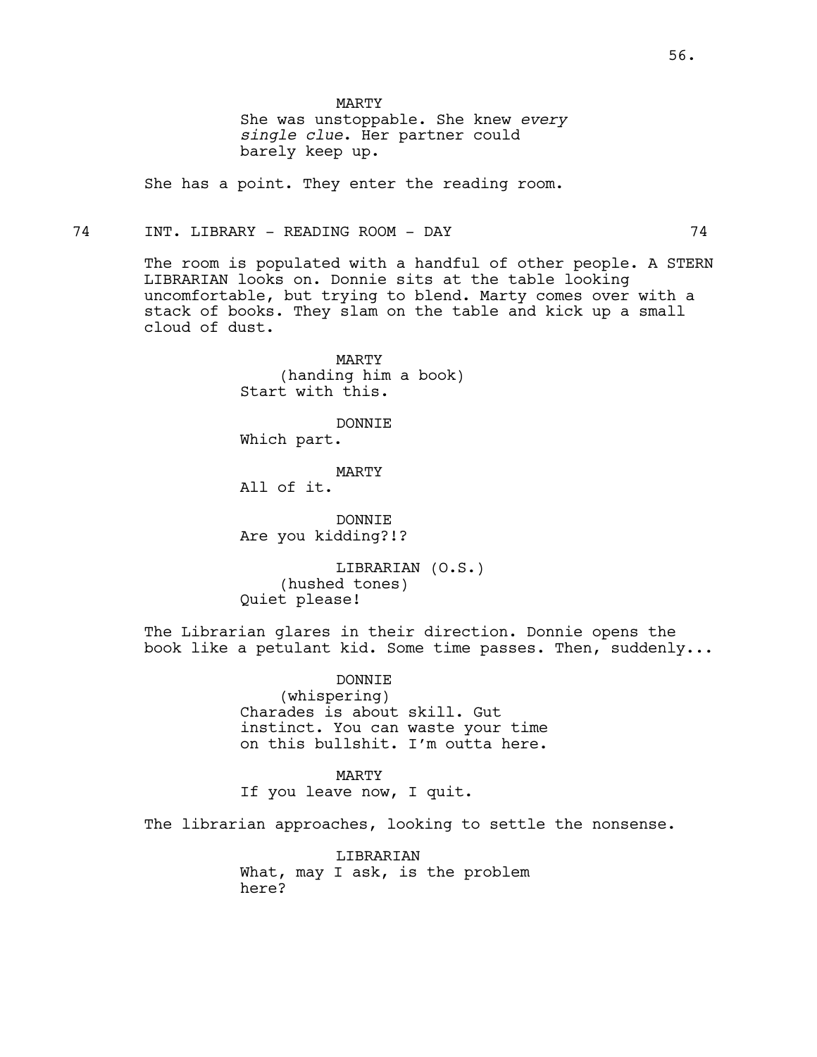MARTY
She was unstoppable. She knew *every single clue*. Her partner could barely keep up.

She has a point. They enter the reading room.

74 INT. LIBRARY - READING ROOM - DAY 74

The room is populated with a handful of other people. A STERN LIBRARIAN looks on. Donnie sits at the table looking uncomfortable, but trying to blend. Marty comes over with a stack of books. They slam on the table and kick up a small cloud of dust.

MARTY
(handing him a book)
Start with this.

DONNIE
Which part.

MARTY
All of it.

DONNIE
Are you kidding?!?

LIBRARIAN (O.S.)
(hushed tones)
Quiet please!

The Librarian glares in their direction. Donnie opens the book like a petulant kid. Some time passes. Then, suddenly...

DONNIE
(whispering)
Charades is about skill. Gut instinct. You can waste your time on this bullshit. I'm outta here.

MARTY
If you leave now, I quit.

The librarian approaches, looking to settle the nonsense.

LIBRARIAN
What, may I ask, is the problem here?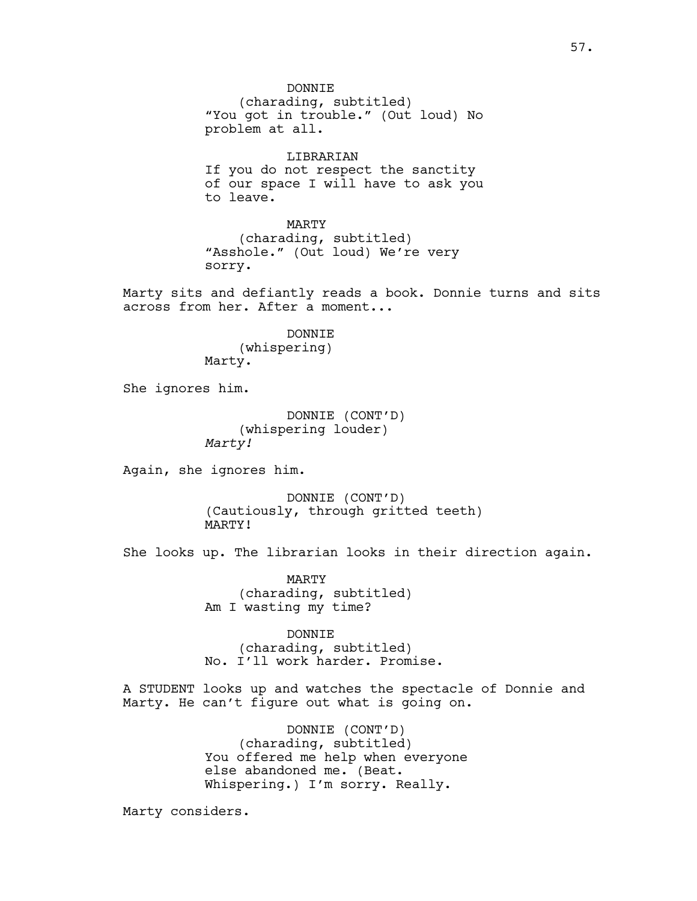DONNIE
(charading, subtitled)
"You got in trouble." (Out loud) No problem at all.

LIBRARIAN
If you do not respect the sanctity of our space I will have to ask you to leave.

MARTY
(charading, subtitled)
"Asshole." (Out loud) We're very sorry.

Marty sits and defiantly reads a book. Donnie turns and sits across from her. After a moment...

DONNIE
(whispering)
Marty.

She ignores him.

DONNIE (CONT'D)
(whispering louder)
*Marty!*

Again, she ignores him.

DONNIE (CONT'D)
(Cautiously, through gritted teeth)
MARTY!

She looks up. The librarian looks in their direction again.

MARTY
(charading, subtitled)
Am I wasting my time?

DONNIE
(charading, subtitled)
No. I'll work harder. Promise.

A STUDENT looks up and watches the spectacle of Donnie and Marty. He can't figure out what is going on.

DONNIE (CONT'D)
(charading, subtitled)
You offered me help when everyone else abandoned me. (Beat. Whispering.) I'm sorry. Really.

Marty considers.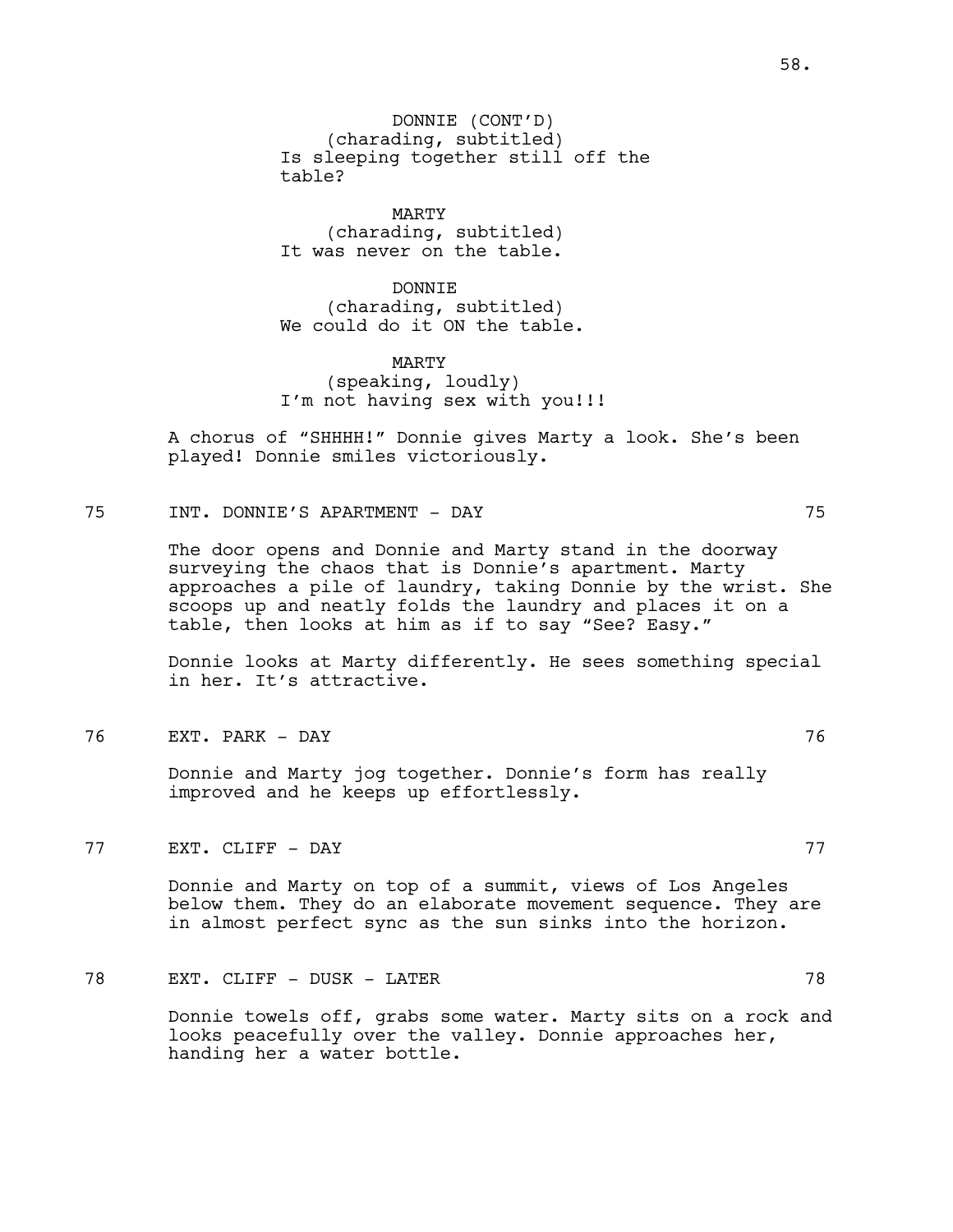DONNIE (CONT'D)
(charading, subtitled)
Is sleeping together still off the table?

MARTY
(charading, subtitled)
It was never on the table.

DONNIE
(charading, subtitled)
We could do it ON the table.

MARTY
(speaking, loudly)
I'm not having sex with you!!!

A chorus of "SHHHH!" Donnie gives Marty a look. She's been played! Donnie smiles victoriously.

75 INT. DONNIE'S APARTMENT - DAY 75

The door opens and Donnie and Marty stand in the doorway surveying the chaos that is Donnie's apartment. Marty approaches a pile of laundry, taking Donnie by the wrist. She scoops up and neatly folds the laundry and places it on a table, then looks at him as if to say "See? Easy."

Donnie looks at Marty differently. He sees something special in her. It's attractive.

76 EXT. PARK - DAY 76

Donnie and Marty jog together. Donnie's form has really improved and he keeps up effortlessly.

77 EXT. CLIFF - DAY 77

Donnie and Marty on top of a summit, views of Los Angeles below them. They do an elaborate movement sequence. They are in almost perfect sync as the sun sinks into the horizon.

78 EXT. CLIFF - DUSK - LATER 78

Donnie towels off, grabs some water. Marty sits on a rock and looks peacefully over the valley. Donnie approaches her, handing her a water bottle.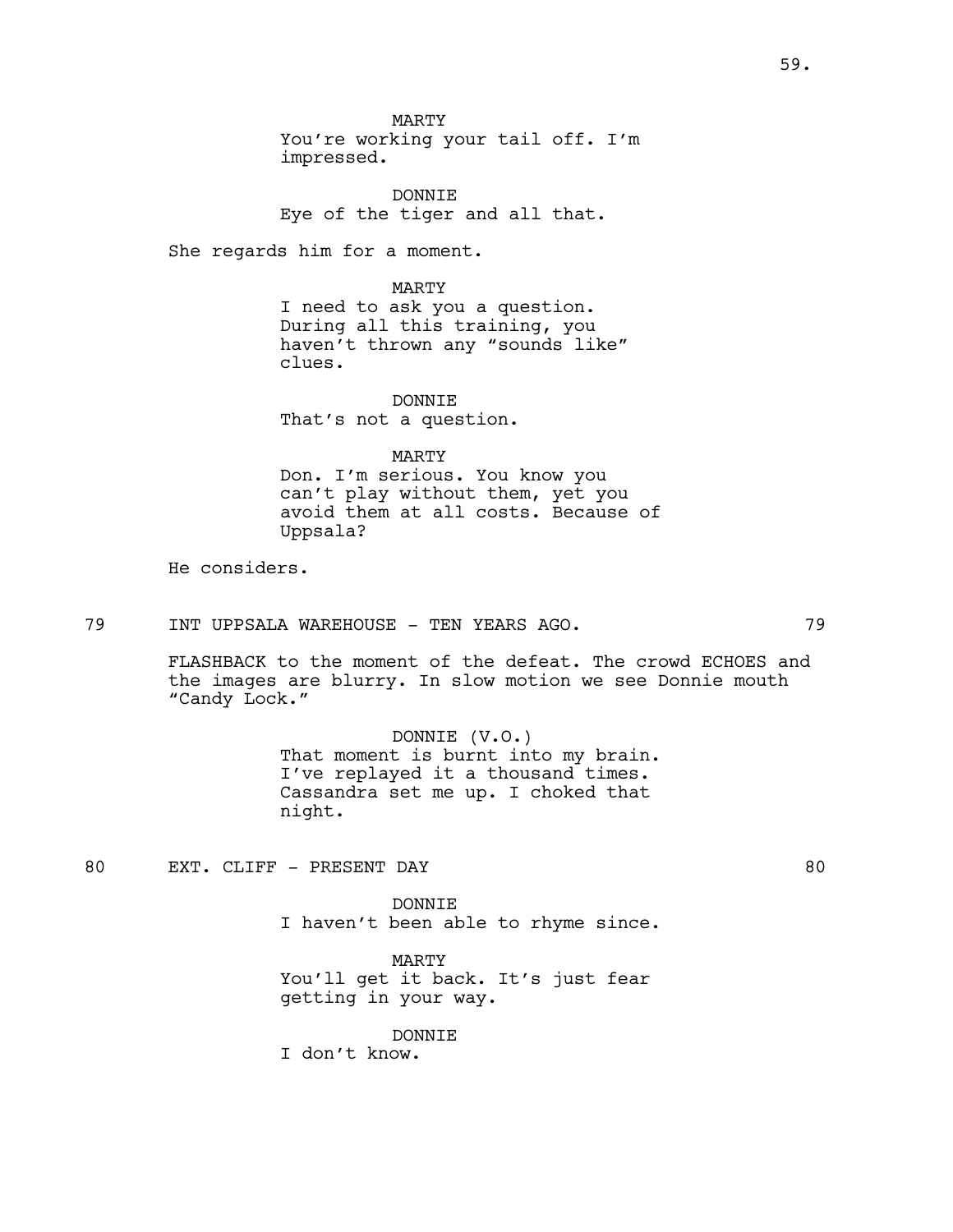MARTY
You're working your tail off. I'm impressed.

DONNIE
Eye of the tiger and all that.

She regards him for a moment.

MARTY
I need to ask you a question. During all this training, you haven't thrown any "sounds like" clues.

DONNIE
That's not a question.

MARTY
Don. I'm serious. You know you can't play without them, yet you avoid them at all costs. Because of Uppsala?

He considers.

79 INT UPPSALA WAREHOUSE - TEN YEARS AGO. 79

FLASHBACK to the moment of the defeat. The crowd ECHOES and the images are blurry. In slow motion we see Donnie mouth "Candy Lock."

DONNIE (V.O.)
That moment is burnt into my brain. I've replayed it a thousand times. Cassandra set me up. I choked that night.

80 EXT. CLIFF - PRESENT DAY 80

DONNIE
I haven't been able to rhyme since.

MARTY
You'll get it back. It's just fear getting in your way.

DONNIE
I don't know.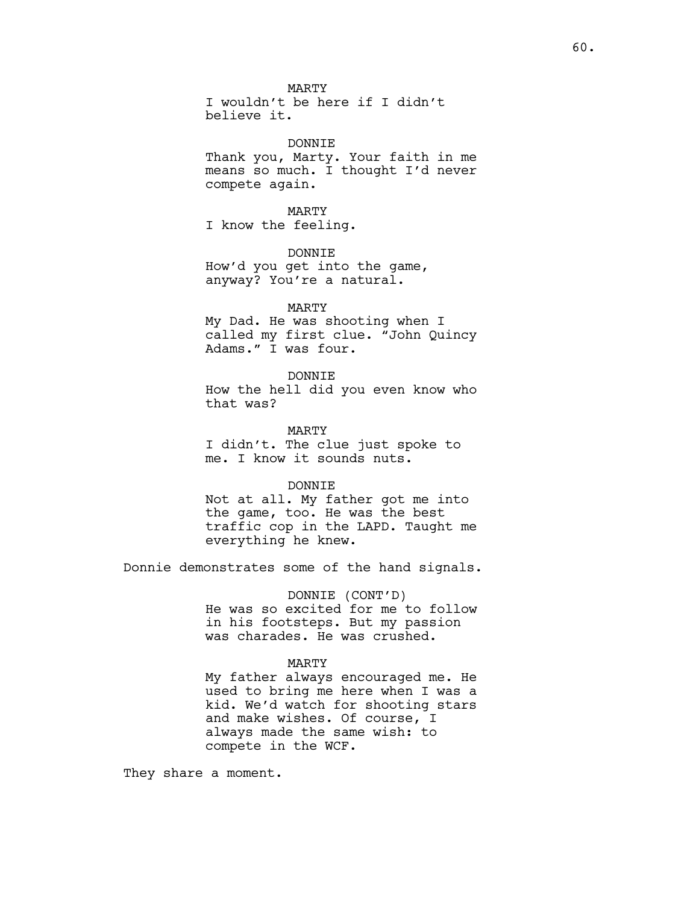MARTY
I wouldn't be here if I didn't believe it.

DONNIE
Thank you, Marty. Your faith in me means so much. I thought I'd never compete again.

MARTY
I know the feeling.

DONNIE
How'd you get into the game, anyway? You're a natural.

MARTY
My Dad. He was shooting when I called my first clue. "John Quincy Adams." I was four.

DONNIE
How the hell did you even know who that was?

MARTY
I didn't. The clue just spoke to me. I know it sounds nuts.

DONNIE
Not at all. My father got me into the game, too. He was the best traffic cop in the LAPD. Taught me everything he knew.

Donnie demonstrates some of the hand signals.

DONNIE (CONT'D)
He was so excited for me to follow in his footsteps. But my passion was charades. He was crushed.

MARTY
My father always encouraged me. He used to bring me here when I was a kid. We'd watch for shooting stars and make wishes. Of course, I always made the same wish: to compete in the WCF.

They share a moment.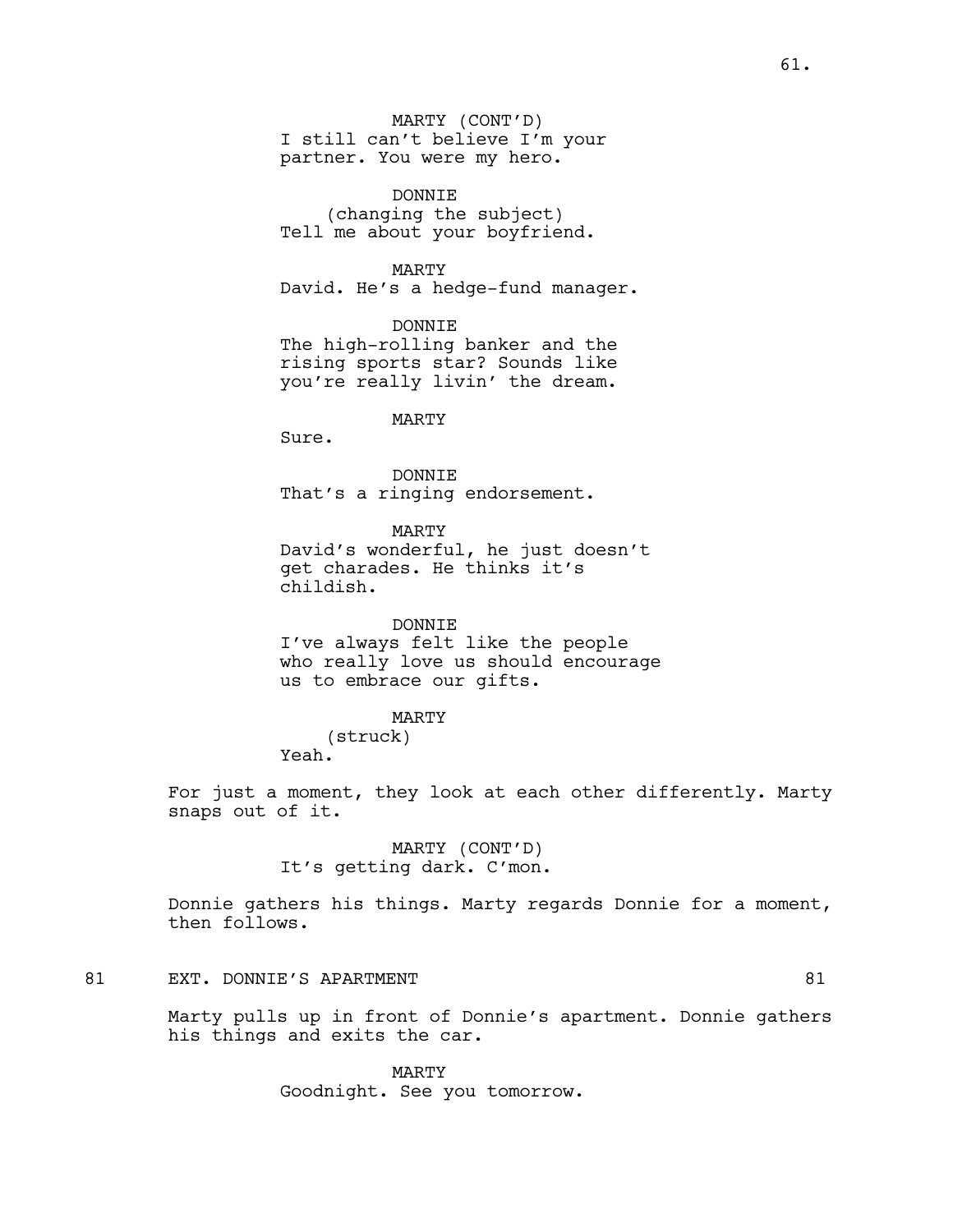MARTY (CONT'D)
I still can't believe I'm your partner. You were my hero.

DONNIE
(changing the subject)
Tell me about your boyfriend.

MARTY
David. He's a hedge-fund manager.

DONNIE
The high-rolling banker and the rising sports star? Sounds like you're really livin' the dream.

MARTY
Sure.

DONNIE
That's a ringing endorsement.

MARTY
David's wonderful, he just doesn't get charades. He thinks it's childish.

DONNIE
I've always felt like the people who really love us should encourage us to embrace our gifts.

MARTY
(struck)
Yeah.

For just a moment, they look at each other differently. Marty snaps out of it.

MARTY (CONT'D)
It's getting dark. C'mon.

Donnie gathers his things. Marty regards Donnie for a moment, then follows.

81 EXT. DONNIE'S APARTMENT 81

Marty pulls up in front of Donnie's apartment. Donnie gathers his things and exits the car.

MARTY
Goodnight. See you tomorrow.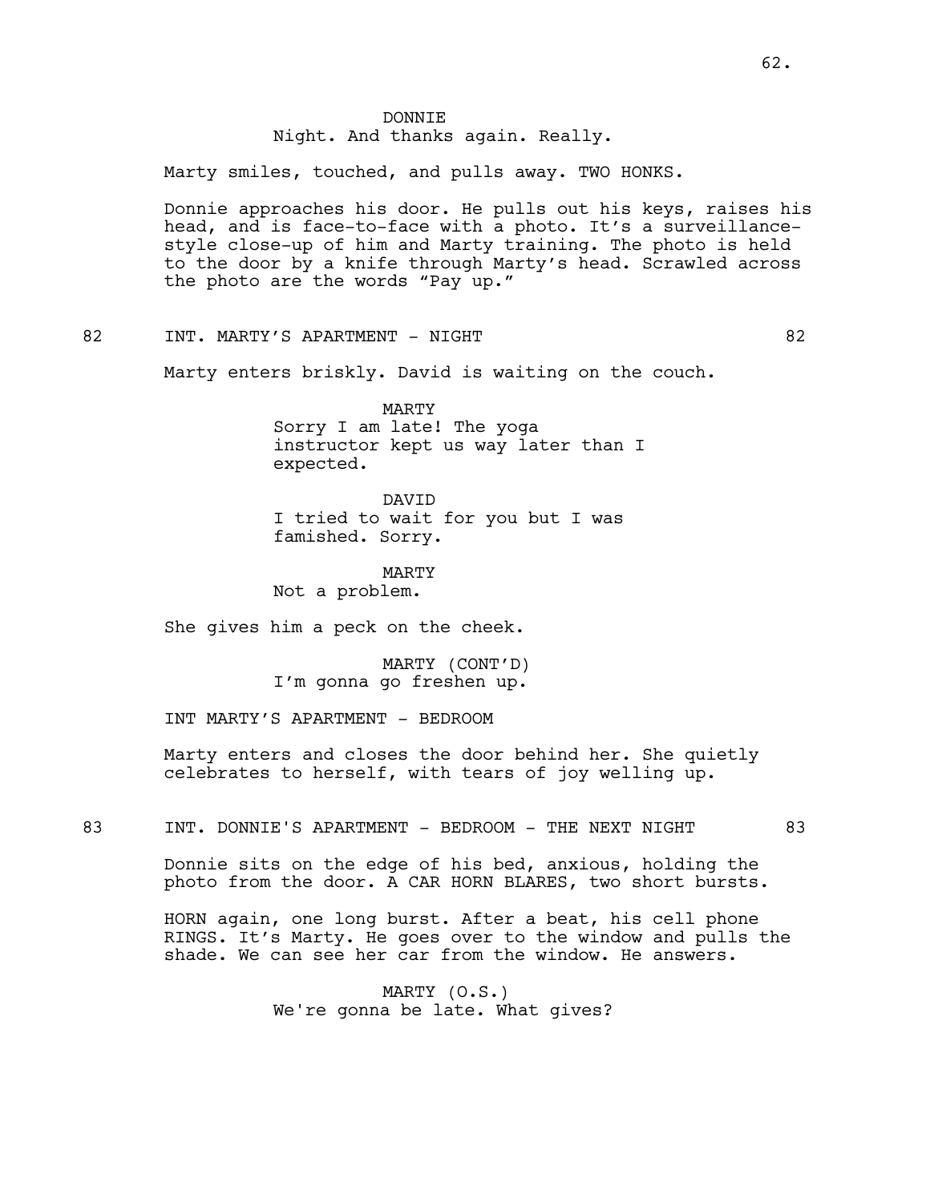DONNIE
Night. And thanks again. Really.

Marty smiles, touched, and pulls away. TWO HONKS.

Donnie approaches his door. He pulls out his keys, raises his head, and is face-to-face with a photo. It's a surveillance-style close-up of him and Marty training. The photo is held to the door by a knife through Marty's head. Scrawled across the photo are the words "Pay up."

82 INT. MARTY'S APARTMENT - NIGHT 82

Marty enters briskly. David is waiting on the couch.

MARTY
Sorry I am late! The yoga instructor kept us way later than I expected.

DAVID
I tried to wait for you but I was famished. Sorry.

MARTY
Not a problem.

She gives him a peck on the cheek.

MARTY (CONT'D)
I'm gonna go freshen up.

INT MARTY'S APARTMENT - BEDROOM

Marty enters and closes the door behind her. She quietly celebrates to herself, with tears of joy welling up.

83 INT. DONNIE'S APARTMENT - BEDROOM - THE NEXT NIGHT 83

Donnie sits on the edge of his bed, anxious, holding the photo from the door. A CAR HORN BLARES, two short bursts.

HORN again, one long burst. After a beat, his cell phone RINGS. It's Marty. He goes over to the window and pulls the shade. We can see her car from the window. He answers.

MARTY (O.S.)
We're gonna be late. What gives?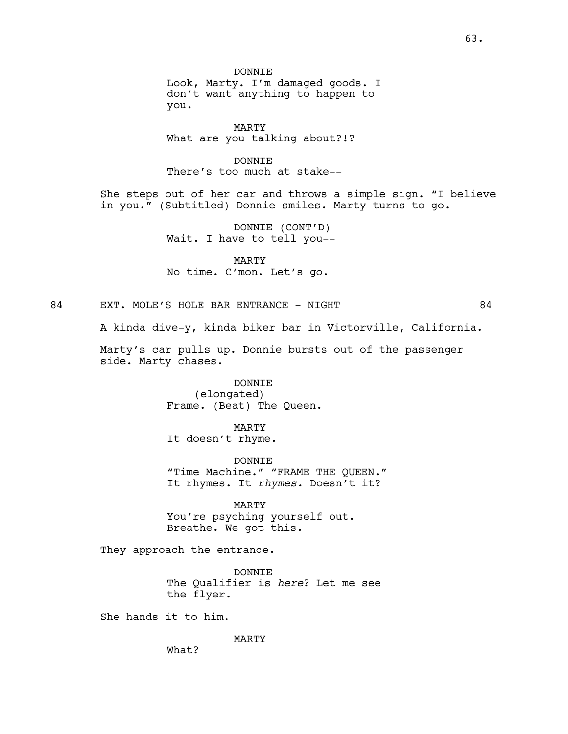DONNIE
Look, Marty. I'm damaged goods. I don't want anything to happen to you.

MARTY
What are you talking about?!?

DONNIE
There's too much at stake--

She steps out of her car and throws a simple sign. "I believe in you." (Subtitled) Donnie smiles. Marty turns to go.

DONNIE (CONT'D)
Wait. I have to tell you--

MARTY
No time. C'mon. Let's go.

84 EXT. MOLE'S HOLE BAR ENTRANCE - NIGHT 84

A kinda dive-y, kinda biker bar in Victorville, California.

Marty's car pulls up. Donnie bursts out of the passenger side. Marty chases.

DONNIE
(elongated)
Frame. (Beat) The Queen.

MARTY
It doesn't rhyme.

DONNIE
"Time Machine." "FRAME THE QUEEN." It rhymes. It *rhymes.* Doesn't it?

MARTY
You're psyching yourself out. Breathe. We got this.

They approach the entrance.

DONNIE
The Qualifier is *here*? Let me see the flyer.

She hands it to him.

MARTY
What?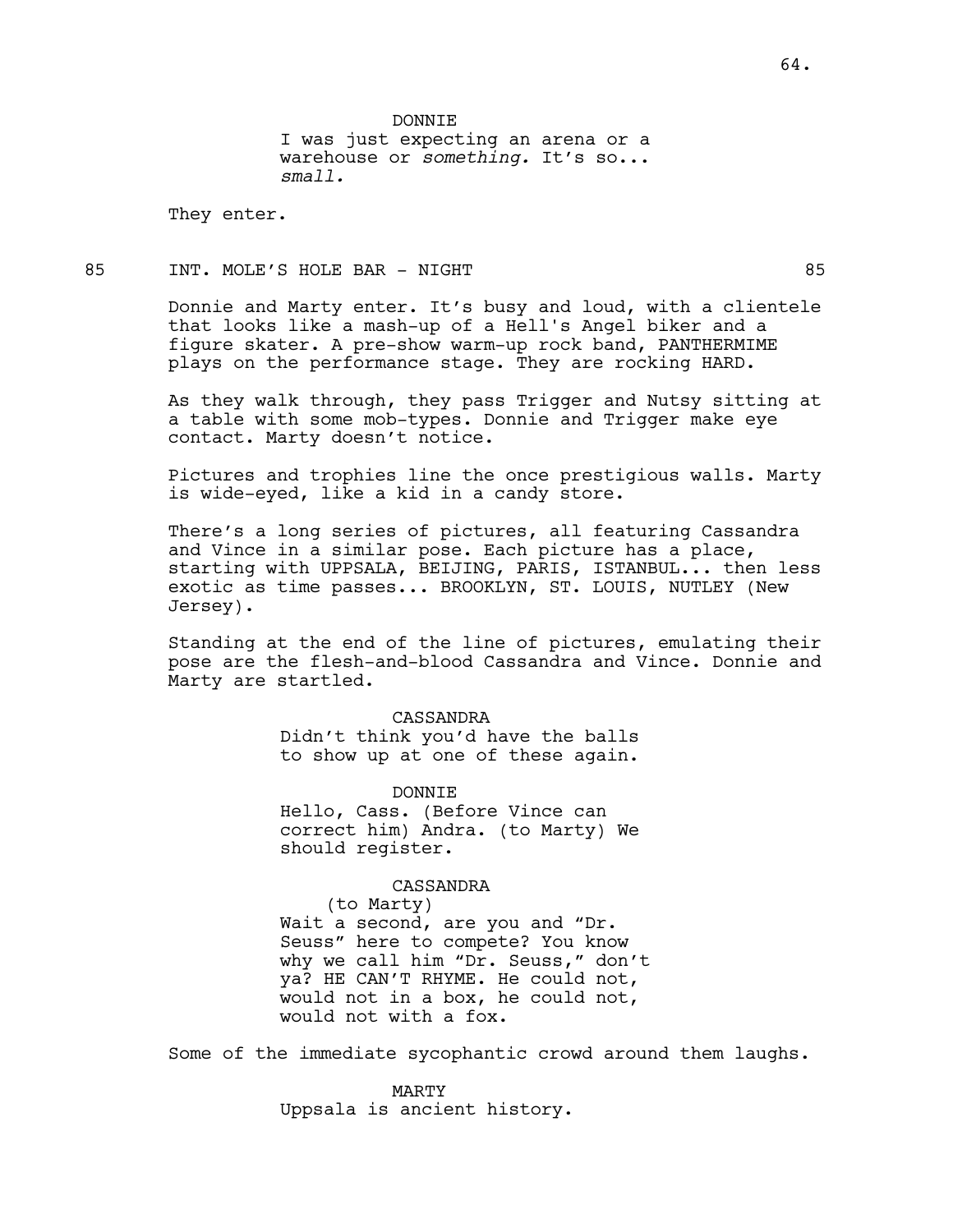DONNIE
I was just expecting an arena or a warehouse or *something.* It's so... *small.*

They enter.

85 INT. MOLE'S HOLE BAR - NIGHT 85

Donnie and Marty enter. It's busy and loud, with a clientele that looks like a mash-up of a Hell's Angel biker and a figure skater. A pre-show warm-up rock band, PANTHERMIME plays on the performance stage. They are rocking HARD.

As they walk through, they pass Trigger and Nutsy sitting at a table with some mob-types. Donnie and Trigger make eye contact. Marty doesn't notice.

Pictures and trophies line the once prestigious walls. Marty is wide-eyed, like a kid in a candy store.

There's a long series of pictures, all featuring Cassandra and Vince in a similar pose. Each picture has a place, starting with UPPSALA, BEIJING, PARIS, ISTANBUL... then less exotic as time passes... BROOKLYN, ST. LOUIS, NUTLEY (New Jersey).

Standing at the end of the line of pictures, emulating their pose are the flesh-and-blood Cassandra and Vince. Donnie and Marty are startled.

CASSANDRA
Didn't think you'd have the balls to show up at one of these again.

DONNIE
Hello, Cass. (Before Vince can correct him) Andra. (to Marty) We should register.

CASSANDRA
(to Marty)
Wait a second, are you and "Dr. Seuss" here to compete? You know why we call him "Dr. Seuss," don't ya? HE CAN'T RHYME. He could not, would not in a box, he could not, would not with a fox.

Some of the immediate sycophantic crowd around them laughs.

MARTY
Uppsala is ancient history.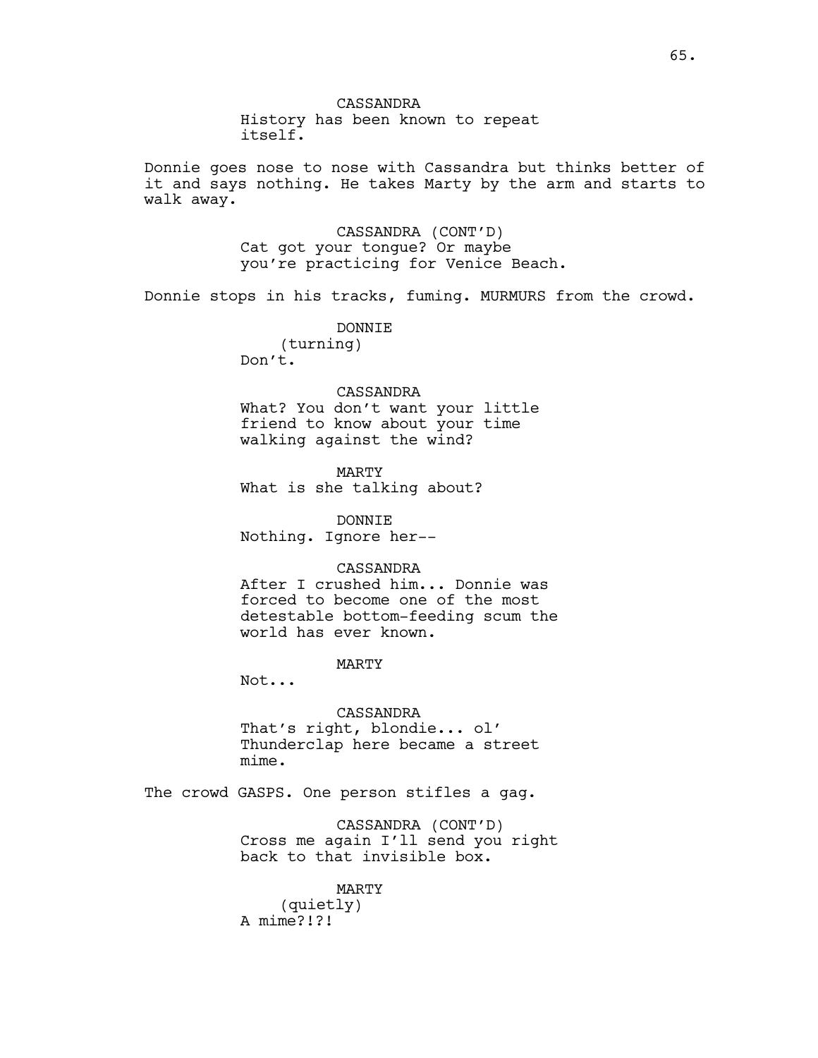CASSANDRA
History has been known to repeat itself.

Donnie goes nose to nose with Cassandra but thinks better of it and says nothing. He takes Marty by the arm and starts to walk away.

CASSANDRA (CONT'D)
Cat got your tongue? Or maybe you're practicing for Venice Beach.

Donnie stops in his tracks, fuming. MURMURS from the crowd.

DONNIE
(turning)
Don't.

CASSANDRA
What? You don't want your little friend to know about your time walking against the wind?

MARTY
What is she talking about?

DONNIE
Nothing. Ignore her--

CASSANDRA
After I crushed him... Donnie was forced to become one of the most detestable bottom-feeding scum the world has ever known.

MARTY
Not...

CASSANDRA
That's right, blondie... ol' Thunderclap here became a street mime.

The crowd GASPS. One person stifles a gag.

CASSANDRA (CONT'D)
Cross me again I'll send you right back to that invisible box.

MARTY
(quietly)
A mime?!?!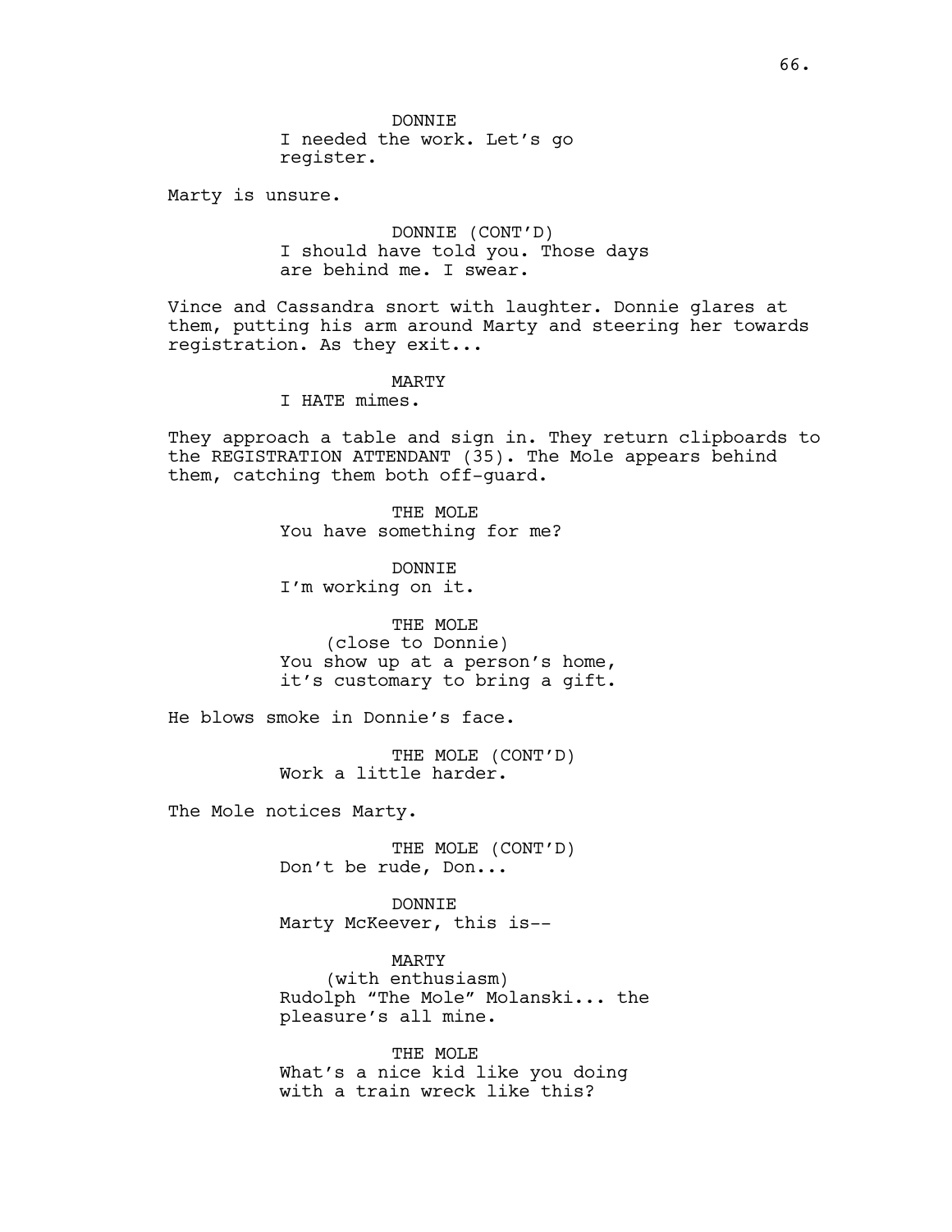DONNIE
I needed the work. Let's go register.

Marty is unsure.

DONNIE (CONT'D)
I should have told you. Those days are behind me. I swear.

Vince and Cassandra snort with laughter. Donnie glares at them, putting his arm around Marty and steering her towards registration. As they exit...

MARTY
I HATE mimes.

They approach a table and sign in. They return clipboards to the REGISTRATION ATTENDANT (35). The Mole appears behind them, catching them both off-guard.

THE MOLE
You have something for me?

DONNIE
I'm working on it.

THE MOLE
(close to Donnie)
You show up at a person's home, it's customary to bring a gift.

He blows smoke in Donnie's face.

THE MOLE (CONT'D)
Work a little harder.

The Mole notices Marty.

THE MOLE (CONT'D)
Don't be rude, Don...

DONNIE
Marty McKeever, this is--

MARTY
(with enthusiasm)
Rudolph "The Mole" Molanski... the pleasure's all mine.

THE MOLE
What's a nice kid like you doing with a train wreck like this?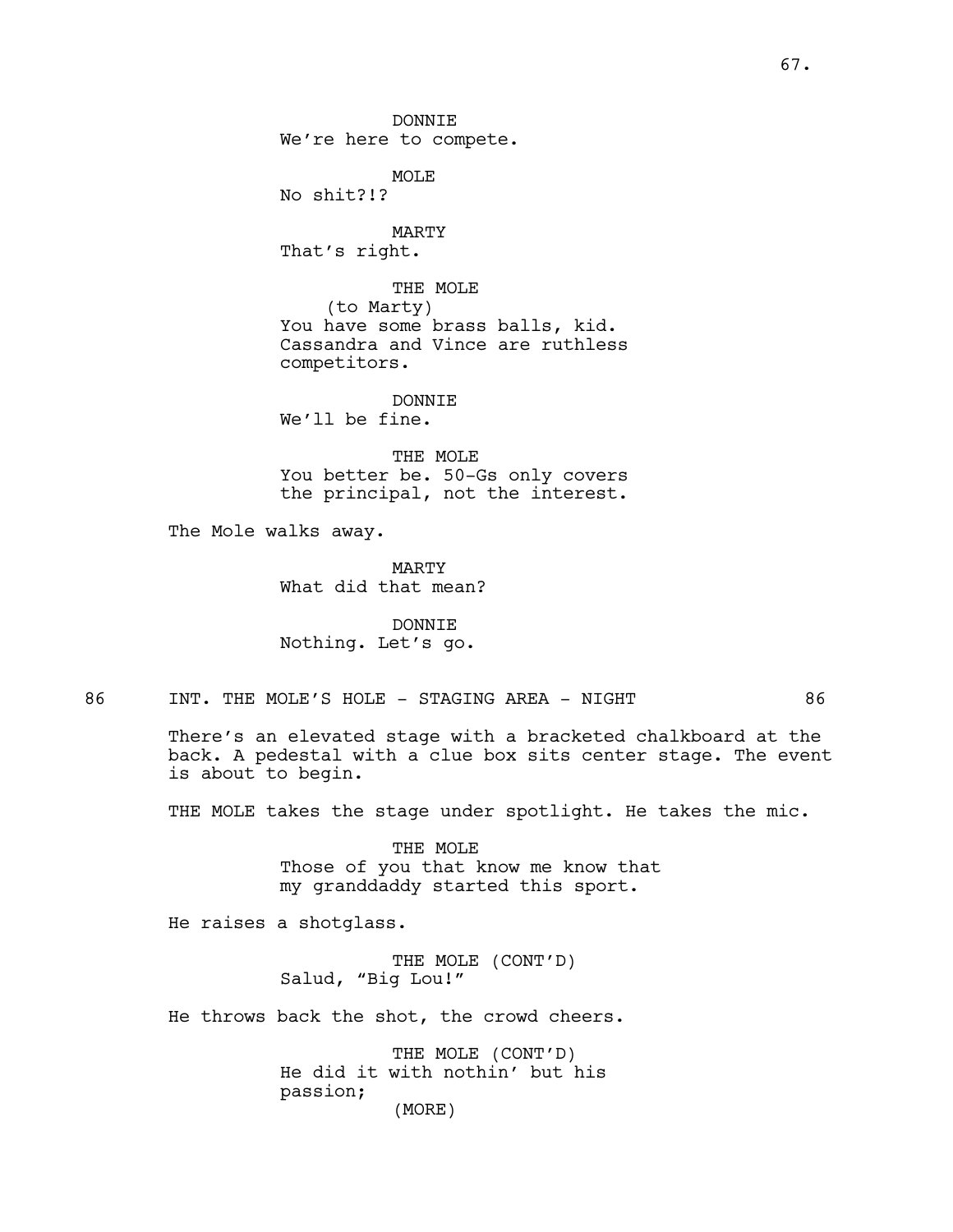DONNIE
We're here to compete.

MOLE
No shit?!?

MARTY
That's right.

THE MOLE
(to Marty)
You have some brass balls, kid. Cassandra and Vince are ruthless competitors.

DONNIE
We'll be fine.

THE MOLE
You better be. 50-Gs only covers the principal, not the interest.

The Mole walks away.

MARTY
What did that mean?

DONNIE
Nothing. Let's go.

86 INT. THE MOLE'S HOLE - STAGING AREA - NIGHT 86

There's an elevated stage with a bracketed chalkboard at the back. A pedestal with a clue box sits center stage. The event is about to begin.

THE MOLE takes the stage under spotlight. He takes the mic.

THE MOLE
Those of you that know me know that my granddaddy started this sport.

He raises a shotglass.

THE MOLE (CONT'D)
Salud, "Big Lou!"

He throws back the shot, the crowd cheers.

THE MOLE (CONT'D)
He did it with nothin' but his passion;
(MORE)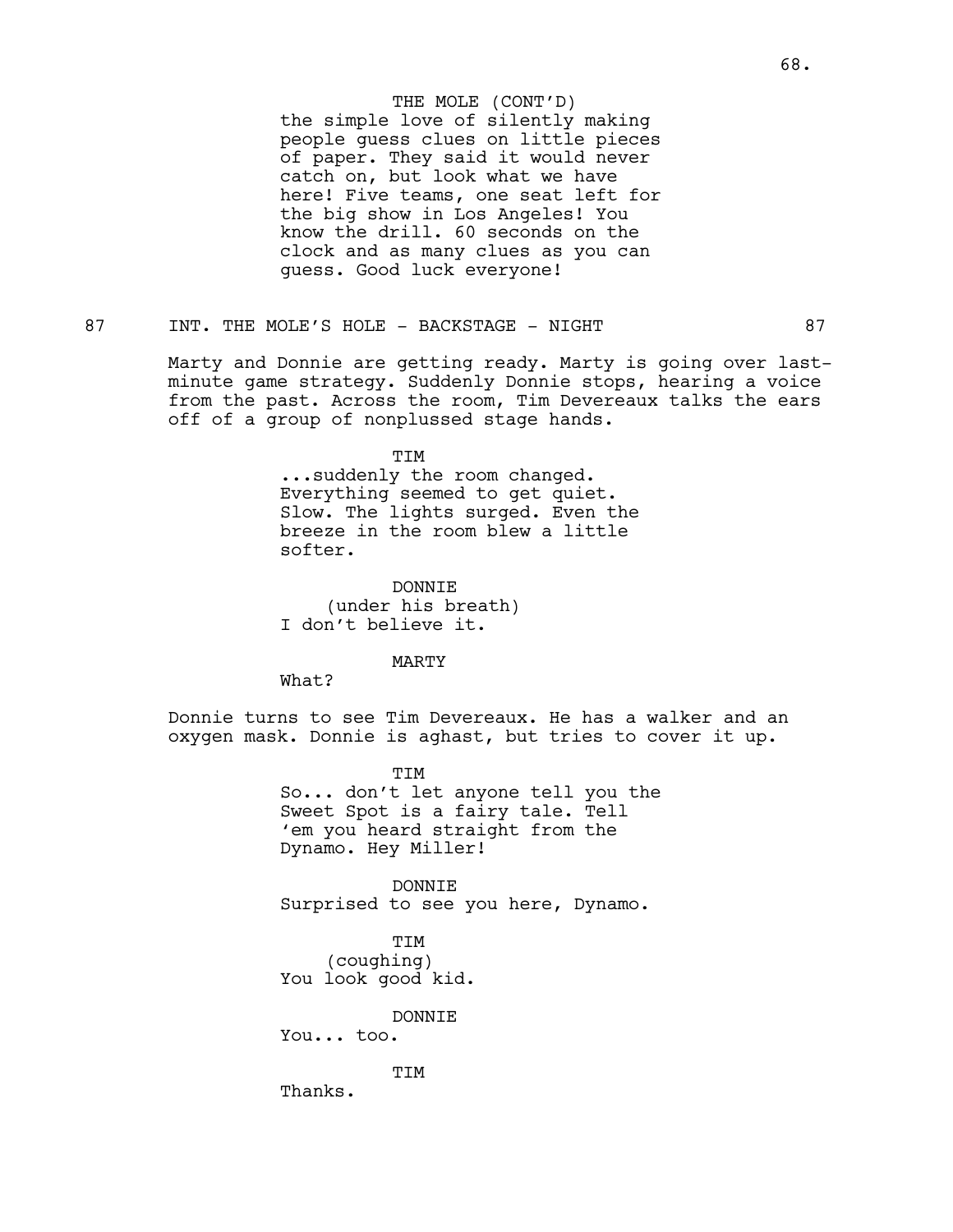THE MOLE (CONT'D)
the simple love of silently making people guess clues on little pieces of paper. They said it would never catch on, but look what we have here! Five teams, one seat left for the big show in Los Angeles! You know the drill. 60 seconds on the clock and as many clues as you can guess. Good luck everyone!

87 INT. THE MOLE'S HOLE - BACKSTAGE - NIGHT 87

Marty and Donnie are getting ready. Marty is going over last-minute game strategy. Suddenly Donnie stops, hearing a voice from the past. Across the room, Tim Devereaux talks the ears off of a group of nonplussed stage hands.

TIM
...suddenly the room changed. Everything seemed to get quiet. Slow. The lights surged. Even the breeze in the room blew a little softer.

DONNIE
(under his breath)
I don't believe it.

MARTY
What?

Donnie turns to see Tim Devereaux. He has a walker and an oxygen mask. Donnie is aghast, but tries to cover it up.

TIM
So... don't let anyone tell you the Sweet Spot is a fairy tale. Tell 'em you heard straight from the Dynamo. Hey Miller!

DONNIE
Surprised to see you here, Dynamo.

TIM
(coughing)
You look good kid.

DONNIE
You... too.

TIM
Thanks.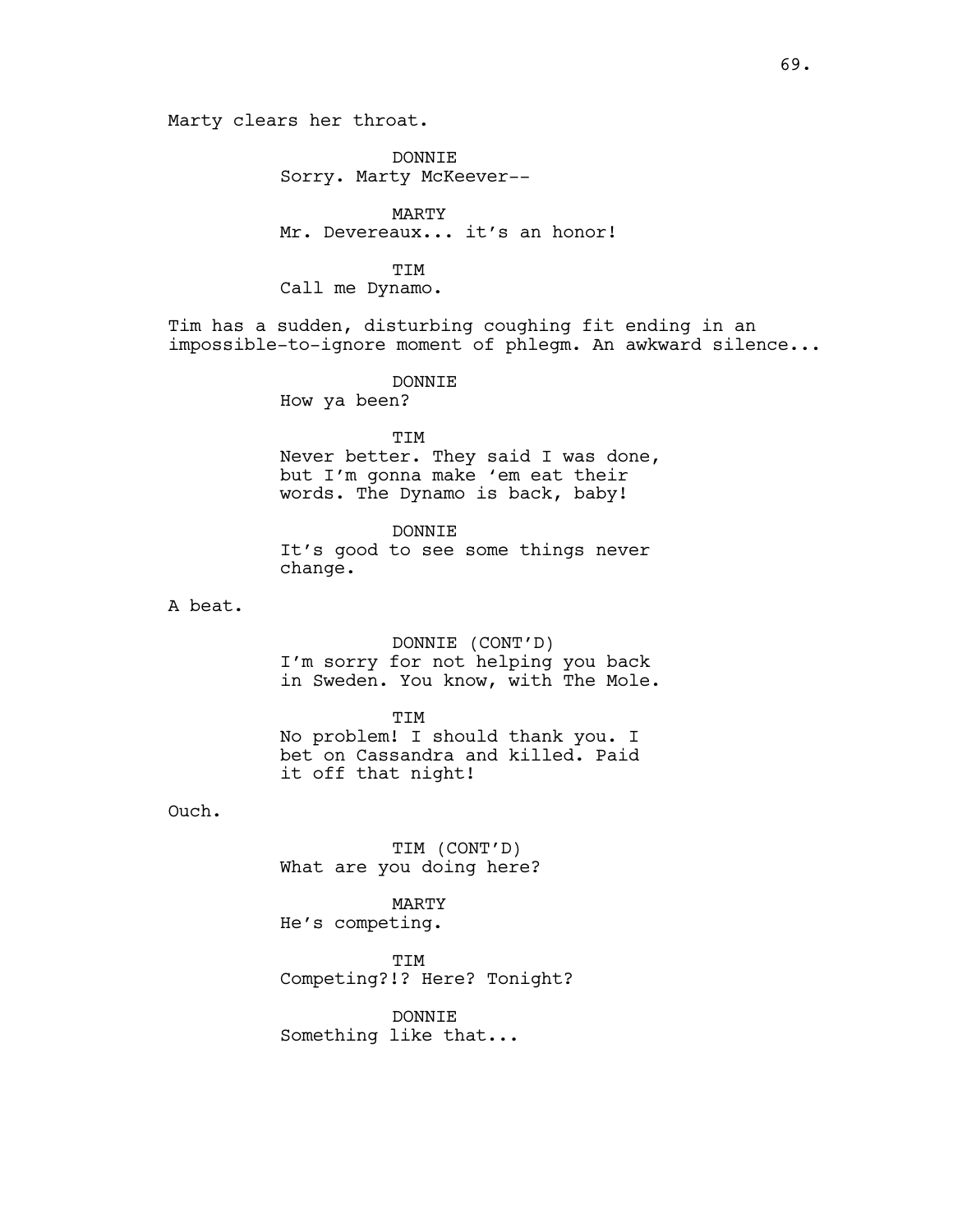Marty clears her throat.

DONNIE
Sorry. Marty McKeever--

MARTY
Mr. Devereaux... it's an honor!

TIM
Call me Dynamo.

Tim has a sudden, disturbing coughing fit ending in an impossible-to-ignore moment of phlegm. An awkward silence...

DONNIE
How ya been?

TIM
Never better. They said I was done, but I'm gonna make 'em eat their words. The Dynamo is back, baby!

DONNIE
It's good to see some things never change.

A beat.

DONNIE (CONT'D)
I'm sorry for not helping you back in Sweden. You know, with The Mole.

TIM
No problem! I should thank you. I bet on Cassandra and killed. Paid it off that night!

Ouch.

TIM (CONT'D)
What are you doing here?

MARTY
He's competing.

TIM
Competing?!? Here? Tonight?

DONNIE
Something like that...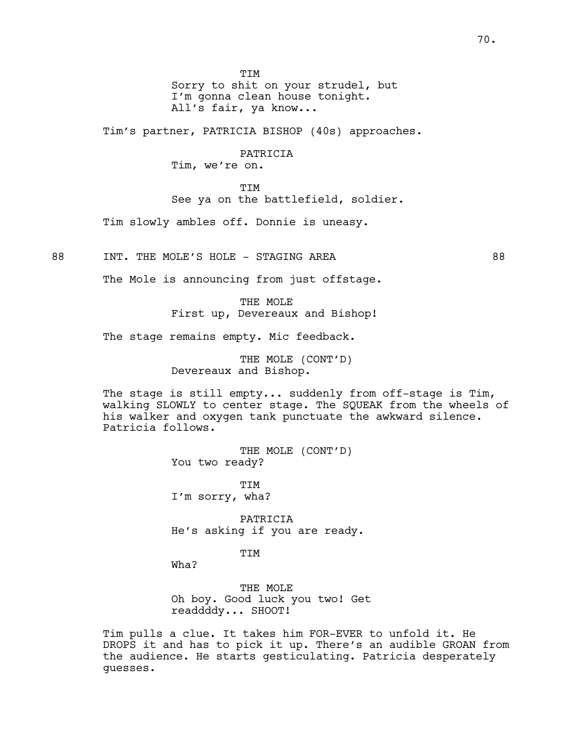TIM
Sorry to shit on your strudel, but
I'm gonna clean house tonight.
All's fair, ya know...

Tim's partner, PATRICIA BISHOP (40s) approaches.

PATRICIA
Tim, we're on.

TIM
See ya on the battlefield, soldier.

Tim slowly ambles off. Donnie is uneasy.

88 INT. THE MOLE'S HOLE - STAGING AREA 88

The Mole is announcing from just offstage.

THE MOLE
First up, Devereaux and Bishop!

The stage remains empty. Mic feedback.

THE MOLE (CONT'D)
Devereaux and Bishop.

The stage is still empty... suddenly from off-stage is Tim, walking SLOWLY to center stage. The SQUEAK from the wheels of his walker and oxygen tank punctuate the awkward silence. Patricia follows.

THE MOLE (CONT'D)
You two ready?

TIM
I'm sorry, wha?

PATRICIA
He's asking if you are ready.

TIM
Wha?

THE MOLE
Oh boy. Good luck you two! Get
readdddy... SHOOT!

Tim pulls a clue. It takes him FOR-EVER to unfold it. He DROPS it and has to pick it up. There's an audible GROAN from the audience. He starts gesticulating. Patricia desperately guesses.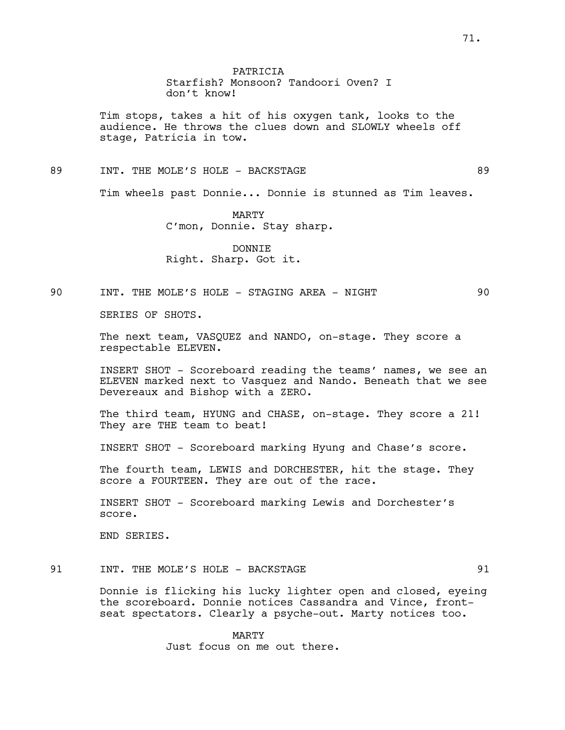PATRICIA
Starfish? Monsoon? Tandoori Oven? I don't know!

Tim stops, takes a hit of his oxygen tank, looks to the audience. He throws the clues down and SLOWLY wheels off stage, Patricia in tow.

89 INT. THE MOLE'S HOLE - BACKSTAGE 89

Tim wheels past Donnie... Donnie is stunned as Tim leaves.

MARTY
C'mon, Donnie. Stay sharp.

DONNIE
Right. Sharp. Got it.

90 INT. THE MOLE'S HOLE - STAGING AREA - NIGHT 90

SERIES OF SHOTS.

The next team, VASQUEZ and NANDO, on-stage. They score a respectable ELEVEN.

INSERT SHOT - Scoreboard reading the teams' names, we see an ELEVEN marked next to Vasquez and Nando. Beneath that we see Devereaux and Bishop with a ZERO.

The third team, HYUNG and CHASE, on-stage. They score a 21! They are THE team to beat!

INSERT SHOT - Scoreboard marking Hyung and Chase's score.

The fourth team, LEWIS and DORCHESTER, hit the stage. They score a FOURTEEN. They are out of the race.

INSERT SHOT - Scoreboard marking Lewis and Dorchester's score.

END SERIES.

91 INT. THE MOLE'S HOLE - BACKSTAGE 91

Donnie is flicking his lucky lighter open and closed, eyeing the scoreboard. Donnie notices Cassandra and Vince, front-seat spectators. Clearly a psyche-out. Marty notices too.

MARTY
Just focus on me out there.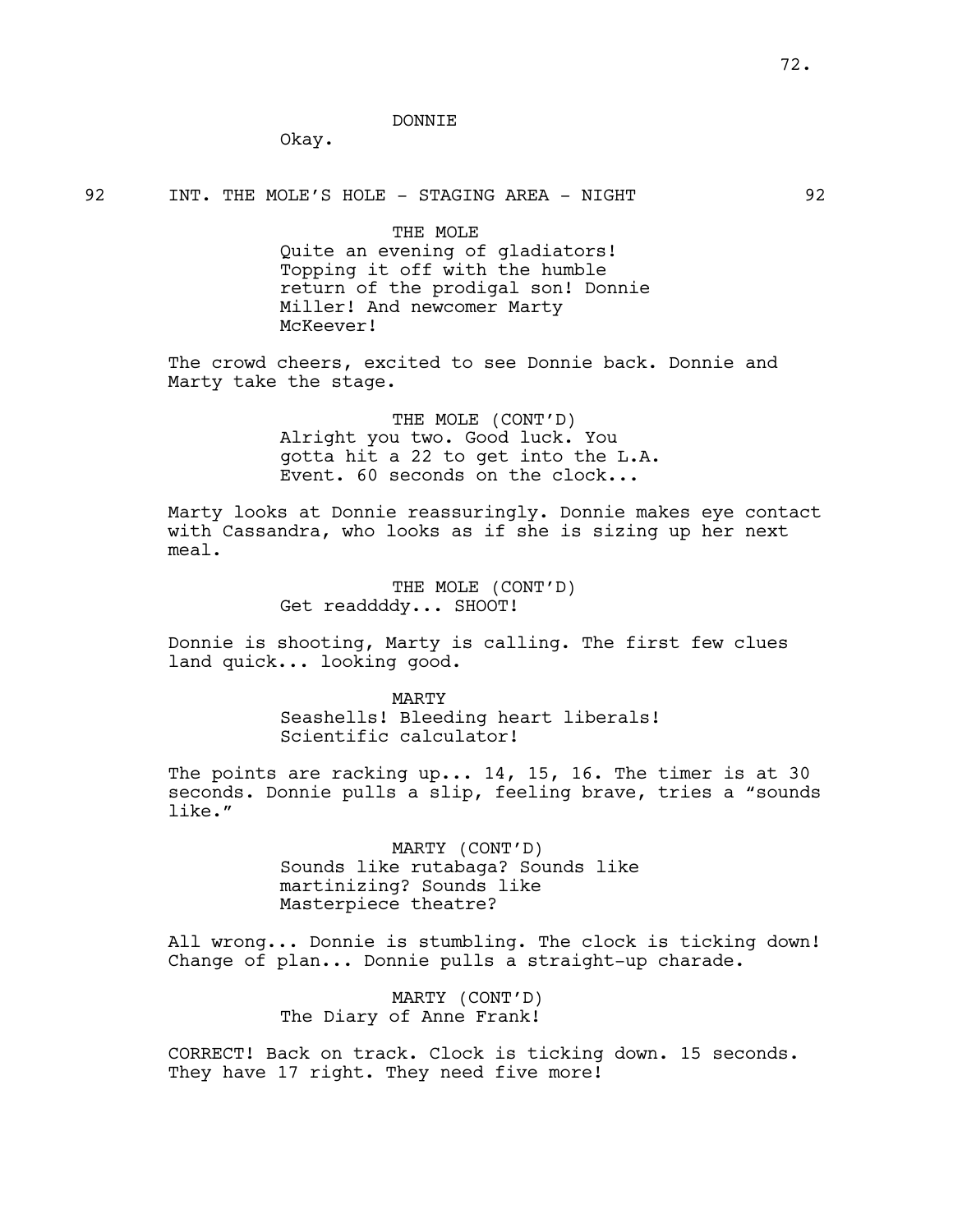DONNIE

Okay.

92 INT. THE MOLE'S HOLE - STAGING AREA - NIGHT 92

THE MOLE

Quite an evening of gladiators! Topping it off with the humble return of the prodigal son! Donnie Miller! And newcomer Marty McKeever!

The crowd cheers, excited to see Donnie back. Donnie and Marty take the stage.

THE MOLE (CONT'D)

Alright you two. Good luck. You gotta hit a 22 to get into the L.A. Event. 60 seconds on the clock...

Marty looks at Donnie reassuringly. Donnie makes eye contact with Cassandra, who looks as if she is sizing up her next meal.

THE MOLE (CONT'D)

Get readdddy... SHOOT!

Donnie is shooting, Marty is calling. The first few clues land quick... looking good.

MARTY

Seashells! Bleeding heart liberals! Scientific calculator!

The points are racking up... 14, 15, 16. The timer is at 30 seconds. Donnie pulls a slip, feeling brave, tries a "sounds like."

MARTY (CONT'D)

Sounds like rutabaga? Sounds like martinizing? Sounds like Masterpiece theatre?

All wrong... Donnie is stumbling. The clock is ticking down! Change of plan... Donnie pulls a straight-up charade.

MARTY (CONT'D)

The Diary of Anne Frank!

CORRECT! Back on track. Clock is ticking down. 15 seconds. They have 17 right. They need five more!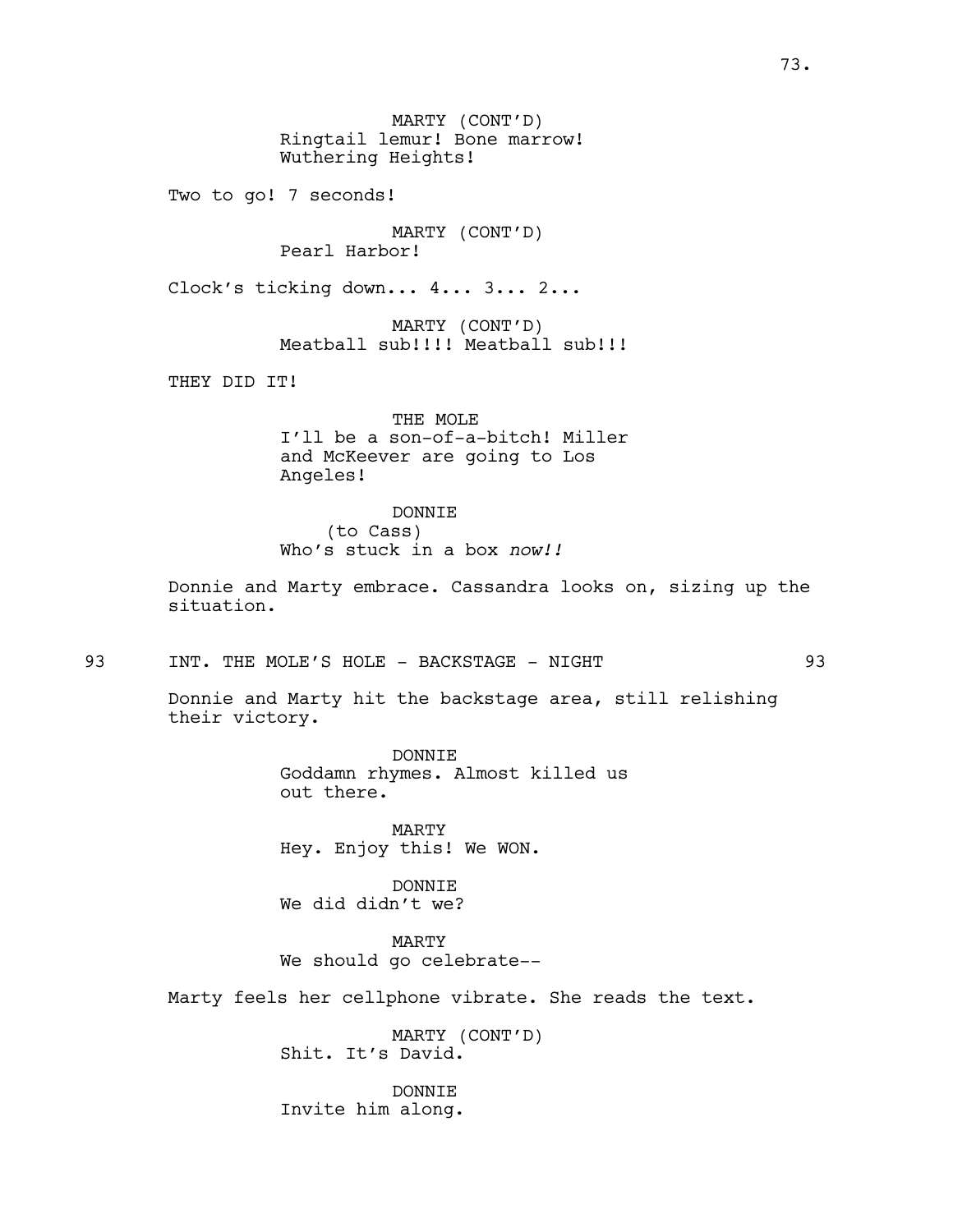MARTY (CONT'D)
Ringtail lemur! Bone marrow!
Wuthering Heights!

Two to go! 7 seconds!

MARTY (CONT'D)
Pearl Harbor!

Clock's ticking down... 4... 3... 2...

MARTY (CONT'D)
Meatball sub!!!! Meatball sub!!!

THEY DID IT!

THE MOLE
I'll be a son-of-a-bitch! Miller
and McKeever are going to Los
Angeles!

DONNIE
(to Cass)
Who's stuck in a box *now!!*

Donnie and Marty embrace. Cassandra looks on, sizing up the situation.

93 INT. THE MOLE'S HOLE - BACKSTAGE - NIGHT 93

Donnie and Marty hit the backstage area, still relishing their victory.

DONNIE
Goddamn rhymes. Almost killed us
out there.

MARTY
Hey. Enjoy this! We WON.

DONNIE
We did didn't we?

MARTY
We should go celebrate--

Marty feels her cellphone vibrate. She reads the text.

MARTY (CONT'D)
Shit. It's David.

DONNIE
Invite him along.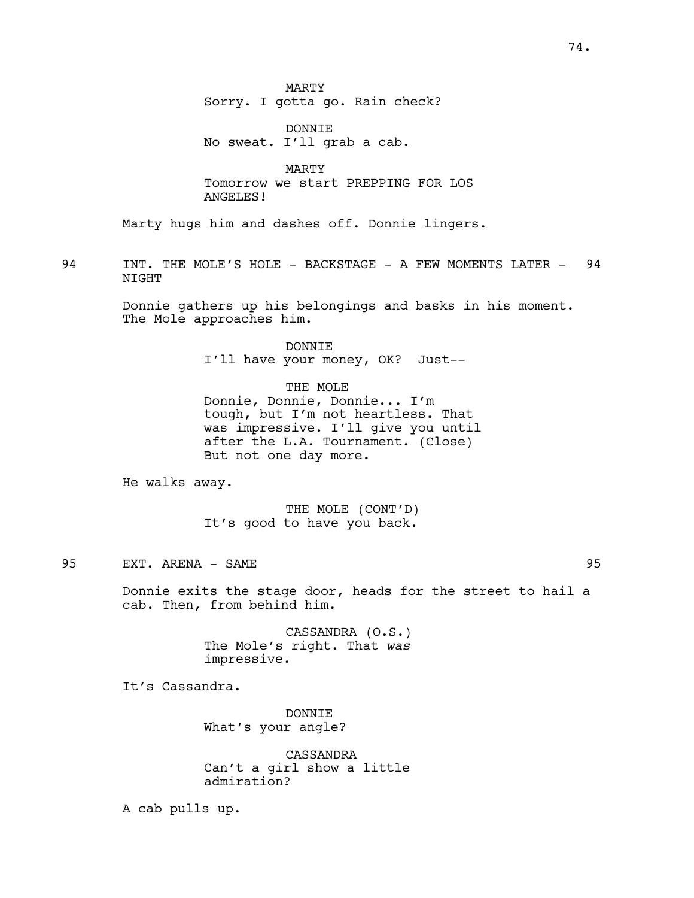MARTY
Sorry. I gotta go. Rain check?

DONNIE
No sweat. I'll grab a cab.

MARTY
Tomorrow we start PREPPING FOR LOS ANGELES!

Marty hugs him and dashes off. Donnie lingers.

94 INT. THE MOLE'S HOLE - BACKSTAGE - A FEW MOMENTS LATER - NIGHT 94

Donnie gathers up his belongings and basks in his moment. The Mole approaches him.

DONNIE
I'll have your money, OK? Just--

THE MOLE
Donnie, Donnie, Donnie... I'm tough, but I'm not heartless. That was impressive. I'll give you until after the L.A. Tournament. (Close) But not one day more.

He walks away.

THE MOLE (CONT'D)
It's good to have you back.

95 EXT. ARENA - SAME 95

Donnie exits the stage door, heads for the street to hail a cab. Then, from behind him.

CASSANDRA (O.S.)
The Mole's right. That *was* impressive.

It's Cassandra.

DONNIE
What's your angle?

CASSANDRA
Can't a girl show a little admiration?

A cab pulls up.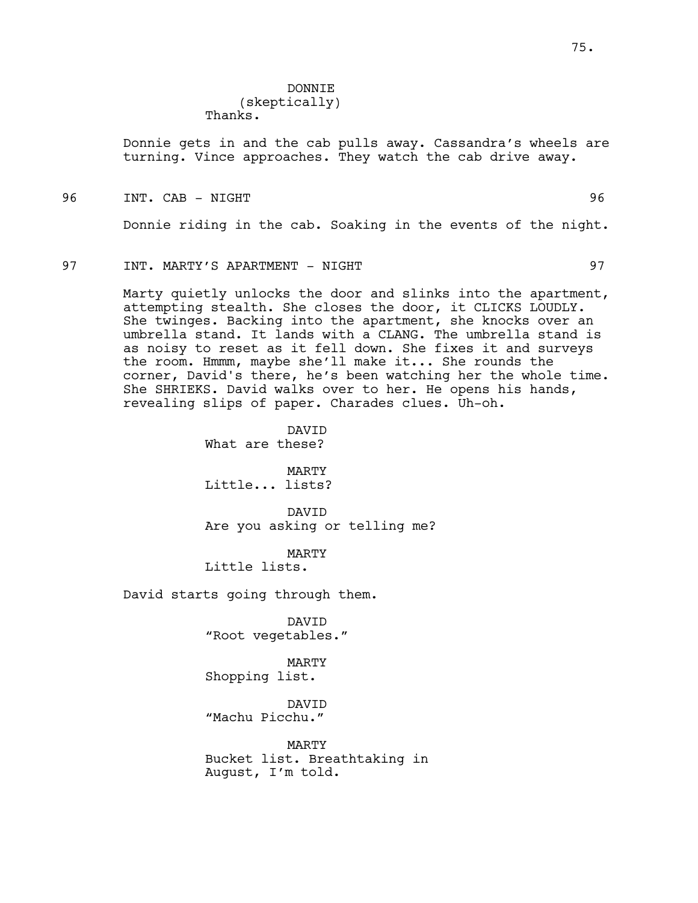DONNIE
(skeptically)
Thanks.

Donnie gets in and the cab pulls away. Cassandra's wheels are turning. Vince approaches. They watch the cab drive away.

96 INT. CAB - NIGHT 96

Donnie riding in the cab. Soaking in the events of the night.

97 INT. MARTY'S APARTMENT - NIGHT 97

Marty quietly unlocks the door and slinks into the apartment, attempting stealth. She closes the door, it CLICKS LOUDLY. She twinges. Backing into the apartment, she knocks over an umbrella stand. It lands with a CLANG. The umbrella stand is as noisy to reset as it fell down. She fixes it and surveys the room. Hmmm, maybe she'll make it... She rounds the corner, David's there, he's been watching her the whole time. She SHRIEKS. David walks over to her. He opens his hands, revealing slips of paper. Charades clues. Uh-oh.

DAVID
What are these?

MARTY
Little... lists?

DAVID
Are you asking or telling me?

MARTY
Little lists.

David starts going through them.

DAVID
"Root vegetables."

MARTY
Shopping list.

DAVID
"Machu Picchu."

MARTY
Bucket list. Breathtaking in August, I'm told.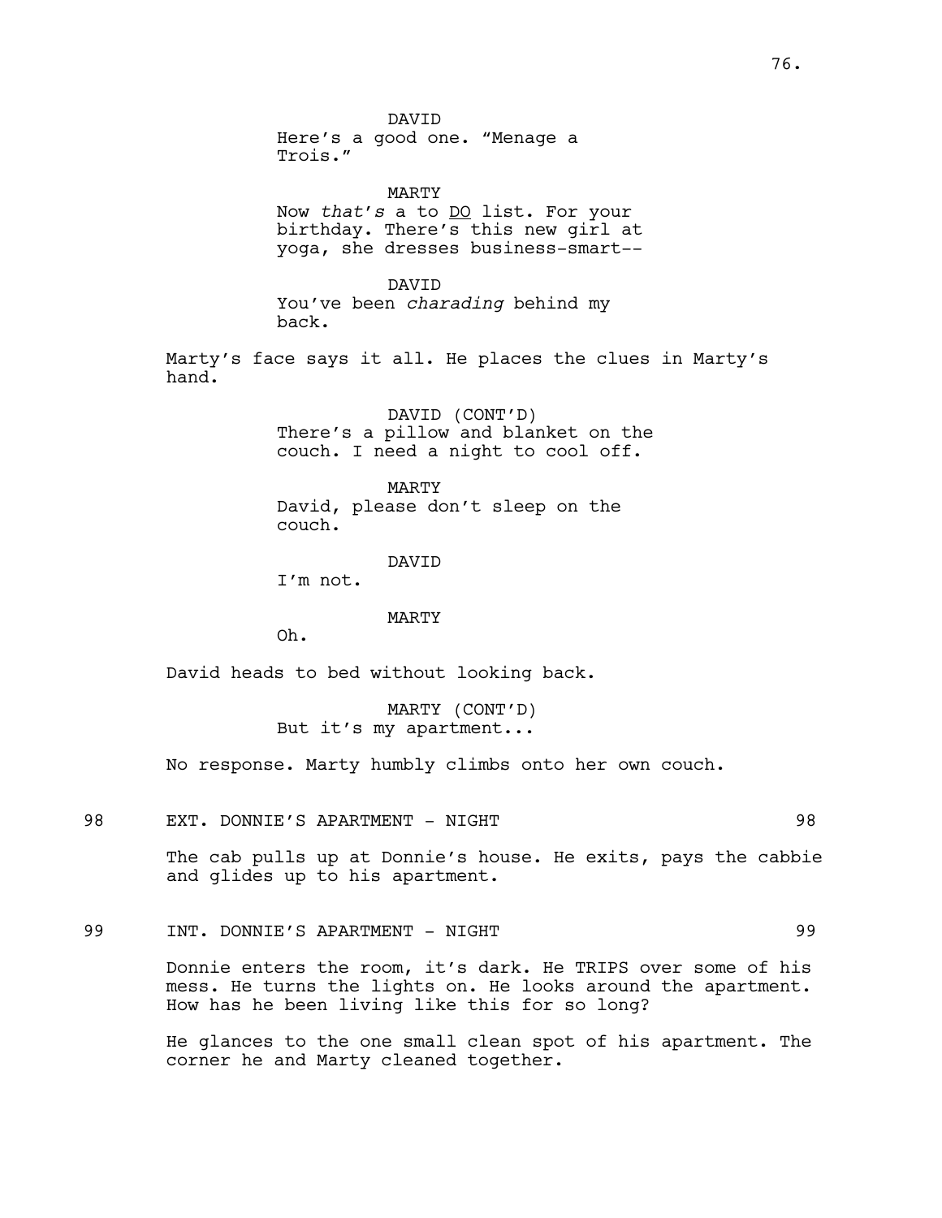DAVID
Here's a good one. "Menage a Trois."

MARTY
Now *that's* a to DO list. For your birthday. There's this new girl at yoga, she dresses business-smart--

DAVID
You've been *charading* behind my back.

Marty's face says it all. He places the clues in Marty's hand.

DAVID (CONT'D)
There's a pillow and blanket on the couch. I need a night to cool off.

MARTY
David, please don't sleep on the couch.

DAVID
I'm not.

MARTY
Oh.

David heads to bed without looking back.

MARTY (CONT'D)
But it's my apartment...

No response. Marty humbly climbs onto her own couch.

98 EXT. DONNIE'S APARTMENT - NIGHT 98

The cab pulls up at Donnie's house. He exits, pays the cabbie and glides up to his apartment.

99 INT. DONNIE'S APARTMENT - NIGHT 99

Donnie enters the room, it's dark. He TRIPS over some of his mess. He turns the lights on. He looks around the apartment. How has he been living like this for so long?

He glances to the one small clean spot of his apartment. The corner he and Marty cleaned together.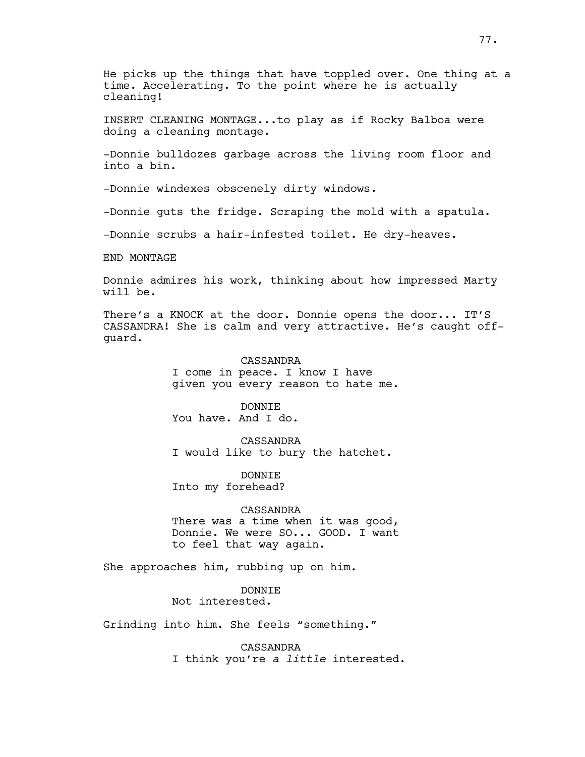He picks up the things that have toppled over. One thing at a time. Accelerating. To the point where he is actually cleaning!

INSERT CLEANING MONTAGE...to play as if Rocky Balboa were doing a cleaning montage.

-Donnie bulldozes garbage across the living room floor and into a bin.

-Donnie windexes obscenely dirty windows.

-Donnie guts the fridge. Scraping the mold with a spatula.

-Donnie scrubs a hair-infested toilet. He dry-heaves.

END MONTAGE

Donnie admires his work, thinking about how impressed Marty will be.

There's a KNOCK at the door. Donnie opens the door... IT'S CASSANDRA! She is calm and very attractive. He's caught off-guard.

CASSANDRA
I come in peace. I know I have given you every reason to hate me.

DONNIE
You have. And I do.

CASSANDRA
I would like to bury the hatchet.

DONNIE
Into my forehead?

CASSANDRA
There was a time when it was good, Donnie. We were SO... GOOD. I want to feel that way again.

She approaches him, rubbing up on him.

DONNIE
Not interested.

Grinding into him. She feels "something."

CASSANDRA
I think you're *a little* interested.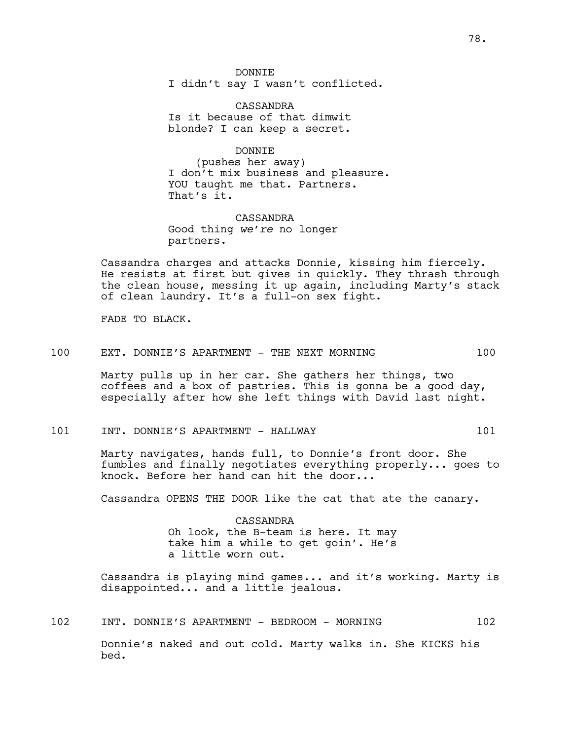DONNIE

I didn't say I wasn't conflicted.

CASSANDRA

Is it because of that dimwit blonde? I can keep a secret.

DONNIE

(pushes her away)

I don't mix business and pleasure. YOU taught me that. Partners. That's it.

CASSANDRA

Good thing *we're* no longer partners.

Cassandra charges and attacks Donnie, kissing him fiercely. He resists at first but gives in quickly. They thrash through the clean house, messing it up again, including Marty's stack of clean laundry. It's a full-on sex fight.

FADE TO BLACK.

100 EXT. DONNIE'S APARTMENT - THE NEXT MORNING 100

Marty pulls up in her car. She gathers her things, two coffees and a box of pastries. This is gonna be a good day, especially after how she left things with David last night.

101 INT. DONNIE'S APARTMENT - HALLWAY 101

Marty navigates, hands full, to Donnie's front door. She fumbles and finally negotiates everything properly... goes to knock. Before her hand can hit the door...

Cassandra OPENS THE DOOR like the cat that ate the canary.

CASSANDRA

Oh look, the B-team is here. It may take him a while to get goin'. He's a little worn out.

Cassandra is playing mind games... and it's working. Marty is disappointed... and a little jealous.

102 INT. DONNIE'S APARTMENT - BEDROOM - MORNING 102

Donnie's naked and out cold. Marty walks in. She KICKS his bed.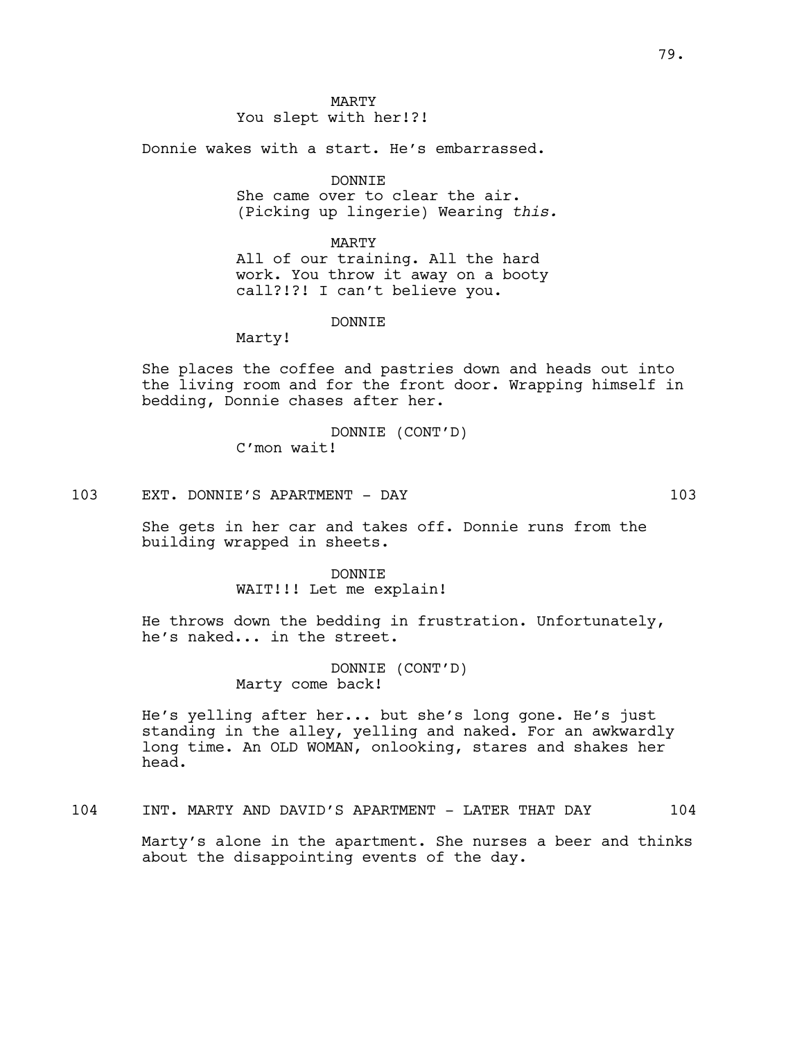MARTY
You slept with her!?!

Donnie wakes with a start. He's embarrassed.

DONNIE
She came over to clear the air.
(Picking up lingerie) Wearing *this.*

MARTY
All of our training. All the hard work. You throw it away on a booty call?!?! I can't believe you.

DONNIE
Marty!

She places the coffee and pastries down and heads out into the living room and for the front door. Wrapping himself in bedding, Donnie chases after her.

DONNIE (CONT'D)
C'mon wait!

103 EXT. DONNIE'S APARTMENT - DAY 103

She gets in her car and takes off. Donnie runs from the building wrapped in sheets.

DONNIE
WAIT!!! Let me explain!

He throws down the bedding in frustration. Unfortunately, he's naked... in the street.

DONNIE (CONT'D)
Marty come back!

He's yelling after her... but she's long gone. He's just standing in the alley, yelling and naked. For an awkwardly long time. An OLD WOMAN, onlooking, stares and shakes her head.

104 INT. MARTY AND DAVID'S APARTMENT - LATER THAT DAY 104

Marty's alone in the apartment. She nurses a beer and thinks about the disappointing events of the day.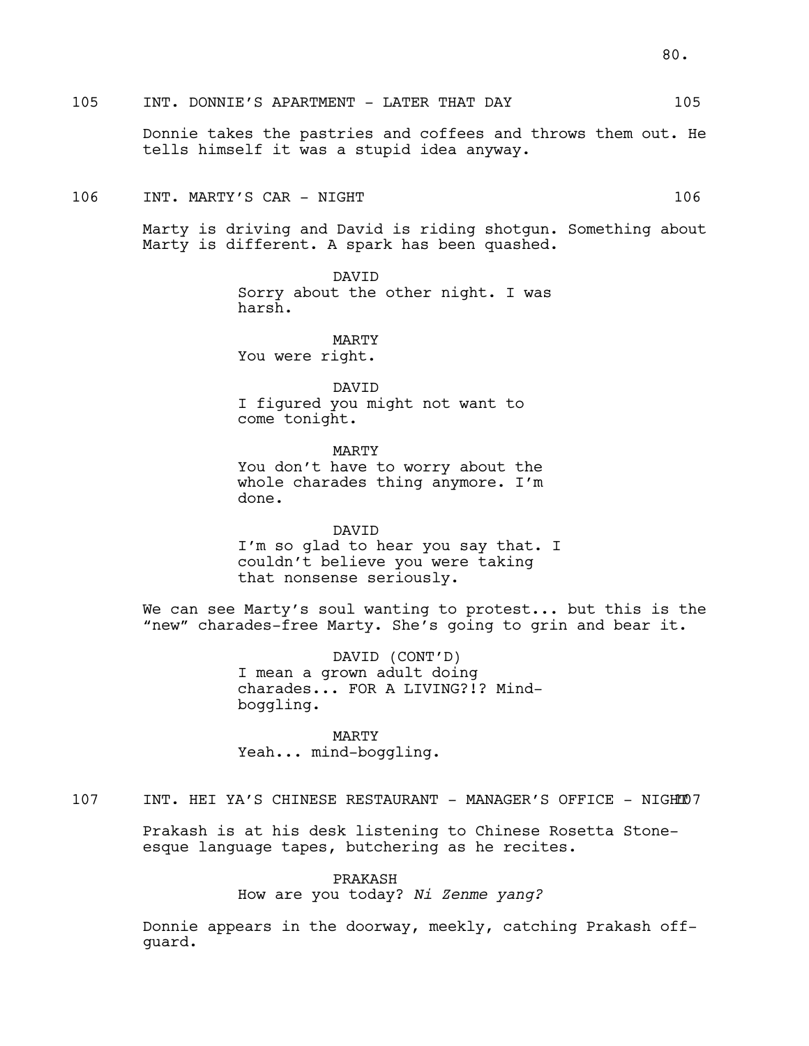105 INT. DONNIE'S APARTMENT - LATER THAT DAY 105

Donnie takes the pastries and coffees and throws them out. He tells himself it was a stupid idea anyway.

106 INT. MARTY'S CAR - NIGHT 106

Marty is driving and David is riding shotgun. Something about Marty is different. A spark has been quashed.

DAVID
Sorry about the other night. I was harsh.

MARTY
You were right.

DAVID
I figured you might not want to come tonight.

MARTY
You don't have to worry about the whole charades thing anymore. I'm done.

DAVID
I'm so glad to hear you say that. I couldn't believe you were taking that nonsense seriously.

We can see Marty's soul wanting to protest... but this is the "new" charades-free Marty. She's going to grin and bear it.

DAVID (CONT'D)
I mean a grown adult doing charades... FOR A LIVING?!? Mind-boggling.

MARTY
Yeah... mind-boggling.

107 INT. HEI YA'S CHINESE RESTAURANT - MANAGER'S OFFICE - NIGHT 107

Prakash is at his desk listening to Chinese Rosetta Stone-esque language tapes, butchering as he recites.

PRAKASH
How are you today? *Ni Zenme yang?*

Donnie appears in the doorway, meekly, catching Prakash off-guard.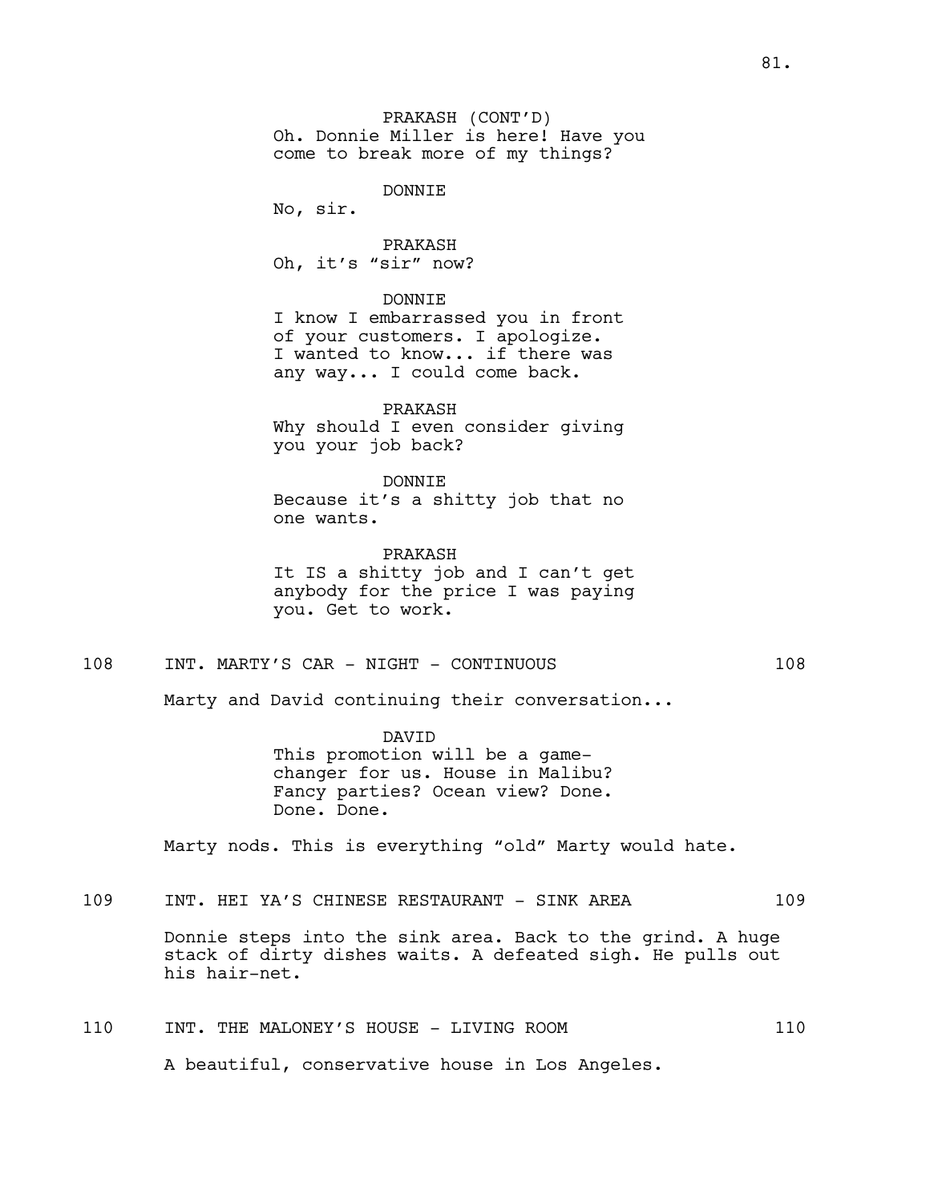PRAKASH (CONT'D)
Oh. Donnie Miller is here! Have you come to break more of my things?

DONNIE
No, sir.

PRAKASH
Oh, it's "sir" now?

DONNIE
I know I embarrassed you in front of your customers. I apologize. I wanted to know... if there was any way... I could come back.

PRAKASH
Why should I even consider giving you your job back?

DONNIE
Because it's a shitty job that no one wants.

PRAKASH
It IS a shitty job and I can't get anybody for the price I was paying you. Get to work.

108 INT. MARTY'S CAR - NIGHT - CONTINUOUS 108

Marty and David continuing their conversation...

DAVID
This promotion will be a game-changer for us. House in Malibu? Fancy parties? Ocean view? Done. Done. Done.

Marty nods. This is everything "old" Marty would hate.

109 INT. HEI YA'S CHINESE RESTAURANT - SINK AREA 109

Donnie steps into the sink area. Back to the grind. A huge stack of dirty dishes waits. A defeated sigh. He pulls out his hair-net.

110 INT. THE MALONEY'S HOUSE - LIVING ROOM 110

A beautiful, conservative house in Los Angeles.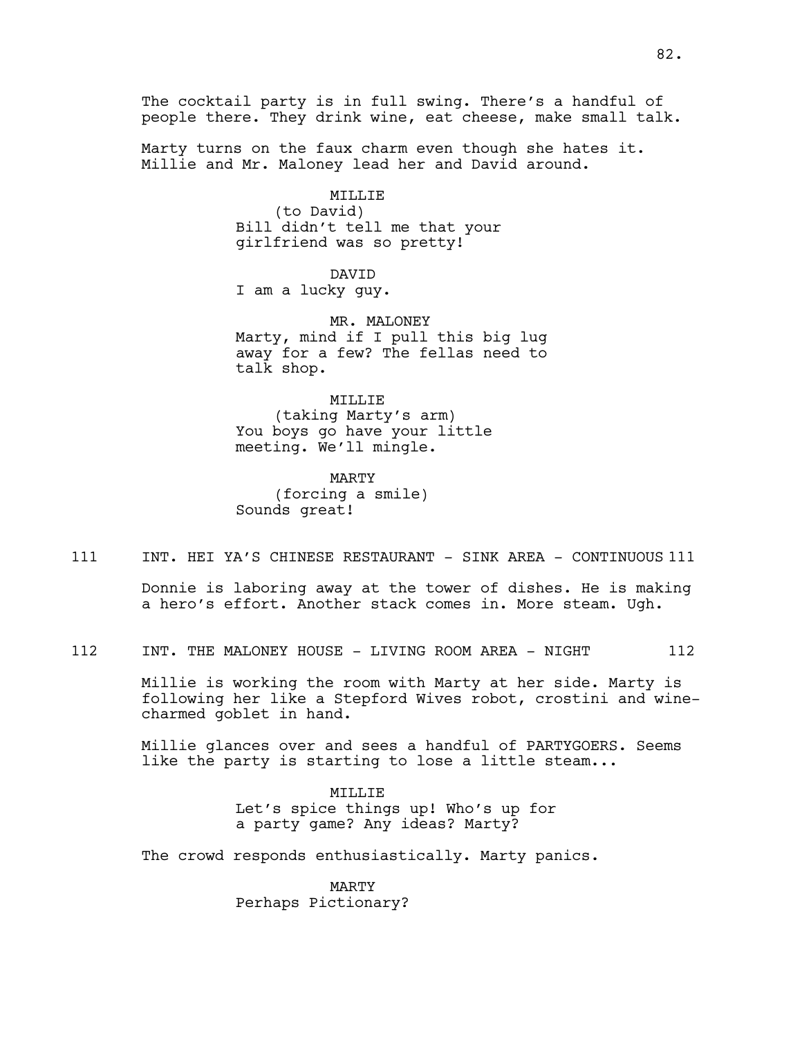The cocktail party is in full swing. There's a handful of people there. They drink wine, eat cheese, make small talk.

Marty turns on the faux charm even though she hates it. Millie and Mr. Maloney lead her and David around.

MILLIE
(to David)
Bill didn't tell me that your girlfriend was so pretty!

DAVID
I am a lucky guy.

MR. MALONEY
Marty, mind if I pull this big lug away for a few? The fellas need to talk shop.

MILLIE
(taking Marty's arm)
You boys go have your little meeting. We'll mingle.

MARTY
(forcing a smile)
Sounds great!

111 INT. HEI YA'S CHINESE RESTAURANT - SINK AREA - CONTINUOUS 111

Donnie is laboring away at the tower of dishes. He is making a hero's effort. Another stack comes in. More steam. Ugh.

112 INT. THE MALONEY HOUSE - LIVING ROOM AREA - NIGHT 112

Millie is working the room with Marty at her side. Marty is following her like a Stepford Wives robot, crostini and wine-charmed goblet in hand.

Millie glances over and sees a handful of PARTYGOERS. Seems like the party is starting to lose a little steam...

MILLIE
Let's spice things up! Who's up for a party game? Any ideas? Marty?

The crowd responds enthusiastically. Marty panics.

MARTY
Perhaps Pictionary?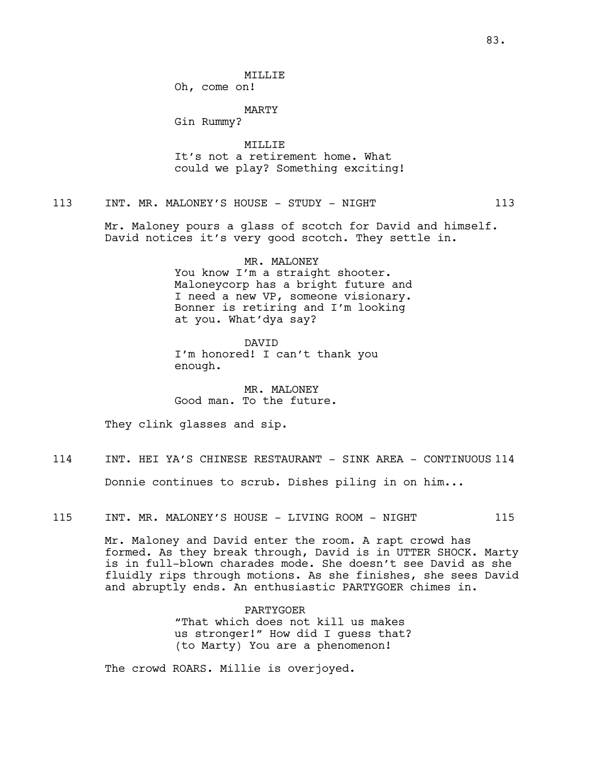MILLIE
Oh, come on!

MARTY
Gin Rummy?

MILLIE
It's not a retirement home. What could we play? Something exciting!

113 INT. MR. MALONEY'S HOUSE - STUDY - NIGHT 113

Mr. Maloney pours a glass of scotch for David and himself. David notices it's very good scotch. They settle in.

MR. MALONEY
You know I'm a straight shooter. Maloneycorp has a bright future and I need a new VP, someone visionary. Bonner is retiring and I'm looking at you. What'dya say?

DAVID
I'm honored! I can't thank you enough.

MR. MALONEY
Good man. To the future.

They clink glasses and sip.

114 INT. HEI YA'S CHINESE RESTAURANT - SINK AREA - CONTINUOUS 114

Donnie continues to scrub. Dishes piling in on him...

115 INT. MR. MALONEY'S HOUSE - LIVING ROOM - NIGHT 115

Mr. Maloney and David enter the room. A rapt crowd has formed. As they break through, David is in UTTER SHOCK. Marty is in full-blown charades mode. She doesn't see David as she fluidly rips through motions. As she finishes, she sees David and abruptly ends. An enthusiastic PARTYGOER chimes in.

PARTYGOER
"That which does not kill us makes us stronger!" How did I guess that? (to Marty) You are a phenomenon!

The crowd ROARS. Millie is overjoyed.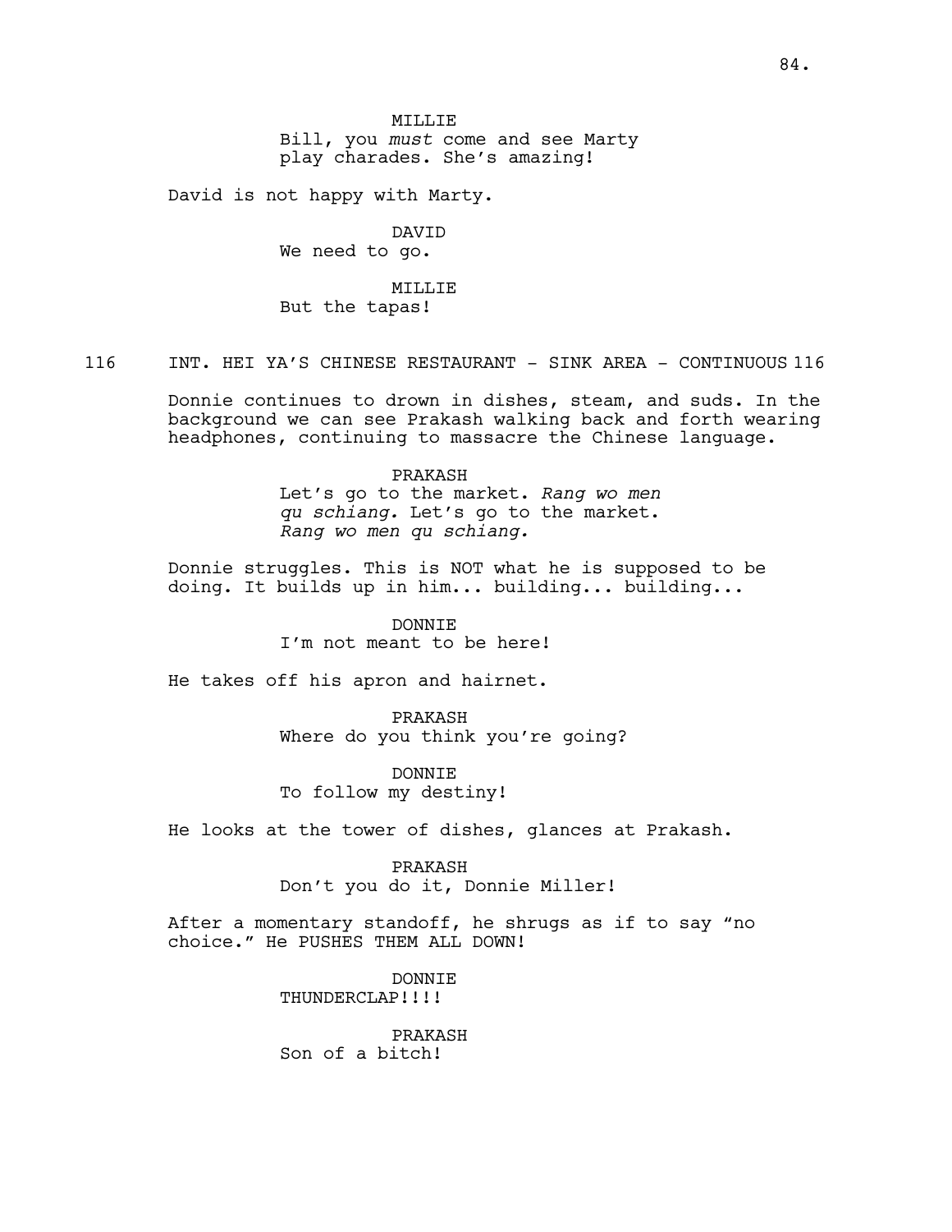MILLIE

Bill, you *must* come and see Marty play charades. She's amazing!

David is not happy with Marty.

DAVID

We need to go.

MILLIE

But the tapas!

116 INT. HEI YA'S CHINESE RESTAURANT - SINK AREA - CONTINUOUS 116

Donnie continues to drown in dishes, steam, and suds. In the background we can see Prakash walking back and forth wearing headphones, continuing to massacre the Chinese language.

PRAKASH

Let's go to the market. *Rang wo men qu schiang.* Let's go to the market. *Rang wo men qu schiang.*

Donnie struggles. This is NOT what he is supposed to be doing. It builds up in him... building... building...

DONNIE

I'm not meant to be here!

He takes off his apron and hairnet.

PRAKASH

Where do you think you're going?

DONNIE

To follow my destiny!

He looks at the tower of dishes, glances at Prakash.

PRAKASH

Don't you do it, Donnie Miller!

After a momentary standoff, he shrugs as if to say "no choice." He PUSHES THEM ALL DOWN!

DONNIE

THUNDERCLAP!!!!

PRAKASH

Son of a bitch!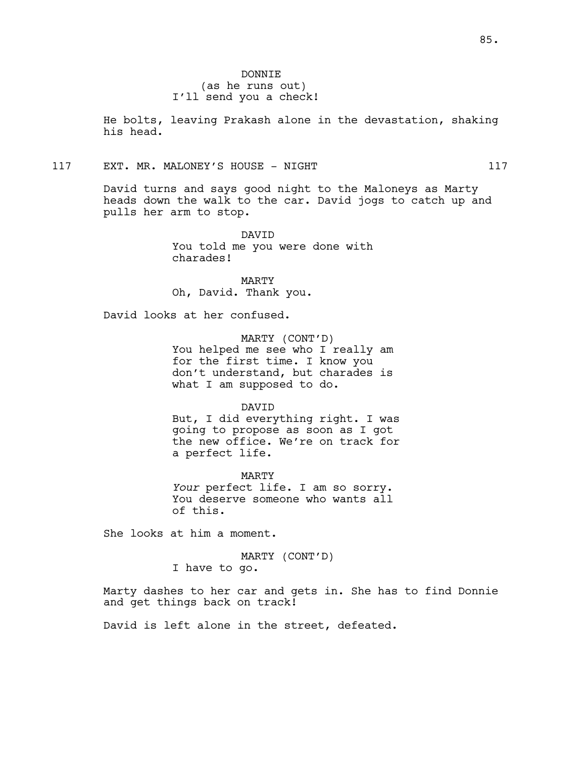DONNIE
(as he runs out)
I'll send you a check!

He bolts, leaving Prakash alone in the devastation, shaking his head.

117 EXT. MR. MALONEY'S HOUSE - NIGHT 117

David turns and says good night to the Maloneys as Marty heads down the walk to the car. David jogs to catch up and pulls her arm to stop.

DAVID
You told me you were done with charades!

MARTY
Oh, David. Thank you.

David looks at her confused.

MARTY (CONT'D)
You helped me see who I really am for the first time. I know you don't understand, but charades is what I am supposed to do.

DAVID
But, I did everything right. I was going to propose as soon as I got the new office. We're on track for a perfect life.

MARTY
*Your* perfect life. I am so sorry. You deserve someone who wants all of this.

She looks at him a moment.

MARTY (CONT'D)
I have to go.

Marty dashes to her car and gets in. She has to find Donnie and get things back on track!

David is left alone in the street, defeated.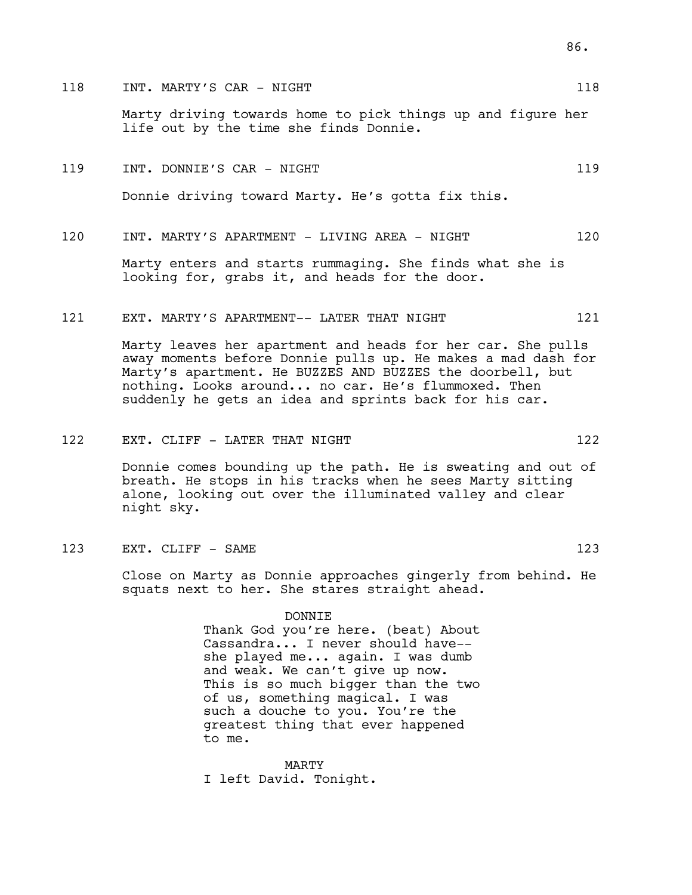118 INT. MARTY'S CAR - NIGHT 118

Marty driving towards home to pick things up and figure her life out by the time she finds Donnie.

119 INT. DONNIE'S CAR - NIGHT 119

Donnie driving toward Marty. He's gotta fix this.

120 INT. MARTY'S APARTMENT - LIVING AREA - NIGHT 120

Marty enters and starts rummaging. She finds what she is looking for, grabs it, and heads for the door.

121 EXT. MARTY'S APARTMENT-- LATER THAT NIGHT 121

Marty leaves her apartment and heads for her car. She pulls away moments before Donnie pulls up. He makes a mad dash for Marty's apartment. He BUZZES AND BUZZES the doorbell, but nothing. Looks around... no car. He's flummoxed. Then suddenly he gets an idea and sprints back for his car.

122 EXT. CLIFF - LATER THAT NIGHT 122

Donnie comes bounding up the path. He is sweating and out of breath. He stops in his tracks when he sees Marty sitting alone, looking out over the illuminated valley and clear night sky.

123 EXT. CLIFF - SAME 123

Close on Marty as Donnie approaches gingerly from behind. He squats next to her. She stares straight ahead.

DONNIE
Thank God you're here. (beat) About Cassandra... I never should have-- she played me... again. I was dumb and weak. We can't give up now. This is so much bigger than the two of us, something magical. I was such a douche to you. You're the greatest thing that ever happened to me.

MARTY
I left David. Tonight.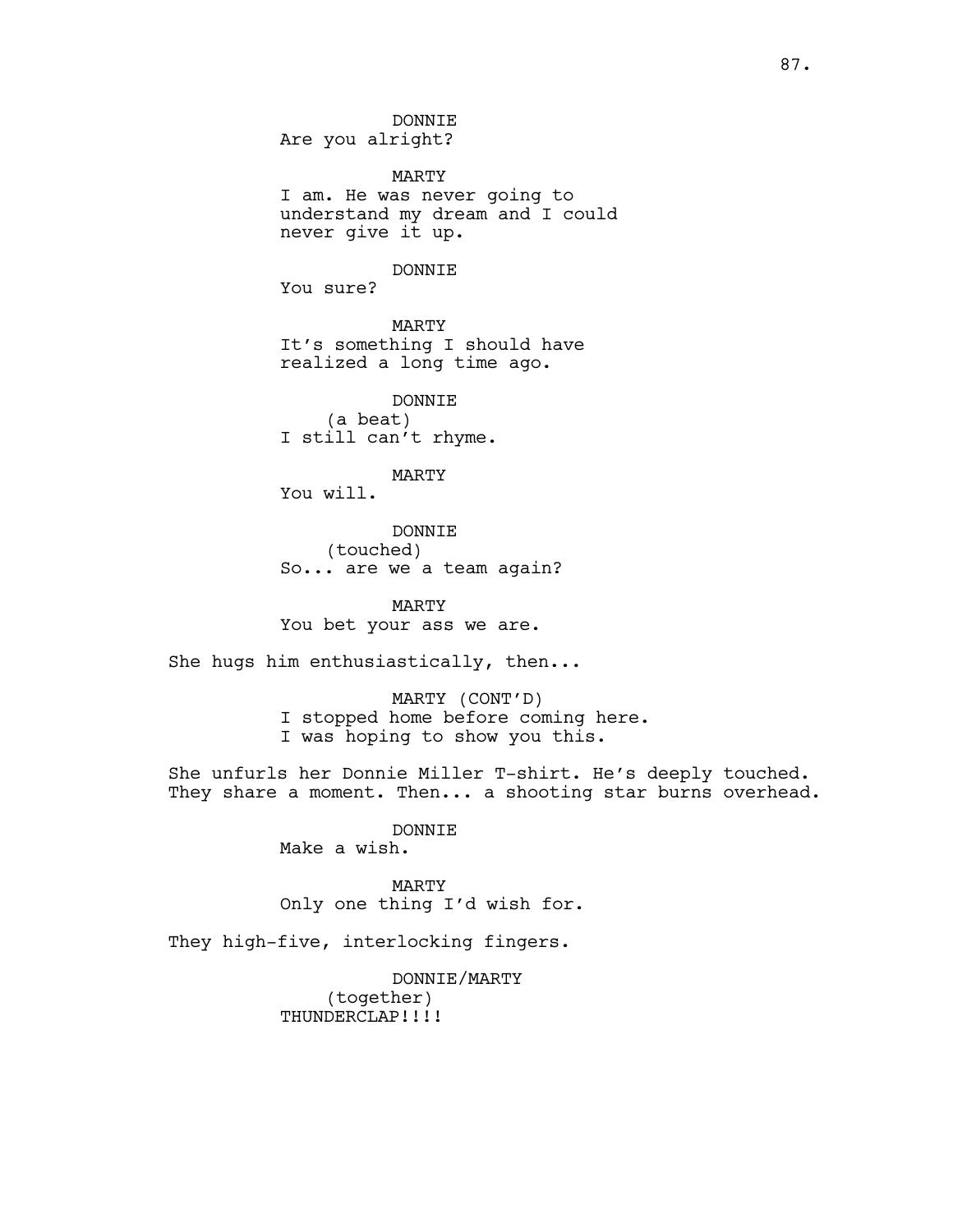DONNIE
Are you alright?

MARTY
I am. He was never going to understand my dream and I could never give it up.

DONNIE
You sure?

MARTY
It's something I should have realized a long time ago.

DONNIE
(a beat)
I still can't rhyme.

MARTY
You will.

DONNIE
(touched)
So... are we a team again?

MARTY
You bet your ass we are.

She hugs him enthusiastically, then...

MARTY (CONT'D)
I stopped home before coming here.
I was hoping to show you this.

She unfurls her Donnie Miller T-shirt. He's deeply touched. They share a moment. Then... a shooting star burns overhead.

DONNIE
Make a wish.

MARTY
Only one thing I'd wish for.

They high-five, interlocking fingers.

DONNIE/MARTY
(together)
THUNDERCLAP!!!!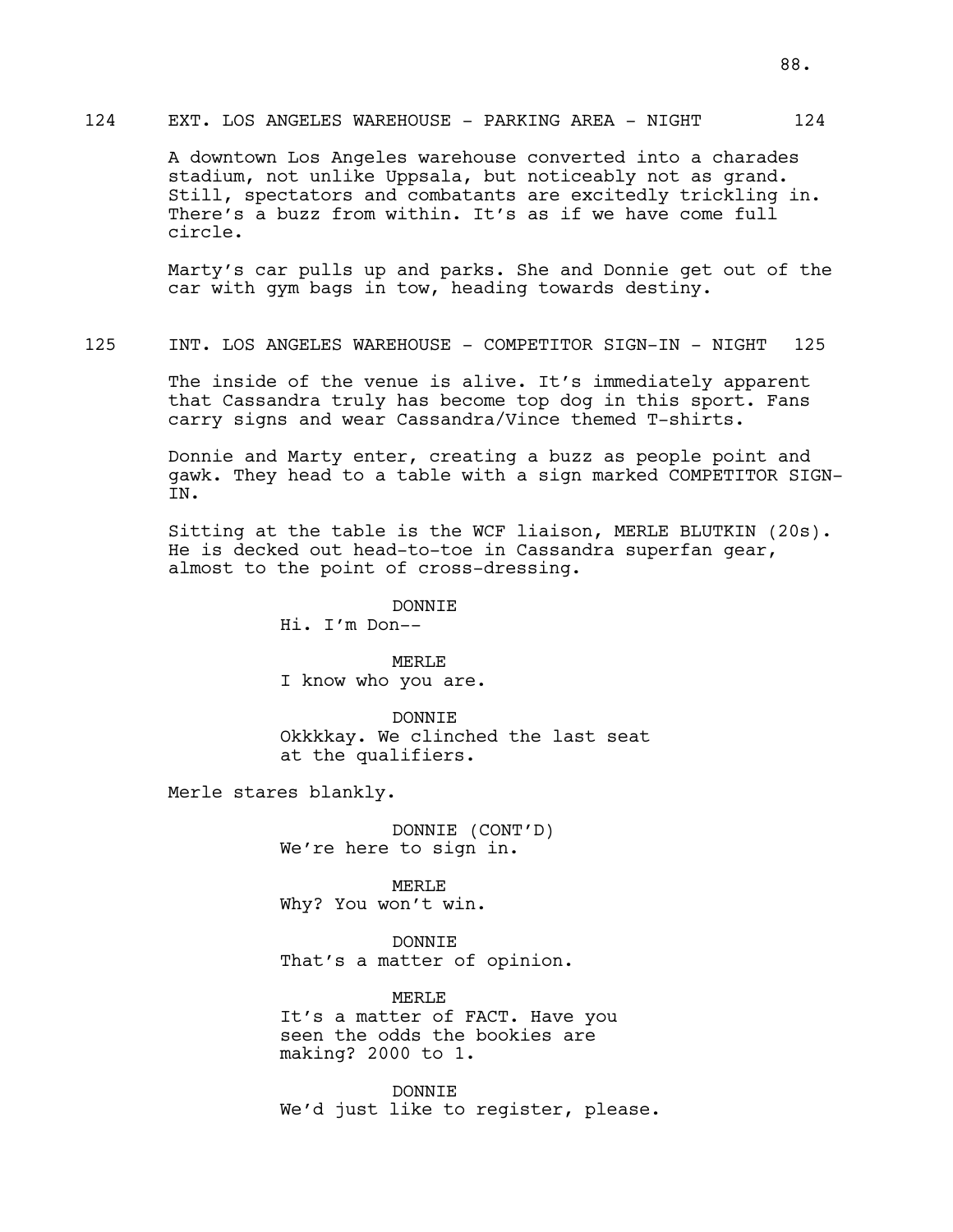124 EXT. LOS ANGELES WAREHOUSE - PARKING AREA - NIGHT 124

A downtown Los Angeles warehouse converted into a charades stadium, not unlike Uppsala, but noticeably not as grand. Still, spectators and combatants are excitedly trickling in. There's a buzz from within. It's as if we have come full circle.

Marty's car pulls up and parks. She and Donnie get out of the car with gym bags in tow, heading towards destiny.

125 INT. LOS ANGELES WAREHOUSE - COMPETITOR SIGN-IN - NIGHT 125

The inside of the venue is alive. It's immediately apparent that Cassandra truly has become top dog in this sport. Fans carry signs and wear Cassandra/Vince themed T-shirts.

Donnie and Marty enter, creating a buzz as people point and gawk. They head to a table with a sign marked COMPETITOR SIGN-IN.

Sitting at the table is the WCF liaison, MERLE BLUTKIN (20s). He is decked out head-to-toe in Cassandra superfan gear, almost to the point of cross-dressing.

DONNIE
Hi. I'm Don--

MERLE
I know who you are.

DONNIE
Okkkkay. We clinched the last seat at the qualifiers.

Merle stares blankly.

DONNIE (CONT'D)
We're here to sign in.

MERLE
Why? You won't win.

DONNIE
That's a matter of opinion.

MERLE
It's a matter of FACT. Have you seen the odds the bookies are making? 2000 to 1.

DONNIE
We'd just like to register, please.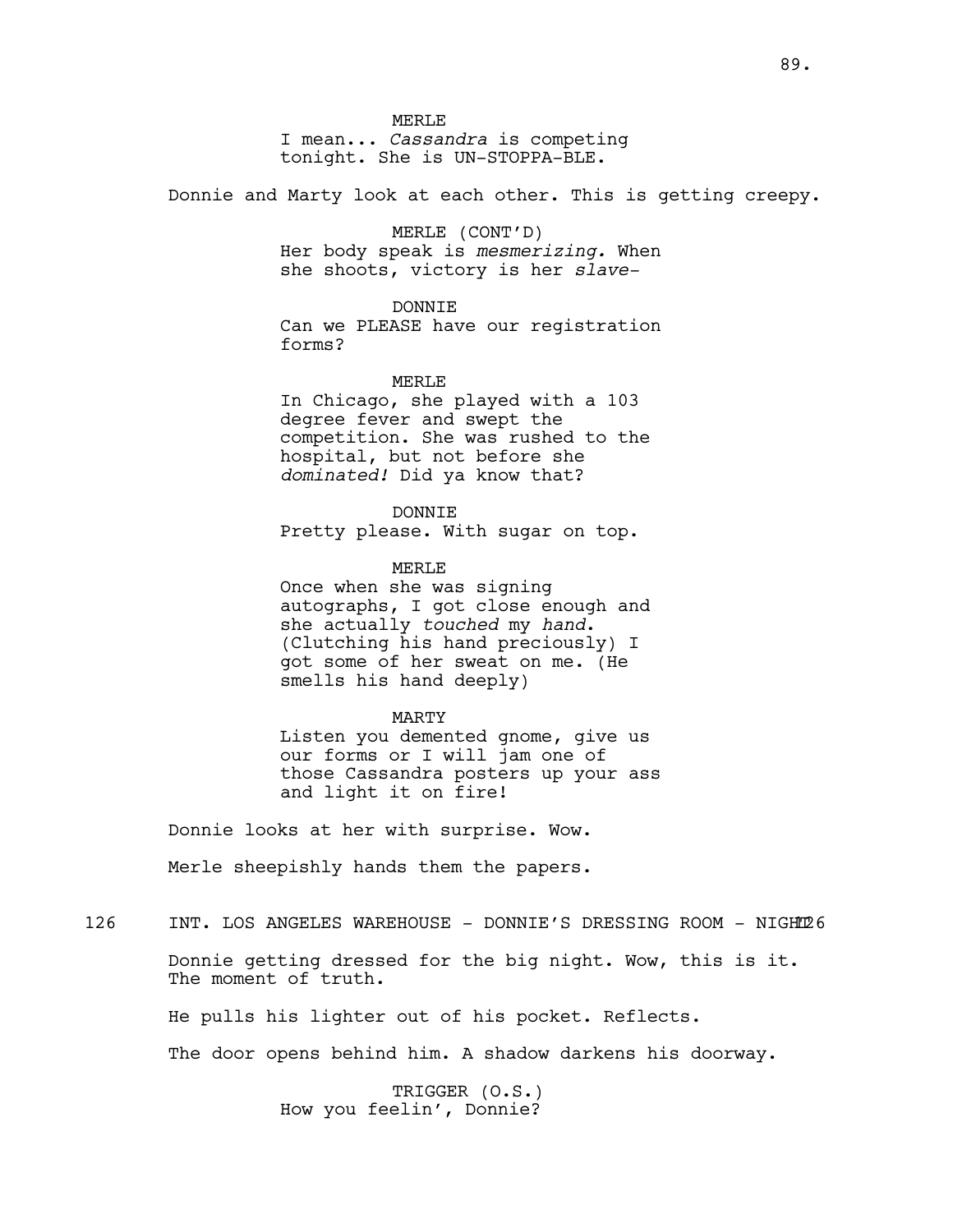MERLE
I mean... *Cassandra* is competing tonight. She is UN-STOPPA-BLE.

Donnie and Marty look at each other. This is getting creepy.

MERLE (CONT'D)
Her body speak is *mesmerizing.* When she shoots, victory is her *slave-*

DONNIE
Can we PLEASE have our registration forms?

MERLE
In Chicago, she played with a 103 degree fever and swept the competition. She was rushed to the hospital, but not before she *dominated!* Did ya know that?

DONNIE
Pretty please. With sugar on top.

MERLE
Once when she was signing autographs, I got close enough and she actually *touched* my *hand*. (Clutching his hand preciously) I got some of her sweat on me. (He smells his hand deeply)

MARTY
Listen you demented gnome, give us our forms or I will jam one of those Cassandra posters up your ass and light it on fire!

Donnie looks at her with surprise. Wow.

Merle sheepishly hands them the papers.

126 INT. LOS ANGELES WAREHOUSE - DONNIE'S DRESSING ROOM - NIGHT 126

Donnie getting dressed for the big night. Wow, this is it. The moment of truth.

He pulls his lighter out of his pocket. Reflects.

The door opens behind him. A shadow darkens his doorway.

TRIGGER (O.S.)
How you feelin', Donnie?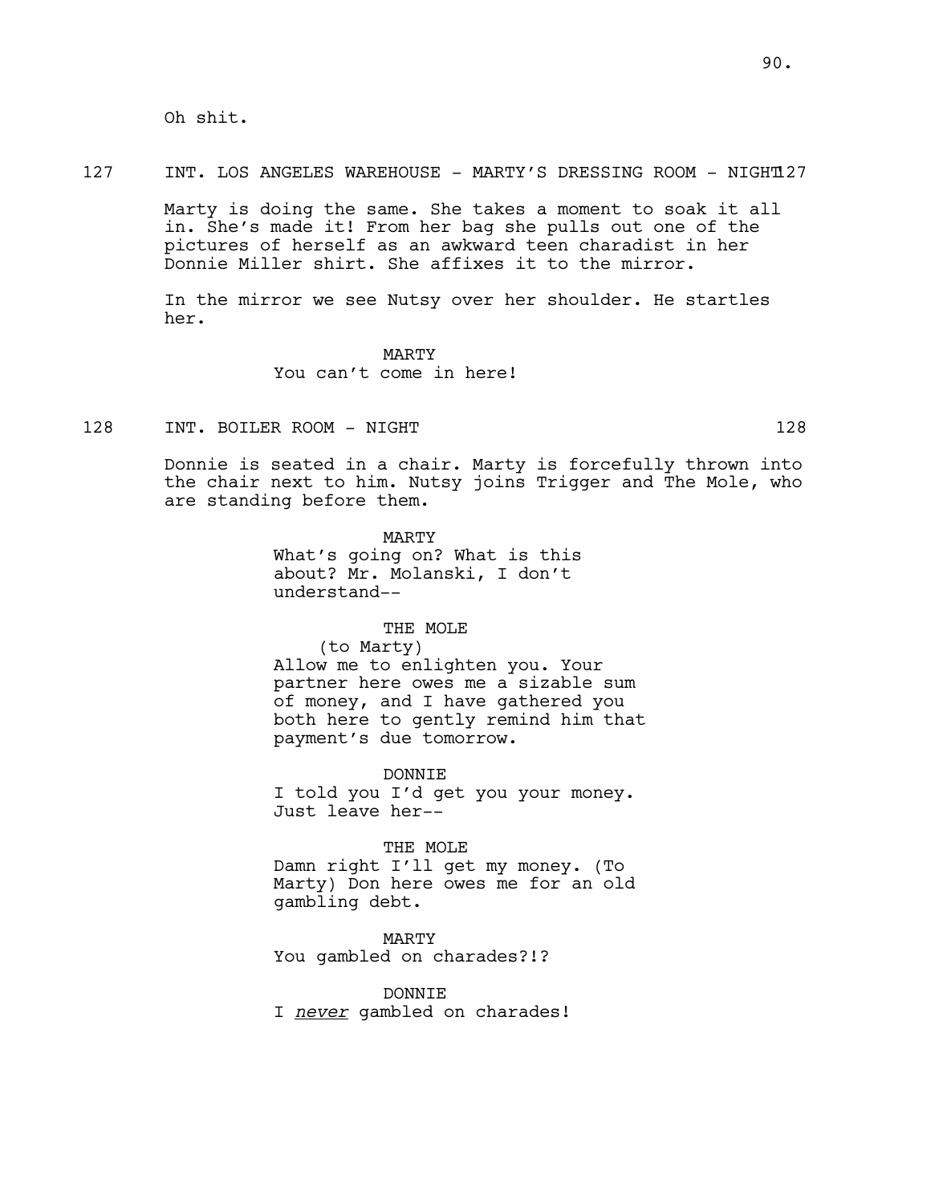Oh shit.

127 INT. LOS ANGELES WAREHOUSE - MARTY'S DRESSING ROOM - NIGHT 127

Marty is doing the same. She takes a moment to soak it all in. She's made it! From her bag she pulls out one of the pictures of herself as an awkward teen charadist in her Donnie Miller shirt. She affixes it to the mirror.

In the mirror we see Nutsy over her shoulder. He startles her.

MARTY
You can't come in here!

128 INT. BOILER ROOM - NIGHT 128

Donnie is seated in a chair. Marty is forcefully thrown into the chair next to him. Nutsy joins Trigger and The Mole, who are standing before them.

MARTY
What's going on? What is this about? Mr. Molanski, I don't understand--

THE MOLE
(to Marty)
Allow me to enlighten you. Your partner here owes me a sizable sum of money, and I have gathered you both here to gently remind him that payment's due tomorrow.

DONNIE
I told you I'd get you your money. Just leave her--

THE MOLE
Damn right I'll get my money. (To Marty) Don here owes me for an old gambling debt.

MARTY
You gambled on charades?!?

DONNIE
I *never* gambled on charades!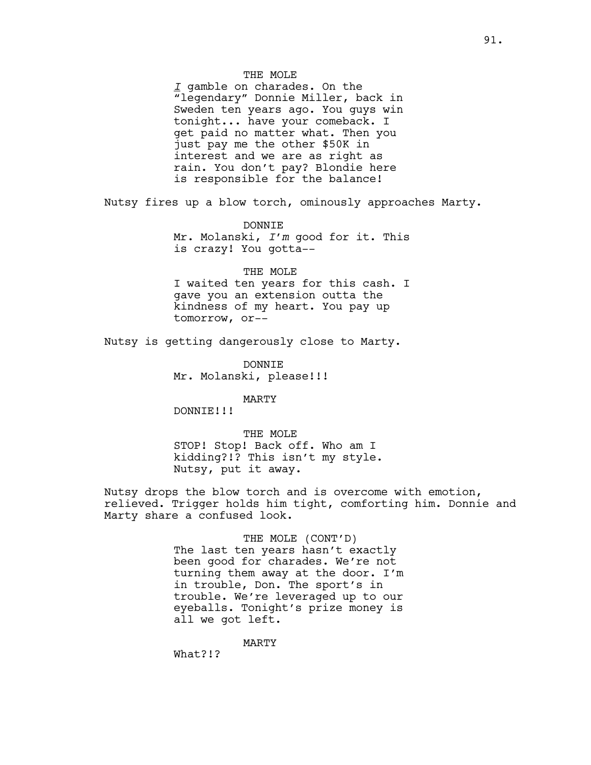THE MOLE

*I* gamble on charades. On the "legendary" Donnie Miller, back in Sweden ten years ago. You guys win tonight... have your comeback. I get paid no matter what. Then you just pay me the other $50K in interest and we are as right as rain. You don't pay? Blondie here is responsible for the balance!

Nutsy fires up a blow torch, ominously approaches Marty.

DONNIE

Mr. Molanski, *I'm* good for it. This is crazy! You gotta--

THE MOLE

I waited ten years for this cash. I gave you an extension outta the kindness of my heart. You pay up tomorrow, or--

Nutsy is getting dangerously close to Marty.

DONNIE

Mr. Molanski, please!!!

MARTY

DONNIE!!!

THE MOLE

STOP! Stop! Back off. Who am I kidding?!? This isn't my style. Nutsy, put it away.

Nutsy drops the blow torch and is overcome with emotion, relieved. Trigger holds him tight, comforting him. Donnie and Marty share a confused look.

THE MOLE (CONT'D)

The last ten years hasn't exactly been good for charades. We're not turning them away at the door. I'm in trouble, Don. The sport's in trouble. We're leveraged up to our eyeballs. Tonight's prize money is all we got left.

MARTY

What?!?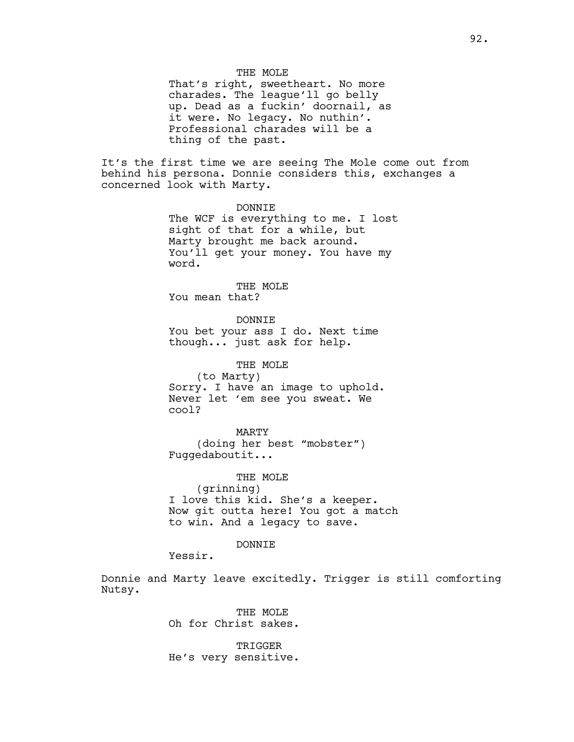THE MOLE
That's right, sweetheart. No more charades. The league'll go belly up. Dead as a fuckin' doornail, as it were. No legacy. No nuthin'. Professional charades will be a thing of the past.

It's the first time we are seeing The Mole come out from behind his persona. Donnie considers this, exchanges a concerned look with Marty.

DONNIE
The WCF is everything to me. I lost sight of that for a while, but Marty brought me back around. You'll get your money. You have my word.

THE MOLE
You mean that?

DONNIE
You bet your ass I do. Next time though... just ask for help.

THE MOLE
(to Marty)
Sorry. I have an image to uphold. Never let 'em see you sweat. We cool?

MARTY
(doing her best "mobster")
Fuggedaboutit...

THE MOLE
(grinning)
I love this kid. She's a keeper. Now git outta here! You got a match to win. And a legacy to save.

DONNIE
Yessir.

Donnie and Marty leave excitedly. Trigger is still comforting Nutsy.

THE MOLE
Oh for Christ sakes.

TRIGGER
He's very sensitive.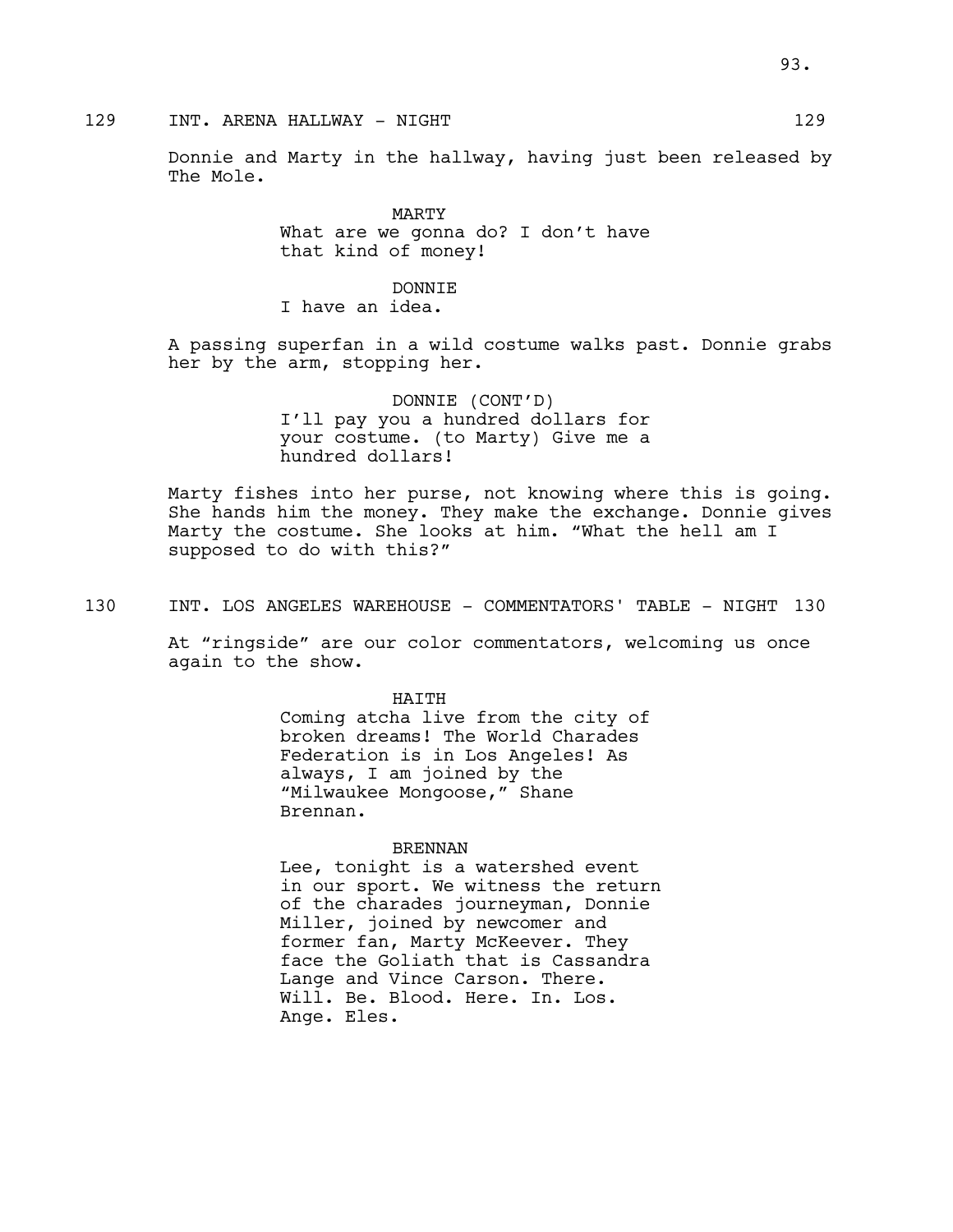129 INT. ARENA HALLWAY - NIGHT 129

Donnie and Marty in the hallway, having just been released by The Mole.

MARTY
What are we gonna do? I don't have that kind of money!

DONNIE
I have an idea.

A passing superfan in a wild costume walks past. Donnie grabs her by the arm, stopping her.

DONNIE (CONT'D)
I'll pay you a hundred dollars for your costume. (to Marty) Give me a hundred dollars!

Marty fishes into her purse, not knowing where this is going. She hands him the money. They make the exchange. Donnie gives Marty the costume. She looks at him. "What the hell am I supposed to do with this?"

130 INT. LOS ANGELES WAREHOUSE - COMMENTATORS' TABLE - NIGHT 130

At "ringside" are our color commentators, welcoming us once again to the show.

HAITH
Coming atcha live from the city of broken dreams! The World Charades Federation is in Los Angeles! As always, I am joined by the "Milwaukee Mongoose," Shane Brennan.

BRENNAN
Lee, tonight is a watershed event in our sport. We witness the return of the charades journeyman, Donnie Miller, joined by newcomer and former fan, Marty McKeever. They face the Goliath that is Cassandra Lange and Vince Carson. There. Will. Be. Blood. Here. In. Los. Ange. Eles.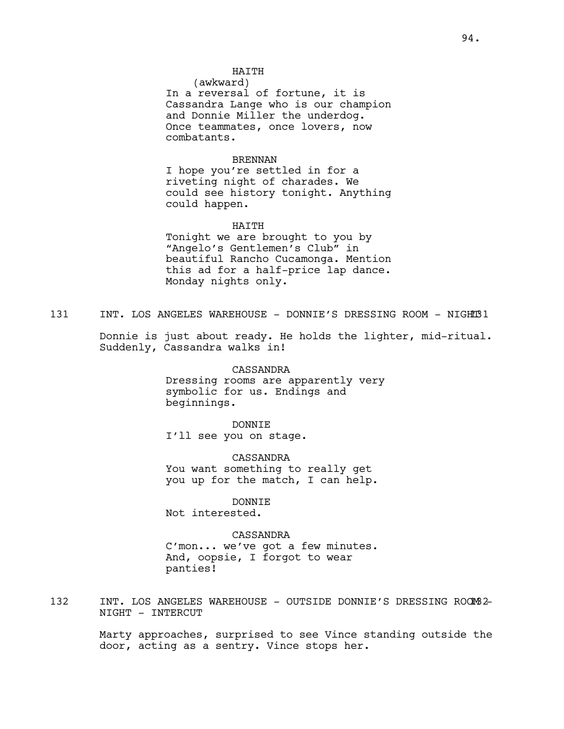HAITH
(awkward)
In a reversal of fortune, it is Cassandra Lange who is our champion and Donnie Miller the underdog. Once teammates, once lovers, now combatants.

BRENNAN
I hope you're settled in for a riveting night of charades. We could see history tonight. Anything could happen.

HAITH
Tonight we are brought to you by "Angelo's Gentlemen's Club" in beautiful Rancho Cucamonga. Mention this ad for a half-price lap dance. Monday nights only.

131 INT. LOS ANGELES WAREHOUSE - DONNIE'S DRESSING ROOM - NIGHT 131

Donnie is just about ready. He holds the lighter, mid-ritual. Suddenly, Cassandra walks in!

CASSANDRA
Dressing rooms are apparently very symbolic for us. Endings and beginnings.

DONNIE
I'll see you on stage.

CASSANDRA
You want something to really get you up for the match, I can help.

DONNIE
Not interested.

CASSANDRA
C'mon... we've got a few minutes. And, oopsie, I forgot to wear panties!

132 INT. LOS ANGELES WAREHOUSE - OUTSIDE DONNIE'S DRESSING ROOM - NIGHT - INTERCUT 132

Marty approaches, surprised to see Vince standing outside the door, acting as a sentry. Vince stops her.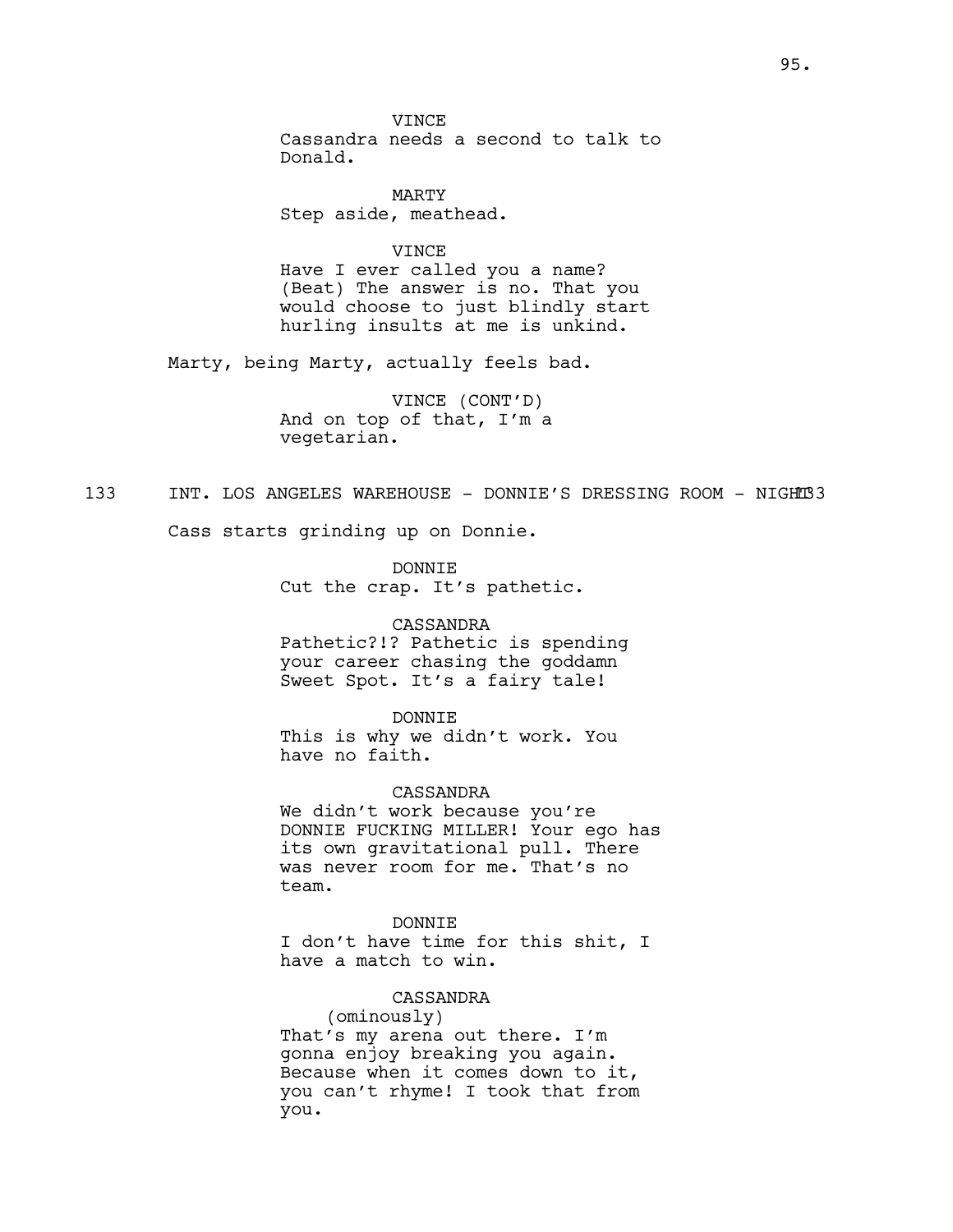VINCE
Cassandra needs a second to talk to Donald.

MARTY
Step aside, meathead.

VINCE
Have I ever called you a name? (Beat) The answer is no. That you would choose to just blindly start hurling insults at me is unkind.

Marty, being Marty, actually feels bad.

VINCE (CONT'D)
And on top of that, I'm a vegetarian.

133 INT. LOS ANGELES WAREHOUSE - DONNIE'S DRESSING ROOM - NIGHT 133

Cass starts grinding up on Donnie.

DONNIE
Cut the crap. It's pathetic.

CASSANDRA
Pathetic?!? Pathetic is spending your career chasing the goddamn Sweet Spot. It's a fairy tale!

DONNIE
This is why we didn't work. You have no faith.

CASSANDRA
We didn't work because you're DONNIE FUCKING MILLER! Your ego has its own gravitational pull. There was never room for me. That's no team.

DONNIE
I don't have time for this shit, I have a match to win.

CASSANDRA
(ominously)
That's my arena out there. I'm gonna enjoy breaking you again. Because when it comes down to it, you can't rhyme! I took that from you.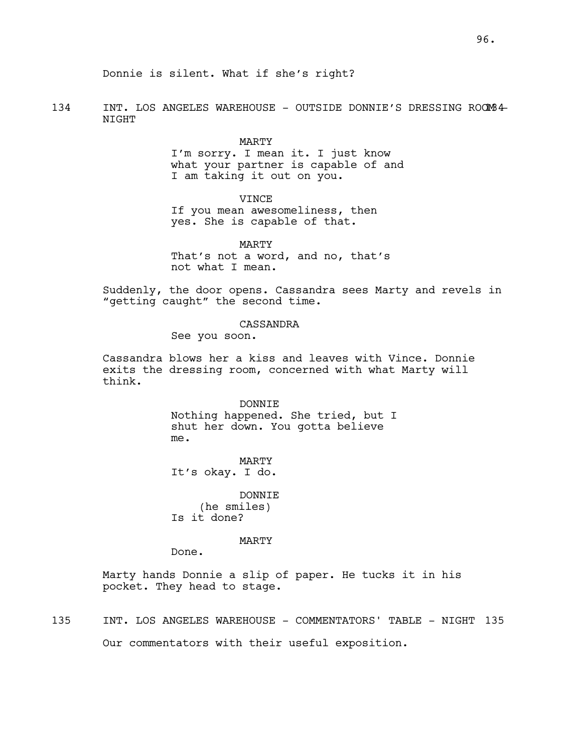Donnie is silent. What if she's right?

134 INT. LOS ANGELES WAREHOUSE - OUTSIDE DONNIE'S DRESSING ROOM - NIGHT 134

MARTY
I'm sorry. I mean it. I just know what your partner is capable of and I am taking it out on you.

VINCE
If you mean awesomeliness, then yes. She is capable of that.

MARTY
That's not a word, and no, that's not what I mean.

Suddenly, the door opens. Cassandra sees Marty and revels in "getting caught" the second time.

CASSANDRA
See you soon.

Cassandra blows her a kiss and leaves with Vince. Donnie exits the dressing room, concerned with what Marty will think.

DONNIE
Nothing happened. She tried, but I shut her down. You gotta believe me.

MARTY
It's okay. I do.

DONNIE
(he smiles)
Is it done?

MARTY
Done.

Marty hands Donnie a slip of paper. He tucks it in his pocket. They head to stage.

135 INT. LOS ANGELES WAREHOUSE - COMMENTATORS' TABLE - NIGHT 135

Our commentators with their useful exposition.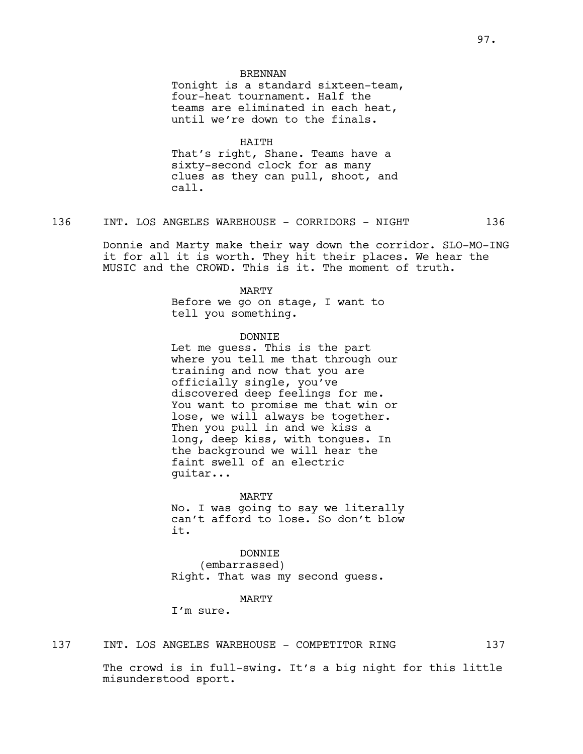BRENNAN
Tonight is a standard sixteen-team, four-heat tournament. Half the teams are eliminated in each heat, until we're down to the finals.

HAITH
That's right, Shane. Teams have a sixty-second clock for as many clues as they can pull, shoot, and call.

136 INT. LOS ANGELES WAREHOUSE - CORRIDORS - NIGHT 136

Donnie and Marty make their way down the corridor. SLO-MO-ING it for all it is worth. They hit their places. We hear the MUSIC and the CROWD. This is it. The moment of truth.

MARTY
Before we go on stage, I want to tell you something.

DONNIE
Let me guess. This is the part where you tell me that through our training and now that you are officially single, you've discovered deep feelings for me. You want to promise me that win or lose, we will always be together. Then you pull in and we kiss a long, deep kiss, with tongues. In the background we will hear the faint swell of an electric guitar...

MARTY
No. I was going to say we literally can't afford to lose. So don't blow it.

DONNIE
(embarrassed)
Right. That was my second guess.

MARTY
I'm sure.

137 INT. LOS ANGELES WAREHOUSE - COMPETITOR RING 137

The crowd is in full-swing. It's a big night for this little misunderstood sport.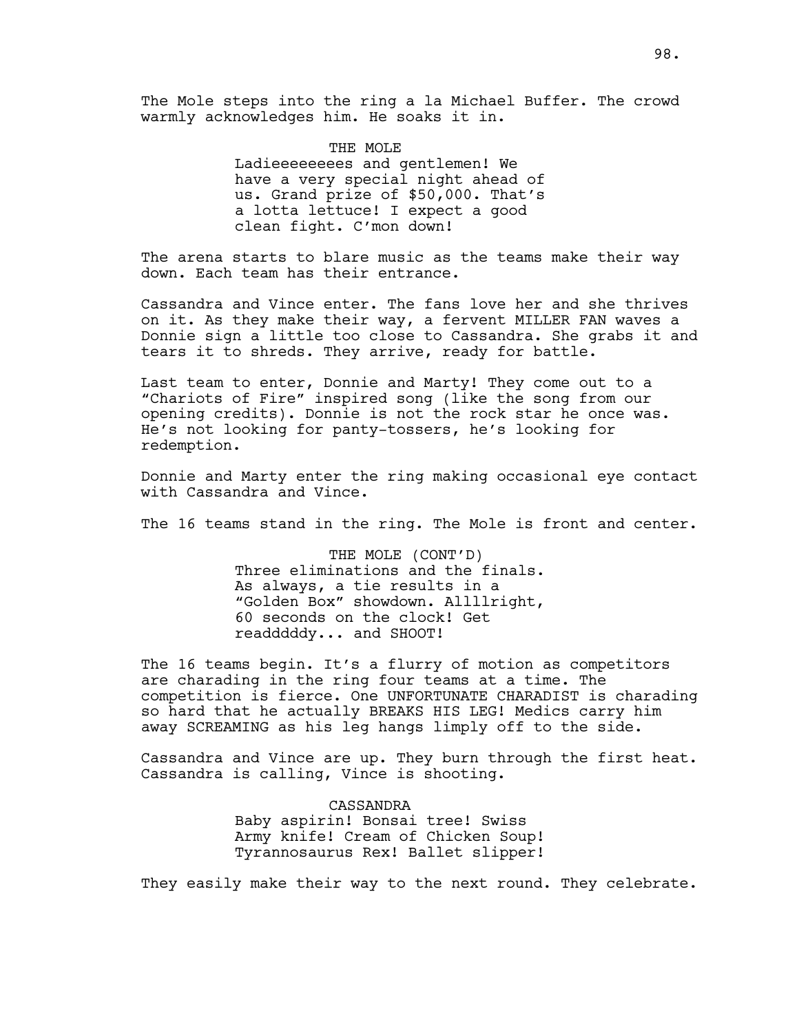The Mole steps into the ring a la Michael Buffer. The crowd warmly acknowledges him. He soaks it in.

THE MOLE
Ladieeeeeeees and gentlemen! We have a very special night ahead of us. Grand prize of $50,000. That's a lotta lettuce! I expect a good clean fight. C'mon down!

The arena starts to blare music as the teams make their way down. Each team has their entrance.

Cassandra and Vince enter. The fans love her and she thrives on it. As they make their way, a fervent MILLER FAN waves a Donnie sign a little too close to Cassandra. She grabs it and tears it to shreds. They arrive, ready for battle.

Last team to enter, Donnie and Marty! They come out to a "Chariots of Fire" inspired song (like the song from our opening credits). Donnie is not the rock star he once was. He's not looking for panty-tossers, he's looking for redemption.

Donnie and Marty enter the ring making occasional eye contact with Cassandra and Vince.

The 16 teams stand in the ring. The Mole is front and center.

THE MOLE (CONT'D)
Three eliminations and the finals. As always, a tie results in a "Golden Box" showdown. Allllright, 60 seconds on the clock! Get readddddy... and SHOOT!

The 16 teams begin. It's a flurry of motion as competitors are charading in the ring four teams at a time. The competition is fierce. One UNFORTUNATE CHARADIST is charading so hard that he actually BREAKS HIS LEG! Medics carry him away SCREAMING as his leg hangs limply off to the side.

Cassandra and Vince are up. They burn through the first heat. Cassandra is calling, Vince is shooting.

CASSANDRA
Baby aspirin! Bonsai tree! Swiss Army knife! Cream of Chicken Soup! Tyrannosaurus Rex! Ballet slipper!

They easily make their way to the next round. They celebrate.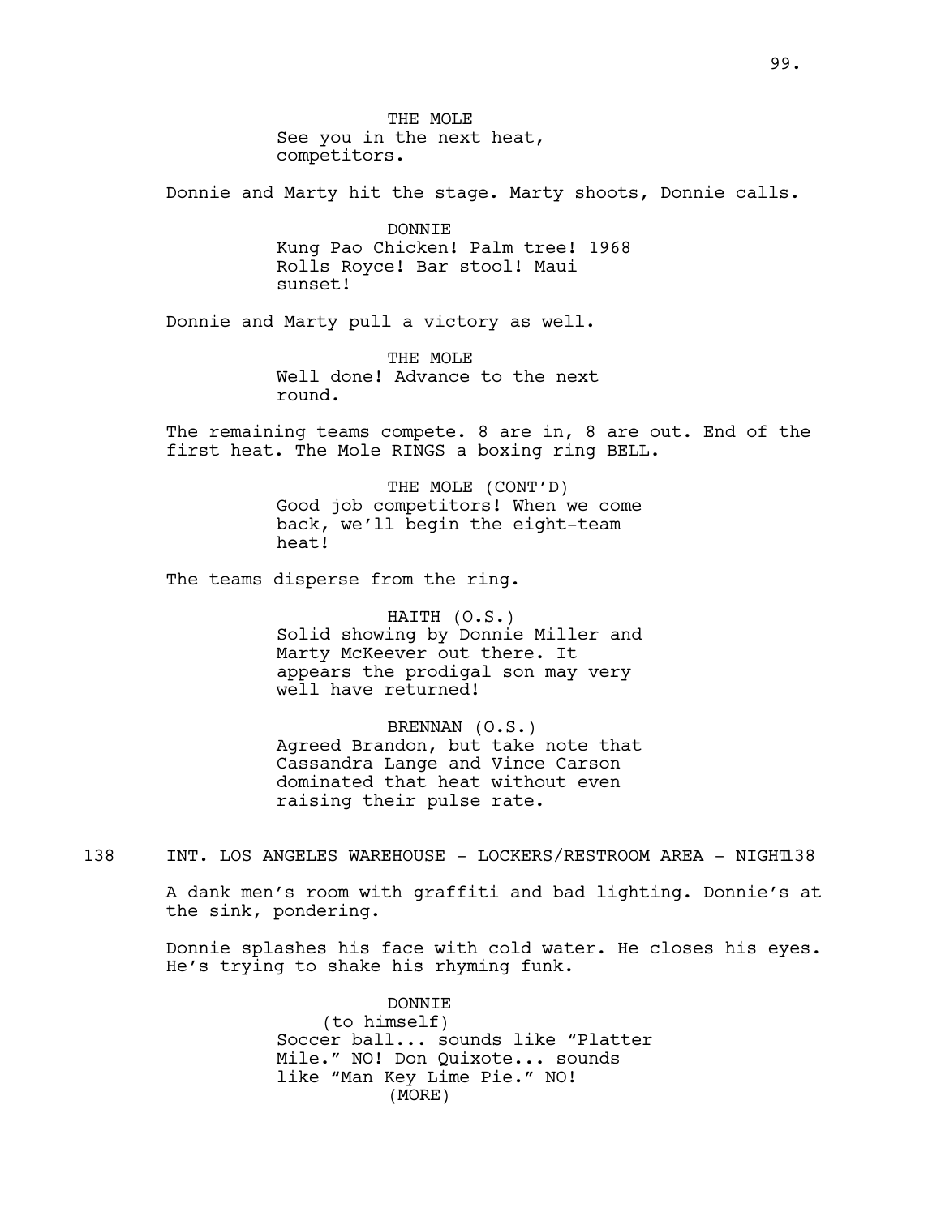THE MOLE
See you in the next heat, competitors.

Donnie and Marty hit the stage. Marty shoots, Donnie calls.

DONNIE
Kung Pao Chicken! Palm tree! 1968 Rolls Royce! Bar stool! Maui sunset!

Donnie and Marty pull a victory as well.

THE MOLE
Well done! Advance to the next round.

The remaining teams compete. 8 are in, 8 are out. End of the first heat. The Mole RINGS a boxing ring BELL.

THE MOLE (CONT'D)
Good job competitors! When we come back, we'll begin the eight-team heat!

The teams disperse from the ring.

HAITH (O.S.)
Solid showing by Donnie Miller and Marty McKeever out there. It appears the prodigal son may very well have returned!

BRENNAN (O.S.)
Agreed Brandon, but take note that Cassandra Lange and Vince Carson dominated that heat without even raising their pulse rate.

138 INT. LOS ANGELES WAREHOUSE - LOCKERS/RESTROOM AREA - NIGHT 138

A dank men's room with graffiti and bad lighting. Donnie's at the sink, pondering.

Donnie splashes his face with cold water. He closes his eyes. He's trying to shake his rhyming funk.

DONNIE
(to himself)
Soccer ball... sounds like "Platter Mile." NO! Don Quixote... sounds like "Man Key Lime Pie." NO!
(MORE)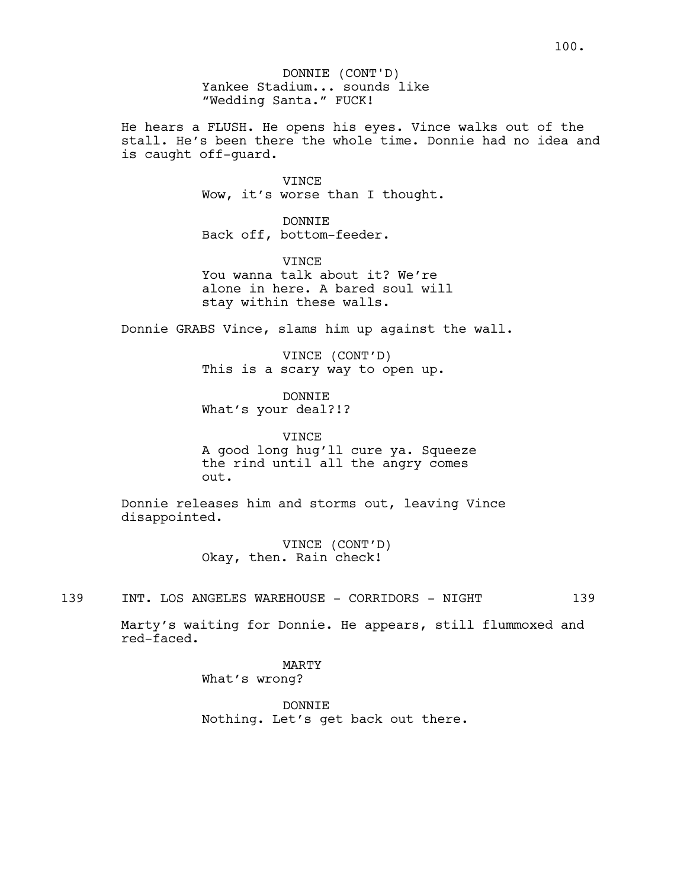DONNIE (CONT'D)
Yankee Stadium... sounds like "Wedding Santa." FUCK!

He hears a FLUSH. He opens his eyes. Vince walks out of the stall. He's been there the whole time. Donnie had no idea and is caught off-guard.

VINCE
Wow, it's worse than I thought.

DONNIE
Back off, bottom-feeder.

VINCE
You wanna talk about it? We're alone in here. A bared soul will stay within these walls.

Donnie GRABS Vince, slams him up against the wall.

VINCE (CONT'D)
This is a scary way to open up.

DONNIE
What's your deal?!?

VINCE
A good long hug'll cure ya. Squeeze the rind until all the angry comes out.

Donnie releases him and storms out, leaving Vince disappointed.

VINCE (CONT'D)
Okay, then. Rain check!

139 INT. LOS ANGELES WAREHOUSE - CORRIDORS - NIGHT 139

Marty's waiting for Donnie. He appears, still flummoxed and red-faced.

MARTY
What's wrong?

DONNIE
Nothing. Let's get back out there.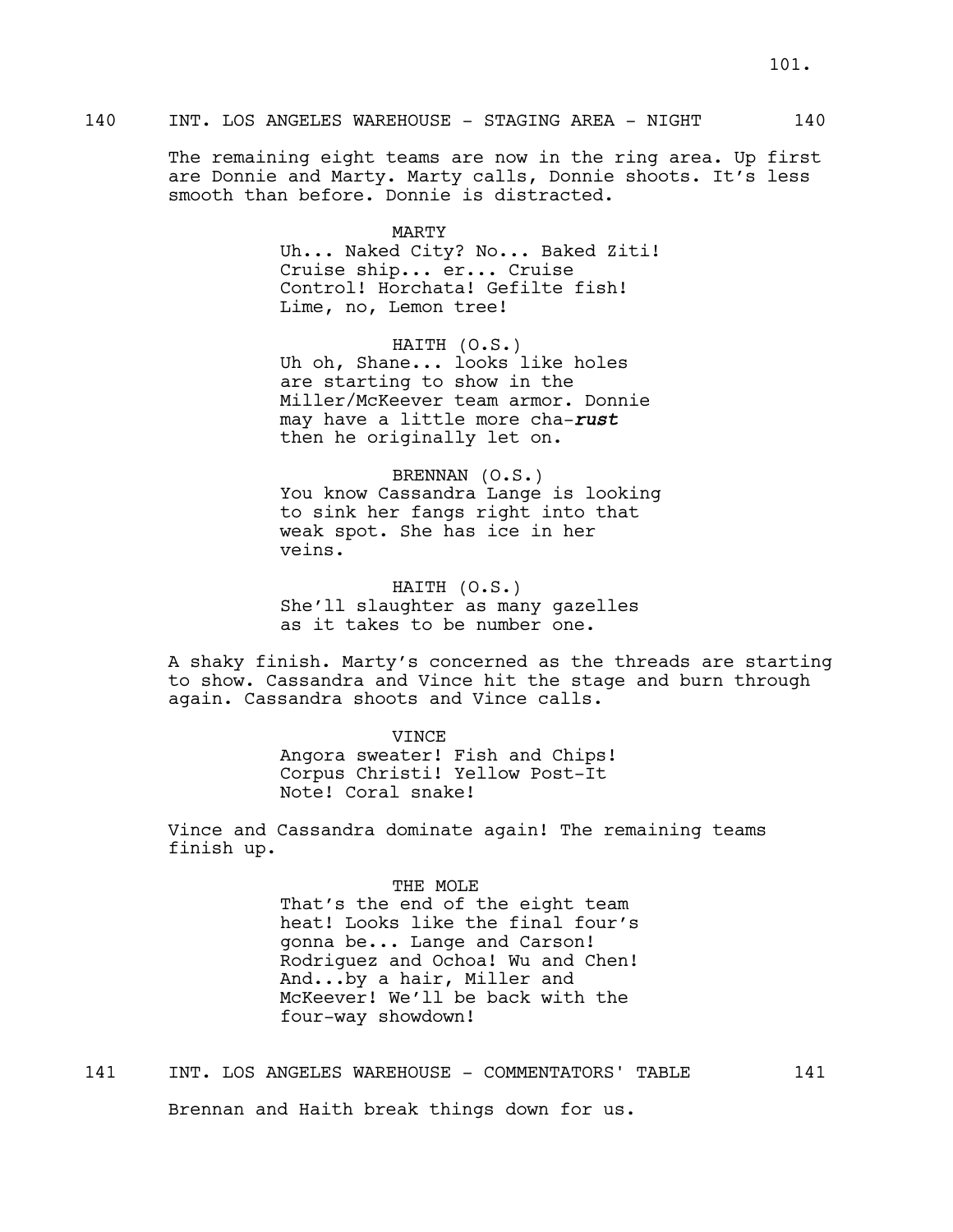140 INT. LOS ANGELES WAREHOUSE - STAGING AREA - NIGHT 140

The remaining eight teams are now in the ring area. Up first are Donnie and Marty. Marty calls, Donnie shoots. It's less smooth than before. Donnie is distracted.

MARTY
Uh... Naked City? No... Baked Ziti! Cruise ship... er... Cruise Control! Horchata! Gefilte fish! Lime, no, Lemon tree!

HAITH (O.S.)
Uh oh, Shane... looks like holes are starting to show in the Miller/McKeever team armor. Donnie may have a little more cha-***rust*** then he originally let on.

BRENNAN (O.S.)
You know Cassandra Lange is looking to sink her fangs right into that weak spot. She has ice in her veins.

HAITH (O.S.)
She'll slaughter as many gazelles as it takes to be number one.

A shaky finish. Marty's concerned as the threads are starting to show. Cassandra and Vince hit the stage and burn through again. Cassandra shoots and Vince calls.

VINCE
Angora sweater! Fish and Chips! Corpus Christi! Yellow Post-It Note! Coral snake!

Vince and Cassandra dominate again! The remaining teams finish up.

THE MOLE
That's the end of the eight team heat! Looks like the final four's gonna be... Lange and Carson! Rodriguez and Ochoa! Wu and Chen! And...by a hair, Miller and McKeever! We'll be back with the four-way showdown!

141 INT. LOS ANGELES WAREHOUSE - COMMENTATORS' TABLE 141

Brennan and Haith break things down for us.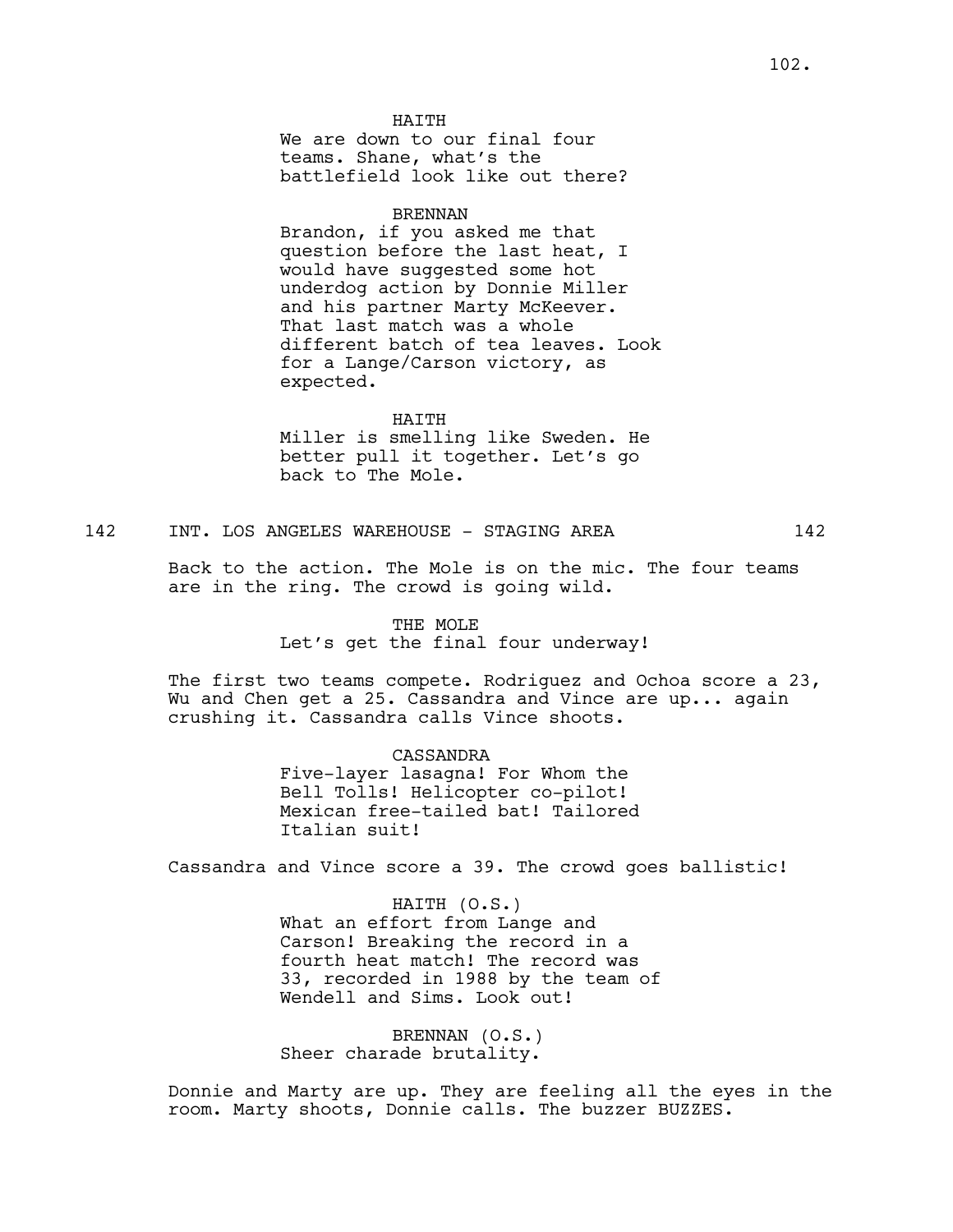HAITH
We are down to our final four teams. Shane, what's the battlefield look like out there?

BRENNAN
Brandon, if you asked me that question before the last heat, I would have suggested some hot underdog action by Donnie Miller and his partner Marty McKeever. That last match was a whole different batch of tea leaves. Look for a Lange/Carson victory, as expected.

HAITH
Miller is smelling like Sweden. He better pull it together. Let's go back to The Mole.

142 INT. LOS ANGELES WAREHOUSE - STAGING AREA 142

Back to the action. The Mole is on the mic. The four teams are in the ring. The crowd is going wild.

THE MOLE
Let's get the final four underway!

The first two teams compete. Rodriguez and Ochoa score a 23, Wu and Chen get a 25. Cassandra and Vince are up... again crushing it. Cassandra calls Vince shoots.

CASSANDRA
Five-layer lasagna! For Whom the Bell Tolls! Helicopter co-pilot! Mexican free-tailed bat! Tailored Italian suit!

Cassandra and Vince score a 39. The crowd goes ballistic!

HAITH (O.S.)
What an effort from Lange and Carson! Breaking the record in a fourth heat match! The record was 33, recorded in 1988 by the team of Wendell and Sims. Look out!

BRENNAN (O.S.)
Sheer charade brutality.

Donnie and Marty are up. They are feeling all the eyes in the room. Marty shoots, Donnie calls. The buzzer BUZZES.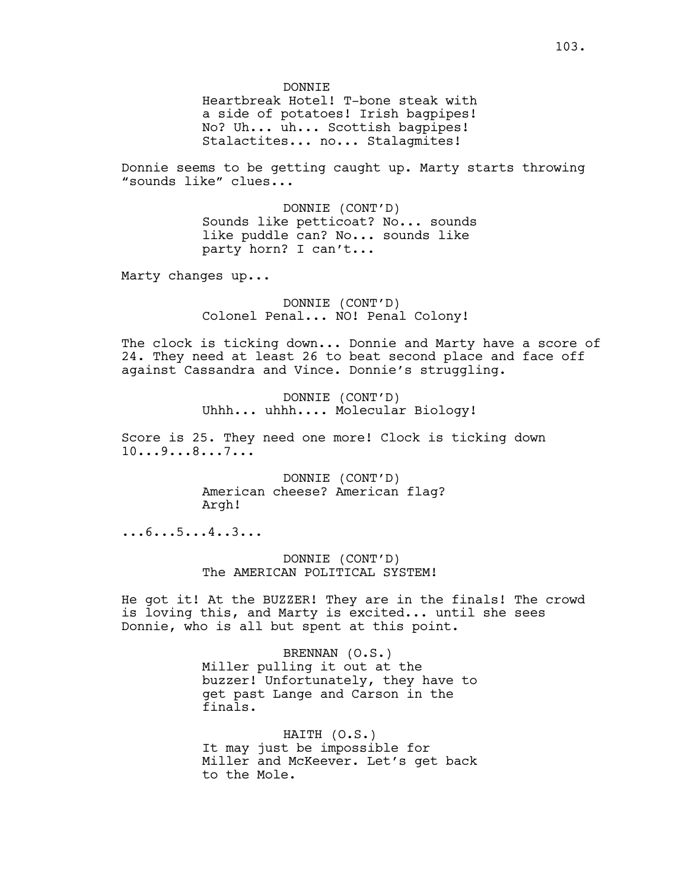DONNIE
Heartbreak Hotel! T-bone steak with a side of potatoes! Irish bagpipes! No? Uh... uh... Scottish bagpipes! Stalactites... no... Stalagmites!

Donnie seems to be getting caught up. Marty starts throwing "sounds like" clues...

DONNIE (CONT'D)
Sounds like petticoat? No... sounds like puddle can? No... sounds like party horn? I can't...

Marty changes up...

DONNIE (CONT'D)
Colonel Penal... NO! Penal Colony!

The clock is ticking down... Donnie and Marty have a score of 24. They need at least 26 to beat second place and face off against Cassandra and Vince. Donnie's struggling.

DONNIE (CONT'D)
Uhhh... uhhh.... Molecular Biology!

Score is 25. They need one more! Clock is ticking down 10...9...8...7...

DONNIE (CONT'D)
American cheese? American flag? Argh!

...6...5...4..3...

DONNIE (CONT'D)
The AMERICAN POLITICAL SYSTEM!

He got it! At the BUZZER! They are in the finals! The crowd is loving this, and Marty is excited... until she sees Donnie, who is all but spent at this point.

BRENNAN (O.S.)
Miller pulling it out at the buzzer! Unfortunately, they have to get past Lange and Carson in the finals.

HAITH (O.S.)
It may just be impossible for Miller and McKeever. Let's get back to the Mole.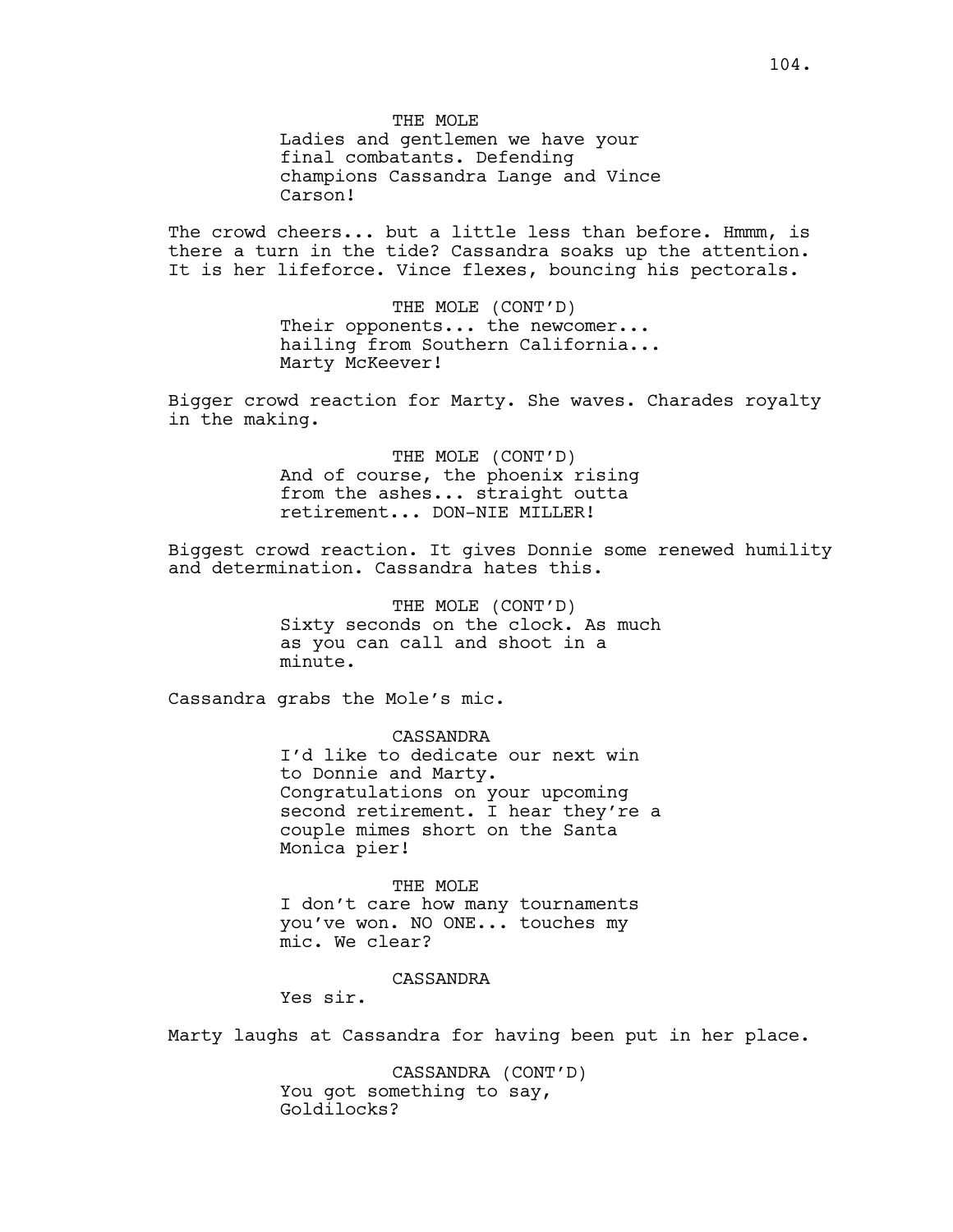THE MOLE
Ladies and gentlemen we have your final combatants. Defending champions Cassandra Lange and Vince Carson!

The crowd cheers... but a little less than before. Hmmm, is there a turn in the tide? Cassandra soaks up the attention. It is her lifeforce. Vince flexes, bouncing his pectorals.

THE MOLE (CONT'D)
Their opponents... the newcomer... hailing from Southern California... Marty McKeever!

Bigger crowd reaction for Marty. She waves. Charades royalty in the making.

THE MOLE (CONT'D)
And of course, the phoenix rising from the ashes... straight outta retirement... DON-NIE MILLER!

Biggest crowd reaction. It gives Donnie some renewed humility and determination. Cassandra hates this.

THE MOLE (CONT'D)
Sixty seconds on the clock. As much as you can call and shoot in a minute.

Cassandra grabs the Mole's mic.

CASSANDRA
I'd like to dedicate our next win to Donnie and Marty. Congratulations on your upcoming second retirement. I hear they're a couple mimes short on the Santa Monica pier!

THE MOLE
I don't care how many tournaments you've won. NO ONE... touches my mic. We clear?

CASSANDRA
Yes sir.

Marty laughs at Cassandra for having been put in her place.

CASSANDRA (CONT'D)
You got something to say, Goldilocks?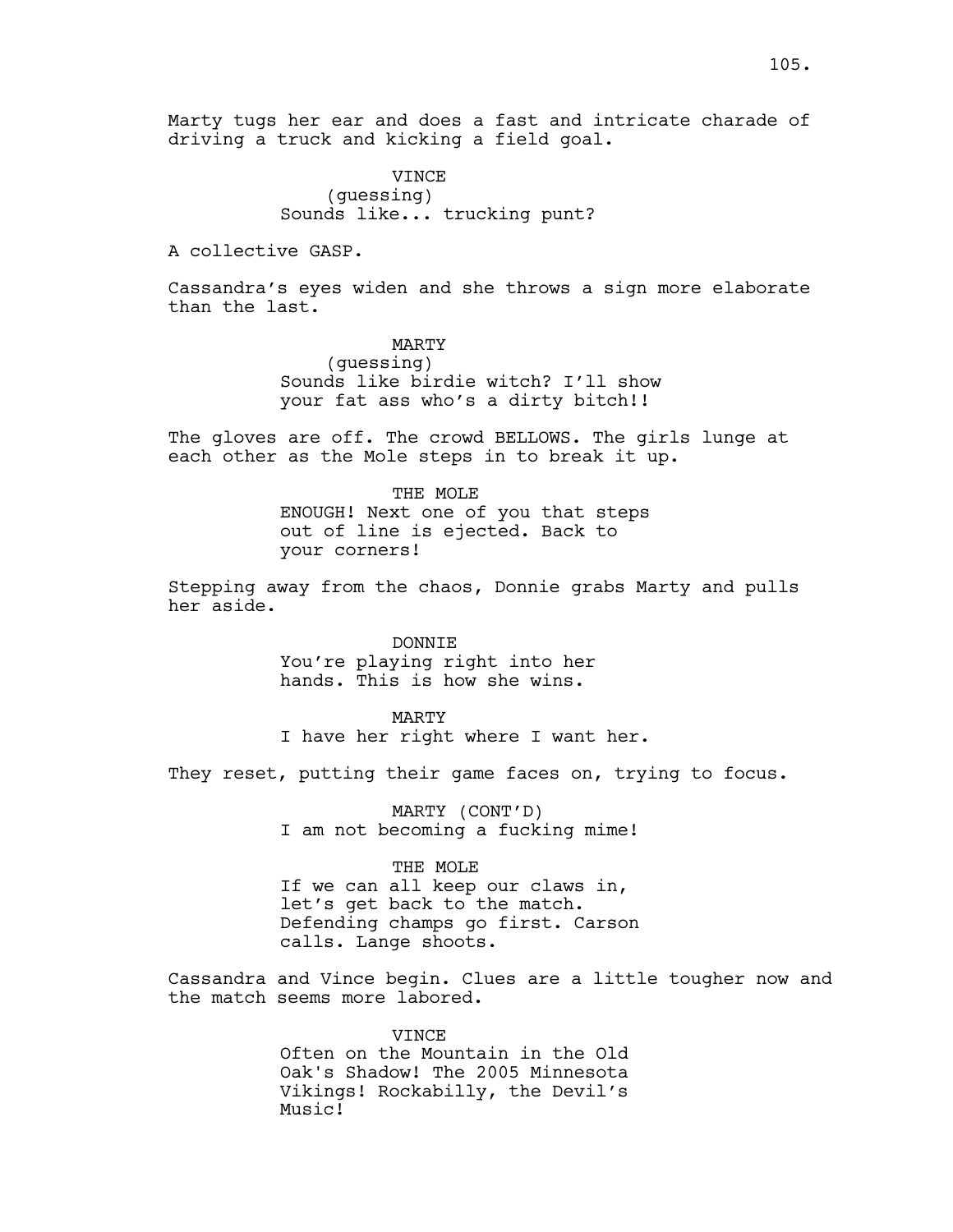Marty tugs her ear and does a fast and intricate charade of driving a truck and kicking a field goal.

VINCE
(guessing)
Sounds like... trucking punt?

A collective GASP.

Cassandra's eyes widen and she throws a sign more elaborate than the last.

MARTY
(guessing)
Sounds like birdie witch? I'll show your fat ass who's a dirty bitch!!

The gloves are off. The crowd BELLOWS. The girls lunge at each other as the Mole steps in to break it up.

THE MOLE
ENOUGH! Next one of you that steps out of line is ejected. Back to your corners!

Stepping away from the chaos, Donnie grabs Marty and pulls her aside.

DONNIE
You're playing right into her hands. This is how she wins.

MARTY
I have her right where I want her.

They reset, putting their game faces on, trying to focus.

MARTY (CONT'D)
I am not becoming a fucking mime!

THE MOLE
If we can all keep our claws in, let's get back to the match. Defending champs go first. Carson calls. Lange shoots.

Cassandra and Vince begin. Clues are a little tougher now and the match seems more labored.

VINCE
Often on the Mountain in the Old Oak's Shadow! The 2005 Minnesota Vikings! Rockabilly, the Devil's Music!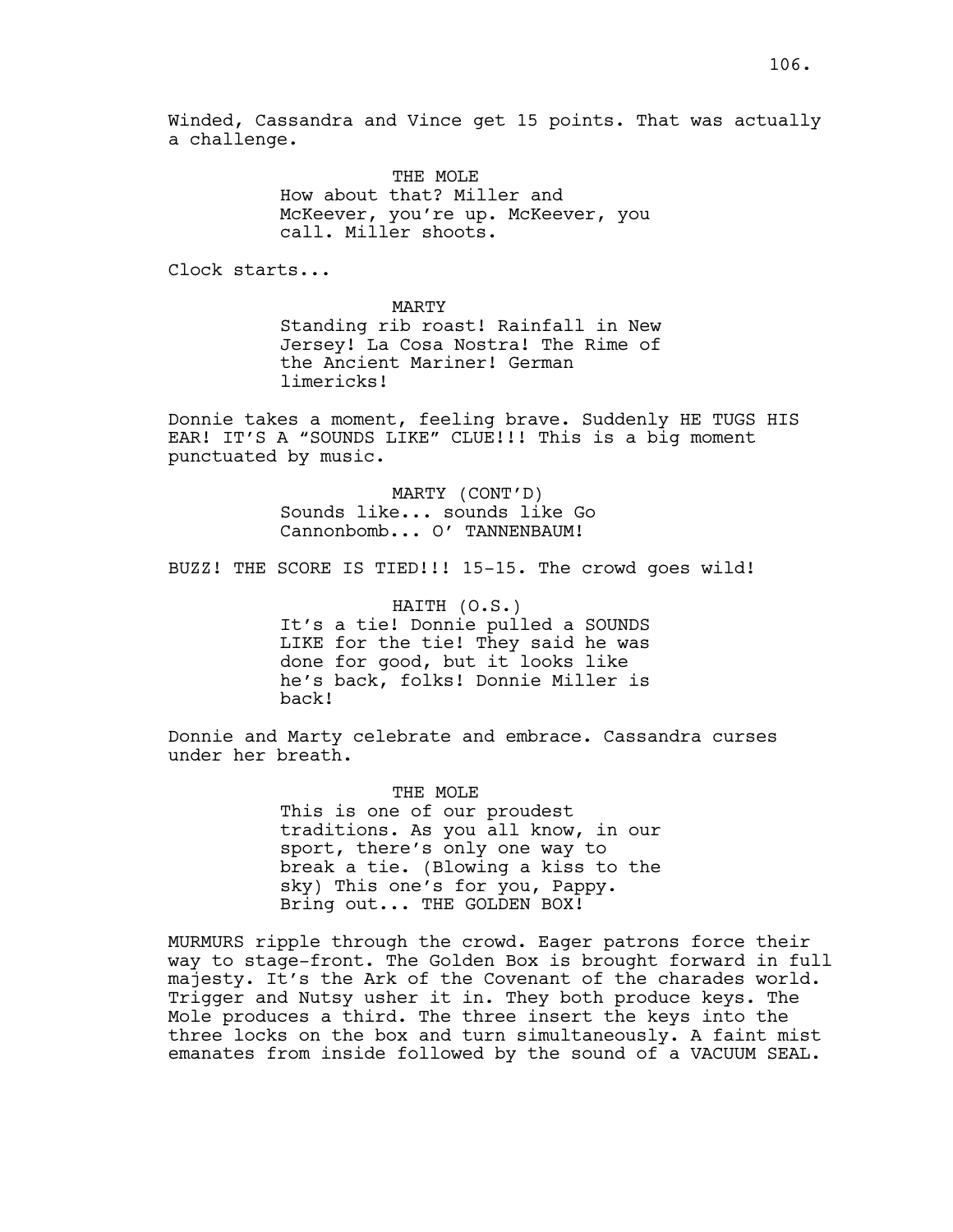Winded, Cassandra and Vince get 15 points. That was actually a challenge.

THE MOLE
How about that? Miller and McKeever, you're up. McKeever, you call. Miller shoots.

Clock starts...

MARTY
Standing rib roast! Rainfall in New Jersey! La Cosa Nostra! The Rime of the Ancient Mariner! German limericks!

Donnie takes a moment, feeling brave. Suddenly HE TUGS HIS EAR! IT'S A "SOUNDS LIKE" CLUE!!! This is a big moment punctuated by music.

MARTY (CONT'D)
Sounds like... sounds like Go Cannonbomb... O' TANNENBAUM!

BUZZ! THE SCORE IS TIED!!! 15-15. The crowd goes wild!

HAITH (O.S.)
It's a tie! Donnie pulled a SOUNDS LIKE for the tie! They said he was done for good, but it looks like he's back, folks! Donnie Miller is back!

Donnie and Marty celebrate and embrace. Cassandra curses under her breath.

THE MOLE
This is one of our proudest traditions. As you all know, in our sport, there's only one way to break a tie. (Blowing a kiss to the sky) This one's for you, Pappy. Bring out... THE GOLDEN BOX!

MURMURS ripple through the crowd. Eager patrons force their way to stage-front. The Golden Box is brought forward in full majesty. It's the Ark of the Covenant of the charades world. Trigger and Nutsy usher it in. They both produce keys. The Mole produces a third. The three insert the keys into the three locks on the box and turn simultaneously. A faint mist emanates from inside followed by the sound of a VACUUM SEAL.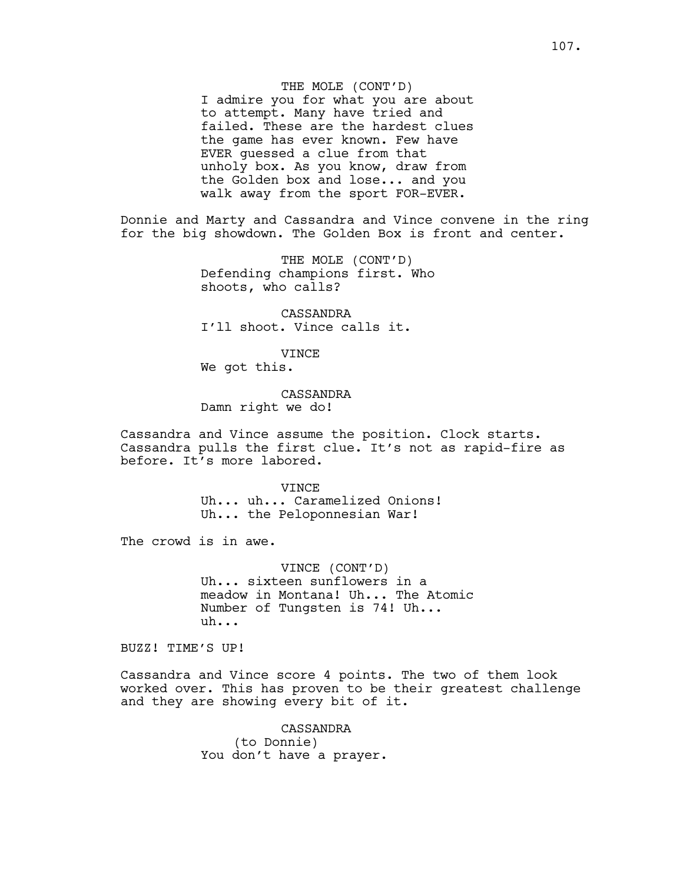THE MOLE (CONT'D)
I admire you for what you are about to attempt. Many have tried and failed. These are the hardest clues the game has ever known. Few have EVER guessed a clue from that unholy box. As you know, draw from the Golden box and lose... and you walk away from the sport FOR-EVER.

Donnie and Marty and Cassandra and Vince convene in the ring for the big showdown. The Golden Box is front and center.

THE MOLE (CONT'D)
Defending champions first. Who shoots, who calls?

CASSANDRA
I'll shoot. Vince calls it.

VINCE
We got this.

CASSANDRA
Damn right we do!

Cassandra and Vince assume the position. Clock starts. Cassandra pulls the first clue. It's not as rapid-fire as before. It's more labored.

VINCE
Uh... uh... Caramelized Onions! Uh... the Peloponnesian War!

The crowd is in awe.

VINCE (CONT'D)
Uh... sixteen sunflowers in a meadow in Montana! Uh... The Atomic Number of Tungsten is 74! Uh... uh...

BUZZ! TIME'S UP!

Cassandra and Vince score 4 points. The two of them look worked over. This has proven to be their greatest challenge and they are showing every bit of it.

CASSANDRA
(to Donnie)
You don't have a prayer.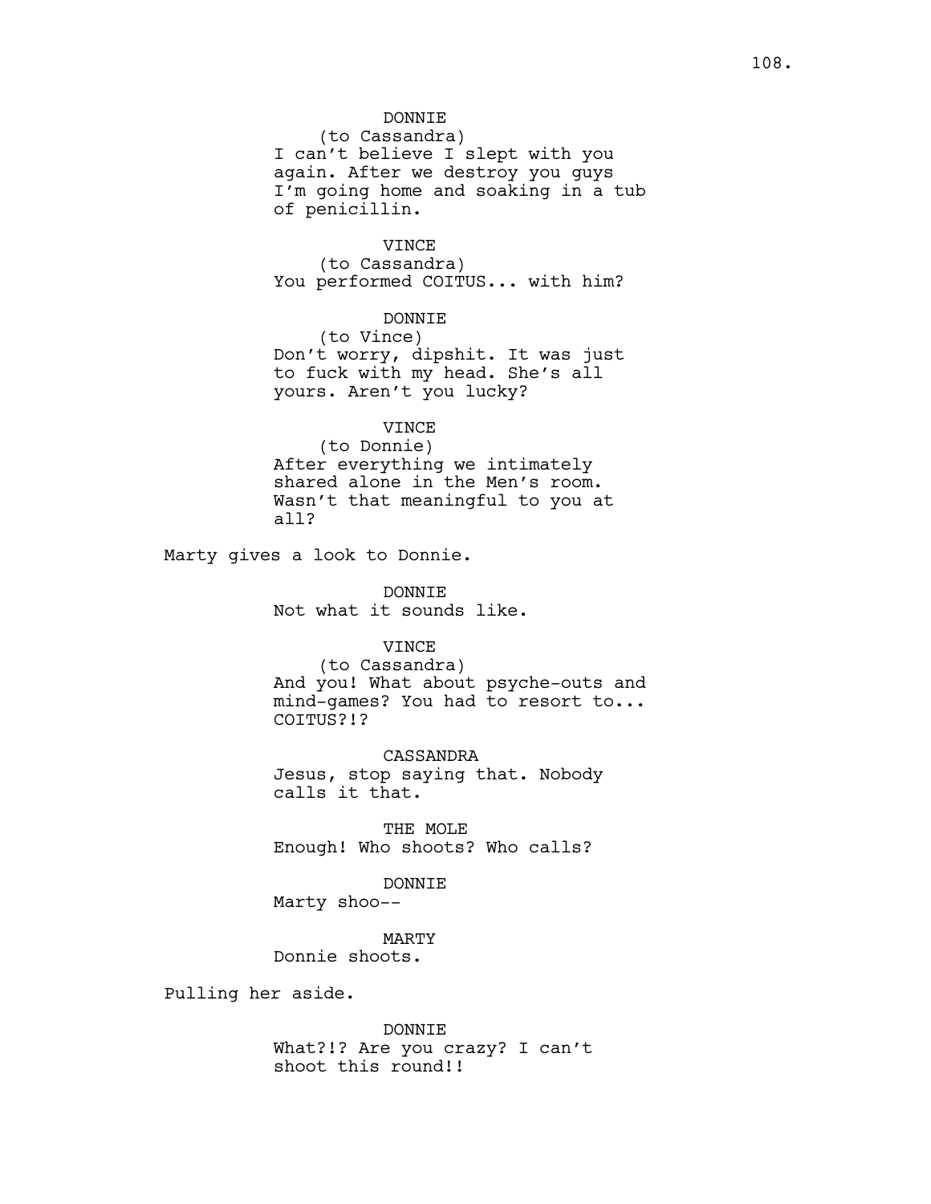DONNIE
(to Cassandra)
I can't believe I slept with you again. After we destroy you guys I'm going home and soaking in a tub of penicillin.

VINCE
(to Cassandra)
You performed COITUS... with him?

DONNIE
(to Vince)
Don't worry, dipshit. It was just to fuck with my head. She's all yours. Aren't you lucky?

VINCE
(to Donnie)
After everything we intimately shared alone in the Men's room. Wasn't that meaningful to you at all?

Marty gives a look to Donnie.

DONNIE
Not what it sounds like.

VINCE
(to Cassandra)
And you! What about psyche-outs and mind-games? You had to resort to... COITUS?!?

CASSANDRA
Jesus, stop saying that. Nobody calls it that.

THE MOLE
Enough! Who shoots? Who calls?

DONNIE
Marty shoo--

MARTY
Donnie shoots.

Pulling her aside.

DONNIE
What?!? Are you crazy? I can't shoot this round!!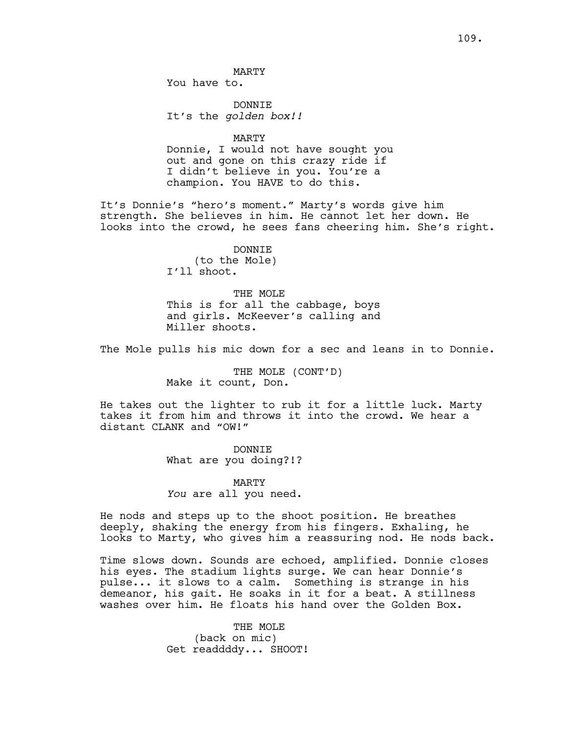MARTY
You have to.

DONNIE
It's the *golden box!!*

MARTY
Donnie, I would not have sought you out and gone on this crazy ride if I didn't believe in you. You're a champion. You HAVE to do this.

It's Donnie's "hero's moment." Marty's words give him strength. She believes in him. He cannot let her down. He looks into the crowd, he sees fans cheering him. She's right.

DONNIE
(to the Mole)
I'll shoot.

THE MOLE
This is for all the cabbage, boys and girls. McKeever's calling and Miller shoots.

The Mole pulls his mic down for a sec and leans in to Donnie.

THE MOLE (CONT'D)
Make it count, Don.

He takes out the lighter to rub it for a little luck. Marty takes it from him and throws it into the crowd. We hear a distant CLANK and "OW!"

DONNIE
What are you doing?!?

MARTY
*You* are all you need.

He nods and steps up to the shoot position. He breathes deeply, shaking the energy from his fingers. Exhaling, he looks to Marty, who gives him a reassuring nod. He nods back.

Time slows down. Sounds are echoed, amplified. Donnie closes his eyes. The stadium lights surge. We can hear Donnie's pulse... it slows to a calm. Something is strange in his demeanor, his gait. He soaks in it for a beat. A stillness washes over him. He floats his hand over the Golden Box.

THE MOLE
(back on mic)
Get readdddy... SHOOT!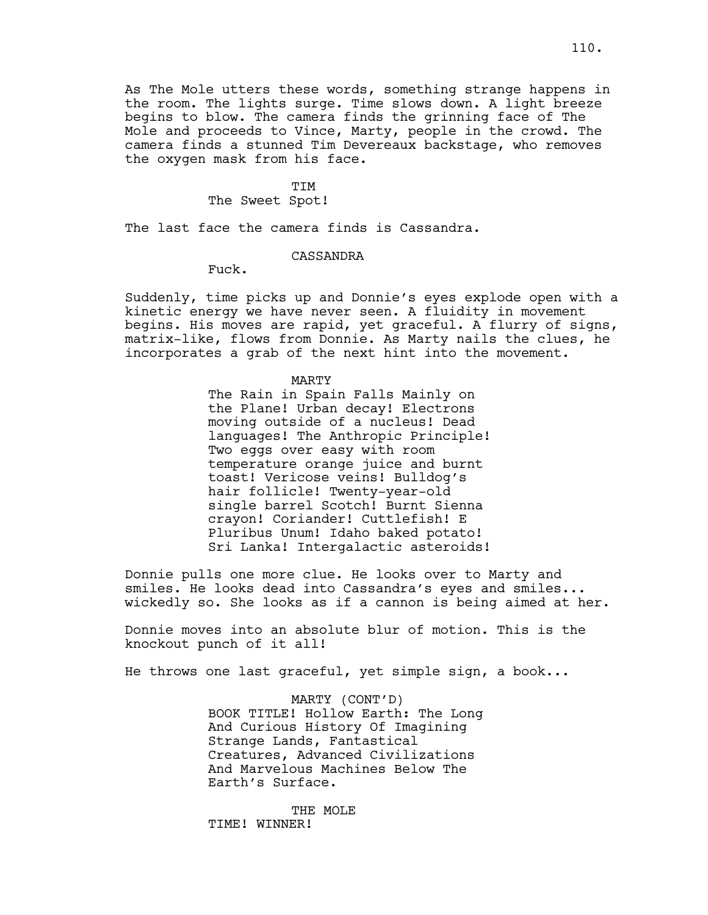As The Mole utters these words, something strange happens in the room. The lights surge. Time slows down. A light breeze begins to blow. The camera finds the grinning face of The Mole and proceeds to Vince, Marty, people in the crowd. The camera finds a stunned Tim Devereaux backstage, who removes the oxygen mask from his face.

TIM
The Sweet Spot!

The last face the camera finds is Cassandra.

CASSANDRA
Fuck.

Suddenly, time picks up and Donnie's eyes explode open with a kinetic energy we have never seen. A fluidity in movement begins. His moves are rapid, yet graceful. A flurry of signs, matrix-like, flows from Donnie. As Marty nails the clues, he incorporates a grab of the next hint into the movement.

MARTY
The Rain in Spain Falls Mainly on the Plane! Urban decay! Electrons moving outside of a nucleus! Dead languages! The Anthropic Principle! Two eggs over easy with room temperature orange juice and burnt toast! Vericose veins! Bulldog's hair follicle! Twenty-year-old single barrel Scotch! Burnt Sienna crayon! Coriander! Cuttlefish! E Pluribus Unum! Idaho baked potato! Sri Lanka! Intergalactic asteroids!

Donnie pulls one more clue. He looks over to Marty and smiles. He looks dead into Cassandra's eyes and smiles... wickedly so. She looks as if a cannon is being aimed at her.

Donnie moves into an absolute blur of motion. This is the knockout punch of it all!

He throws one last graceful, yet simple sign, a book...

MARTY (CONT'D)
BOOK TITLE! Hollow Earth: The Long And Curious History Of Imagining Strange Lands, Fantastical Creatures, Advanced Civilizations And Marvelous Machines Below The Earth's Surface.

THE MOLE
TIME! WINNER!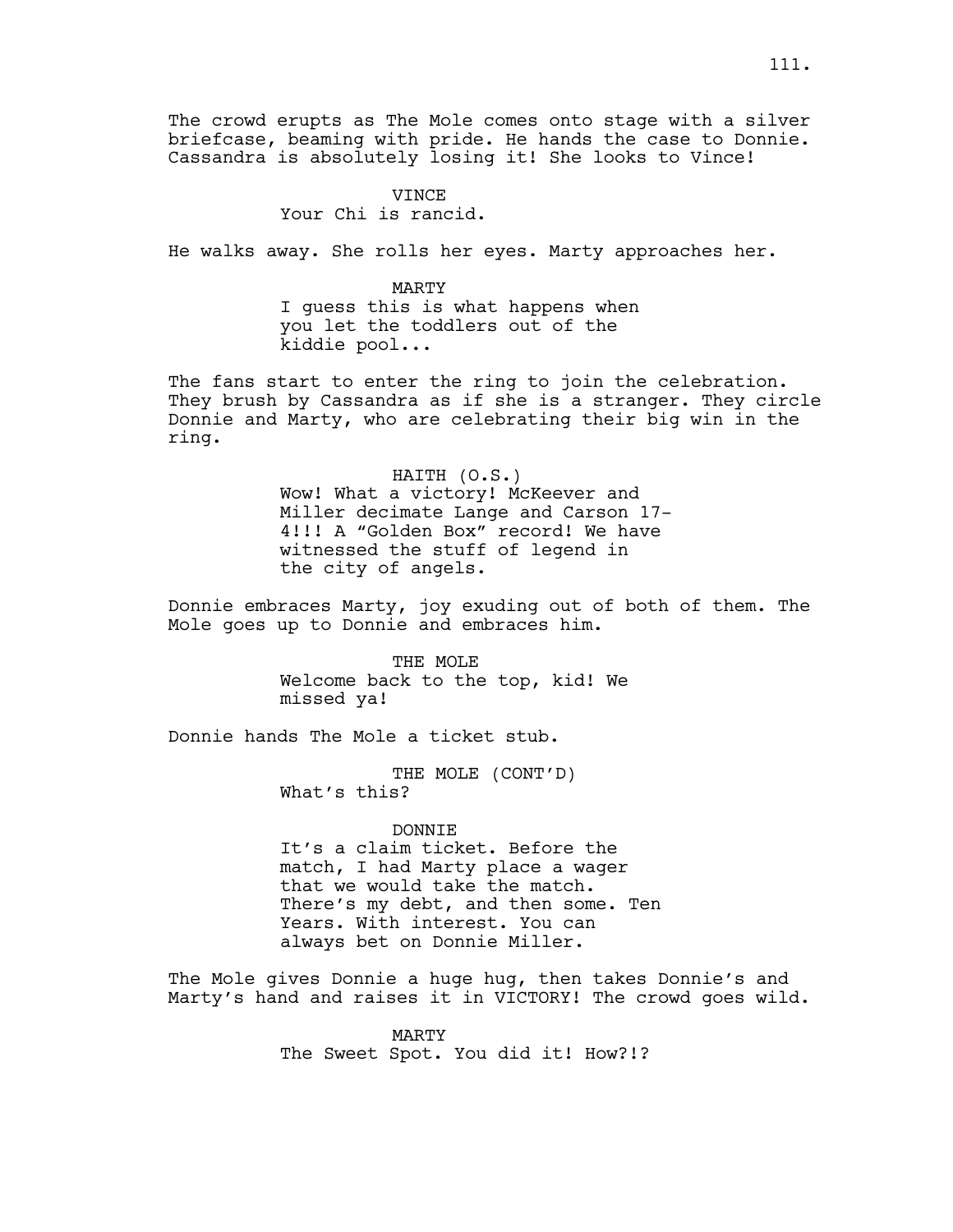The crowd erupts as The Mole comes onto stage with a silver briefcase, beaming with pride. He hands the case to Donnie. Cassandra is absolutely losing it! She looks to Vince!

VINCE
Your Chi is rancid.

He walks away. She rolls her eyes. Marty approaches her.

MARTY
I guess this is what happens when you let the toddlers out of the kiddie pool...

The fans start to enter the ring to join the celebration. They brush by Cassandra as if she is a stranger. They circle Donnie and Marty, who are celebrating their big win in the ring.

HAITH (O.S.)
Wow! What a victory! McKeever and Miller decimate Lange and Carson 17-4!!! A "Golden Box" record! We have witnessed the stuff of legend in the city of angels.

Donnie embraces Marty, joy exuding out of both of them. The Mole goes up to Donnie and embraces him.

THE MOLE
Welcome back to the top, kid! We missed ya!

Donnie hands The Mole a ticket stub.

THE MOLE (CONT'D)
What's this?

DONNIE
It's a claim ticket. Before the match, I had Marty place a wager that we would take the match. There's my debt, and then some. Ten Years. With interest. You can always bet on Donnie Miller.

The Mole gives Donnie a huge hug, then takes Donnie's and Marty's hand and raises it in VICTORY! The crowd goes wild.

MARTY
The Sweet Spot. You did it! How?!?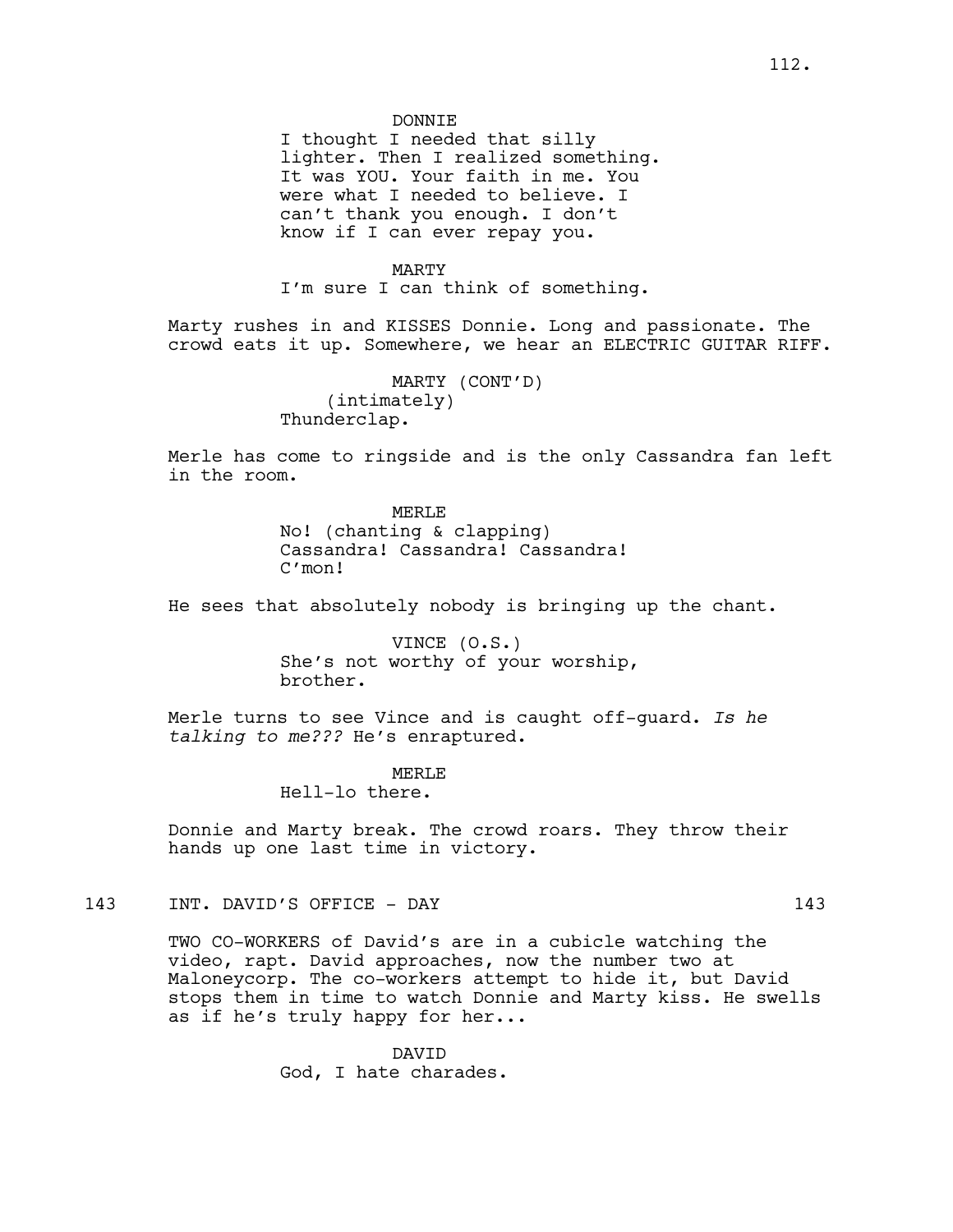DONNIE
I thought I needed that silly lighter. Then I realized something. It was YOU. Your faith in me. You were what I needed to believe. I can't thank you enough. I don't know if I can ever repay you.

MARTY
I'm sure I can think of something.

Marty rushes in and KISSES Donnie. Long and passionate. The crowd eats it up. Somewhere, we hear an ELECTRIC GUITAR RIFF.

MARTY (CONT'D)
(intimately)
Thunderclap.

Merle has come to ringside and is the only Cassandra fan left in the room.

MERLE
No! (chanting & clapping) Cassandra! Cassandra! Cassandra! C'mon!

He sees that absolutely nobody is bringing up the chant.

VINCE (O.S.)
She's not worthy of your worship, brother.

Merle turns to see Vince and is caught off-guard. *Is he talking to me???* He's enraptured.

MERLE
Hell-lo there.

Donnie and Marty break. The crowd roars. They throw their hands up one last time in victory.

143 INT. DAVID'S OFFICE - DAY 143

TWO CO-WORKERS of David's are in a cubicle watching the video, rapt. David approaches, now the number two at Maloneycorp. The co-workers attempt to hide it, but David stops them in time to watch Donnie and Marty kiss. He swells as if he's truly happy for her...

DAVID
God, I hate charades.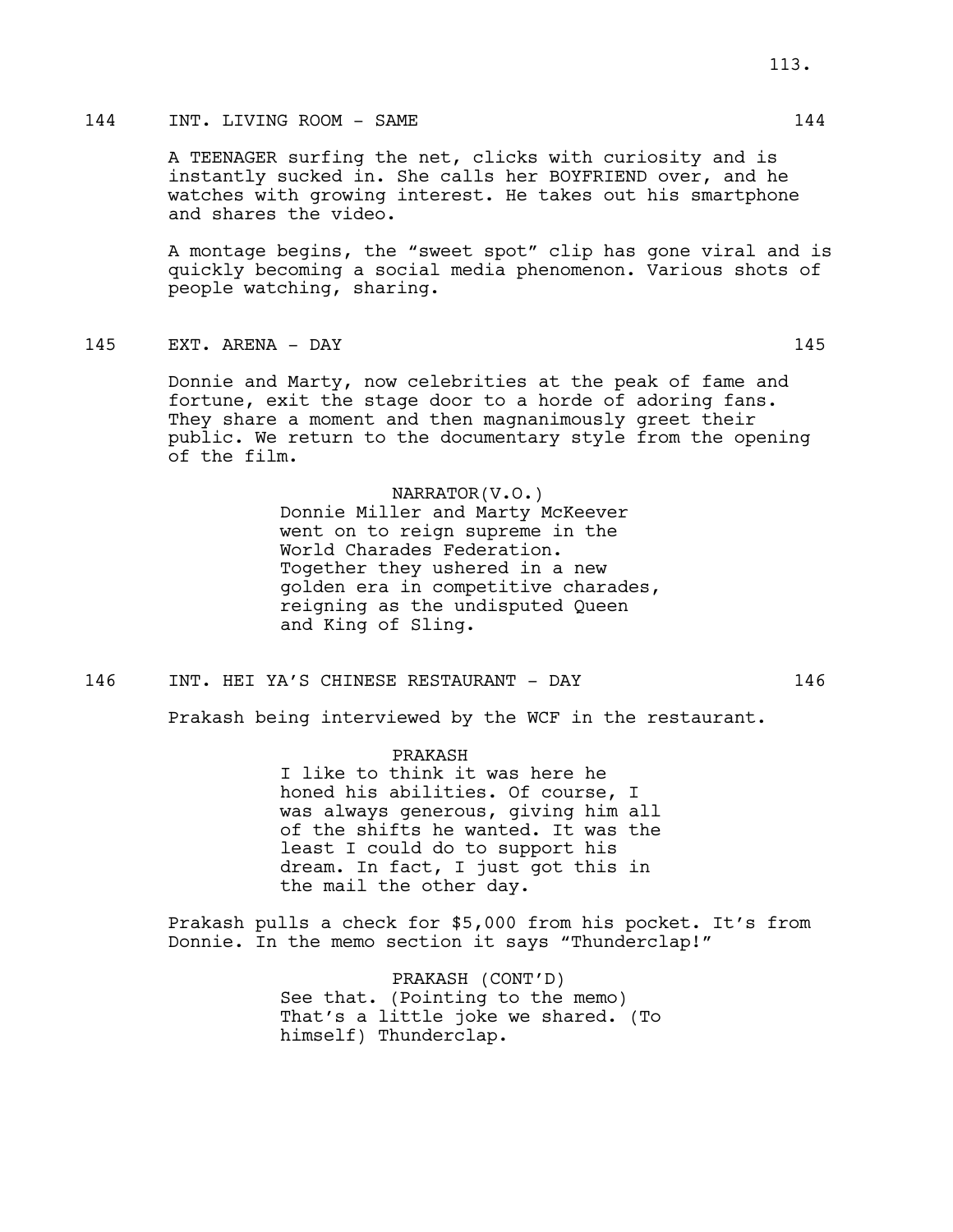144 INT. LIVING ROOM - SAME 144

A TEENAGER surfing the net, clicks with curiosity and is instantly sucked in. She calls her BOYFRIEND over, and he watches with growing interest. He takes out his smartphone and shares the video.

A montage begins, the "sweet spot" clip has gone viral and is quickly becoming a social media phenomenon. Various shots of people watching, sharing.

145 EXT. ARENA - DAY 145

Donnie and Marty, now celebrities at the peak of fame and fortune, exit the stage door to a horde of adoring fans. They share a moment and then magnanimously greet their public. We return to the documentary style from the opening of the film.

NARRATOR(V.O.)
Donnie Miller and Marty McKeever went on to reign supreme in the World Charades Federation. Together they ushered in a new golden era in competitive charades, reigning as the undisputed Queen and King of Sling.

146 INT. HEI YA'S CHINESE RESTAURANT - DAY 146

Prakash being interviewed by the WCF in the restaurant.

PRAKASH
I like to think it was here he honed his abilities. Of course, I was always generous, giving him all of the shifts he wanted. It was the least I could do to support his dream. In fact, I just got this in the mail the other day.

Prakash pulls a check for $5,000 from his pocket. It's from Donnie. In the memo section it says "Thunderclap!"

PRAKASH (CONT'D)
See that. (Pointing to the memo) That's a little joke we shared. (To himself) Thunderclap.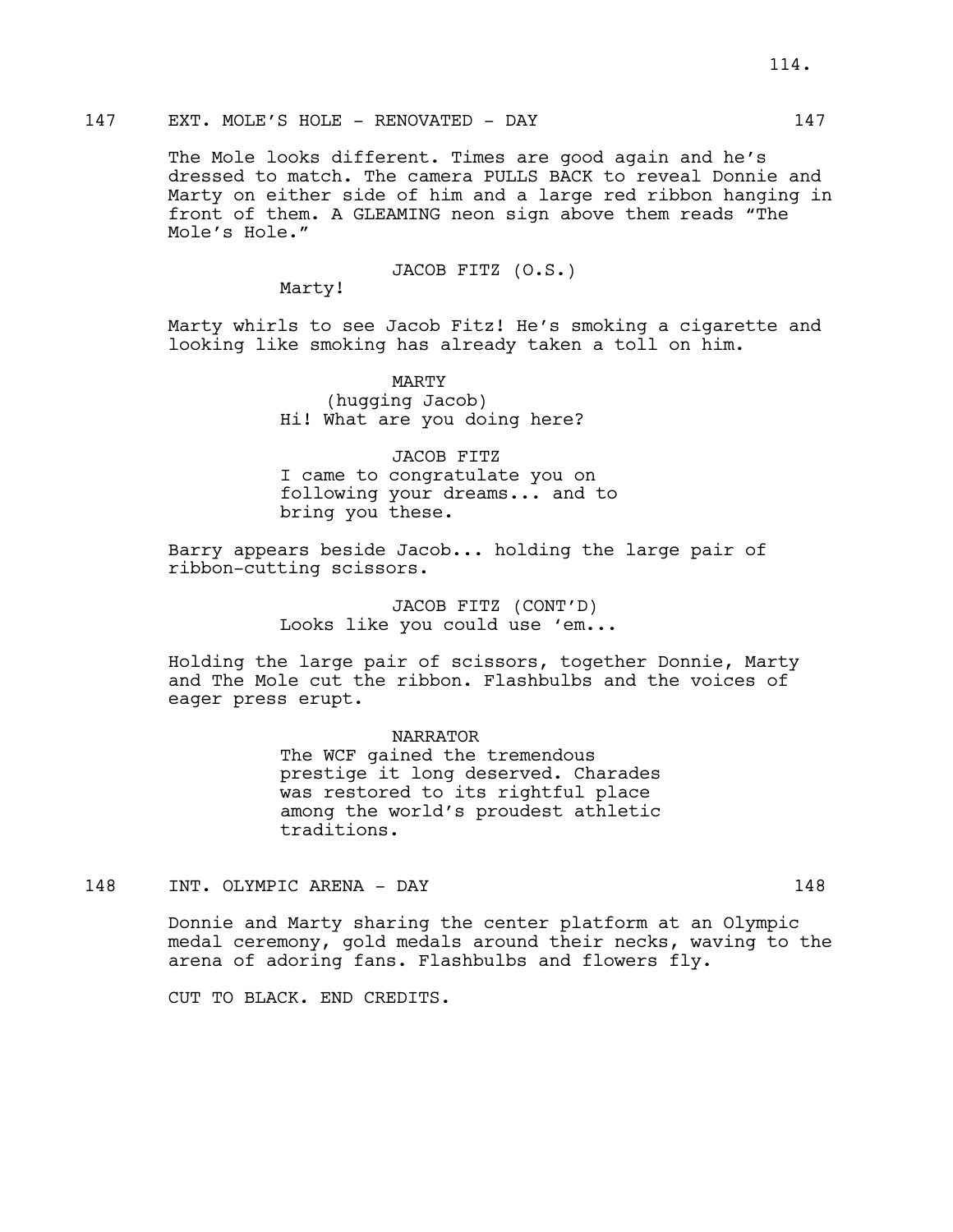147 EXT. MOLE'S HOLE - RENOVATED - DAY 147

The Mole looks different. Times are good again and he's dressed to match. The camera PULLS BACK to reveal Donnie and Marty on either side of him and a large red ribbon hanging in front of them. A GLEAMING neon sign above them reads "The Mole's Hole."

JACOB FITZ (O.S.)
Marty!

Marty whirls to see Jacob Fitz! He's smoking a cigarette and looking like smoking has already taken a toll on him.

MARTY
(hugging Jacob)
Hi! What are you doing here?

JACOB FITZ
I came to congratulate you on following your dreams... and to bring you these.

Barry appears beside Jacob... holding the large pair of ribbon-cutting scissors.

JACOB FITZ (CONT'D)
Looks like you could use 'em...

Holding the large pair of scissors, together Donnie, Marty and The Mole cut the ribbon. Flashbulbs and the voices of eager press erupt.

NARRATOR
The WCF gained the tremendous prestige it long deserved. Charades was restored to its rightful place among the world's proudest athletic traditions.

148 INT. OLYMPIC ARENA - DAY 148

Donnie and Marty sharing the center platform at an Olympic medal ceremony, gold medals around their necks, waving to the arena of adoring fans. Flashbulbs and flowers fly.

CUT TO BLACK. END CREDITS.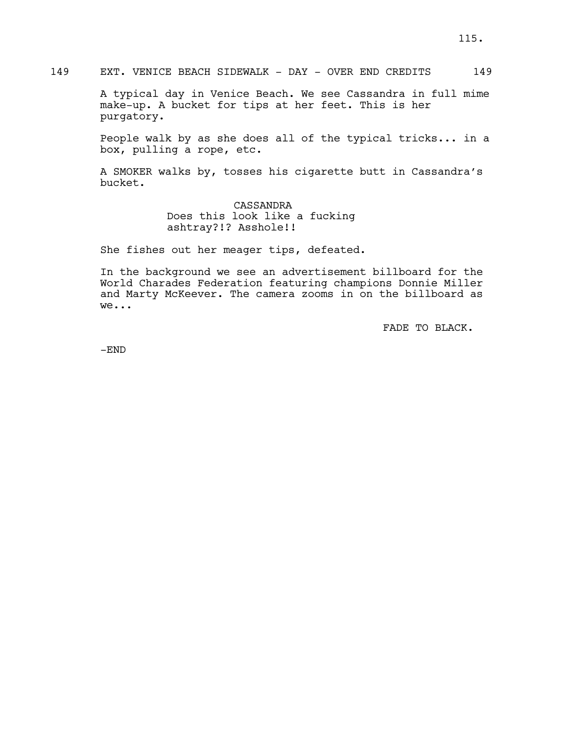149 EXT. VENICE BEACH SIDEWALK - DAY - OVER END CREDITS 149

A typical day in Venice Beach. We see Cassandra in full mime make-up. A bucket for tips at her feet. This is her purgatory.

People walk by as she does all of the typical tricks... in a box, pulling a rope, etc.

A SMOKER walks by, tosses his cigarette butt in Cassandra's bucket.

CASSANDRA
Does this look like a fucking ashtray?!? Asshole!!

She fishes out her meager tips, defeated.

In the background we see an advertisement billboard for the World Charades Federation featuring champions Donnie Miller and Marty McKeever. The camera zooms in on the billboard as we...

FADE TO BLACK.

-END